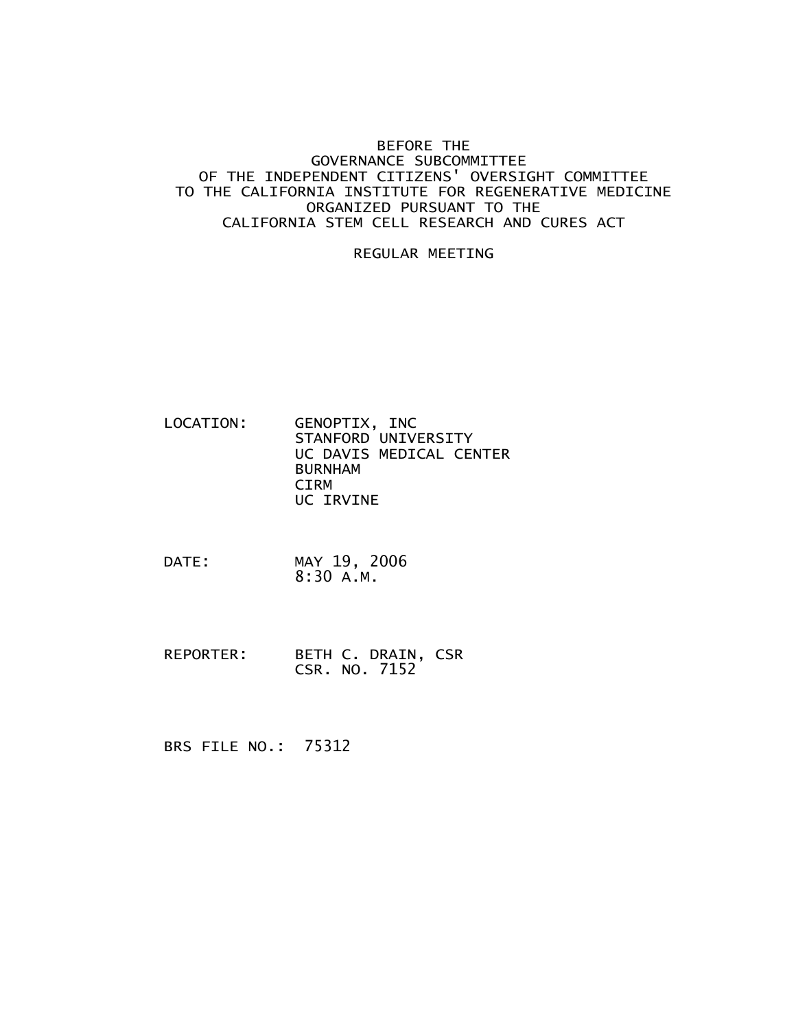BEFORE THE
GOVERNANCE SUBCOMMITTEE
OF THE INDEPENDENT CITIZENS' OVERSIGHT COMMITTEE
TO THE CALIFORNIA INSTITUTE FOR REGENERATIVE MEDICINE
ORGANIZED PURSUANT TO THE
CALIFORNIA STEM CELL RESEARCH AND CURES ACT

REGULAR MEETING

LOCATION: GENOPTIX, INC
STANFORD UNIVERSITY
UC DAVIS MEDICAL CENTER
BURNHAM
CIRM
UC IRVINE

DATE: MAY 19, 2006
8:30 A.M.

REPORTER: BETH C. DRAIN, CSR
CSR. NO. 7152

BRS FILE NO.: 75312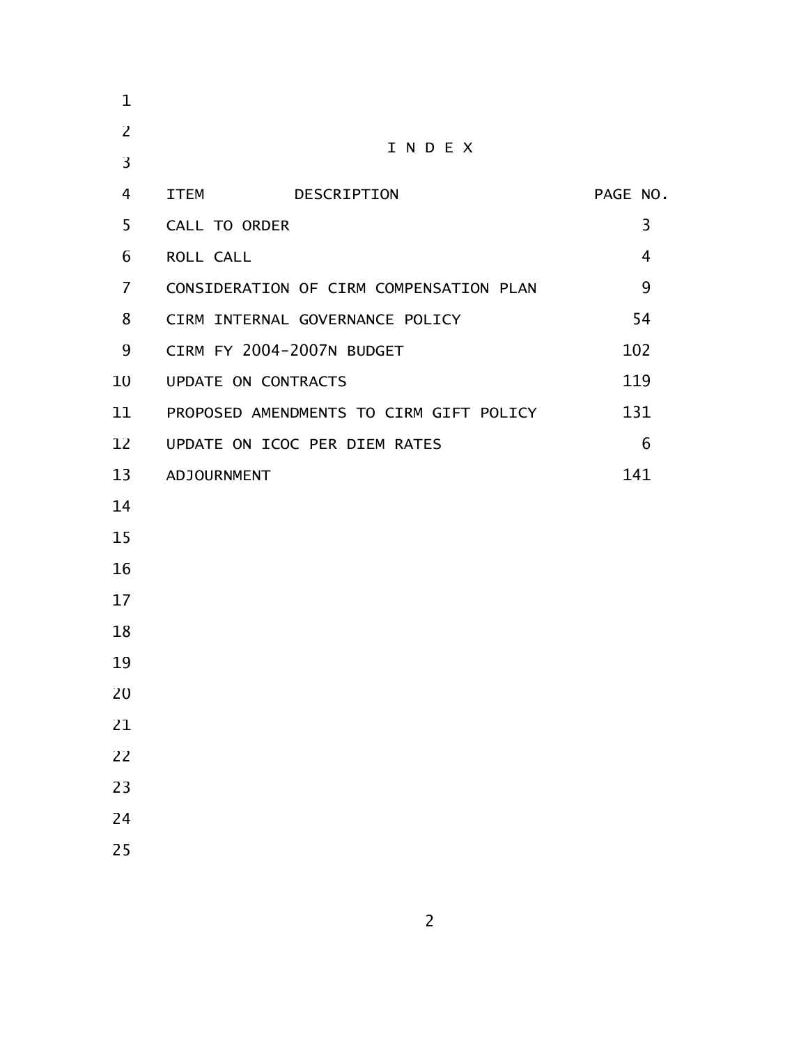# I N D E X

| ITEM DESCRIPTION | PAGE NO. |
|---|---|
| CALL TO ORDER | 3 |
| ROLL CALL | 4 |
| CONSIDERATION OF CIRM COMPENSATION PLAN | 9 |
| CIRM INTERNAL GOVERNANCE POLICY | 54 |
| CIRM FY 2004-2007N BUDGET | 102 |
| UPDATE ON CONTRACTS | 119 |
| PROPOSED AMENDMENTS TO CIRM GIFT POLICY | 131 |
| UPDATE ON ICOC PER DIEM RATES | 6 |
| ADJOURNMENT | 141 |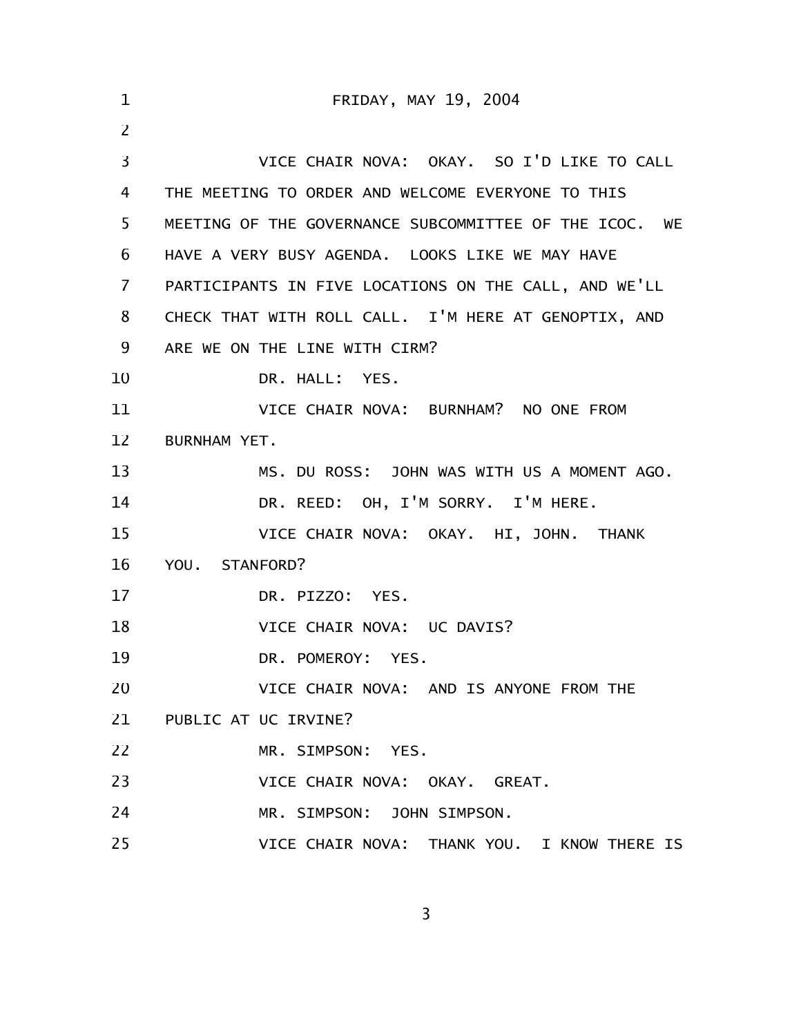FRIDAY, MAY 19, 2004

VICE CHAIR NOVA: OKAY. SO I'D LIKE TO CALL THE MEETING TO ORDER AND WELCOME EVERYONE TO THIS MEETING OF THE GOVERNANCE SUBCOMMITTEE OF THE ICOC. WE HAVE A VERY BUSY AGENDA. LOOKS LIKE WE MAY HAVE PARTICIPANTS IN FIVE LOCATIONS ON THE CALL, AND WE'LL CHECK THAT WITH ROLL CALL. I'M HERE AT GENOPTIX, AND ARE WE ON THE LINE WITH CIRM?

DR. HALL: YES.

VICE CHAIR NOVA: BURNHAM? NO ONE FROM BURNHAM YET.

MS. DU ROSS: JOHN WAS WITH US A MOMENT AGO.

DR. REED: OH, I'M SORRY. I'M HERE.

VICE CHAIR NOVA: OKAY. HI, JOHN. THANK YOU. STANFORD?

DR. PIZZO: YES.

VICE CHAIR NOVA: UC DAVIS?

DR. POMEROY: YES.

VICE CHAIR NOVA: AND IS ANYONE FROM THE PUBLIC AT UC IRVINE?

MR. SIMPSON: YES.

VICE CHAIR NOVA: OKAY. GREAT.

MR. SIMPSON: JOHN SIMPSON.

VICE CHAIR NOVA: THANK YOU. I KNOW THERE IS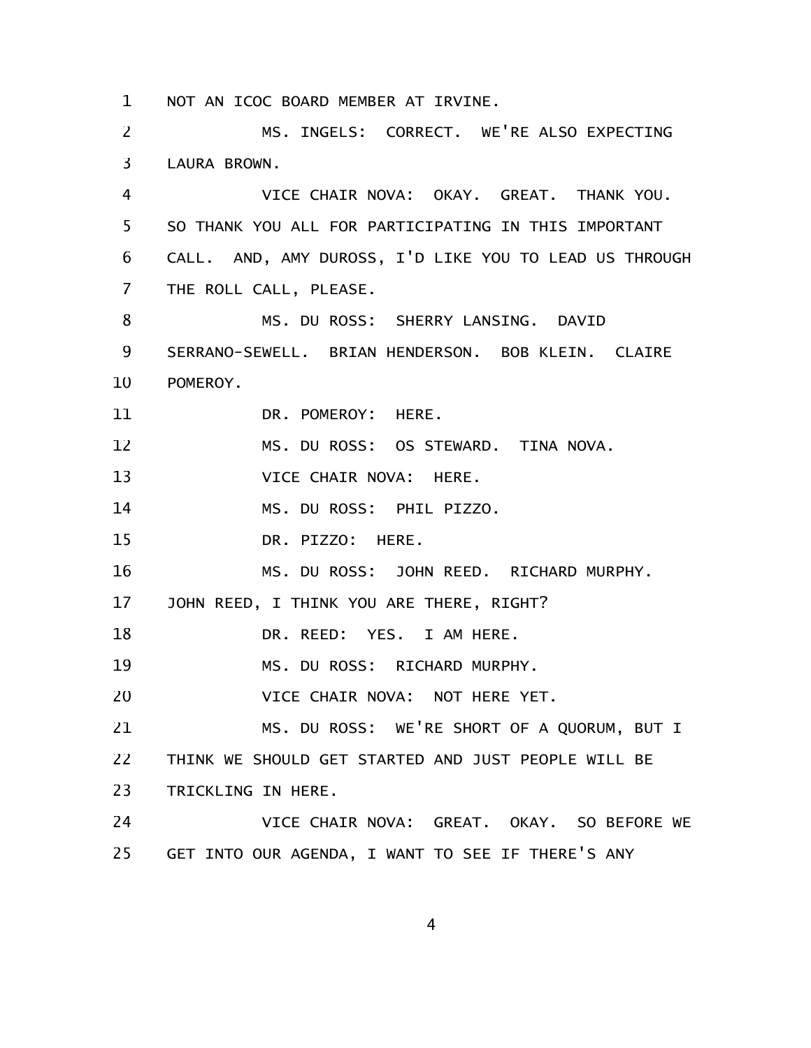NOT AN ICOC BOARD MEMBER AT IRVINE.

MS. INGELS: CORRECT. WE'RE ALSO EXPECTING LAURA BROWN.

VICE CHAIR NOVA: OKAY. GREAT. THANK YOU. SO THANK YOU ALL FOR PARTICIPATING IN THIS IMPORTANT CALL. AND, AMY DUROSS, I'D LIKE YOU TO LEAD US THROUGH THE ROLL CALL, PLEASE.

MS. DU ROSS: SHERRY LANSING. DAVID SERRANO-SEWELL. BRIAN HENDERSON. BOB KLEIN. CLAIRE POMEROY.

DR. POMEROY: HERE.

MS. DU ROSS: OS STEWARD. TINA NOVA.

VICE CHAIR NOVA: HERE.

MS. DU ROSS: PHIL PIZZO.

DR. PIZZO: HERE.

MS. DU ROSS: JOHN REED. RICHARD MURPHY. JOHN REED, I THINK YOU ARE THERE, RIGHT?

DR. REED: YES. I AM HERE.

MS. DU ROSS: RICHARD MURPHY.

VICE CHAIR NOVA: NOT HERE YET.

MS. DU ROSS: WE'RE SHORT OF A QUORUM, BUT I THINK WE SHOULD GET STARTED AND JUST PEOPLE WILL BE TRICKLING IN HERE.

VICE CHAIR NOVA: GREAT. OKAY. SO BEFORE WE GET INTO OUR AGENDA, I WANT TO SEE IF THERE'S ANY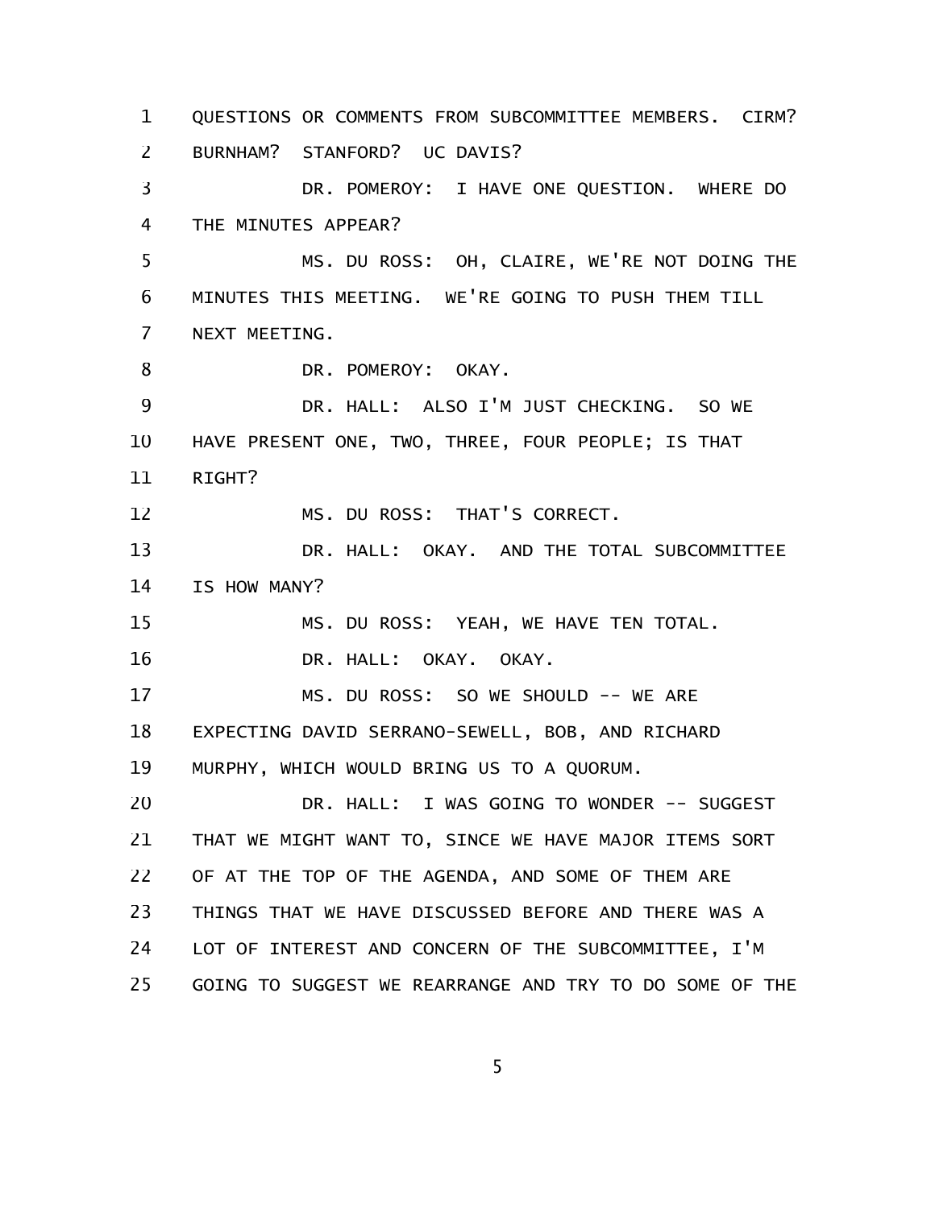QUESTIONS OR COMMENTS FROM SUBCOMMITTEE MEMBERS. CIRM? BURNHAM? STANFORD? UC DAVIS?

DR. POMEROY: I HAVE ONE QUESTION. WHERE DO THE MINUTES APPEAR?

MS. DU ROSS: OH, CLAIRE, WE'RE NOT DOING THE MINUTES THIS MEETING. WE'RE GOING TO PUSH THEM TILL NEXT MEETING.

DR. POMEROY: OKAY.

DR. HALL: ALSO I'M JUST CHECKING. SO WE HAVE PRESENT ONE, TWO, THREE, FOUR PEOPLE; IS THAT RIGHT?

MS. DU ROSS: THAT'S CORRECT.

DR. HALL: OKAY. AND THE TOTAL SUBCOMMITTEE IS HOW MANY?

MS. DU ROSS: YEAH, WE HAVE TEN TOTAL.

DR. HALL: OKAY. OKAY.

MS. DU ROSS: SO WE SHOULD -- WE ARE EXPECTING DAVID SERRANO-SEWELL, BOB, AND RICHARD MURPHY, WHICH WOULD BRING US TO A QUORUM.

DR. HALL: I WAS GOING TO WONDER -- SUGGEST THAT WE MIGHT WANT TO, SINCE WE HAVE MAJOR ITEMS SORT OF AT THE TOP OF THE AGENDA, AND SOME OF THEM ARE THINGS THAT WE HAVE DISCUSSED BEFORE AND THERE WAS A LOT OF INTEREST AND CONCERN OF THE SUBCOMMITTEE, I'M GOING TO SUGGEST WE REARRANGE AND TRY TO DO SOME OF THE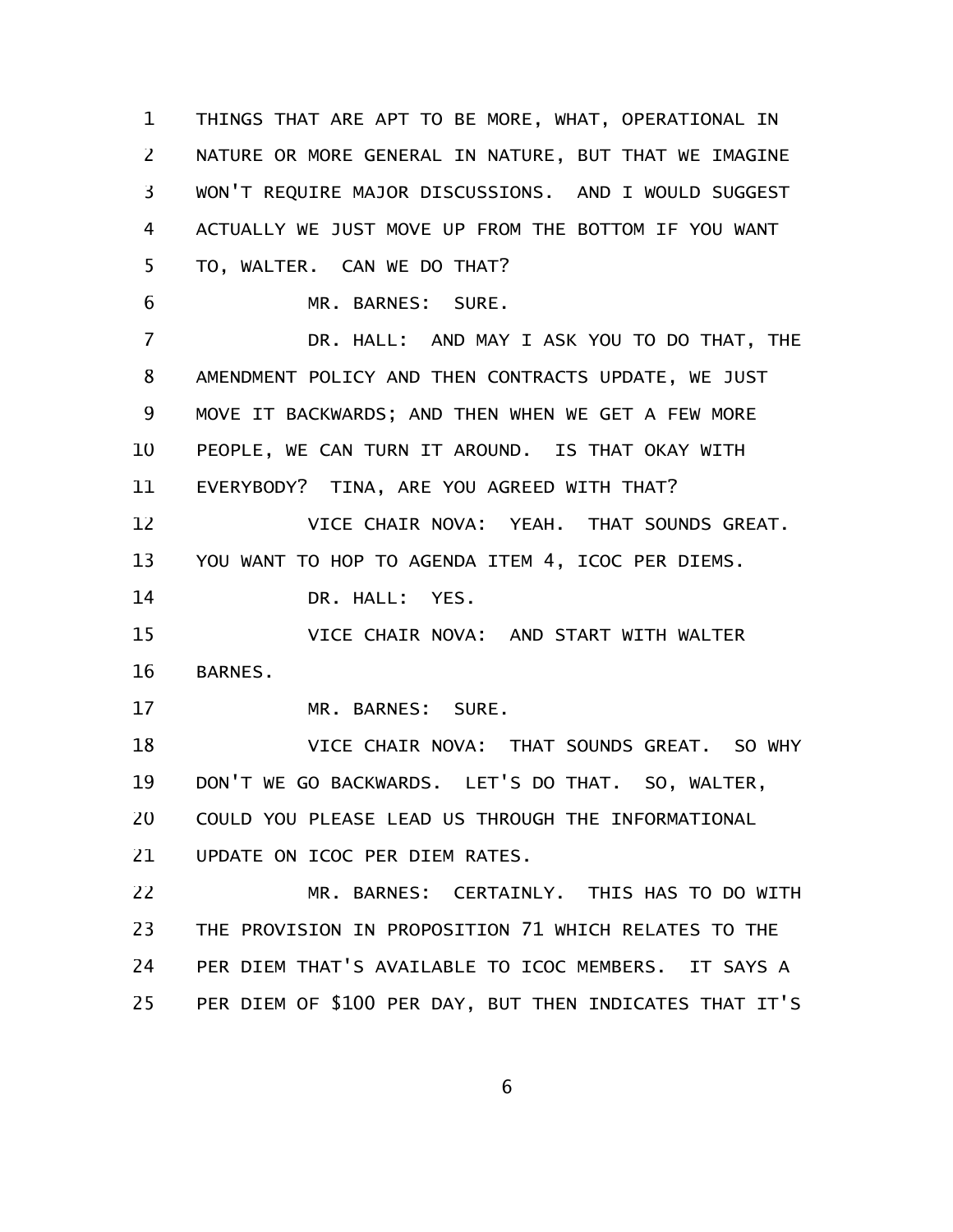THINGS THAT ARE APT TO BE MORE, WHAT, OPERATIONAL IN NATURE OR MORE GENERAL IN NATURE, BUT THAT WE IMAGINE WON'T REQUIRE MAJOR DISCUSSIONS. AND I WOULD SUGGEST ACTUALLY WE JUST MOVE UP FROM THE BOTTOM IF YOU WANT TO, WALTER. CAN WE DO THAT?

MR. BARNES: SURE.

DR. HALL: AND MAY I ASK YOU TO DO THAT, THE AMENDMENT POLICY AND THEN CONTRACTS UPDATE, WE JUST MOVE IT BACKWARDS; AND THEN WHEN WE GET A FEW MORE PEOPLE, WE CAN TURN IT AROUND. IS THAT OKAY WITH EVERYBODY? TINA, ARE YOU AGREED WITH THAT?

VICE CHAIR NOVA: YEAH. THAT SOUNDS GREAT. YOU WANT TO HOP TO AGENDA ITEM 4, ICOC PER DIEMS.

DR. HALL: YES.

VICE CHAIR NOVA: AND START WITH WALTER BARNES.

MR. BARNES: SURE.

VICE CHAIR NOVA: THAT SOUNDS GREAT. SO WHY DON'T WE GO BACKWARDS. LET'S DO THAT. SO, WALTER, COULD YOU PLEASE LEAD US THROUGH THE INFORMATIONAL UPDATE ON ICOC PER DIEM RATES.

MR. BARNES: CERTAINLY. THIS HAS TO DO WITH THE PROVISION IN PROPOSITION 71 WHICH RELATES TO THE PER DIEM THAT'S AVAILABLE TO ICOC MEMBERS. IT SAYS A PER DIEM OF $100 PER DAY, BUT THEN INDICATES THAT IT'S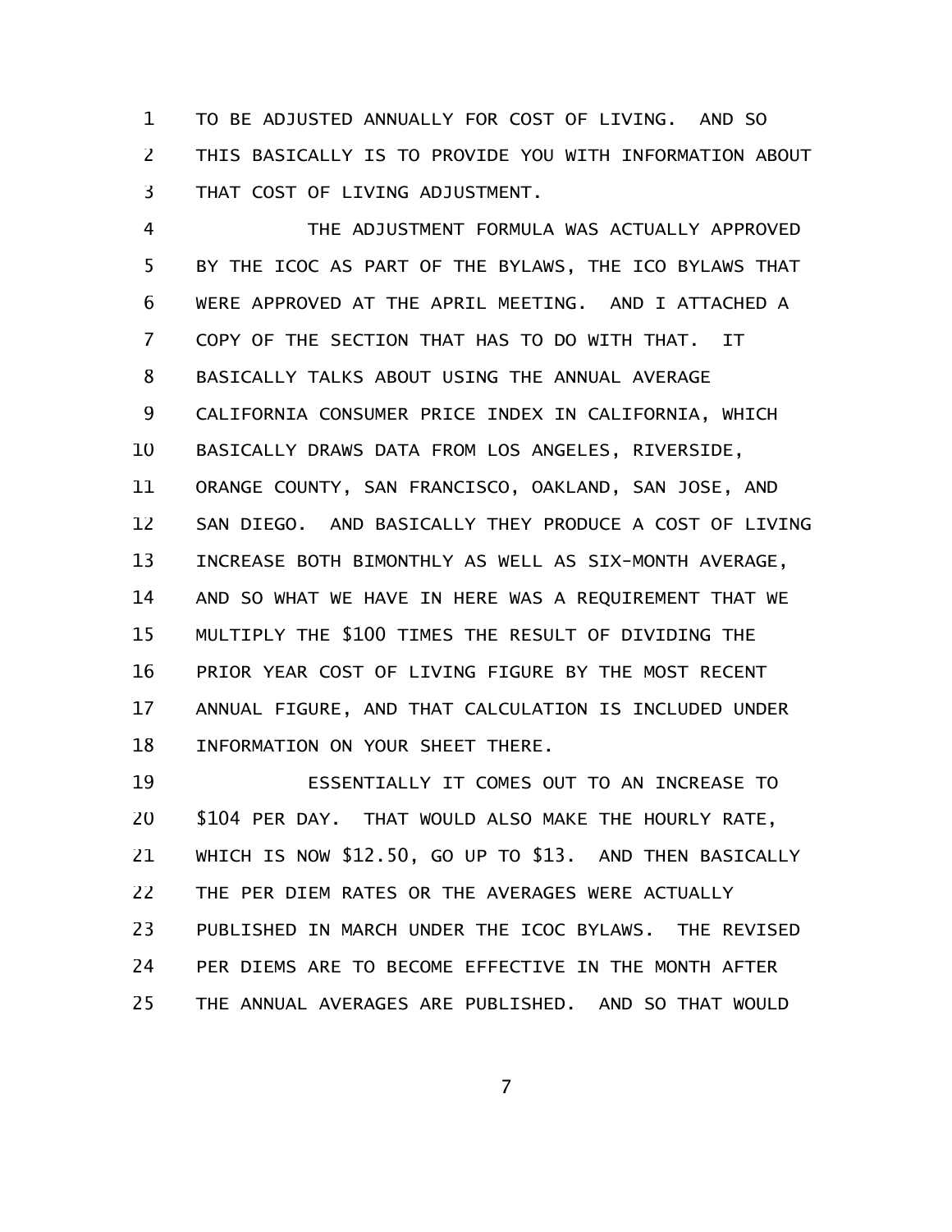TO BE ADJUSTED ANNUALLY FOR COST OF LIVING. AND SO THIS BASICALLY IS TO PROVIDE YOU WITH INFORMATION ABOUT THAT COST OF LIVING ADJUSTMENT.

THE ADJUSTMENT FORMULA WAS ACTUALLY APPROVED BY THE ICOC AS PART OF THE BYLAWS, THE ICO BYLAWS THAT WERE APPROVED AT THE APRIL MEETING. AND I ATTACHED A COPY OF THE SECTION THAT HAS TO DO WITH THAT. IT BASICALLY TALKS ABOUT USING THE ANNUAL AVERAGE CALIFORNIA CONSUMER PRICE INDEX IN CALIFORNIA, WHICH BASICALLY DRAWS DATA FROM LOS ANGELES, RIVERSIDE, ORANGE COUNTY, SAN FRANCISCO, OAKLAND, SAN JOSE, AND SAN DIEGO. AND BASICALLY THEY PRODUCE A COST OF LIVING INCREASE BOTH BIMONTHLY AS WELL AS SIX-MONTH AVERAGE, AND SO WHAT WE HAVE IN HERE WAS A REQUIREMENT THAT WE MULTIPLY THE $100 TIMES THE RESULT OF DIVIDING THE PRIOR YEAR COST OF LIVING FIGURE BY THE MOST RECENT ANNUAL FIGURE, AND THAT CALCULATION IS INCLUDED UNDER INFORMATION ON YOUR SHEET THERE.

ESSENTIALLY IT COMES OUT TO AN INCREASE TO $104 PER DAY. THAT WOULD ALSO MAKE THE HOURLY RATE, WHICH IS NOW $12.50, GO UP TO $13. AND THEN BASICALLY THE PER DIEM RATES OR THE AVERAGES WERE ACTUALLY PUBLISHED IN MARCH UNDER THE ICOC BYLAWS. THE REVISED PER DIEMS ARE TO BECOME EFFECTIVE IN THE MONTH AFTER THE ANNUAL AVERAGES ARE PUBLISHED. AND SO THAT WOULD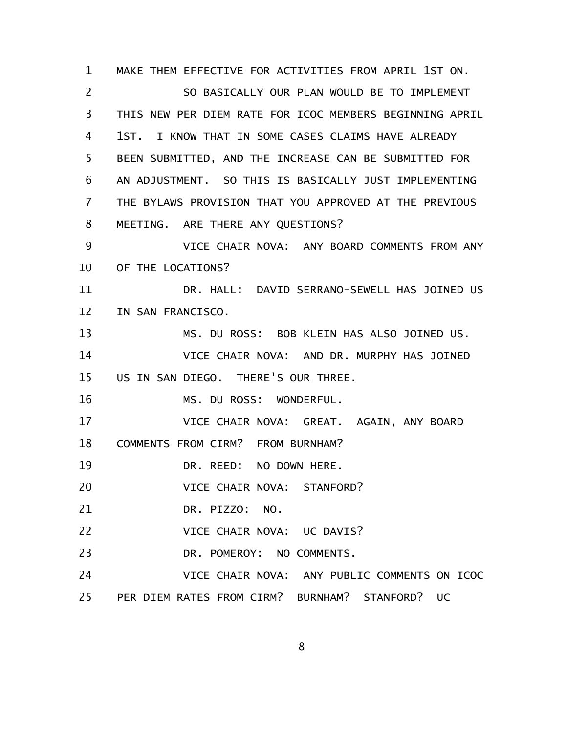MAKE THEM EFFECTIVE FOR ACTIVITIES FROM APRIL 1ST ON.

SO BASICALLY OUR PLAN WOULD BE TO IMPLEMENT THIS NEW PER DIEM RATE FOR ICOC MEMBERS BEGINNING APRIL 1ST. I KNOW THAT IN SOME CASES CLAIMS HAVE ALREADY BEEN SUBMITTED, AND THE INCREASE CAN BE SUBMITTED FOR AN ADJUSTMENT. SO THIS IS BASICALLY JUST IMPLEMENTING THE BYLAWS PROVISION THAT YOU APPROVED AT THE PREVIOUS MEETING. ARE THERE ANY QUESTIONS?

VICE CHAIR NOVA: ANY BOARD COMMENTS FROM ANY OF THE LOCATIONS?

DR. HALL: DAVID SERRANO-SEWELL HAS JOINED US IN SAN FRANCISCO.

MS. DU ROSS: BOB KLEIN HAS ALSO JOINED US.

VICE CHAIR NOVA: AND DR. MURPHY HAS JOINED US IN SAN DIEGO. THERE'S OUR THREE.

MS. DU ROSS: WONDERFUL.

VICE CHAIR NOVA: GREAT. AGAIN, ANY BOARD COMMENTS FROM CIRM? FROM BURNHAM?

DR. REED: NO DOWN HERE.

VICE CHAIR NOVA: STANFORD?

DR. PIZZO: NO.

VICE CHAIR NOVA: UC DAVIS?

DR. POMEROY: NO COMMENTS.

VICE CHAIR NOVA: ANY PUBLIC COMMENTS ON ICOC PER DIEM RATES FROM CIRM? BURNHAM? STANFORD? UC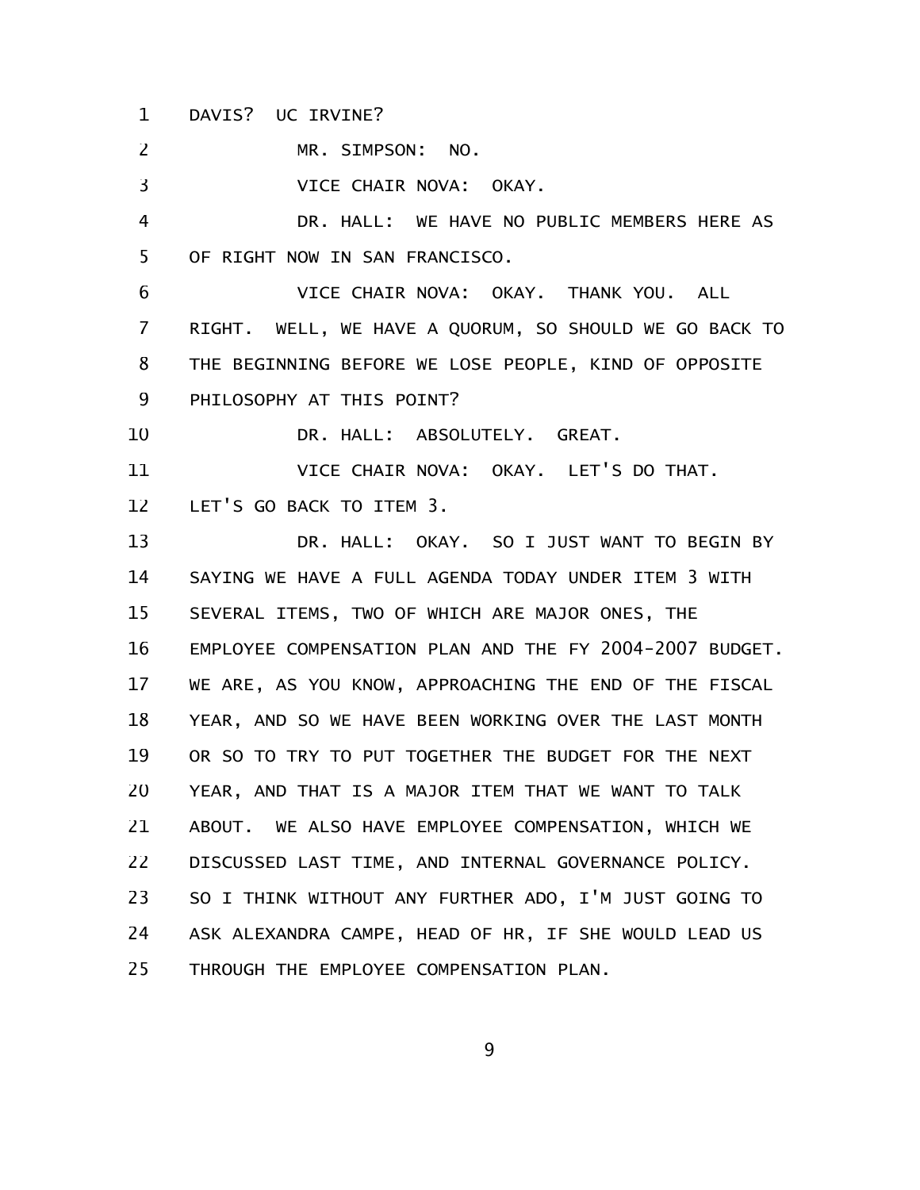DAVIS? UC IRVINE?

MR. SIMPSON: NO.

VICE CHAIR NOVA: OKAY.

DR. HALL: WE HAVE NO PUBLIC MEMBERS HERE AS OF RIGHT NOW IN SAN FRANCISCO.

VICE CHAIR NOVA: OKAY. THANK YOU. ALL RIGHT. WELL, WE HAVE A QUORUM, SO SHOULD WE GO BACK TO THE BEGINNING BEFORE WE LOSE PEOPLE, KIND OF OPPOSITE PHILOSOPHY AT THIS POINT?

DR. HALL: ABSOLUTELY. GREAT.

VICE CHAIR NOVA: OKAY. LET'S DO THAT. LET'S GO BACK TO ITEM 3.

DR. HALL: OKAY. SO I JUST WANT TO BEGIN BY SAYING WE HAVE A FULL AGENDA TODAY UNDER ITEM 3 WITH SEVERAL ITEMS, TWO OF WHICH ARE MAJOR ONES, THE EMPLOYEE COMPENSATION PLAN AND THE FY 2004-2007 BUDGET. WE ARE, AS YOU KNOW, APPROACHING THE END OF THE FISCAL YEAR, AND SO WE HAVE BEEN WORKING OVER THE LAST MONTH OR SO TO TRY TO PUT TOGETHER THE BUDGET FOR THE NEXT YEAR, AND THAT IS A MAJOR ITEM THAT WE WANT TO TALK ABOUT. WE ALSO HAVE EMPLOYEE COMPENSATION, WHICH WE DISCUSSED LAST TIME, AND INTERNAL GOVERNANCE POLICY. SO I THINK WITHOUT ANY FURTHER ADO, I'M JUST GOING TO ASK ALEXANDRA CAMPE, HEAD OF HR, IF SHE WOULD LEAD US THROUGH THE EMPLOYEE COMPENSATION PLAN.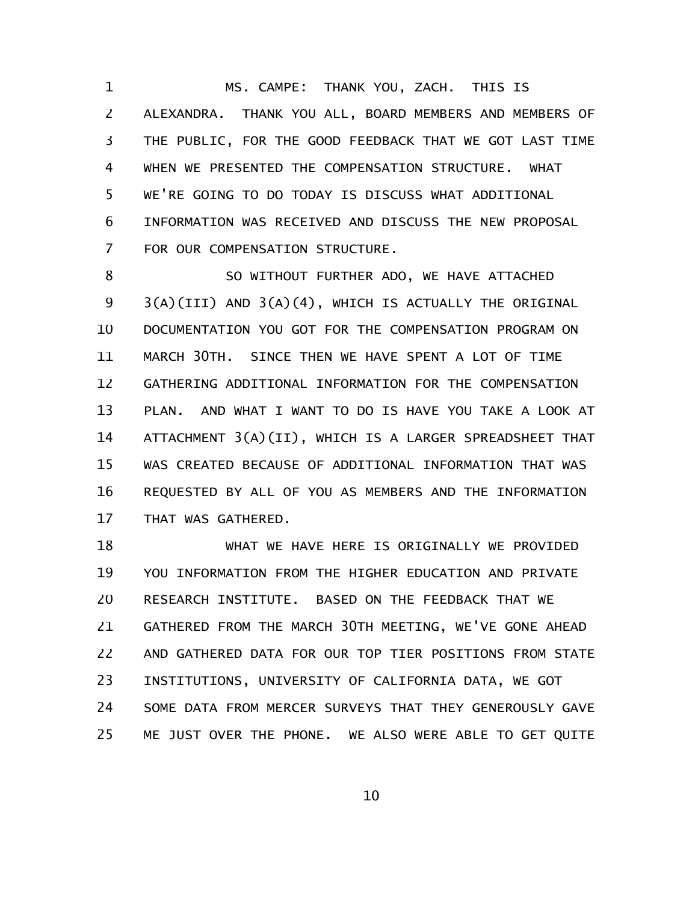MS. CAMPE: THANK YOU, ZACH. THIS IS ALEXANDRA. THANK YOU ALL, BOARD MEMBERS AND MEMBERS OF THE PUBLIC, FOR THE GOOD FEEDBACK THAT WE GOT LAST TIME WHEN WE PRESENTED THE COMPENSATION STRUCTURE. WHAT WE'RE GOING TO DO TODAY IS DISCUSS WHAT ADDITIONAL INFORMATION WAS RECEIVED AND DISCUSS THE NEW PROPOSAL FOR OUR COMPENSATION STRUCTURE.

SO WITHOUT FURTHER ADO, WE HAVE ATTACHED 3(A)(III) AND 3(A)(4), WHICH IS ACTUALLY THE ORIGINAL DOCUMENTATION YOU GOT FOR THE COMPENSATION PROGRAM ON MARCH 30TH. SINCE THEN WE HAVE SPENT A LOT OF TIME GATHERING ADDITIONAL INFORMATION FOR THE COMPENSATION PLAN. AND WHAT I WANT TO DO IS HAVE YOU TAKE A LOOK AT ATTACHMENT 3(A)(II), WHICH IS A LARGER SPREADSHEET THAT WAS CREATED BECAUSE OF ADDITIONAL INFORMATION THAT WAS REQUESTED BY ALL OF YOU AS MEMBERS AND THE INFORMATION THAT WAS GATHERED.

WHAT WE HAVE HERE IS ORIGINALLY WE PROVIDED YOU INFORMATION FROM THE HIGHER EDUCATION AND PRIVATE RESEARCH INSTITUTE. BASED ON THE FEEDBACK THAT WE GATHERED FROM THE MARCH 30TH MEETING, WE'VE GONE AHEAD AND GATHERED DATA FOR OUR TOP TIER POSITIONS FROM STATE INSTITUTIONS, UNIVERSITY OF CALIFORNIA DATA, WE GOT SOME DATA FROM MERCER SURVEYS THAT THEY GENEROUSLY GAVE ME JUST OVER THE PHONE. WE ALSO WERE ABLE TO GET QUITE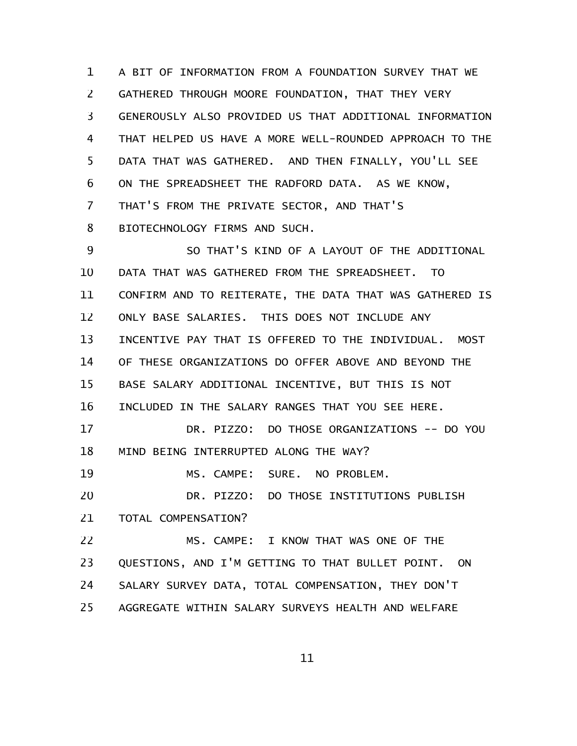A BIT OF INFORMATION FROM A FOUNDATION SURVEY THAT WE GATHERED THROUGH MOORE FOUNDATION, THAT THEY VERY GENEROUSLY ALSO PROVIDED US THAT ADDITIONAL INFORMATION THAT HELPED US HAVE A MORE WELL-ROUNDED APPROACH TO THE DATA THAT WAS GATHERED. AND THEN FINALLY, YOU'LL SEE ON THE SPREADSHEET THE RADFORD DATA. AS WE KNOW, THAT'S FROM THE PRIVATE SECTOR, AND THAT'S BIOTECHNOLOGY FIRMS AND SUCH.

SO THAT'S KIND OF A LAYOUT OF THE ADDITIONAL DATA THAT WAS GATHERED FROM THE SPREADSHEET. TO CONFIRM AND TO REITERATE, THE DATA THAT WAS GATHERED IS ONLY BASE SALARIES. THIS DOES NOT INCLUDE ANY INCENTIVE PAY THAT IS OFFERED TO THE INDIVIDUAL. MOST OF THESE ORGANIZATIONS DO OFFER ABOVE AND BEYOND THE BASE SALARY ADDITIONAL INCENTIVE, BUT THIS IS NOT INCLUDED IN THE SALARY RANGES THAT YOU SEE HERE.

DR. PIZZO: DO THOSE ORGANIZATIONS -- DO YOU MIND BEING INTERRUPTED ALONG THE WAY?

MS. CAMPE: SURE. NO PROBLEM.

DR. PIZZO: DO THOSE INSTITUTIONS PUBLISH TOTAL COMPENSATION?

MS. CAMPE: I KNOW THAT WAS ONE OF THE QUESTIONS, AND I'M GETTING TO THAT BULLET POINT. ON SALARY SURVEY DATA, TOTAL COMPENSATION, THEY DON'T AGGREGATE WITHIN SALARY SURVEYS HEALTH AND WELFARE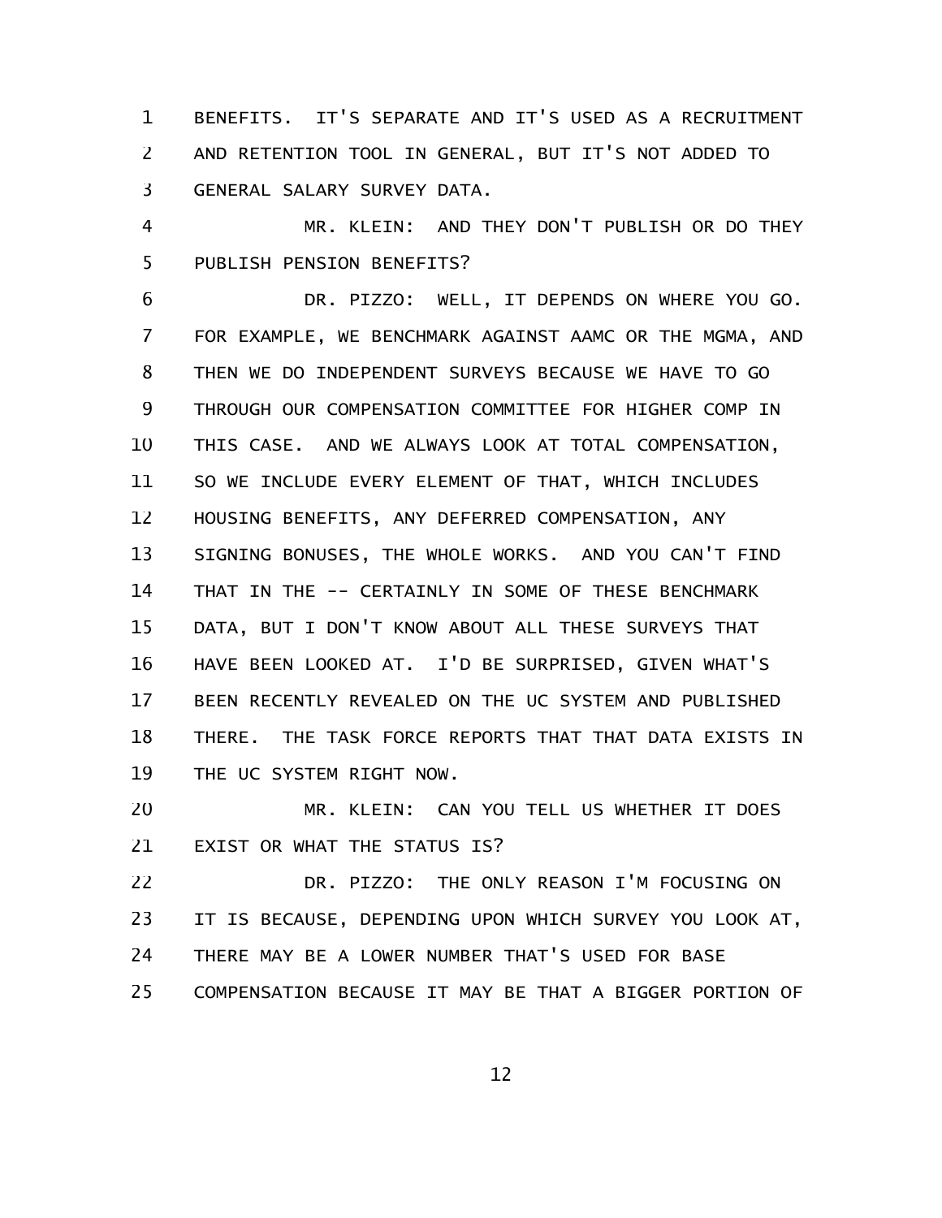BENEFITS. IT'S SEPARATE AND IT'S USED AS A RECRUITMENT AND RETENTION TOOL IN GENERAL, BUT IT'S NOT ADDED TO GENERAL SALARY SURVEY DATA.

MR. KLEIN: AND THEY DON'T PUBLISH OR DO THEY PUBLISH PENSION BENEFITS?

DR. PIZZO: WELL, IT DEPENDS ON WHERE YOU GO. FOR EXAMPLE, WE BENCHMARK AGAINST AAMC OR THE MGMA, AND THEN WE DO INDEPENDENT SURVEYS BECAUSE WE HAVE TO GO THROUGH OUR COMPENSATION COMMITTEE FOR HIGHER COMP IN THIS CASE. AND WE ALWAYS LOOK AT TOTAL COMPENSATION, SO WE INCLUDE EVERY ELEMENT OF THAT, WHICH INCLUDES HOUSING BENEFITS, ANY DEFERRED COMPENSATION, ANY SIGNING BONUSES, THE WHOLE WORKS. AND YOU CAN'T FIND THAT IN THE -- CERTAINLY IN SOME OF THESE BENCHMARK DATA, BUT I DON'T KNOW ABOUT ALL THESE SURVEYS THAT HAVE BEEN LOOKED AT. I'D BE SURPRISED, GIVEN WHAT'S BEEN RECENTLY REVEALED ON THE UC SYSTEM AND PUBLISHED THERE. THE TASK FORCE REPORTS THAT THAT DATA EXISTS IN THE UC SYSTEM RIGHT NOW.

MR. KLEIN: CAN YOU TELL US WHETHER IT DOES EXIST OR WHAT THE STATUS IS?

DR. PIZZO: THE ONLY REASON I'M FOCUSING ON IT IS BECAUSE, DEPENDING UPON WHICH SURVEY YOU LOOK AT, THERE MAY BE A LOWER NUMBER THAT'S USED FOR BASE COMPENSATION BECAUSE IT MAY BE THAT A BIGGER PORTION OF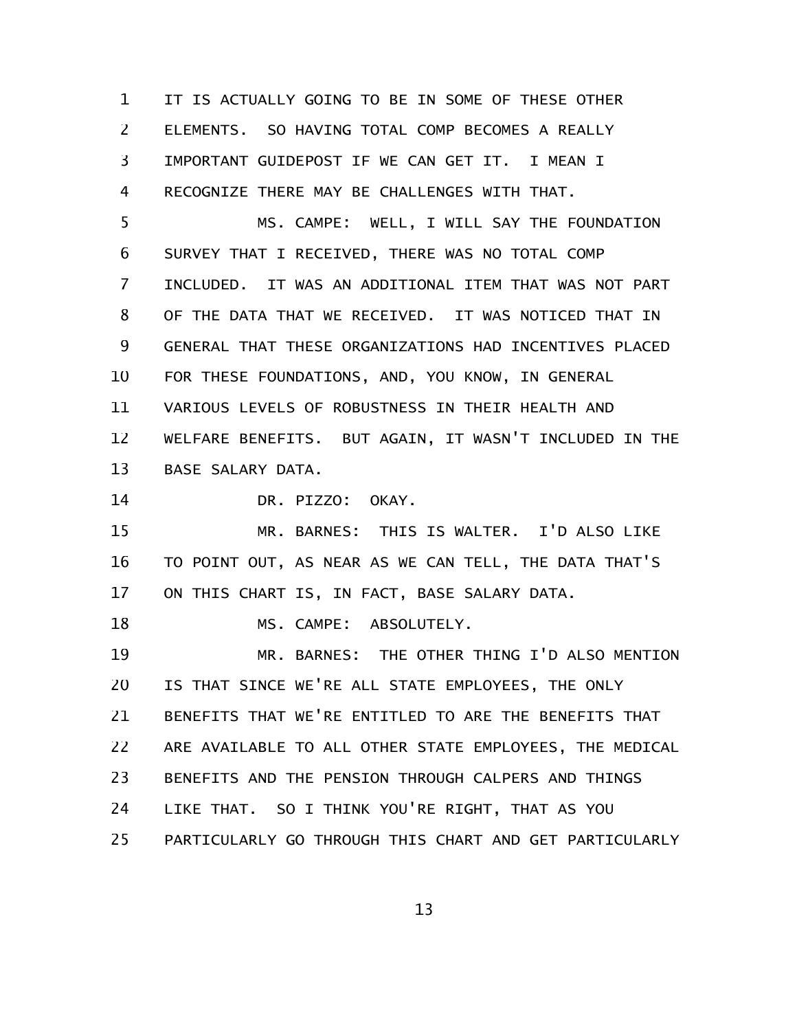IT IS ACTUALLY GOING TO BE IN SOME OF THESE OTHER ELEMENTS. SO HAVING TOTAL COMP BECOMES A REALLY IMPORTANT GUIDEPOST IF WE CAN GET IT. I MEAN I RECOGNIZE THERE MAY BE CHALLENGES WITH THAT.

MS. CAMPE: WELL, I WILL SAY THE FOUNDATION SURVEY THAT I RECEIVED, THERE WAS NO TOTAL COMP INCLUDED. IT WAS AN ADDITIONAL ITEM THAT WAS NOT PART OF THE DATA THAT WE RECEIVED. IT WAS NOTICED THAT IN GENERAL THAT THESE ORGANIZATIONS HAD INCENTIVES PLACED FOR THESE FOUNDATIONS, AND, YOU KNOW, IN GENERAL VARIOUS LEVELS OF ROBUSTNESS IN THEIR HEALTH AND WELFARE BENEFITS. BUT AGAIN, IT WASN'T INCLUDED IN THE BASE SALARY DATA.

DR. PIZZO: OKAY.

MR. BARNES: THIS IS WALTER. I'D ALSO LIKE TO POINT OUT, AS NEAR AS WE CAN TELL, THE DATA THAT'S ON THIS CHART IS, IN FACT, BASE SALARY DATA.

MS. CAMPE: ABSOLUTELY.

MR. BARNES: THE OTHER THING I'D ALSO MENTION IS THAT SINCE WE'RE ALL STATE EMPLOYEES, THE ONLY BENEFITS THAT WE'RE ENTITLED TO ARE THE BENEFITS THAT ARE AVAILABLE TO ALL OTHER STATE EMPLOYEES, THE MEDICAL BENEFITS AND THE PENSION THROUGH CALPERS AND THINGS LIKE THAT. SO I THINK YOU'RE RIGHT, THAT AS YOU PARTICULARLY GO THROUGH THIS CHART AND GET PARTICULARLY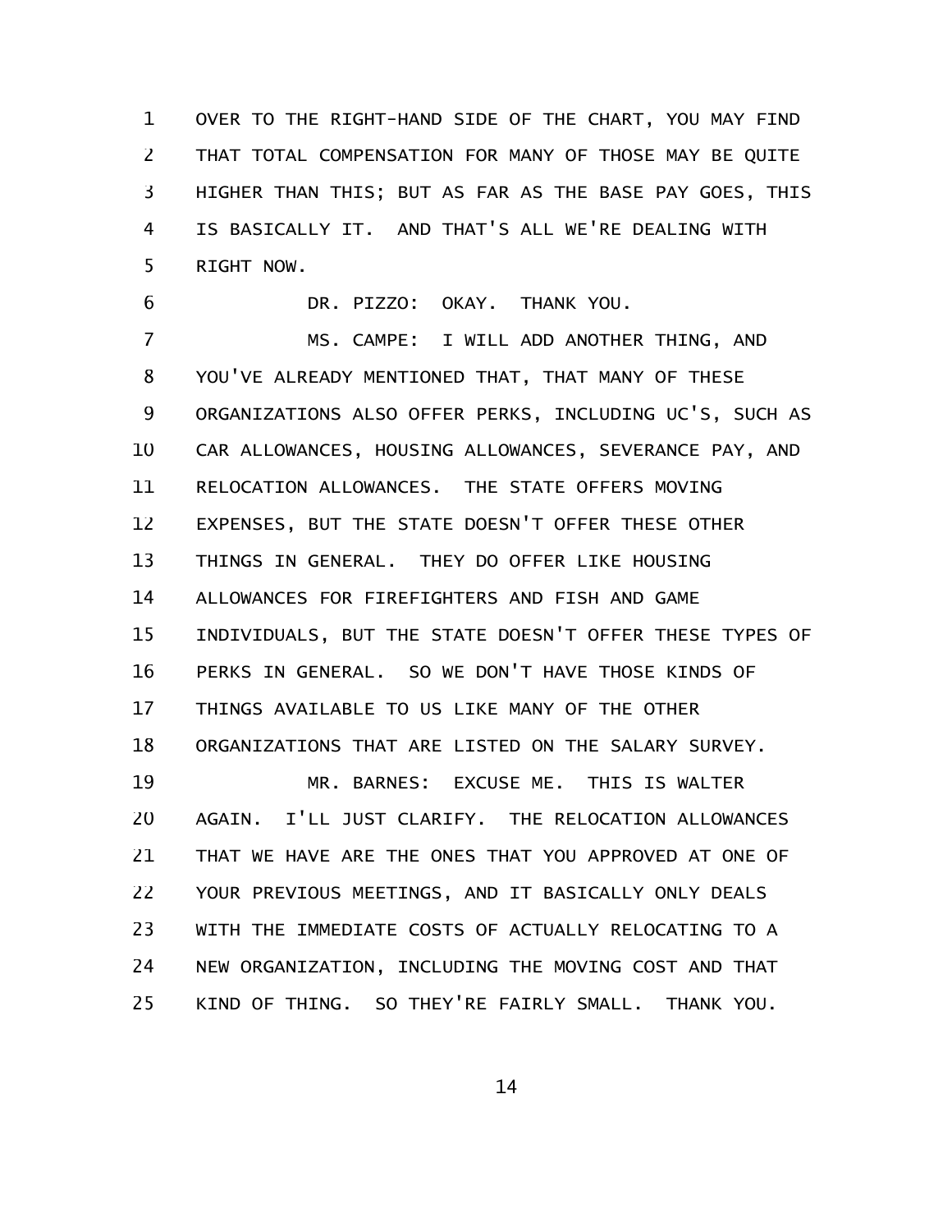OVER TO THE RIGHT-HAND SIDE OF THE CHART, YOU MAY FIND THAT TOTAL COMPENSATION FOR MANY OF THOSE MAY BE QUITE HIGHER THAN THIS; BUT AS FAR AS THE BASE PAY GOES, THIS IS BASICALLY IT. AND THAT'S ALL WE'RE DEALING WITH RIGHT NOW.

DR. PIZZO: OKAY. THANK YOU.

MS. CAMPE: I WILL ADD ANOTHER THING, AND YOU'VE ALREADY MENTIONED THAT, THAT MANY OF THESE ORGANIZATIONS ALSO OFFER PERKS, INCLUDING UC'S, SUCH AS CAR ALLOWANCES, HOUSING ALLOWANCES, SEVERANCE PAY, AND RELOCATION ALLOWANCES. THE STATE OFFERS MOVING EXPENSES, BUT THE STATE DOESN'T OFFER THESE OTHER THINGS IN GENERAL. THEY DO OFFER LIKE HOUSING ALLOWANCES FOR FIREFIGHTERS AND FISH AND GAME INDIVIDUALS, BUT THE STATE DOESN'T OFFER THESE TYPES OF PERKS IN GENERAL. SO WE DON'T HAVE THOSE KINDS OF THINGS AVAILABLE TO US LIKE MANY OF THE OTHER ORGANIZATIONS THAT ARE LISTED ON THE SALARY SURVEY.

MR. BARNES: EXCUSE ME. THIS IS WALTER AGAIN. I'LL JUST CLARIFY. THE RELOCATION ALLOWANCES THAT WE HAVE ARE THE ONES THAT YOU APPROVED AT ONE OF YOUR PREVIOUS MEETINGS, AND IT BASICALLY ONLY DEALS WITH THE IMMEDIATE COSTS OF ACTUALLY RELOCATING TO A NEW ORGANIZATION, INCLUDING THE MOVING COST AND THAT KIND OF THING. SO THEY'RE FAIRLY SMALL. THANK YOU.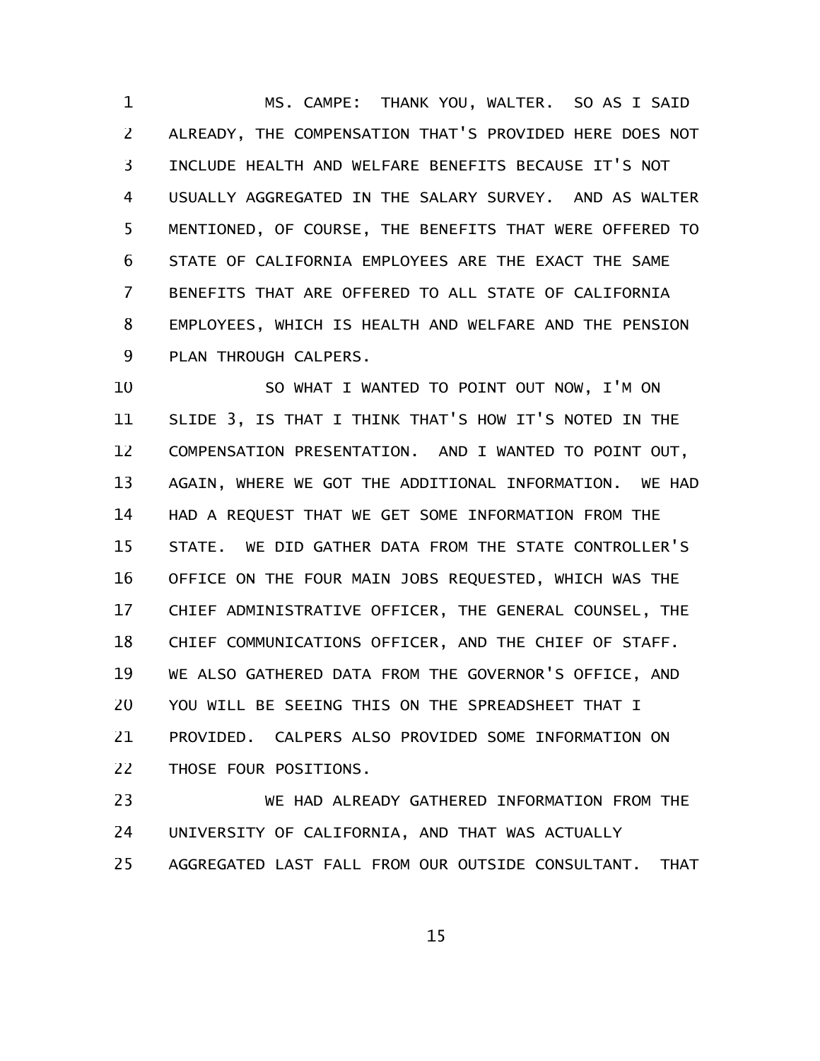MS. CAMPE: THANK YOU, WALTER. SO AS I SAID ALREADY, THE COMPENSATION THAT'S PROVIDED HERE DOES NOT INCLUDE HEALTH AND WELFARE BENEFITS BECAUSE IT'S NOT USUALLY AGGREGATED IN THE SALARY SURVEY. AND AS WALTER MENTIONED, OF COURSE, THE BENEFITS THAT WERE OFFERED TO STATE OF CALIFORNIA EMPLOYEES ARE THE EXACT THE SAME BENEFITS THAT ARE OFFERED TO ALL STATE OF CALIFORNIA EMPLOYEES, WHICH IS HEALTH AND WELFARE AND THE PENSION PLAN THROUGH CALPERS.

SO WHAT I WANTED TO POINT OUT NOW, I'M ON SLIDE 3, IS THAT I THINK THAT'S HOW IT'S NOTED IN THE COMPENSATION PRESENTATION. AND I WANTED TO POINT OUT, AGAIN, WHERE WE GOT THE ADDITIONAL INFORMATION. WE HAD HAD A REQUEST THAT WE GET SOME INFORMATION FROM THE STATE. WE DID GATHER DATA FROM THE STATE CONTROLLER'S OFFICE ON THE FOUR MAIN JOBS REQUESTED, WHICH WAS THE CHIEF ADMINISTRATIVE OFFICER, THE GENERAL COUNSEL, THE CHIEF COMMUNICATIONS OFFICER, AND THE CHIEF OF STAFF. WE ALSO GATHERED DATA FROM THE GOVERNOR'S OFFICE, AND YOU WILL BE SEEING THIS ON THE SPREADSHEET THAT I PROVIDED. CALPERS ALSO PROVIDED SOME INFORMATION ON THOSE FOUR POSITIONS.

WE HAD ALREADY GATHERED INFORMATION FROM THE UNIVERSITY OF CALIFORNIA, AND THAT WAS ACTUALLY AGGREGATED LAST FALL FROM OUR OUTSIDE CONSULTANT. THAT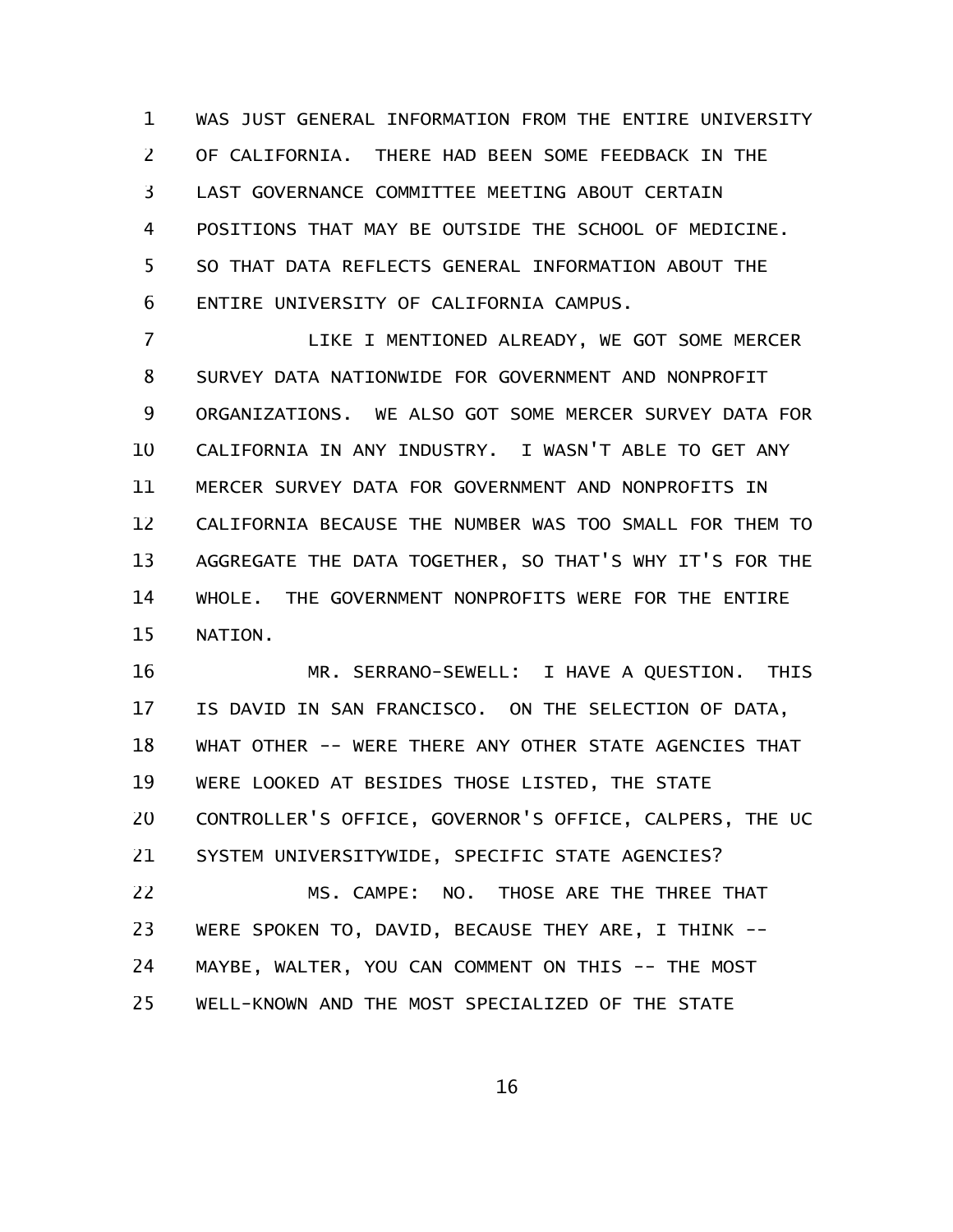WAS JUST GENERAL INFORMATION FROM THE ENTIRE UNIVERSITY OF CALIFORNIA. THERE HAD BEEN SOME FEEDBACK IN THE LAST GOVERNANCE COMMITTEE MEETING ABOUT CERTAIN POSITIONS THAT MAY BE OUTSIDE THE SCHOOL OF MEDICINE. SO THAT DATA REFLECTS GENERAL INFORMATION ABOUT THE ENTIRE UNIVERSITY OF CALIFORNIA CAMPUS.

LIKE I MENTIONED ALREADY, WE GOT SOME MERCER SURVEY DATA NATIONWIDE FOR GOVERNMENT AND NONPROFIT ORGANIZATIONS. WE ALSO GOT SOME MERCER SURVEY DATA FOR CALIFORNIA IN ANY INDUSTRY. I WASN'T ABLE TO GET ANY MERCER SURVEY DATA FOR GOVERNMENT AND NONPROFITS IN CALIFORNIA BECAUSE THE NUMBER WAS TOO SMALL FOR THEM TO AGGREGATE THE DATA TOGETHER, SO THAT'S WHY IT'S FOR THE WHOLE. THE GOVERNMENT NONPROFITS WERE FOR THE ENTIRE NATION.

MR. SERRANO-SEWELL: I HAVE A QUESTION. THIS IS DAVID IN SAN FRANCISCO. ON THE SELECTION OF DATA, WHAT OTHER -- WERE THERE ANY OTHER STATE AGENCIES THAT WERE LOOKED AT BESIDES THOSE LISTED, THE STATE CONTROLLER'S OFFICE, GOVERNOR'S OFFICE, CALPERS, THE UC SYSTEM UNIVERSITYWIDE, SPECIFIC STATE AGENCIES?

MS. CAMPE: NO. THOSE ARE THE THREE THAT WERE SPOKEN TO, DAVID, BECAUSE THEY ARE, I THINK -- MAYBE, WALTER, YOU CAN COMMENT ON THIS -- THE MOST WELL-KNOWN AND THE MOST SPECIALIZED OF THE STATE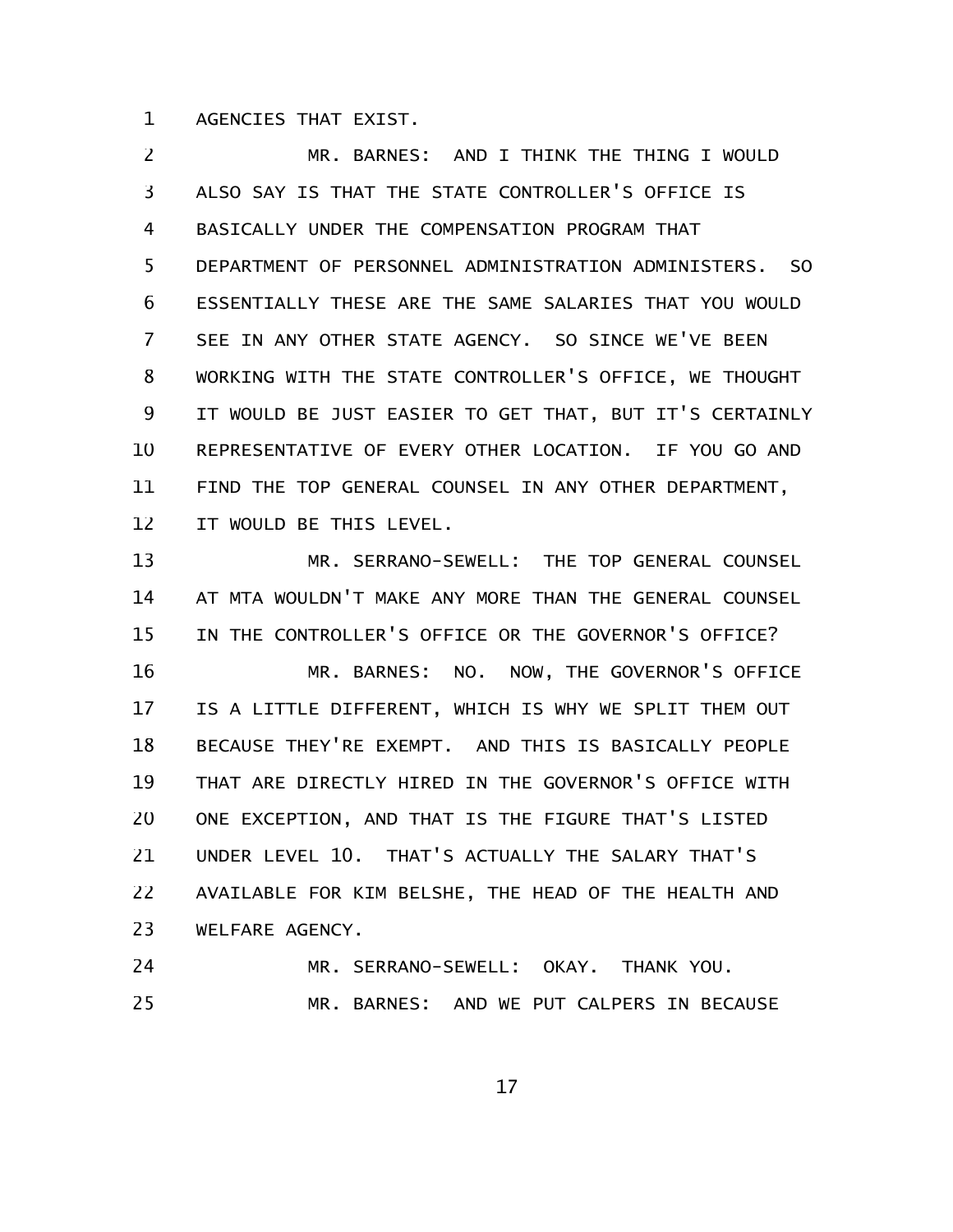AGENCIES THAT EXIST.

MR. BARNES: AND I THINK THE THING I WOULD ALSO SAY IS THAT THE STATE CONTROLLER'S OFFICE IS BASICALLY UNDER THE COMPENSATION PROGRAM THAT DEPARTMENT OF PERSONNEL ADMINISTRATION ADMINISTERS. SO ESSENTIALLY THESE ARE THE SAME SALARIES THAT YOU WOULD SEE IN ANY OTHER STATE AGENCY. SO SINCE WE'VE BEEN WORKING WITH THE STATE CONTROLLER'S OFFICE, WE THOUGHT IT WOULD BE JUST EASIER TO GET THAT, BUT IT'S CERTAINLY REPRESENTATIVE OF EVERY OTHER LOCATION. IF YOU GO AND FIND THE TOP GENERAL COUNSEL IN ANY OTHER DEPARTMENT, IT WOULD BE THIS LEVEL.

MR. SERRANO-SEWELL: THE TOP GENERAL COUNSEL AT MTA WOULDN'T MAKE ANY MORE THAN THE GENERAL COUNSEL IN THE CONTROLLER'S OFFICE OR THE GOVERNOR'S OFFICE?

MR. BARNES: NO. NOW, THE GOVERNOR'S OFFICE IS A LITTLE DIFFERENT, WHICH IS WHY WE SPLIT THEM OUT BECAUSE THEY'RE EXEMPT. AND THIS IS BASICALLY PEOPLE THAT ARE DIRECTLY HIRED IN THE GOVERNOR'S OFFICE WITH ONE EXCEPTION, AND THAT IS THE FIGURE THAT'S LISTED UNDER LEVEL 10. THAT'S ACTUALLY THE SALARY THAT'S AVAILABLE FOR KIM BELSHE, THE HEAD OF THE HEALTH AND WELFARE AGENCY.

MR. SERRANO-SEWELL: OKAY. THANK YOU.

MR. BARNES: AND WE PUT CALPERS IN BECAUSE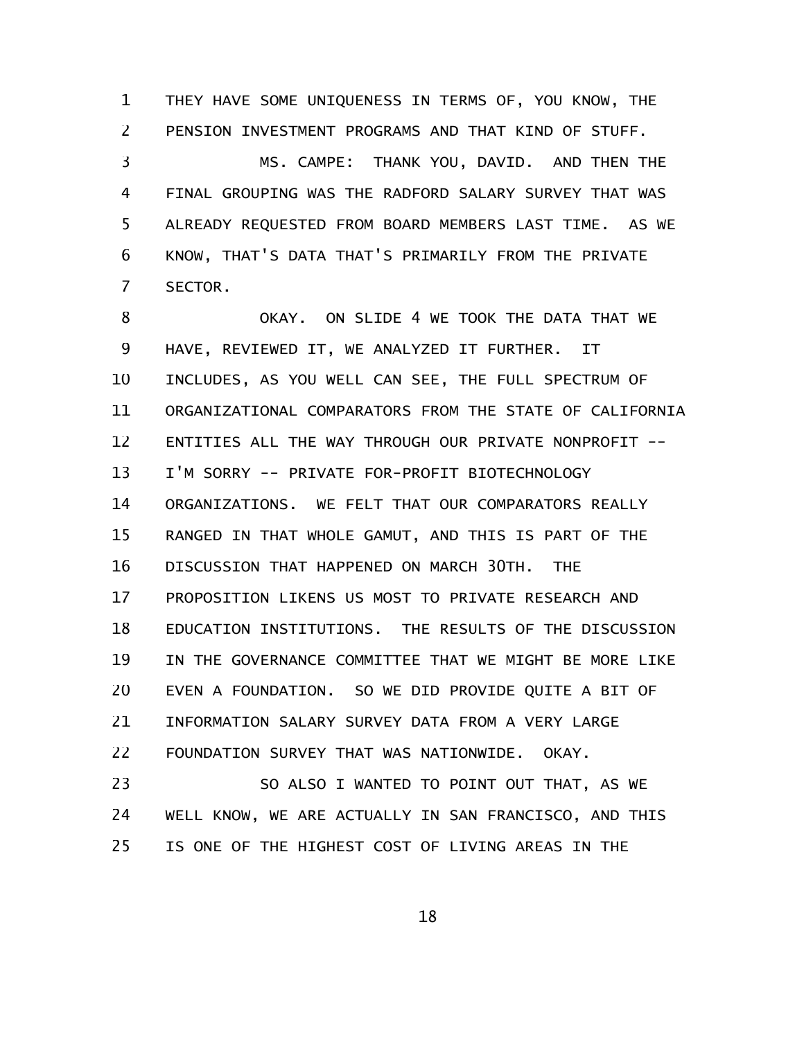THEY HAVE SOME UNIQUENESS IN TERMS OF, YOU KNOW, THE PENSION INVESTMENT PROGRAMS AND THAT KIND OF STUFF.

MS. CAMPE: THANK YOU, DAVID. AND THEN THE FINAL GROUPING WAS THE RADFORD SALARY SURVEY THAT WAS ALREADY REQUESTED FROM BOARD MEMBERS LAST TIME. AS WE KNOW, THAT'S DATA THAT'S PRIMARILY FROM THE PRIVATE SECTOR.

OKAY. ON SLIDE 4 WE TOOK THE DATA THAT WE HAVE, REVIEWED IT, WE ANALYZED IT FURTHER. IT INCLUDES, AS YOU WELL CAN SEE, THE FULL SPECTRUM OF ORGANIZATIONAL COMPARATORS FROM THE STATE OF CALIFORNIA ENTITIES ALL THE WAY THROUGH OUR PRIVATE NONPROFIT -- I'M SORRY -- PRIVATE FOR-PROFIT BIOTECHNOLOGY ORGANIZATIONS. WE FELT THAT OUR COMPARATORS REALLY RANGED IN THAT WHOLE GAMUT, AND THIS IS PART OF THE DISCUSSION THAT HAPPENED ON MARCH 30TH. THE PROPOSITION LIKENS US MOST TO PRIVATE RESEARCH AND EDUCATION INSTITUTIONS. THE RESULTS OF THE DISCUSSION IN THE GOVERNANCE COMMITTEE THAT WE MIGHT BE MORE LIKE EVEN A FOUNDATION. SO WE DID PROVIDE QUITE A BIT OF INFORMATION SALARY SURVEY DATA FROM A VERY LARGE FOUNDATION SURVEY THAT WAS NATIONWIDE. OKAY.

SO ALSO I WANTED TO POINT OUT THAT, AS WE WELL KNOW, WE ARE ACTUALLY IN SAN FRANCISCO, AND THIS IS ONE OF THE HIGHEST COST OF LIVING AREAS IN THE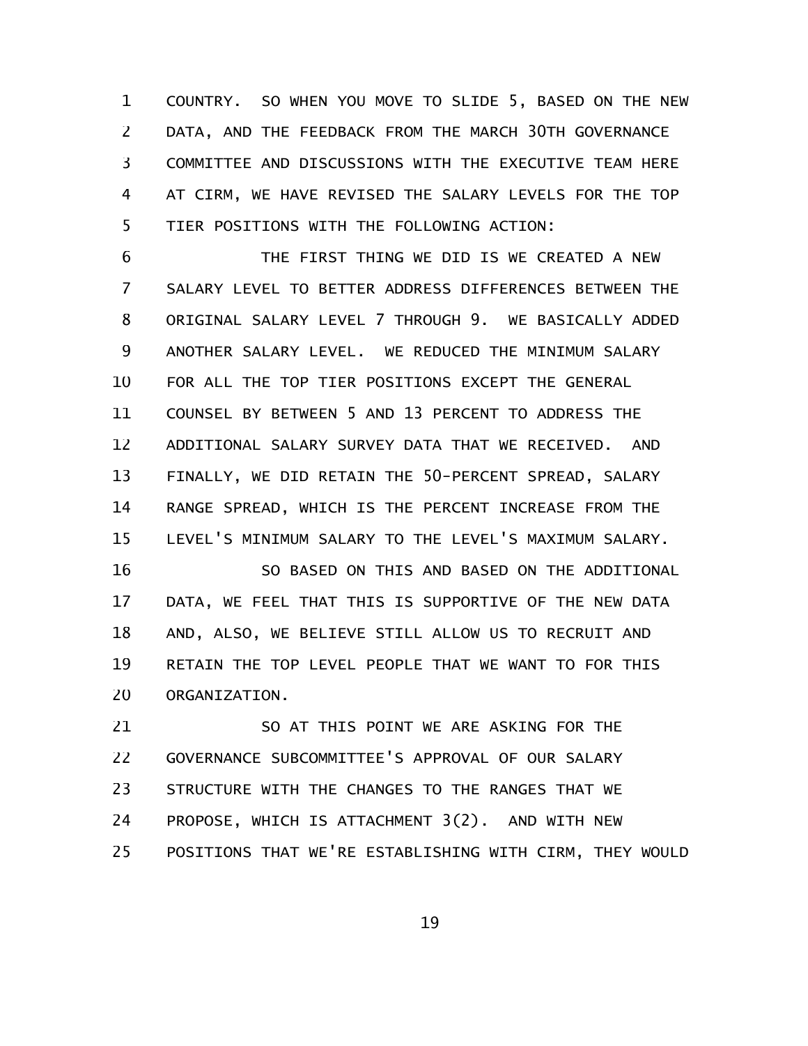COUNTRY. SO WHEN YOU MOVE TO SLIDE 5, BASED ON THE NEW DATA, AND THE FEEDBACK FROM THE MARCH 30TH GOVERNANCE COMMITTEE AND DISCUSSIONS WITH THE EXECUTIVE TEAM HERE AT CIRM, WE HAVE REVISED THE SALARY LEVELS FOR THE TOP TIER POSITIONS WITH THE FOLLOWING ACTION:

THE FIRST THING WE DID IS WE CREATED A NEW SALARY LEVEL TO BETTER ADDRESS DIFFERENCES BETWEEN THE ORIGINAL SALARY LEVEL 7 THROUGH 9. WE BASICALLY ADDED ANOTHER SALARY LEVEL. WE REDUCED THE MINIMUM SALARY FOR ALL THE TOP TIER POSITIONS EXCEPT THE GENERAL COUNSEL BY BETWEEN 5 AND 13 PERCENT TO ADDRESS THE ADDITIONAL SALARY SURVEY DATA THAT WE RECEIVED. AND FINALLY, WE DID RETAIN THE 50-PERCENT SPREAD, SALARY RANGE SPREAD, WHICH IS THE PERCENT INCREASE FROM THE LEVEL'S MINIMUM SALARY TO THE LEVEL'S MAXIMUM SALARY.

SO BASED ON THIS AND BASED ON THE ADDITIONAL DATA, WE FEEL THAT THIS IS SUPPORTIVE OF THE NEW DATA AND, ALSO, WE BELIEVE STILL ALLOW US TO RECRUIT AND RETAIN THE TOP LEVEL PEOPLE THAT WE WANT TO FOR THIS ORGANIZATION.

SO AT THIS POINT WE ARE ASKING FOR THE GOVERNANCE SUBCOMMITTEE'S APPROVAL OF OUR SALARY STRUCTURE WITH THE CHANGES TO THE RANGES THAT WE PROPOSE, WHICH IS ATTACHMENT 3(2). AND WITH NEW POSITIONS THAT WE'RE ESTABLISHING WITH CIRM, THEY WOULD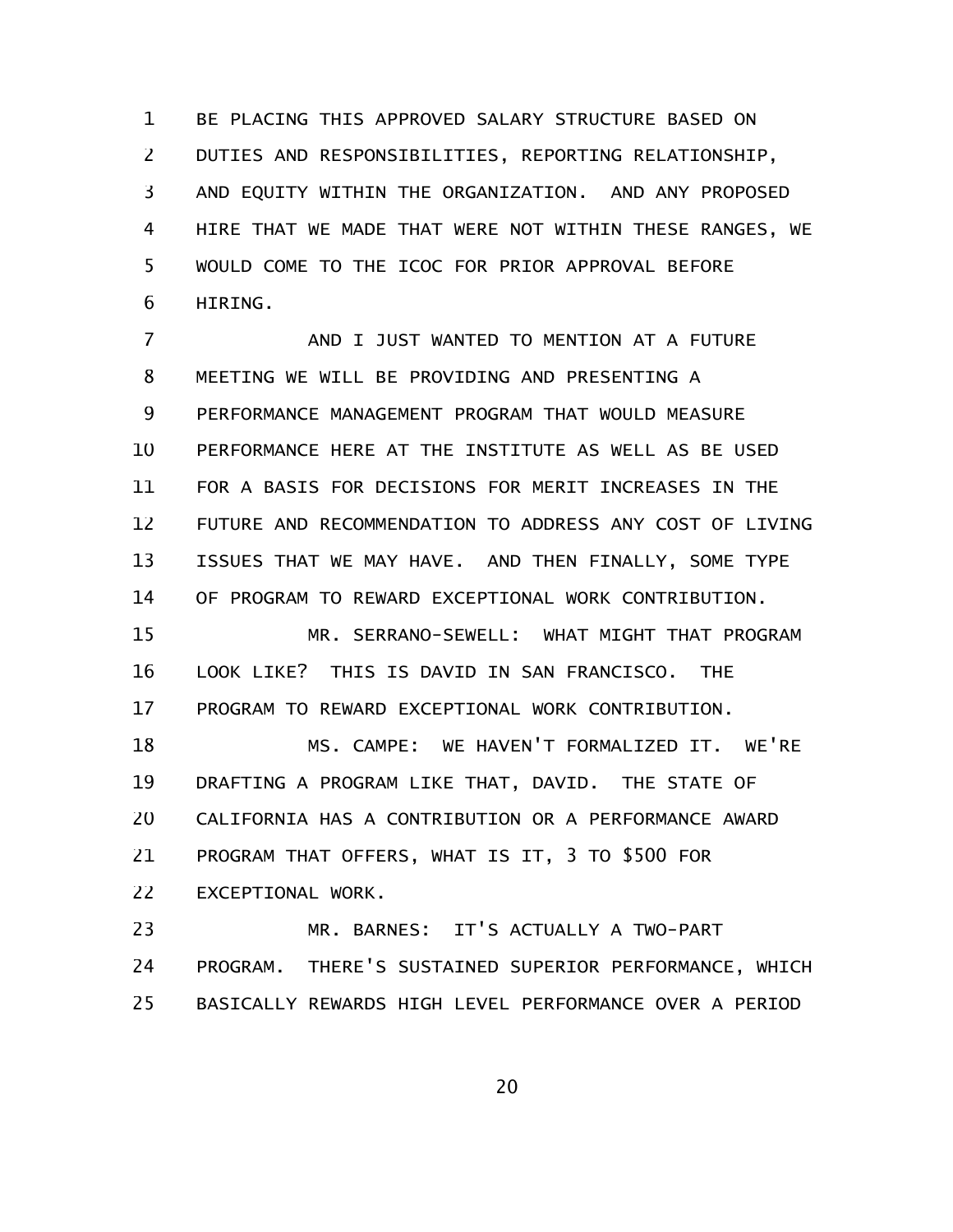BE PLACING THIS APPROVED SALARY STRUCTURE BASED ON DUTIES AND RESPONSIBILITIES, REPORTING RELATIONSHIP, AND EQUITY WITHIN THE ORGANIZATION. AND ANY PROPOSED HIRE THAT WE MADE THAT WERE NOT WITHIN THESE RANGES, WE WOULD COME TO THE ICOC FOR PRIOR APPROVAL BEFORE HIRING.

AND I JUST WANTED TO MENTION AT A FUTURE MEETING WE WILL BE PROVIDING AND PRESENTING A PERFORMANCE MANAGEMENT PROGRAM THAT WOULD MEASURE PERFORMANCE HERE AT THE INSTITUTE AS WELL AS BE USED FOR A BASIS FOR DECISIONS FOR MERIT INCREASES IN THE FUTURE AND RECOMMENDATION TO ADDRESS ANY COST OF LIVING ISSUES THAT WE MAY HAVE. AND THEN FINALLY, SOME TYPE OF PROGRAM TO REWARD EXCEPTIONAL WORK CONTRIBUTION.

MR. SERRANO-SEWELL: WHAT MIGHT THAT PROGRAM LOOK LIKE? THIS IS DAVID IN SAN FRANCISCO. THE PROGRAM TO REWARD EXCEPTIONAL WORK CONTRIBUTION.

MS. CAMPE: WE HAVEN'T FORMALIZED IT. WE'RE DRAFTING A PROGRAM LIKE THAT, DAVID. THE STATE OF CALIFORNIA HAS A CONTRIBUTION OR A PERFORMANCE AWARD PROGRAM THAT OFFERS, WHAT IS IT, 3 TO $500 FOR EXCEPTIONAL WORK.

MR. BARNES: IT'S ACTUALLY A TWO-PART PROGRAM. THERE'S SUSTAINED SUPERIOR PERFORMANCE, WHICH BASICALLY REWARDS HIGH LEVEL PERFORMANCE OVER A PERIOD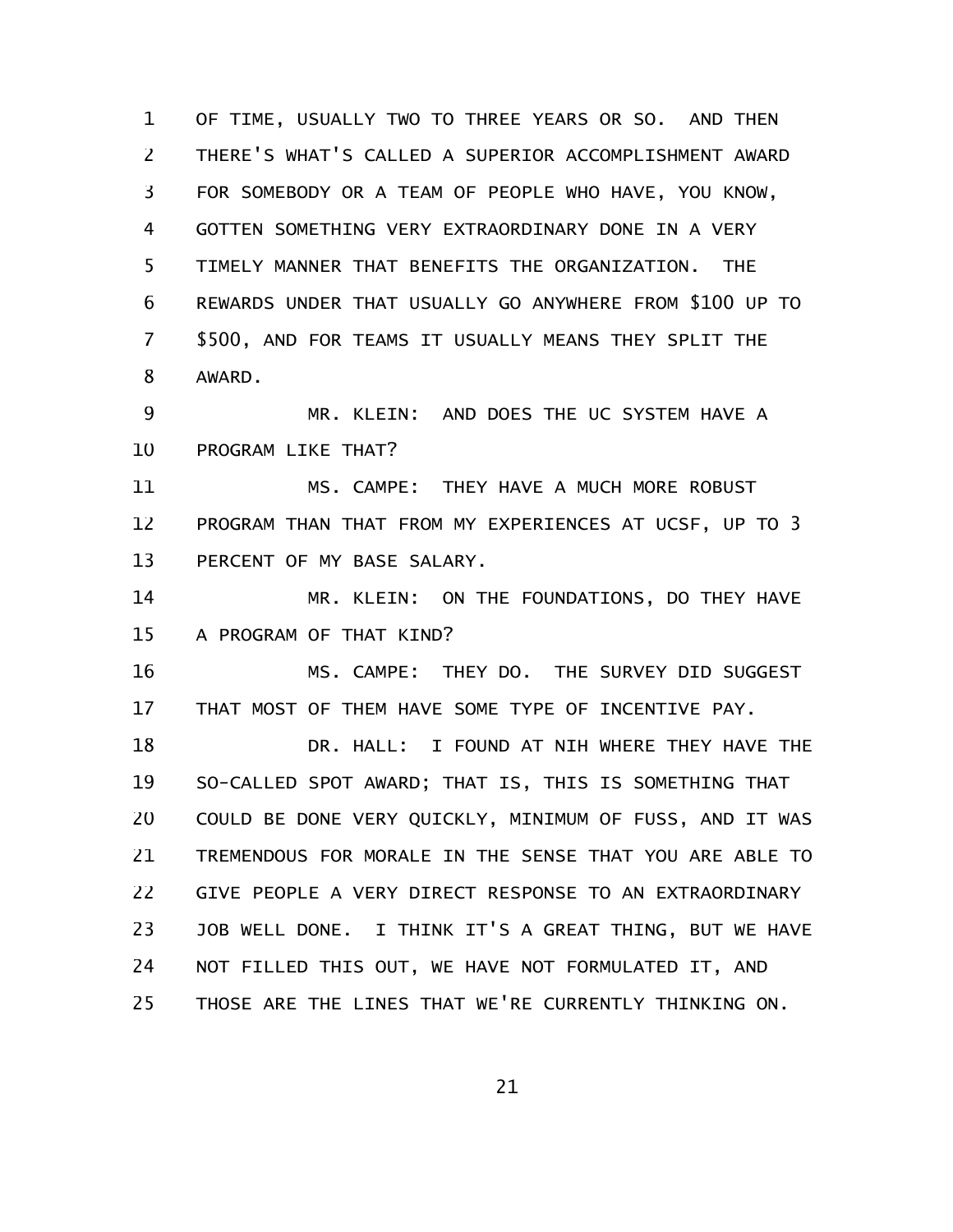OF TIME, USUALLY TWO TO THREE YEARS OR SO. AND THEN THERE'S WHAT'S CALLED A SUPERIOR ACCOMPLISHMENT AWARD FOR SOMEBODY OR A TEAM OF PEOPLE WHO HAVE, YOU KNOW, GOTTEN SOMETHING VERY EXTRAORDINARY DONE IN A VERY TIMELY MANNER THAT BENEFITS THE ORGANIZATION. THE REWARDS UNDER THAT USUALLY GO ANYWHERE FROM $100 UP TO $500, AND FOR TEAMS IT USUALLY MEANS THEY SPLIT THE AWARD.

MR. KLEIN: AND DOES THE UC SYSTEM HAVE A PROGRAM LIKE THAT?

MS. CAMPE: THEY HAVE A MUCH MORE ROBUST PROGRAM THAN THAT FROM MY EXPERIENCES AT UCSF, UP TO 3 PERCENT OF MY BASE SALARY.

MR. KLEIN: ON THE FOUNDATIONS, DO THEY HAVE A PROGRAM OF THAT KIND?

MS. CAMPE: THEY DO. THE SURVEY DID SUGGEST THAT MOST OF THEM HAVE SOME TYPE OF INCENTIVE PAY.

DR. HALL: I FOUND AT NIH WHERE THEY HAVE THE SO-CALLED SPOT AWARD; THAT IS, THIS IS SOMETHING THAT COULD BE DONE VERY QUICKLY, MINIMUM OF FUSS, AND IT WAS TREMENDOUS FOR MORALE IN THE SENSE THAT YOU ARE ABLE TO GIVE PEOPLE A VERY DIRECT RESPONSE TO AN EXTRAORDINARY JOB WELL DONE. I THINK IT'S A GREAT THING, BUT WE HAVE NOT FILLED THIS OUT, WE HAVE NOT FORMULATED IT, AND THOSE ARE THE LINES THAT WE'RE CURRENTLY THINKING ON.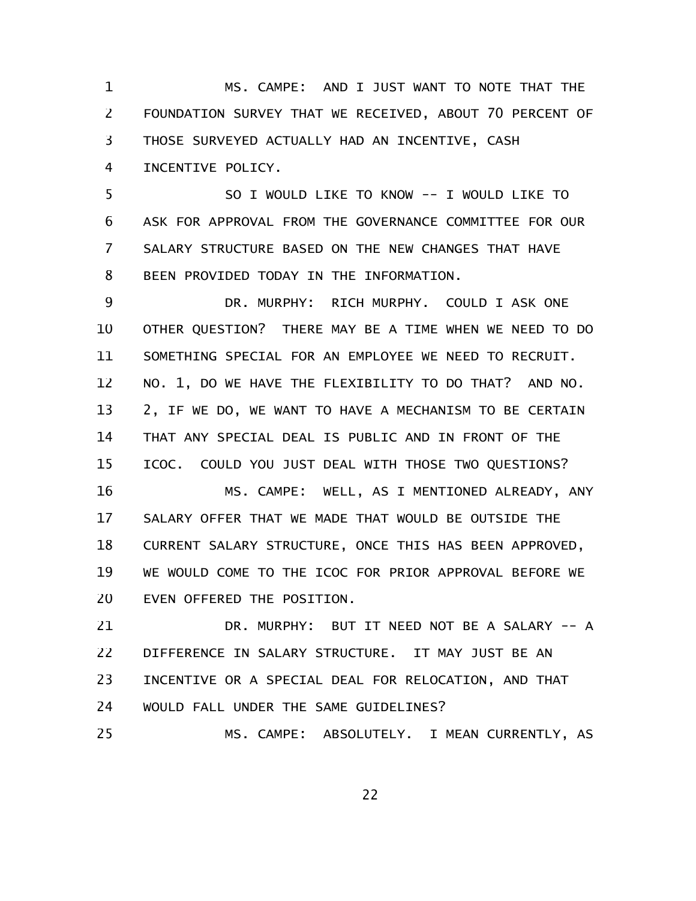MS. CAMPE: AND I JUST WANT TO NOTE THAT THE FOUNDATION SURVEY THAT WE RECEIVED, ABOUT 70 PERCENT OF THOSE SURVEYED ACTUALLY HAD AN INCENTIVE, CASH INCENTIVE POLICY.

SO I WOULD LIKE TO KNOW -- I WOULD LIKE TO ASK FOR APPROVAL FROM THE GOVERNANCE COMMITTEE FOR OUR SALARY STRUCTURE BASED ON THE NEW CHANGES THAT HAVE BEEN PROVIDED TODAY IN THE INFORMATION.

DR. MURPHY: RICH MURPHY. COULD I ASK ONE OTHER QUESTION? THERE MAY BE A TIME WHEN WE NEED TO DO SOMETHING SPECIAL FOR AN EMPLOYEE WE NEED TO RECRUIT. NO. 1, DO WE HAVE THE FLEXIBILITY TO DO THAT? AND NO. 2, IF WE DO, WE WANT TO HAVE A MECHANISM TO BE CERTAIN THAT ANY SPECIAL DEAL IS PUBLIC AND IN FRONT OF THE ICOC. COULD YOU JUST DEAL WITH THOSE TWO QUESTIONS?

MS. CAMPE: WELL, AS I MENTIONED ALREADY, ANY SALARY OFFER THAT WE MADE THAT WOULD BE OUTSIDE THE CURRENT SALARY STRUCTURE, ONCE THIS HAS BEEN APPROVED, WE WOULD COME TO THE ICOC FOR PRIOR APPROVAL BEFORE WE EVEN OFFERED THE POSITION.

DR. MURPHY: BUT IT NEED NOT BE A SALARY -- A DIFFERENCE IN SALARY STRUCTURE. IT MAY JUST BE AN INCENTIVE OR A SPECIAL DEAL FOR RELOCATION, AND THAT WOULD FALL UNDER THE SAME GUIDELINES?

MS. CAMPE: ABSOLUTELY. I MEAN CURRENTLY, AS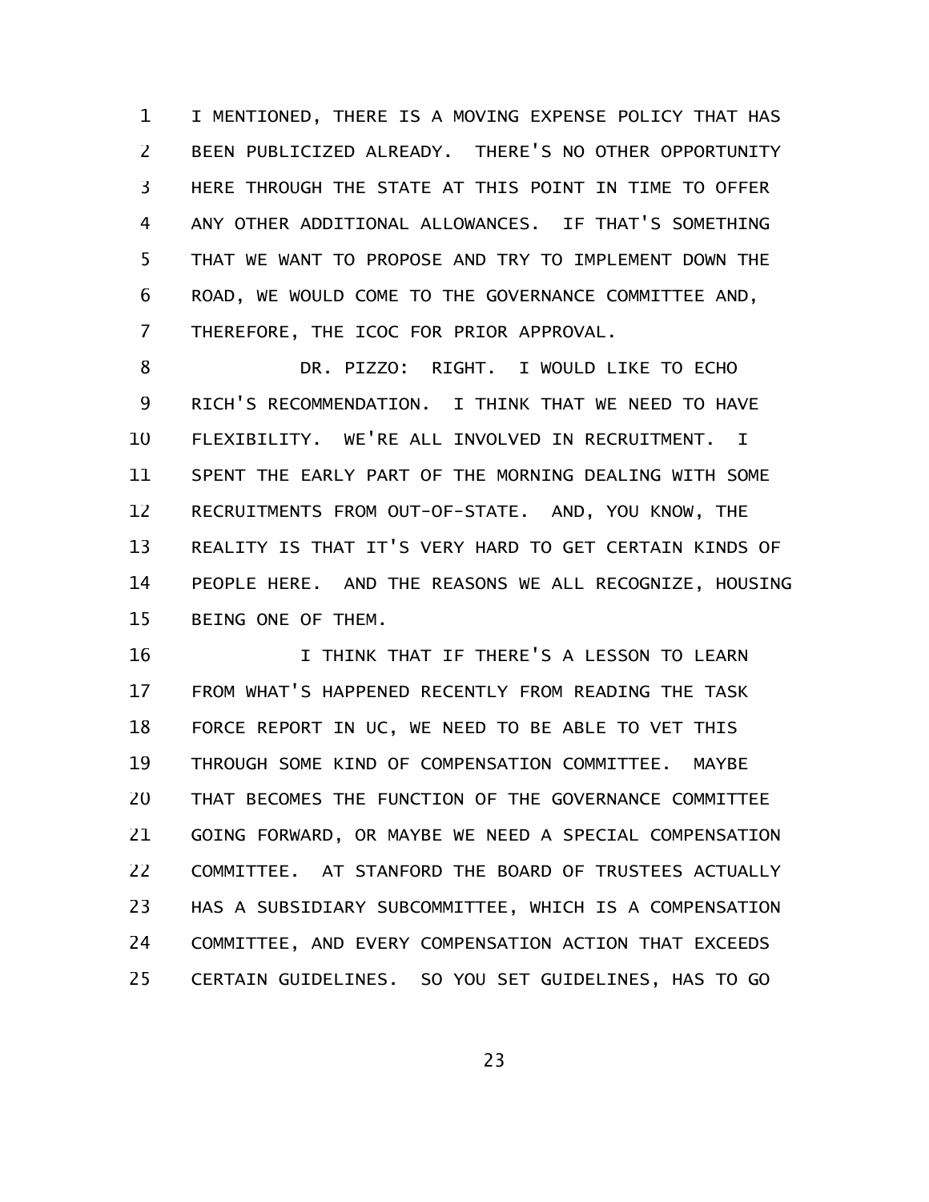I MENTIONED, THERE IS A MOVING EXPENSE POLICY THAT HAS BEEN PUBLICIZED ALREADY. THERE'S NO OTHER OPPORTUNITY HERE THROUGH THE STATE AT THIS POINT IN TIME TO OFFER ANY OTHER ADDITIONAL ALLOWANCES. IF THAT'S SOMETHING THAT WE WANT TO PROPOSE AND TRY TO IMPLEMENT DOWN THE ROAD, WE WOULD COME TO THE GOVERNANCE COMMITTEE AND, THEREFORE, THE ICOC FOR PRIOR APPROVAL.

DR. PIZZO: RIGHT. I WOULD LIKE TO ECHO RICH'S RECOMMENDATION. I THINK THAT WE NEED TO HAVE FLEXIBILITY. WE'RE ALL INVOLVED IN RECRUITMENT. I SPENT THE EARLY PART OF THE MORNING DEALING WITH SOME RECRUITMENTS FROM OUT-OF-STATE. AND, YOU KNOW, THE REALITY IS THAT IT'S VERY HARD TO GET CERTAIN KINDS OF PEOPLE HERE. AND THE REASONS WE ALL RECOGNIZE, HOUSING BEING ONE OF THEM.

I THINK THAT IF THERE'S A LESSON TO LEARN FROM WHAT'S HAPPENED RECENTLY FROM READING THE TASK FORCE REPORT IN UC, WE NEED TO BE ABLE TO VET THIS THROUGH SOME KIND OF COMPENSATION COMMITTEE. MAYBE THAT BECOMES THE FUNCTION OF THE GOVERNANCE COMMITTEE GOING FORWARD, OR MAYBE WE NEED A SPECIAL COMPENSATION COMMITTEE. AT STANFORD THE BOARD OF TRUSTEES ACTUALLY HAS A SUBSIDIARY SUBCOMMITTEE, WHICH IS A COMPENSATION COMMITTEE, AND EVERY COMPENSATION ACTION THAT EXCEEDS CERTAIN GUIDELINES. SO YOU SET GUIDELINES, HAS TO GO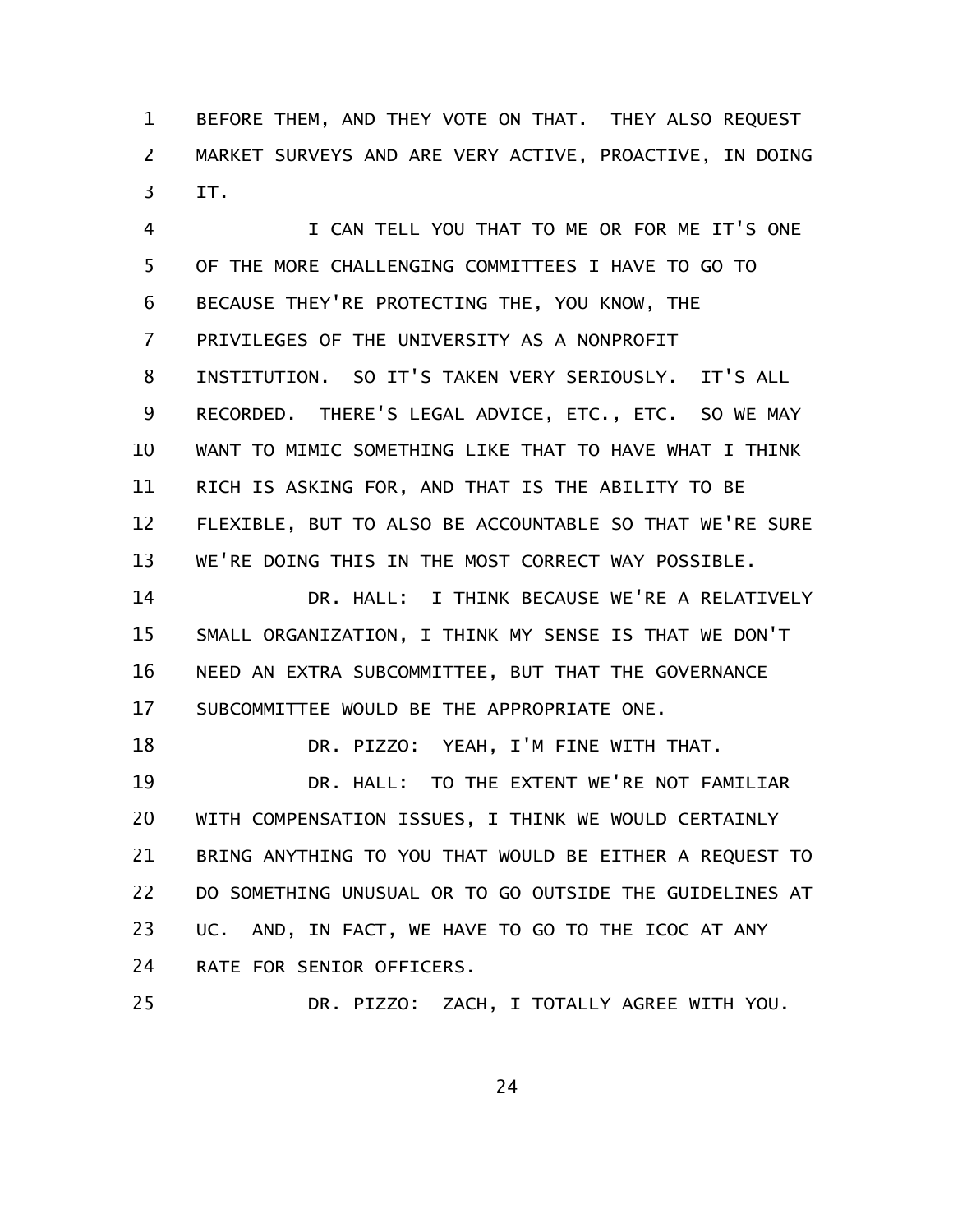BEFORE THEM, AND THEY VOTE ON THAT. THEY ALSO REQUEST MARKET SURVEYS AND ARE VERY ACTIVE, PROACTIVE, IN DOING IT.

I CAN TELL YOU THAT TO ME OR FOR ME IT'S ONE OF THE MORE CHALLENGING COMMITTEES I HAVE TO GO TO BECAUSE THEY'RE PROTECTING THE, YOU KNOW, THE PRIVILEGES OF THE UNIVERSITY AS A NONPROFIT INSTITUTION. SO IT'S TAKEN VERY SERIOUSLY. IT'S ALL RECORDED. THERE'S LEGAL ADVICE, ETC., ETC. SO WE MAY WANT TO MIMIC SOMETHING LIKE THAT TO HAVE WHAT I THINK RICH IS ASKING FOR, AND THAT IS THE ABILITY TO BE FLEXIBLE, BUT TO ALSO BE ACCOUNTABLE SO THAT WE'RE SURE WE'RE DOING THIS IN THE MOST CORRECT WAY POSSIBLE.

DR. HALL: I THINK BECAUSE WE'RE A RELATIVELY SMALL ORGANIZATION, I THINK MY SENSE IS THAT WE DON'T NEED AN EXTRA SUBCOMMITTEE, BUT THAT THE GOVERNANCE SUBCOMMITTEE WOULD BE THE APPROPRIATE ONE.

DR. PIZZO: YEAH, I'M FINE WITH THAT.

DR. HALL: TO THE EXTENT WE'RE NOT FAMILIAR WITH COMPENSATION ISSUES, I THINK WE WOULD CERTAINLY BRING ANYTHING TO YOU THAT WOULD BE EITHER A REQUEST TO DO SOMETHING UNUSUAL OR TO GO OUTSIDE THE GUIDELINES AT UC. AND, IN FACT, WE HAVE TO GO TO THE ICOC AT ANY RATE FOR SENIOR OFFICERS.

DR. PIZZO: ZACH, I TOTALLY AGREE WITH YOU.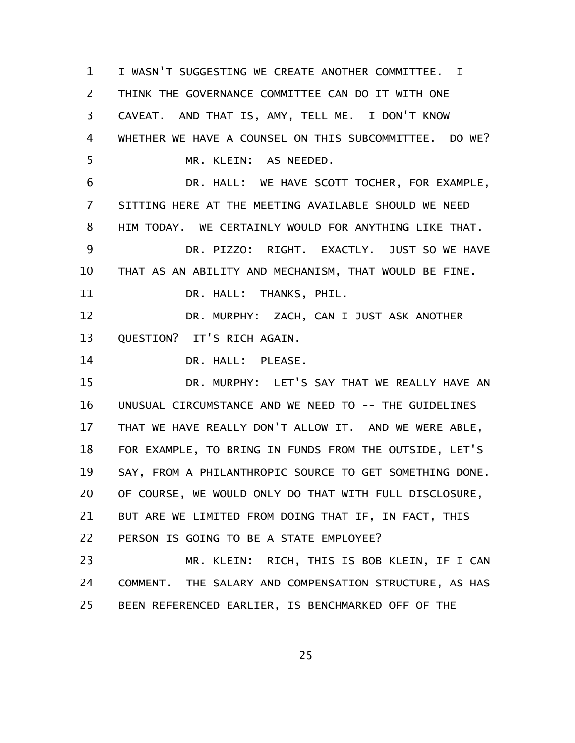I WASN'T SUGGESTING WE CREATE ANOTHER COMMITTEE. I THINK THE GOVERNANCE COMMITTEE CAN DO IT WITH ONE CAVEAT. AND THAT IS, AMY, TELL ME. I DON'T KNOW WHETHER WE HAVE A COUNSEL ON THIS SUBCOMMITTEE. DO WE?

MR. KLEIN: AS NEEDED.

DR. HALL: WE HAVE SCOTT TOCHER, FOR EXAMPLE, SITTING HERE AT THE MEETING AVAILABLE SHOULD WE NEED HIM TODAY. WE CERTAINLY WOULD FOR ANYTHING LIKE THAT.

DR. PIZZO: RIGHT. EXACTLY. JUST SO WE HAVE THAT AS AN ABILITY AND MECHANISM, THAT WOULD BE FINE.

DR. HALL: THANKS, PHIL.

DR. MURPHY: ZACH, CAN I JUST ASK ANOTHER QUESTION? IT'S RICH AGAIN.

DR. HALL: PLEASE.

DR. MURPHY: LET'S SAY THAT WE REALLY HAVE AN UNUSUAL CIRCUMSTANCE AND WE NEED TO -- THE GUIDELINES THAT WE HAVE REALLY DON'T ALLOW IT. AND WE WERE ABLE, FOR EXAMPLE, TO BRING IN FUNDS FROM THE OUTSIDE, LET'S SAY, FROM A PHILANTHROPIC SOURCE TO GET SOMETHING DONE. OF COURSE, WE WOULD ONLY DO THAT WITH FULL DISCLOSURE, BUT ARE WE LIMITED FROM DOING THAT IF, IN FACT, THIS PERSON IS GOING TO BE A STATE EMPLOYEE?

MR. KLEIN: RICH, THIS IS BOB KLEIN, IF I CAN COMMENT. THE SALARY AND COMPENSATION STRUCTURE, AS HAS BEEN REFERENCED EARLIER, IS BENCHMARKED OFF OF THE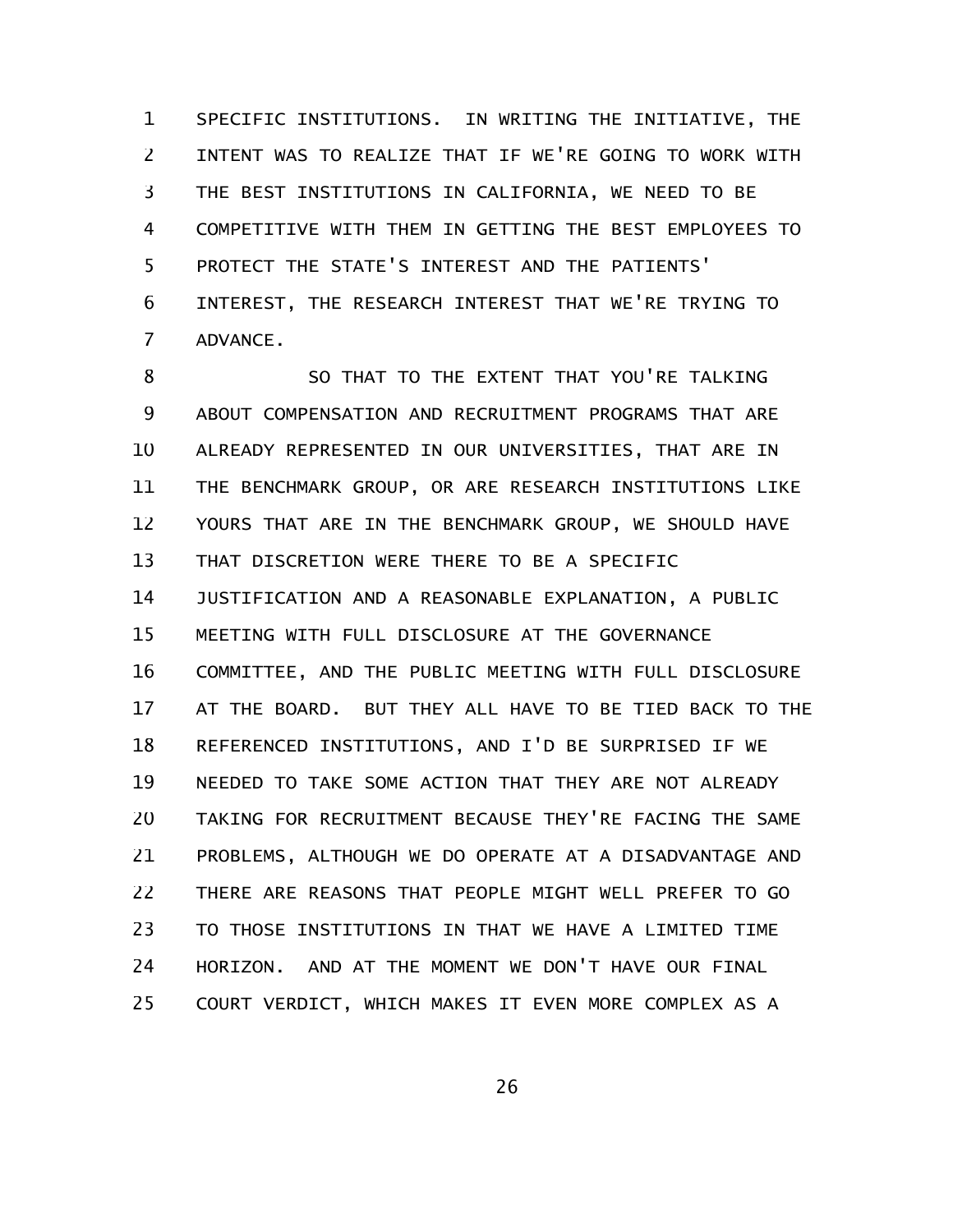SPECIFIC INSTITUTIONS. IN WRITING THE INITIATIVE, THE INTENT WAS TO REALIZE THAT IF WE'RE GOING TO WORK WITH THE BEST INSTITUTIONS IN CALIFORNIA, WE NEED TO BE COMPETITIVE WITH THEM IN GETTING THE BEST EMPLOYEES TO PROTECT THE STATE'S INTEREST AND THE PATIENTS' INTEREST, THE RESEARCH INTEREST THAT WE'RE TRYING TO ADVANCE.

SO THAT TO THE EXTENT THAT YOU'RE TALKING ABOUT COMPENSATION AND RECRUITMENT PROGRAMS THAT ARE ALREADY REPRESENTED IN OUR UNIVERSITIES, THAT ARE IN THE BENCHMARK GROUP, OR ARE RESEARCH INSTITUTIONS LIKE YOURS THAT ARE IN THE BENCHMARK GROUP, WE SHOULD HAVE THAT DISCRETION WERE THERE TO BE A SPECIFIC JUSTIFICATION AND A REASONABLE EXPLANATION, A PUBLIC MEETING WITH FULL DISCLOSURE AT THE GOVERNANCE COMMITTEE, AND THE PUBLIC MEETING WITH FULL DISCLOSURE AT THE BOARD. BUT THEY ALL HAVE TO BE TIED BACK TO THE REFERENCED INSTITUTIONS, AND I'D BE SURPRISED IF WE NEEDED TO TAKE SOME ACTION THAT THEY ARE NOT ALREADY TAKING FOR RECRUITMENT BECAUSE THEY'RE FACING THE SAME PROBLEMS, ALTHOUGH WE DO OPERATE AT A DISADVANTAGE AND THERE ARE REASONS THAT PEOPLE MIGHT WELL PREFER TO GO TO THOSE INSTITUTIONS IN THAT WE HAVE A LIMITED TIME HORIZON. AND AT THE MOMENT WE DON'T HAVE OUR FINAL COURT VERDICT, WHICH MAKES IT EVEN MORE COMPLEX AS A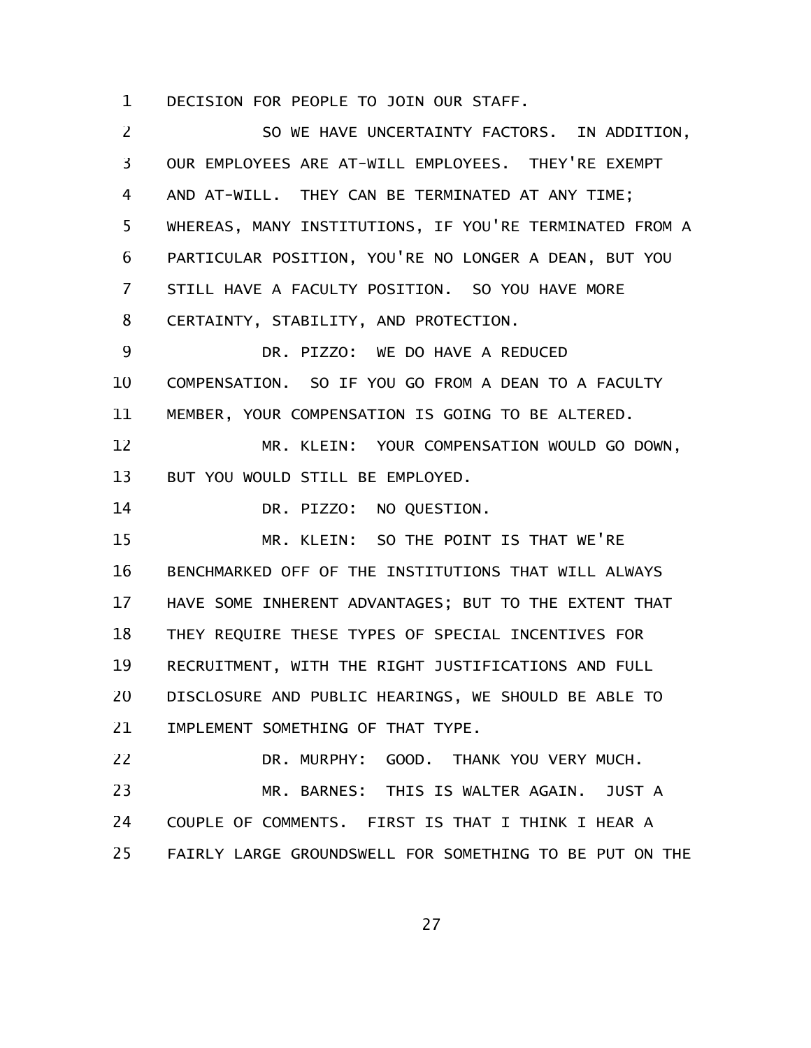DECISION FOR PEOPLE TO JOIN OUR STAFF.

SO WE HAVE UNCERTAINTY FACTORS. IN ADDITION, OUR EMPLOYEES ARE AT-WILL EMPLOYEES. THEY'RE EXEMPT AND AT-WILL. THEY CAN BE TERMINATED AT ANY TIME; WHEREAS, MANY INSTITUTIONS, IF YOU'RE TERMINATED FROM A PARTICULAR POSITION, YOU'RE NO LONGER A DEAN, BUT YOU STILL HAVE A FACULTY POSITION. SO YOU HAVE MORE CERTAINTY, STABILITY, AND PROTECTION.

DR. PIZZO: WE DO HAVE A REDUCED COMPENSATION. SO IF YOU GO FROM A DEAN TO A FACULTY MEMBER, YOUR COMPENSATION IS GOING TO BE ALTERED.

MR. KLEIN: YOUR COMPENSATION WOULD GO DOWN, BUT YOU WOULD STILL BE EMPLOYED.

DR. PIZZO: NO QUESTION.

MR. KLEIN: SO THE POINT IS THAT WE'RE BENCHMARKED OFF OF THE INSTITUTIONS THAT WILL ALWAYS HAVE SOME INHERENT ADVANTAGES; BUT TO THE EXTENT THAT THEY REQUIRE THESE TYPES OF SPECIAL INCENTIVES FOR RECRUITMENT, WITH THE RIGHT JUSTIFICATIONS AND FULL DISCLOSURE AND PUBLIC HEARINGS, WE SHOULD BE ABLE TO IMPLEMENT SOMETHING OF THAT TYPE.

DR. MURPHY: GOOD. THANK YOU VERY MUCH.

MR. BARNES: THIS IS WALTER AGAIN. JUST A COUPLE OF COMMENTS. FIRST IS THAT I THINK I HEAR A FAIRLY LARGE GROUNDSWELL FOR SOMETHING TO BE PUT ON THE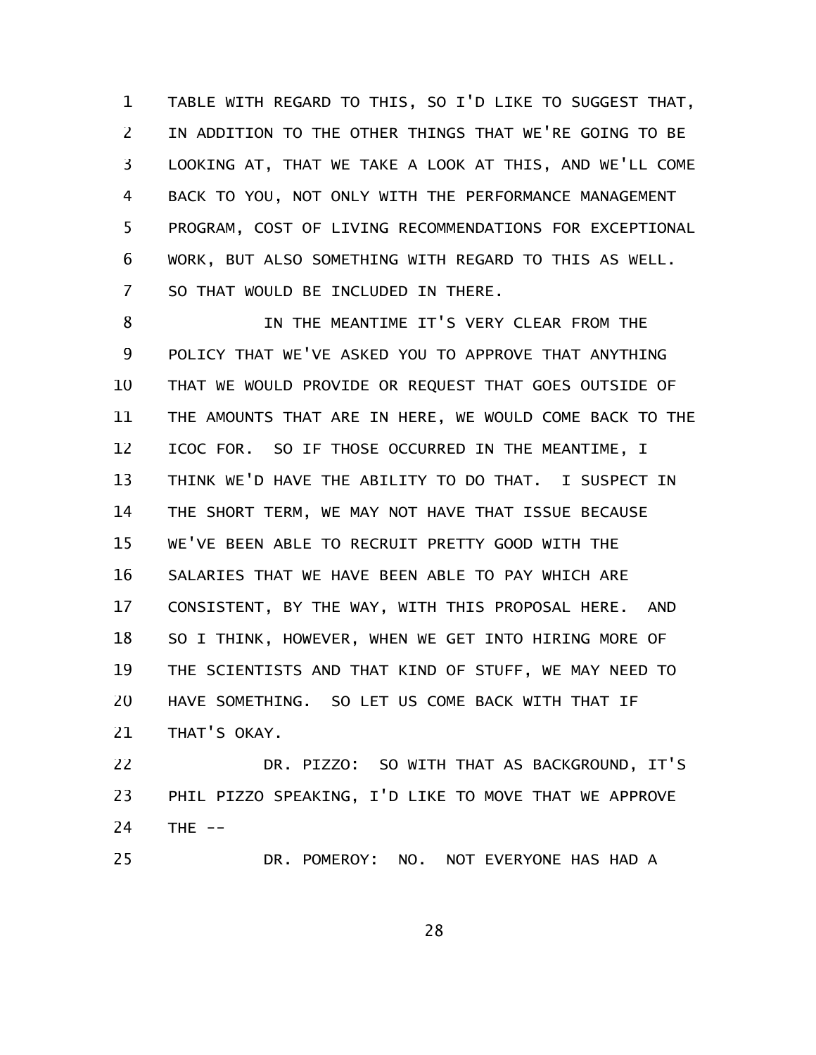TABLE WITH REGARD TO THIS, SO I'D LIKE TO SUGGEST THAT, IN ADDITION TO THE OTHER THINGS THAT WE'RE GOING TO BE LOOKING AT, THAT WE TAKE A LOOK AT THIS, AND WE'LL COME BACK TO YOU, NOT ONLY WITH THE PERFORMANCE MANAGEMENT PROGRAM, COST OF LIVING RECOMMENDATIONS FOR EXCEPTIONAL WORK, BUT ALSO SOMETHING WITH REGARD TO THIS AS WELL. SO THAT WOULD BE INCLUDED IN THERE.

IN THE MEANTIME IT'S VERY CLEAR FROM THE POLICY THAT WE'VE ASKED YOU TO APPROVE THAT ANYTHING THAT WE WOULD PROVIDE OR REQUEST THAT GOES OUTSIDE OF THE AMOUNTS THAT ARE IN HERE, WE WOULD COME BACK TO THE ICOC FOR. SO IF THOSE OCCURRED IN THE MEANTIME, I THINK WE'D HAVE THE ABILITY TO DO THAT. I SUSPECT IN THE SHORT TERM, WE MAY NOT HAVE THAT ISSUE BECAUSE WE'VE BEEN ABLE TO RECRUIT PRETTY GOOD WITH THE SALARIES THAT WE HAVE BEEN ABLE TO PAY WHICH ARE CONSISTENT, BY THE WAY, WITH THIS PROPOSAL HERE. AND SO I THINK, HOWEVER, WHEN WE GET INTO HIRING MORE OF THE SCIENTISTS AND THAT KIND OF STUFF, WE MAY NEED TO HAVE SOMETHING. SO LET US COME BACK WITH THAT IF THAT'S OKAY.

DR. PIZZO: SO WITH THAT AS BACKGROUND, IT'S PHIL PIZZO SPEAKING, I'D LIKE TO MOVE THAT WE APPROVE THE --

DR. POMEROY: NO. NOT EVERYONE HAS HAD A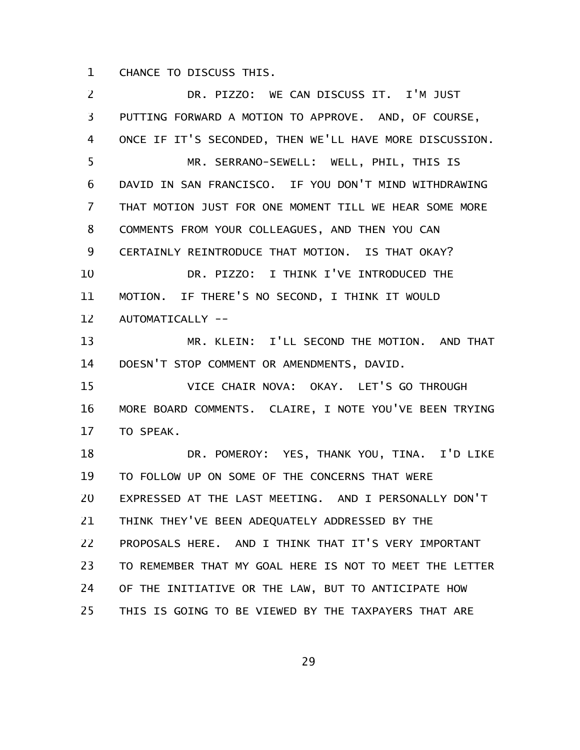CHANCE TO DISCUSS THIS.

DR. PIZZO: WE CAN DISCUSS IT. I'M JUST PUTTING FORWARD A MOTION TO APPROVE. AND, OF COURSE, ONCE IF IT'S SECONDED, THEN WE'LL HAVE MORE DISCUSSION.

MR. SERRANO-SEWELL: WELL, PHIL, THIS IS DAVID IN SAN FRANCISCO. IF YOU DON'T MIND WITHDRAWING THAT MOTION JUST FOR ONE MOMENT TILL WE HEAR SOME MORE COMMENTS FROM YOUR COLLEAGUES, AND THEN YOU CAN CERTAINLY REINTRODUCE THAT MOTION. IS THAT OKAY?

DR. PIZZO: I THINK I'VE INTRODUCED THE MOTION. IF THERE'S NO SECOND, I THINK IT WOULD AUTOMATICALLY --

MR. KLEIN: I'LL SECOND THE MOTION. AND THAT DOESN'T STOP COMMENT OR AMENDMENTS, DAVID.

VICE CHAIR NOVA: OKAY. LET'S GO THROUGH MORE BOARD COMMENTS. CLAIRE, I NOTE YOU'VE BEEN TRYING TO SPEAK.

DR. POMEROY: YES, THANK YOU, TINA. I'D LIKE TO FOLLOW UP ON SOME OF THE CONCERNS THAT WERE EXPRESSED AT THE LAST MEETING. AND I PERSONALLY DON'T THINK THEY'VE BEEN ADEQUATELY ADDRESSED BY THE PROPOSALS HERE. AND I THINK THAT IT'S VERY IMPORTANT TO REMEMBER THAT MY GOAL HERE IS NOT TO MEET THE LETTER OF THE INITIATIVE OR THE LAW, BUT TO ANTICIPATE HOW THIS IS GOING TO BE VIEWED BY THE TAXPAYERS THAT ARE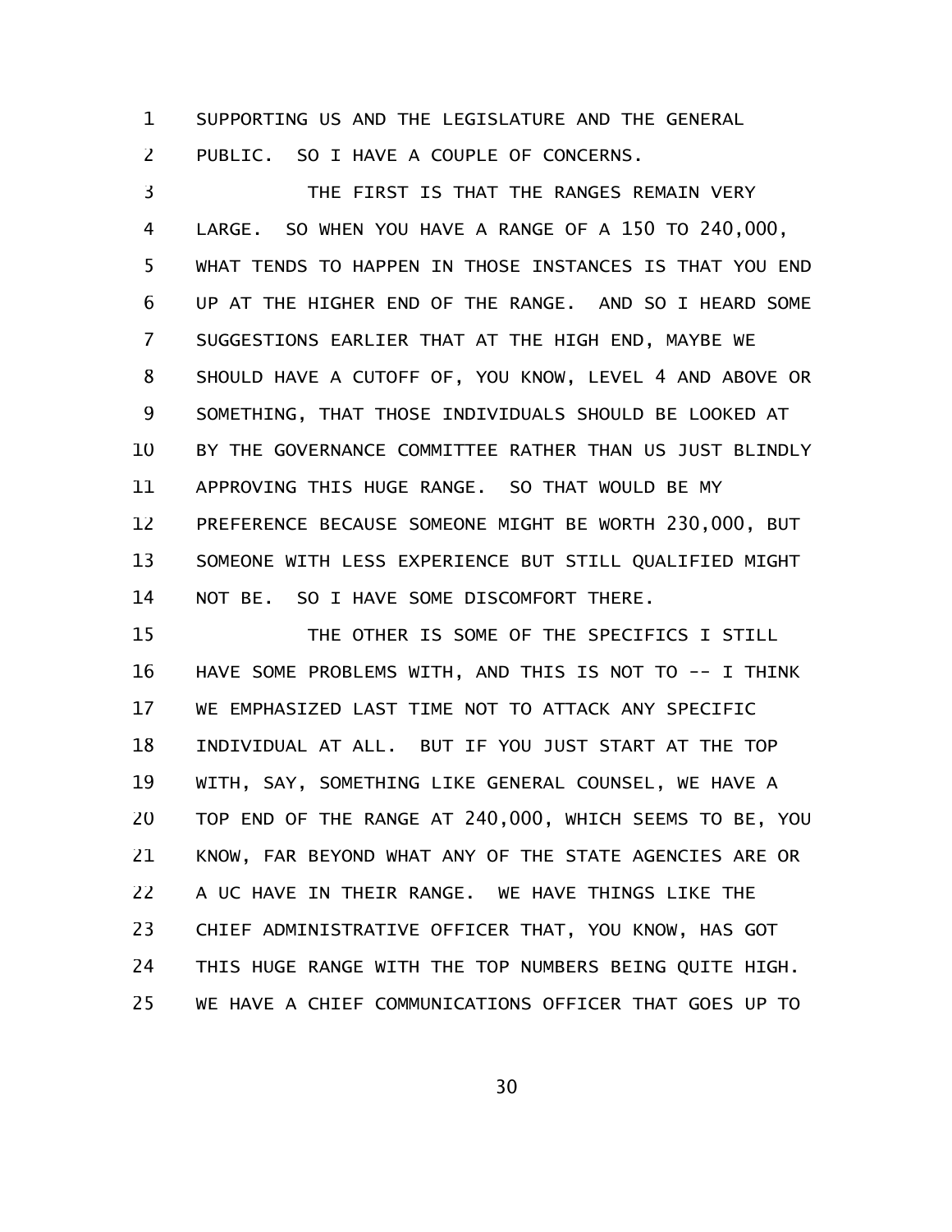SUPPORTING US AND THE LEGISLATURE AND THE GENERAL PUBLIC. SO I HAVE A COUPLE OF CONCERNS.

THE FIRST IS THAT THE RANGES REMAIN VERY LARGE. SO WHEN YOU HAVE A RANGE OF A 150 TO 240,000, WHAT TENDS TO HAPPEN IN THOSE INSTANCES IS THAT YOU END UP AT THE HIGHER END OF THE RANGE. AND SO I HEARD SOME SUGGESTIONS EARLIER THAT AT THE HIGH END, MAYBE WE SHOULD HAVE A CUTOFF OF, YOU KNOW, LEVEL 4 AND ABOVE OR SOMETHING, THAT THOSE INDIVIDUALS SHOULD BE LOOKED AT BY THE GOVERNANCE COMMITTEE RATHER THAN US JUST BLINDLY APPROVING THIS HUGE RANGE. SO THAT WOULD BE MY PREFERENCE BECAUSE SOMEONE MIGHT BE WORTH 230,000, BUT SOMEONE WITH LESS EXPERIENCE BUT STILL QUALIFIED MIGHT NOT BE. SO I HAVE SOME DISCOMFORT THERE.

THE OTHER IS SOME OF THE SPECIFICS I STILL HAVE SOME PROBLEMS WITH, AND THIS IS NOT TO -- I THINK WE EMPHASIZED LAST TIME NOT TO ATTACK ANY SPECIFIC INDIVIDUAL AT ALL. BUT IF YOU JUST START AT THE TOP WITH, SAY, SOMETHING LIKE GENERAL COUNSEL, WE HAVE A TOP END OF THE RANGE AT 240,000, WHICH SEEMS TO BE, YOU KNOW, FAR BEYOND WHAT ANY OF THE STATE AGENCIES ARE OR A UC HAVE IN THEIR RANGE. WE HAVE THINGS LIKE THE CHIEF ADMINISTRATIVE OFFICER THAT, YOU KNOW, HAS GOT THIS HUGE RANGE WITH THE TOP NUMBERS BEING QUITE HIGH. WE HAVE A CHIEF COMMUNICATIONS OFFICER THAT GOES UP TO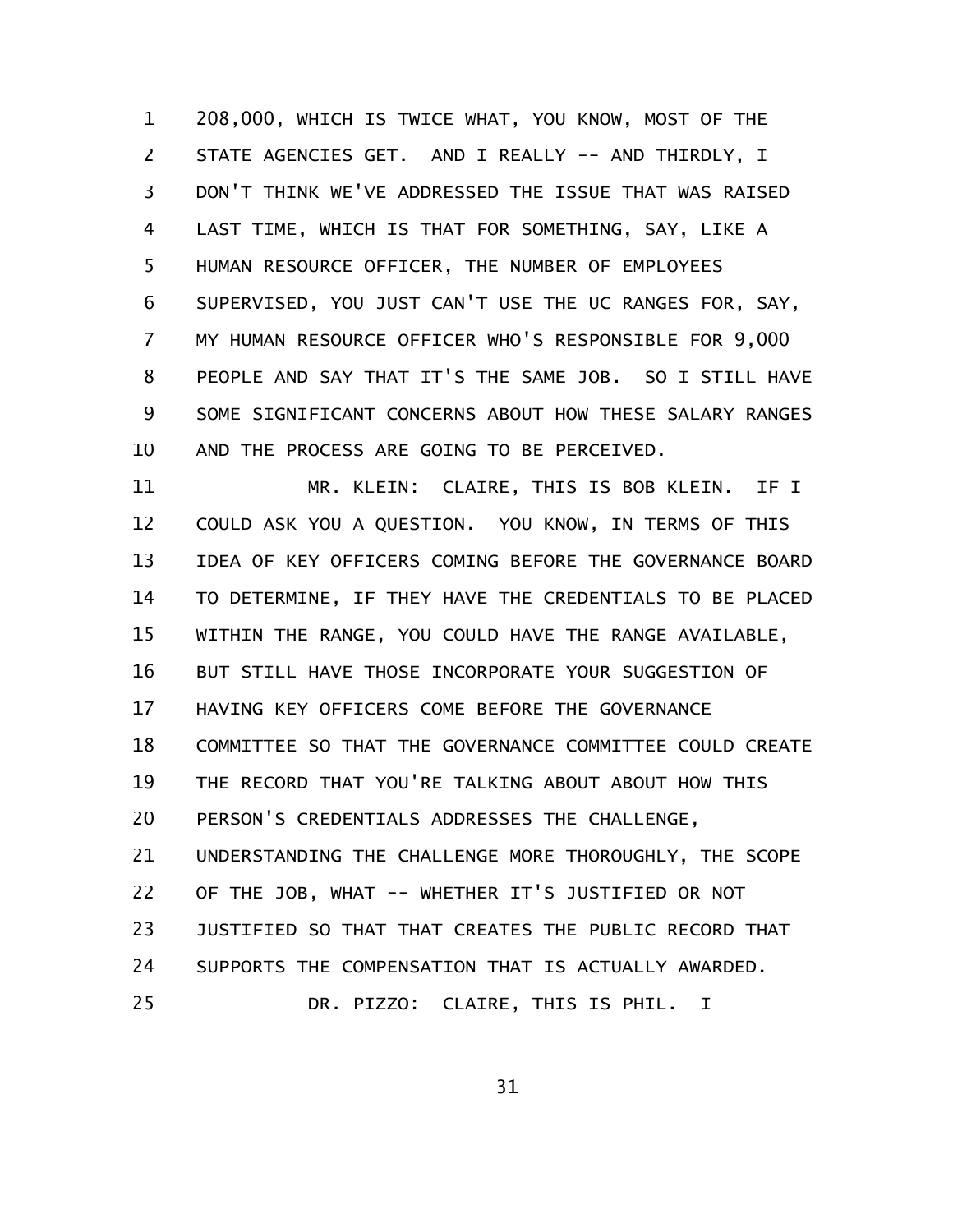208,000, WHICH IS TWICE WHAT, YOU KNOW, MOST OF THE STATE AGENCIES GET. AND I REALLY -- AND THIRDLY, I DON'T THINK WE'VE ADDRESSED THE ISSUE THAT WAS RAISED LAST TIME, WHICH IS THAT FOR SOMETHING, SAY, LIKE A HUMAN RESOURCE OFFICER, THE NUMBER OF EMPLOYEES SUPERVISED, YOU JUST CAN'T USE THE UC RANGES FOR, SAY, MY HUMAN RESOURCE OFFICER WHO'S RESPONSIBLE FOR 9,000 PEOPLE AND SAY THAT IT'S THE SAME JOB. SO I STILL HAVE SOME SIGNIFICANT CONCERNS ABOUT HOW THESE SALARY RANGES AND THE PROCESS ARE GOING TO BE PERCEIVED.

MR. KLEIN: CLAIRE, THIS IS BOB KLEIN. IF I COULD ASK YOU A QUESTION. YOU KNOW, IN TERMS OF THIS IDEA OF KEY OFFICERS COMING BEFORE THE GOVERNANCE BOARD TO DETERMINE, IF THEY HAVE THE CREDENTIALS TO BE PLACED WITHIN THE RANGE, YOU COULD HAVE THE RANGE AVAILABLE, BUT STILL HAVE THOSE INCORPORATE YOUR SUGGESTION OF HAVING KEY OFFICERS COME BEFORE THE GOVERNANCE COMMITTEE SO THAT THE GOVERNANCE COMMITTEE COULD CREATE THE RECORD THAT YOU'RE TALKING ABOUT ABOUT HOW THIS PERSON'S CREDENTIALS ADDRESSES THE CHALLENGE, UNDERSTANDING THE CHALLENGE MORE THOROUGHLY, THE SCOPE OF THE JOB, WHAT -- WHETHER IT'S JUSTIFIED OR NOT JUSTIFIED SO THAT THAT CREATES THE PUBLIC RECORD THAT SUPPORTS THE COMPENSATION THAT IS ACTUALLY AWARDED.

DR. PIZZO: CLAIRE, THIS IS PHIL. I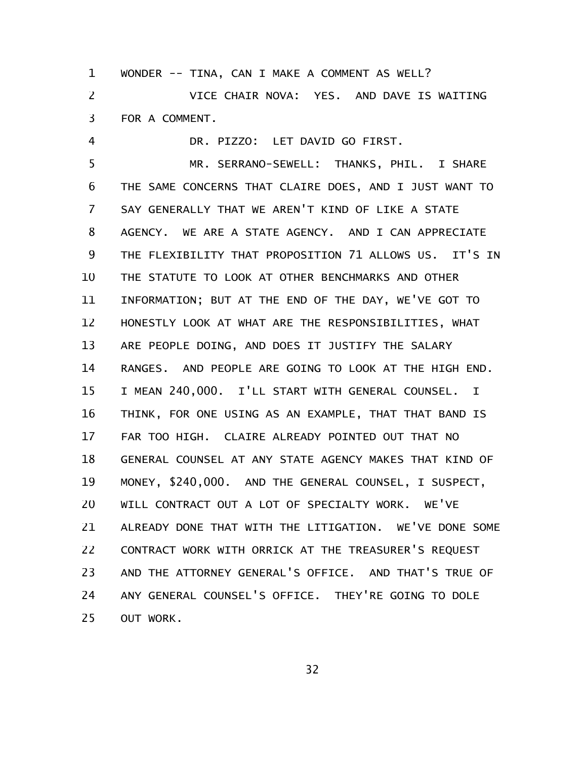WONDER -- TINA, CAN I MAKE A COMMENT AS WELL?

VICE CHAIR NOVA: YES. AND DAVE IS WAITING FOR A COMMENT.

DR. PIZZO: LET DAVID GO FIRST.

MR. SERRANO-SEWELL: THANKS, PHIL. I SHARE THE SAME CONCERNS THAT CLAIRE DOES, AND I JUST WANT TO SAY GENERALLY THAT WE AREN'T KIND OF LIKE A STATE AGENCY. WE ARE A STATE AGENCY. AND I CAN APPRECIATE THE FLEXIBILITY THAT PROPOSITION 71 ALLOWS US. IT'S IN THE STATUTE TO LOOK AT OTHER BENCHMARKS AND OTHER INFORMATION; BUT AT THE END OF THE DAY, WE'VE GOT TO HONESTLY LOOK AT WHAT ARE THE RESPONSIBILITIES, WHAT ARE PEOPLE DOING, AND DOES IT JUSTIFY THE SALARY RANGES. AND PEOPLE ARE GOING TO LOOK AT THE HIGH END. I MEAN 240,000. I'LL START WITH GENERAL COUNSEL. I THINK, FOR ONE USING AS AN EXAMPLE, THAT THAT BAND IS FAR TOO HIGH. CLAIRE ALREADY POINTED OUT THAT NO GENERAL COUNSEL AT ANY STATE AGENCY MAKES THAT KIND OF MONEY, $240,000. AND THE GENERAL COUNSEL, I SUSPECT, WILL CONTRACT OUT A LOT OF SPECIALTY WORK. WE'VE ALREADY DONE THAT WITH THE LITIGATION. WE'VE DONE SOME CONTRACT WORK WITH ORRICK AT THE TREASURER'S REQUEST AND THE ATTORNEY GENERAL'S OFFICE. AND THAT'S TRUE OF ANY GENERAL COUNSEL'S OFFICE. THEY'RE GOING TO DOLE OUT WORK.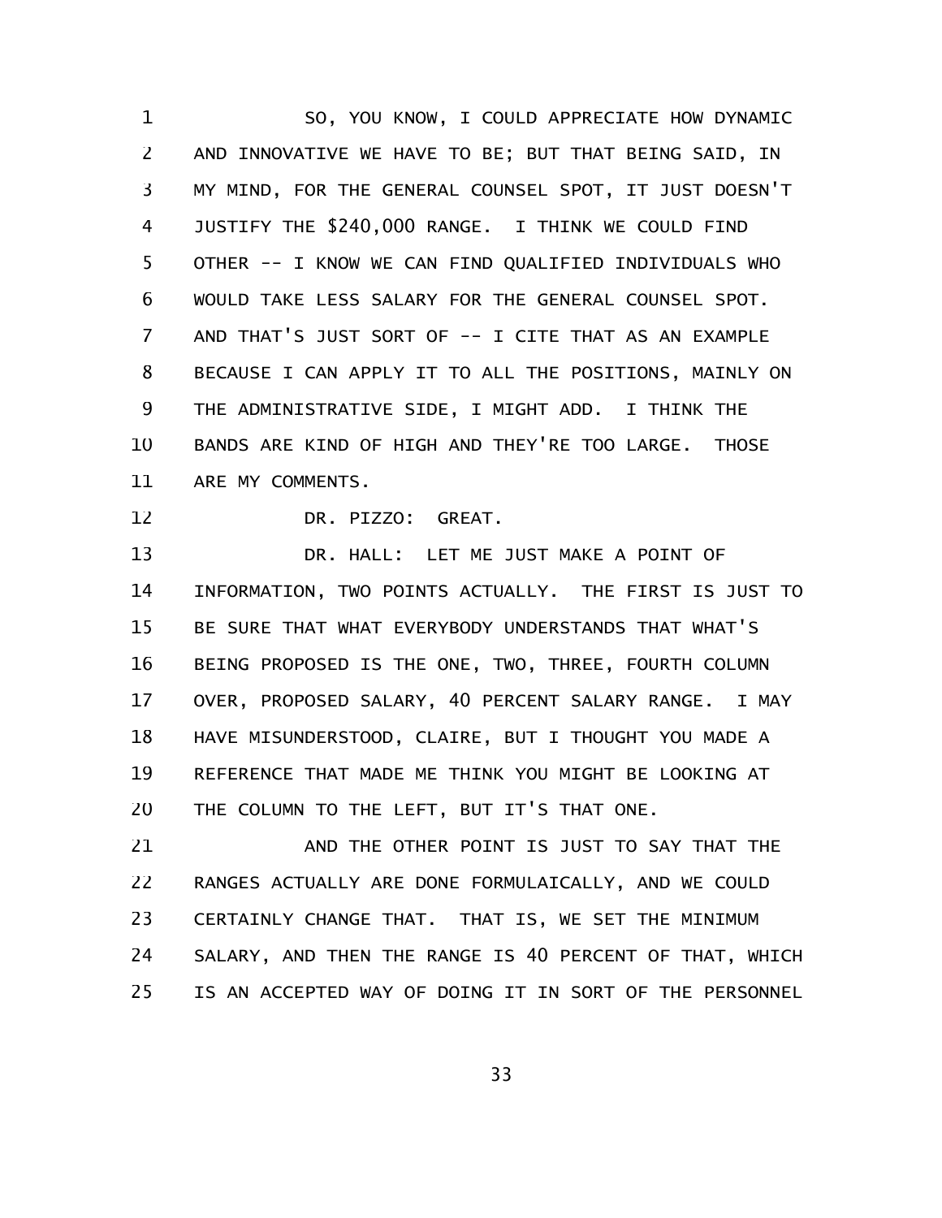SO, YOU KNOW, I COULD APPRECIATE HOW DYNAMIC AND INNOVATIVE WE HAVE TO BE; BUT THAT BEING SAID, IN MY MIND, FOR THE GENERAL COUNSEL SPOT, IT JUST DOESN'T JUSTIFY THE $240,000 RANGE. I THINK WE COULD FIND OTHER -- I KNOW WE CAN FIND QUALIFIED INDIVIDUALS WHO WOULD TAKE LESS SALARY FOR THE GENERAL COUNSEL SPOT. AND THAT'S JUST SORT OF -- I CITE THAT AS AN EXAMPLE BECAUSE I CAN APPLY IT TO ALL THE POSITIONS, MAINLY ON THE ADMINISTRATIVE SIDE, I MIGHT ADD. I THINK THE BANDS ARE KIND OF HIGH AND THEY'RE TOO LARGE. THOSE ARE MY COMMENTS.

DR. PIZZO: GREAT.

DR. HALL: LET ME JUST MAKE A POINT OF INFORMATION, TWO POINTS ACTUALLY. THE FIRST IS JUST TO BE SURE THAT WHAT EVERYBODY UNDERSTANDS THAT WHAT'S BEING PROPOSED IS THE ONE, TWO, THREE, FOURTH COLUMN OVER, PROPOSED SALARY, 40 PERCENT SALARY RANGE. I MAY HAVE MISUNDERSTOOD, CLAIRE, BUT I THOUGHT YOU MADE A REFERENCE THAT MADE ME THINK YOU MIGHT BE LOOKING AT THE COLUMN TO THE LEFT, BUT IT'S THAT ONE.

AND THE OTHER POINT IS JUST TO SAY THAT THE RANGES ACTUALLY ARE DONE FORMULAICALLY, AND WE COULD CERTAINLY CHANGE THAT. THAT IS, WE SET THE MINIMUM SALARY, AND THEN THE RANGE IS 40 PERCENT OF THAT, WHICH IS AN ACCEPTED WAY OF DOING IT IN SORT OF THE PERSONNEL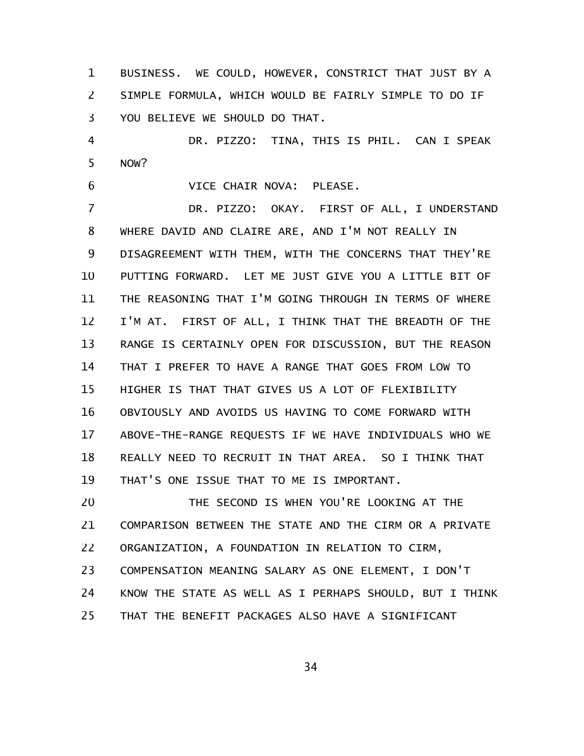BUSINESS. WE COULD, HOWEVER, CONSTRICT THAT JUST BY A SIMPLE FORMULA, WHICH WOULD BE FAIRLY SIMPLE TO DO IF YOU BELIEVE WE SHOULD DO THAT.

DR. PIZZO: TINA, THIS IS PHIL. CAN I SPEAK NOW?

VICE CHAIR NOVA: PLEASE.

DR. PIZZO: OKAY. FIRST OF ALL, I UNDERSTAND WHERE DAVID AND CLAIRE ARE, AND I'M NOT REALLY IN DISAGREEMENT WITH THEM, WITH THE CONCERNS THAT THEY'RE PUTTING FORWARD. LET ME JUST GIVE YOU A LITTLE BIT OF THE REASONING THAT I'M GOING THROUGH IN TERMS OF WHERE I'M AT. FIRST OF ALL, I THINK THAT THE BREADTH OF THE RANGE IS CERTAINLY OPEN FOR DISCUSSION, BUT THE REASON THAT I PREFER TO HAVE A RANGE THAT GOES FROM LOW TO HIGHER IS THAT THAT GIVES US A LOT OF FLEXIBILITY OBVIOUSLY AND AVOIDS US HAVING TO COME FORWARD WITH ABOVE-THE-RANGE REQUESTS IF WE HAVE INDIVIDUALS WHO WE REALLY NEED TO RECRUIT IN THAT AREA. SO I THINK THAT THAT'S ONE ISSUE THAT TO ME IS IMPORTANT.

THE SECOND IS WHEN YOU'RE LOOKING AT THE COMPARISON BETWEEN THE STATE AND THE CIRM OR A PRIVATE ORGANIZATION, A FOUNDATION IN RELATION TO CIRM, COMPENSATION MEANING SALARY AS ONE ELEMENT, I DON'T KNOW THE STATE AS WELL AS I PERHAPS SHOULD, BUT I THINK THAT THE BENEFIT PACKAGES ALSO HAVE A SIGNIFICANT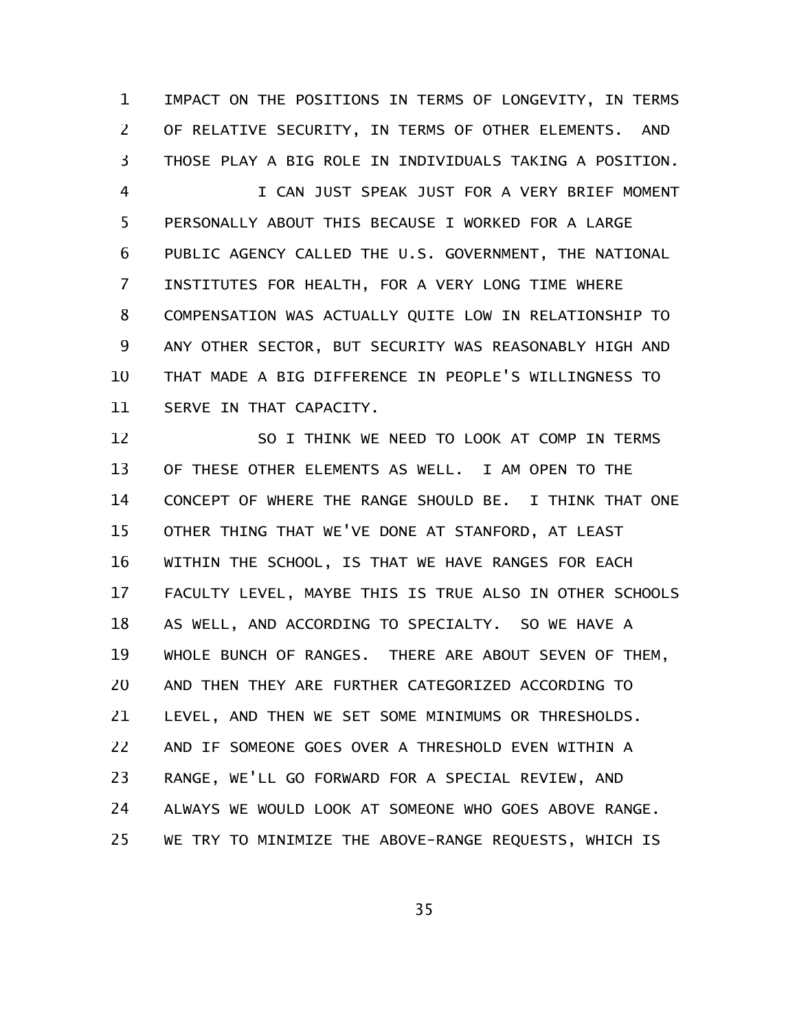IMPACT ON THE POSITIONS IN TERMS OF LONGEVITY, IN TERMS OF RELATIVE SECURITY, IN TERMS OF OTHER ELEMENTS. AND THOSE PLAY A BIG ROLE IN INDIVIDUALS TAKING A POSITION.

I CAN JUST SPEAK JUST FOR A VERY BRIEF MOMENT PERSONALLY ABOUT THIS BECAUSE I WORKED FOR A LARGE PUBLIC AGENCY CALLED THE U.S. GOVERNMENT, THE NATIONAL INSTITUTES FOR HEALTH, FOR A VERY LONG TIME WHERE COMPENSATION WAS ACTUALLY QUITE LOW IN RELATIONSHIP TO ANY OTHER SECTOR, BUT SECURITY WAS REASONABLY HIGH AND THAT MADE A BIG DIFFERENCE IN PEOPLE'S WILLINGNESS TO SERVE IN THAT CAPACITY.

SO I THINK WE NEED TO LOOK AT COMP IN TERMS OF THESE OTHER ELEMENTS AS WELL. I AM OPEN TO THE CONCEPT OF WHERE THE RANGE SHOULD BE. I THINK THAT ONE OTHER THING THAT WE'VE DONE AT STANFORD, AT LEAST WITHIN THE SCHOOL, IS THAT WE HAVE RANGES FOR EACH FACULTY LEVEL, MAYBE THIS IS TRUE ALSO IN OTHER SCHOOLS AS WELL, AND ACCORDING TO SPECIALTY. SO WE HAVE A WHOLE BUNCH OF RANGES. THERE ARE ABOUT SEVEN OF THEM, AND THEN THEY ARE FURTHER CATEGORIZED ACCORDING TO LEVEL, AND THEN WE SET SOME MINIMUMS OR THRESHOLDS. AND IF SOMEONE GOES OVER A THRESHOLD EVEN WITHIN A RANGE, WE'LL GO FORWARD FOR A SPECIAL REVIEW, AND ALWAYS WE WOULD LOOK AT SOMEONE WHO GOES ABOVE RANGE. WE TRY TO MINIMIZE THE ABOVE-RANGE REQUESTS, WHICH IS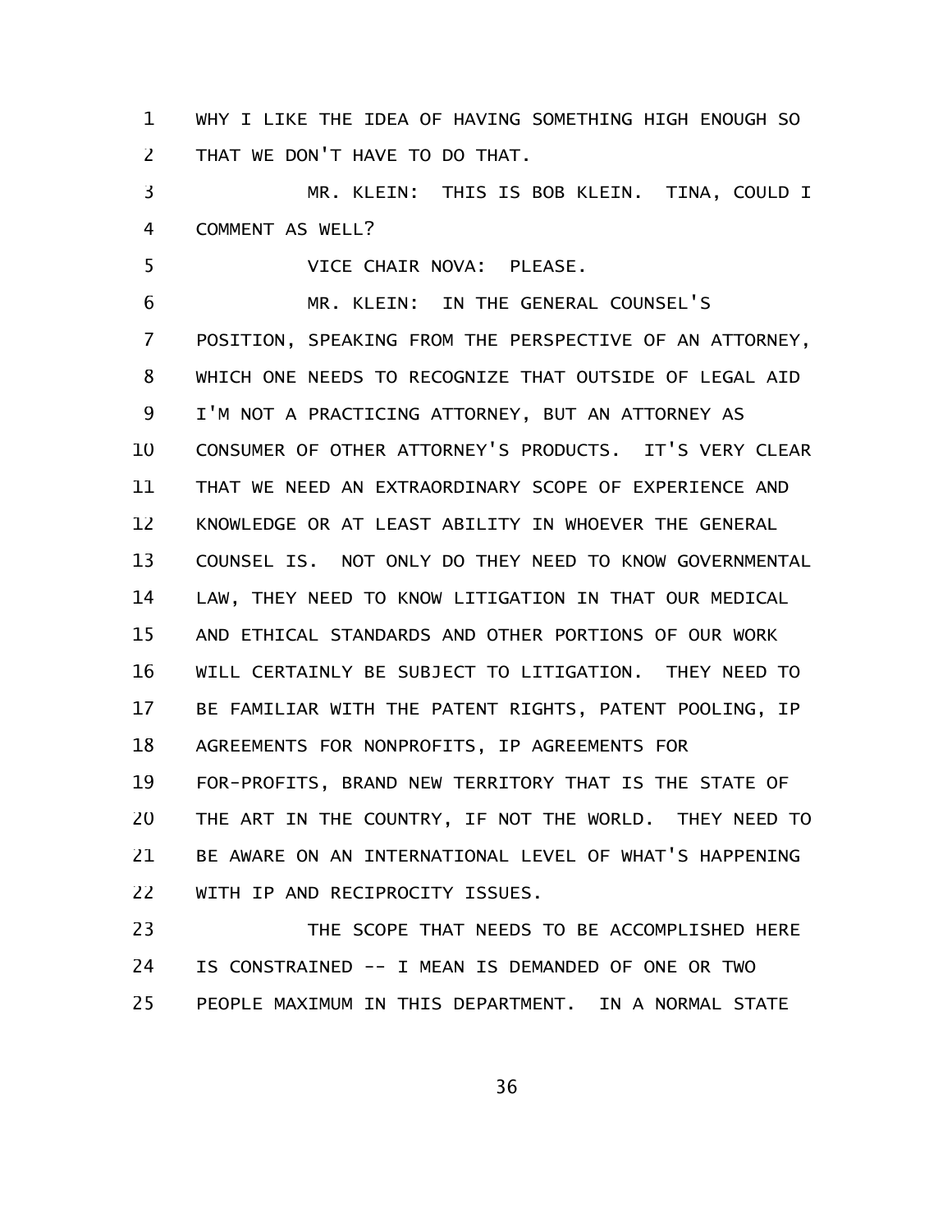WHY I LIKE THE IDEA OF HAVING SOMETHING HIGH ENOUGH SO THAT WE DON'T HAVE TO DO THAT.

MR. KLEIN: THIS IS BOB KLEIN. TINA, COULD I COMMENT AS WELL?

VICE CHAIR NOVA: PLEASE.

MR. KLEIN: IN THE GENERAL COUNSEL'S POSITION, SPEAKING FROM THE PERSPECTIVE OF AN ATTORNEY, WHICH ONE NEEDS TO RECOGNIZE THAT OUTSIDE OF LEGAL AID I'M NOT A PRACTICING ATTORNEY, BUT AN ATTORNEY AS CONSUMER OF OTHER ATTORNEY'S PRODUCTS. IT'S VERY CLEAR THAT WE NEED AN EXTRAORDINARY SCOPE OF EXPERIENCE AND KNOWLEDGE OR AT LEAST ABILITY IN WHOEVER THE GENERAL COUNSEL IS. NOT ONLY DO THEY NEED TO KNOW GOVERNMENTAL LAW, THEY NEED TO KNOW LITIGATION IN THAT OUR MEDICAL AND ETHICAL STANDARDS AND OTHER PORTIONS OF OUR WORK WILL CERTAINLY BE SUBJECT TO LITIGATION. THEY NEED TO BE FAMILIAR WITH THE PATENT RIGHTS, PATENT POOLING, IP AGREEMENTS FOR NONPROFITS, IP AGREEMENTS FOR FOR-PROFITS, BRAND NEW TERRITORY THAT IS THE STATE OF THE ART IN THE COUNTRY, IF NOT THE WORLD. THEY NEED TO BE AWARE ON AN INTERNATIONAL LEVEL OF WHAT'S HAPPENING WITH IP AND RECIPROCITY ISSUES.

THE SCOPE THAT NEEDS TO BE ACCOMPLISHED HERE IS CONSTRAINED -- I MEAN IS DEMANDED OF ONE OR TWO PEOPLE MAXIMUM IN THIS DEPARTMENT. IN A NORMAL STATE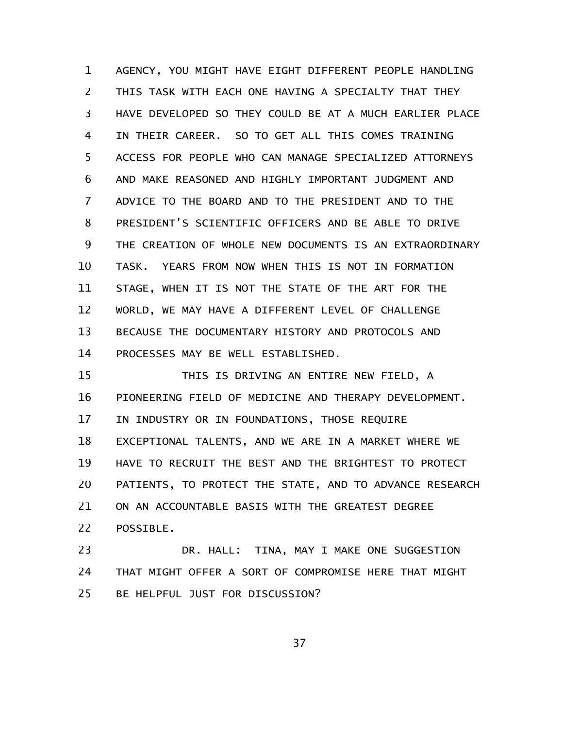AGENCY, YOU MIGHT HAVE EIGHT DIFFERENT PEOPLE HANDLING THIS TASK WITH EACH ONE HAVING A SPECIALTY THAT THEY HAVE DEVELOPED SO THEY COULD BE AT A MUCH EARLIER PLACE IN THEIR CAREER. SO TO GET ALL THIS COMES TRAINING ACCESS FOR PEOPLE WHO CAN MANAGE SPECIALIZED ATTORNEYS AND MAKE REASONED AND HIGHLY IMPORTANT JUDGMENT AND ADVICE TO THE BOARD AND TO THE PRESIDENT AND TO THE PRESIDENT'S SCIENTIFIC OFFICERS AND BE ABLE TO DRIVE THE CREATION OF WHOLE NEW DOCUMENTS IS AN EXTRAORDINARY TASK. YEARS FROM NOW WHEN THIS IS NOT IN FORMATION STAGE, WHEN IT IS NOT THE STATE OF THE ART FOR THE WORLD, WE MAY HAVE A DIFFERENT LEVEL OF CHALLENGE BECAUSE THE DOCUMENTARY HISTORY AND PROTOCOLS AND PROCESSES MAY BE WELL ESTABLISHED.

THIS IS DRIVING AN ENTIRE NEW FIELD, A PIONEERING FIELD OF MEDICINE AND THERAPY DEVELOPMENT. IN INDUSTRY OR IN FOUNDATIONS, THOSE REQUIRE EXCEPTIONAL TALENTS, AND WE ARE IN A MARKET WHERE WE HAVE TO RECRUIT THE BEST AND THE BRIGHTEST TO PROTECT PATIENTS, TO PROTECT THE STATE, AND TO ADVANCE RESEARCH ON AN ACCOUNTABLE BASIS WITH THE GREATEST DEGREE POSSIBLE.

DR. HALL: TINA, MAY I MAKE ONE SUGGESTION THAT MIGHT OFFER A SORT OF COMPROMISE HERE THAT MIGHT BE HELPFUL JUST FOR DISCUSSION?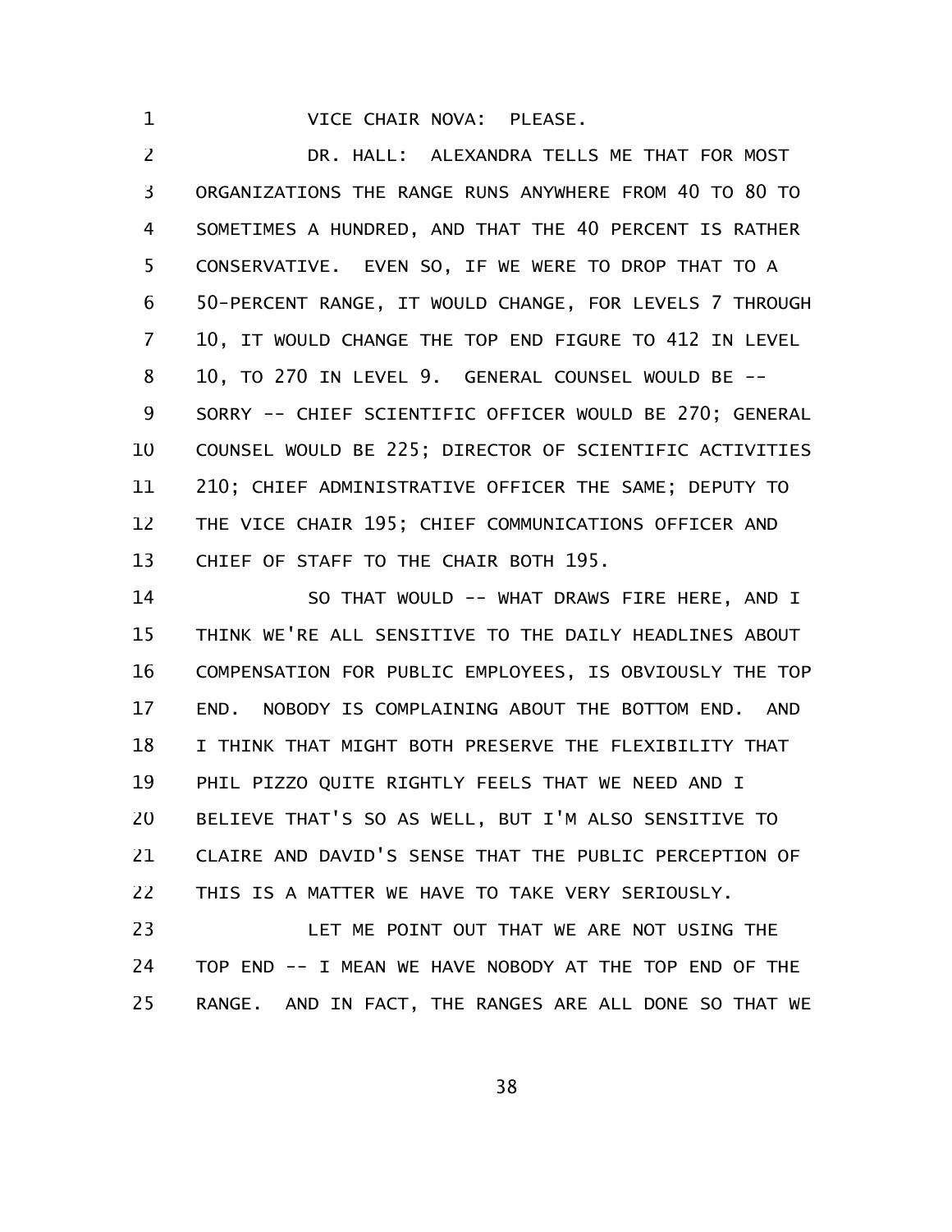VICE CHAIR NOVA: PLEASE.

DR. HALL: ALEXANDRA TELLS ME THAT FOR MOST ORGANIZATIONS THE RANGE RUNS ANYWHERE FROM 40 TO 80 TO SOMETIMES A HUNDRED, AND THAT THE 40 PERCENT IS RATHER CONSERVATIVE. EVEN SO, IF WE WERE TO DROP THAT TO A 50-PERCENT RANGE, IT WOULD CHANGE, FOR LEVELS 7 THROUGH 10, IT WOULD CHANGE THE TOP END FIGURE TO 412 IN LEVEL 10, TO 270 IN LEVEL 9. GENERAL COUNSEL WOULD BE -- SORRY -- CHIEF SCIENTIFIC OFFICER WOULD BE 270; GENERAL COUNSEL WOULD BE 225; DIRECTOR OF SCIENTIFIC ACTIVITIES 210; CHIEF ADMINISTRATIVE OFFICER THE SAME; DEPUTY TO THE VICE CHAIR 195; CHIEF COMMUNICATIONS OFFICER AND CHIEF OF STAFF TO THE CHAIR BOTH 195.

SO THAT WOULD -- WHAT DRAWS FIRE HERE, AND I THINK WE'RE ALL SENSITIVE TO THE DAILY HEADLINES ABOUT COMPENSATION FOR PUBLIC EMPLOYEES, IS OBVIOUSLY THE TOP END. NOBODY IS COMPLAINING ABOUT THE BOTTOM END. AND I THINK THAT MIGHT BOTH PRESERVE THE FLEXIBILITY THAT PHIL PIZZO QUITE RIGHTLY FEELS THAT WE NEED AND I BELIEVE THAT'S SO AS WELL, BUT I'M ALSO SENSITIVE TO CLAIRE AND DAVID'S SENSE THAT THE PUBLIC PERCEPTION OF THIS IS A MATTER WE HAVE TO TAKE VERY SERIOUSLY.

LET ME POINT OUT THAT WE ARE NOT USING THE TOP END -- I MEAN WE HAVE NOBODY AT THE TOP END OF THE RANGE. AND IN FACT, THE RANGES ARE ALL DONE SO THAT WE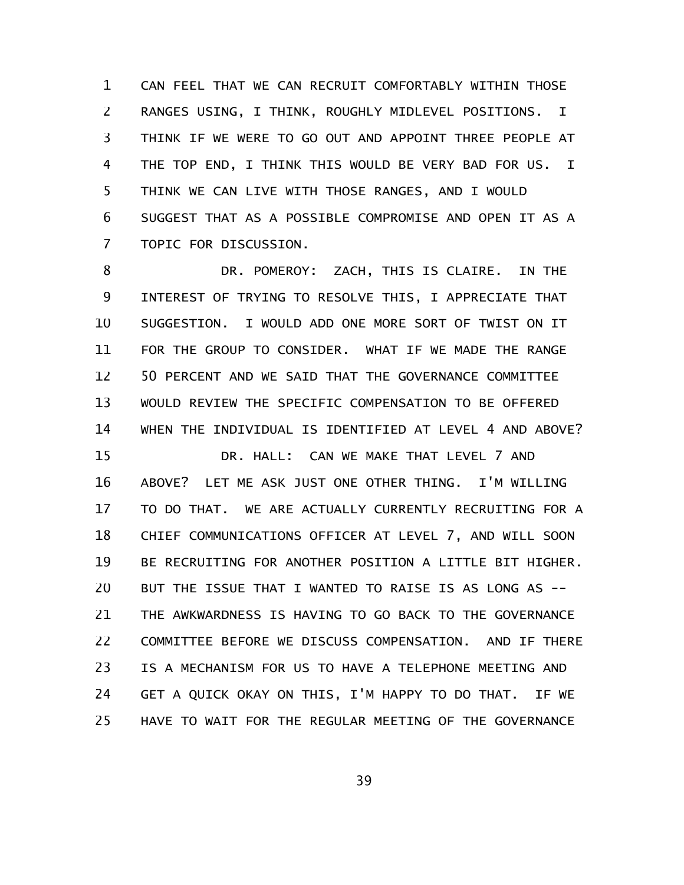CAN FEEL THAT WE CAN RECRUIT COMFORTABLY WITHIN THOSE RANGES USING, I THINK, ROUGHLY MIDLEVEL POSITIONS. I THINK IF WE WERE TO GO OUT AND APPOINT THREE PEOPLE AT THE TOP END, I THINK THIS WOULD BE VERY BAD FOR US. I THINK WE CAN LIVE WITH THOSE RANGES, AND I WOULD SUGGEST THAT AS A POSSIBLE COMPROMISE AND OPEN IT AS A TOPIC FOR DISCUSSION.

DR. POMEROY: ZACH, THIS IS CLAIRE. IN THE INTEREST OF TRYING TO RESOLVE THIS, I APPRECIATE THAT SUGGESTION. I WOULD ADD ONE MORE SORT OF TWIST ON IT FOR THE GROUP TO CONSIDER. WHAT IF WE MADE THE RANGE 50 PERCENT AND WE SAID THAT THE GOVERNANCE COMMITTEE WOULD REVIEW THE SPECIFIC COMPENSATION TO BE OFFERED WHEN THE INDIVIDUAL IS IDENTIFIED AT LEVEL 4 AND ABOVE?

DR. HALL: CAN WE MAKE THAT LEVEL 7 AND ABOVE? LET ME ASK JUST ONE OTHER THING. I'M WILLING TO DO THAT. WE ARE ACTUALLY CURRENTLY RECRUITING FOR A CHIEF COMMUNICATIONS OFFICER AT LEVEL 7, AND WILL SOON BE RECRUITING FOR ANOTHER POSITION A LITTLE BIT HIGHER. BUT THE ISSUE THAT I WANTED TO RAISE IS AS LONG AS -- THE AWKWARDNESS IS HAVING TO GO BACK TO THE GOVERNANCE COMMITTEE BEFORE WE DISCUSS COMPENSATION. AND IF THERE IS A MECHANISM FOR US TO HAVE A TELEPHONE MEETING AND GET A QUICK OKAY ON THIS, I'M HAPPY TO DO THAT. IF WE HAVE TO WAIT FOR THE REGULAR MEETING OF THE GOVERNANCE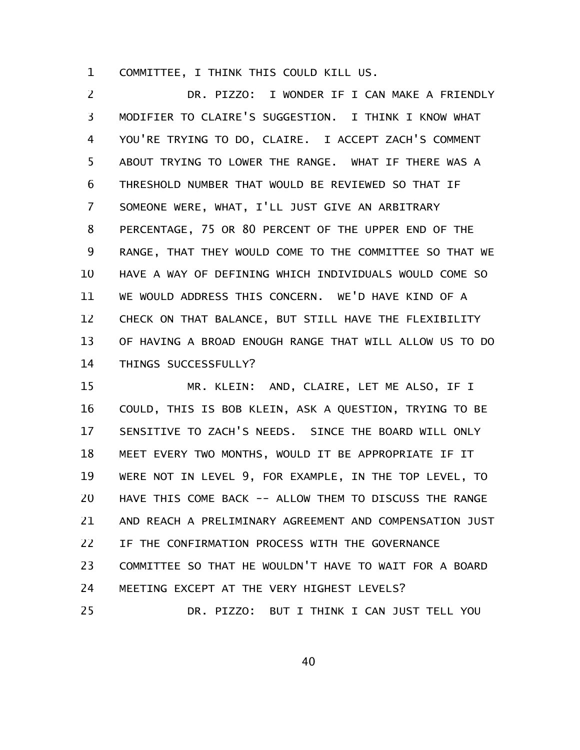COMMITTEE, I THINK THIS COULD KILL US.

DR. PIZZO: I WONDER IF I CAN MAKE A FRIENDLY MODIFIER TO CLAIRE'S SUGGESTION. I THINK I KNOW WHAT YOU'RE TRYING TO DO, CLAIRE. I ACCEPT ZACH'S COMMENT ABOUT TRYING TO LOWER THE RANGE. WHAT IF THERE WAS A THRESHOLD NUMBER THAT WOULD BE REVIEWED SO THAT IF SOMEONE WERE, WHAT, I'LL JUST GIVE AN ARBITRARY PERCENTAGE, 75 OR 80 PERCENT OF THE UPPER END OF THE RANGE, THAT THEY WOULD COME TO THE COMMITTEE SO THAT WE HAVE A WAY OF DEFINING WHICH INDIVIDUALS WOULD COME SO WE WOULD ADDRESS THIS CONCERN. WE'D HAVE KIND OF A CHECK ON THAT BALANCE, BUT STILL HAVE THE FLEXIBILITY OF HAVING A BROAD ENOUGH RANGE THAT WILL ALLOW US TO DO THINGS SUCCESSFULLY?

MR. KLEIN: AND, CLAIRE, LET ME ALSO, IF I COULD, THIS IS BOB KLEIN, ASK A QUESTION, TRYING TO BE SENSITIVE TO ZACH'S NEEDS. SINCE THE BOARD WILL ONLY MEET EVERY TWO MONTHS, WOULD IT BE APPROPRIATE IF IT WERE NOT IN LEVEL 9, FOR EXAMPLE, IN THE TOP LEVEL, TO HAVE THIS COME BACK -- ALLOW THEM TO DISCUSS THE RANGE AND REACH A PRELIMINARY AGREEMENT AND COMPENSATION JUST IF THE CONFIRMATION PROCESS WITH THE GOVERNANCE COMMITTEE SO THAT HE WOULDN'T HAVE TO WAIT FOR A BOARD MEETING EXCEPT AT THE VERY HIGHEST LEVELS?

DR. PIZZO: BUT I THINK I CAN JUST TELL YOU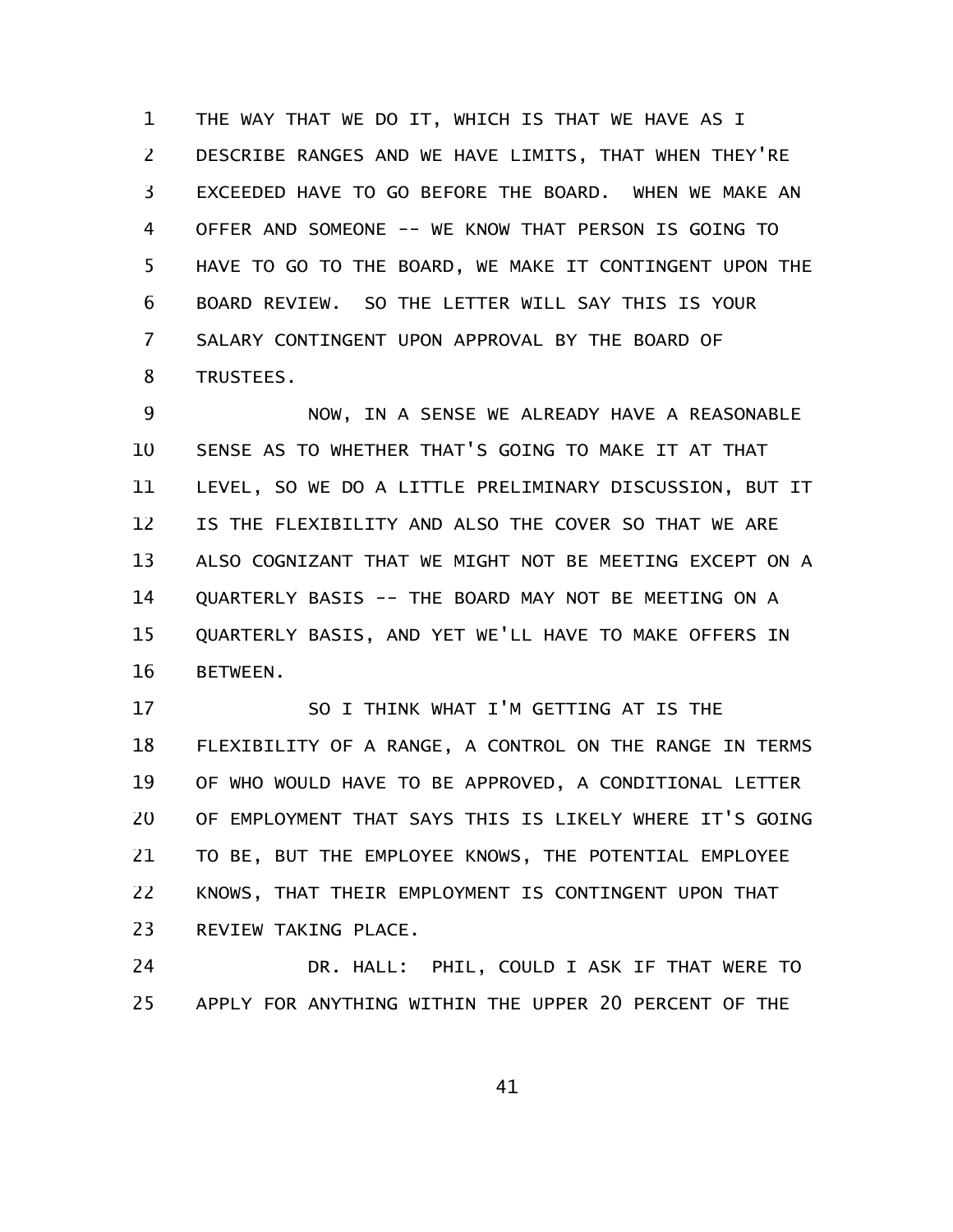THE WAY THAT WE DO IT, WHICH IS THAT WE HAVE AS I DESCRIBE RANGES AND WE HAVE LIMITS, THAT WHEN THEY'RE EXCEEDED HAVE TO GO BEFORE THE BOARD. WHEN WE MAKE AN OFFER AND SOMEONE -- WE KNOW THAT PERSON IS GOING TO HAVE TO GO TO THE BOARD, WE MAKE IT CONTINGENT UPON THE BOARD REVIEW. SO THE LETTER WILL SAY THIS IS YOUR SALARY CONTINGENT UPON APPROVAL BY THE BOARD OF TRUSTEES.

NOW, IN A SENSE WE ALREADY HAVE A REASONABLE SENSE AS TO WHETHER THAT'S GOING TO MAKE IT AT THAT LEVEL, SO WE DO A LITTLE PRELIMINARY DISCUSSION, BUT IT IS THE FLEXIBILITY AND ALSO THE COVER SO THAT WE ARE ALSO COGNIZANT THAT WE MIGHT NOT BE MEETING EXCEPT ON A QUARTERLY BASIS -- THE BOARD MAY NOT BE MEETING ON A QUARTERLY BASIS, AND YET WE'LL HAVE TO MAKE OFFERS IN BETWEEN.

SO I THINK WHAT I'M GETTING AT IS THE FLEXIBILITY OF A RANGE, A CONTROL ON THE RANGE IN TERMS OF WHO WOULD HAVE TO BE APPROVED, A CONDITIONAL LETTER OF EMPLOYMENT THAT SAYS THIS IS LIKELY WHERE IT'S GOING TO BE, BUT THE EMPLOYEE KNOWS, THE POTENTIAL EMPLOYEE KNOWS, THAT THEIR EMPLOYMENT IS CONTINGENT UPON THAT REVIEW TAKING PLACE.

DR. HALL: PHIL, COULD I ASK IF THAT WERE TO APPLY FOR ANYTHING WITHIN THE UPPER 20 PERCENT OF THE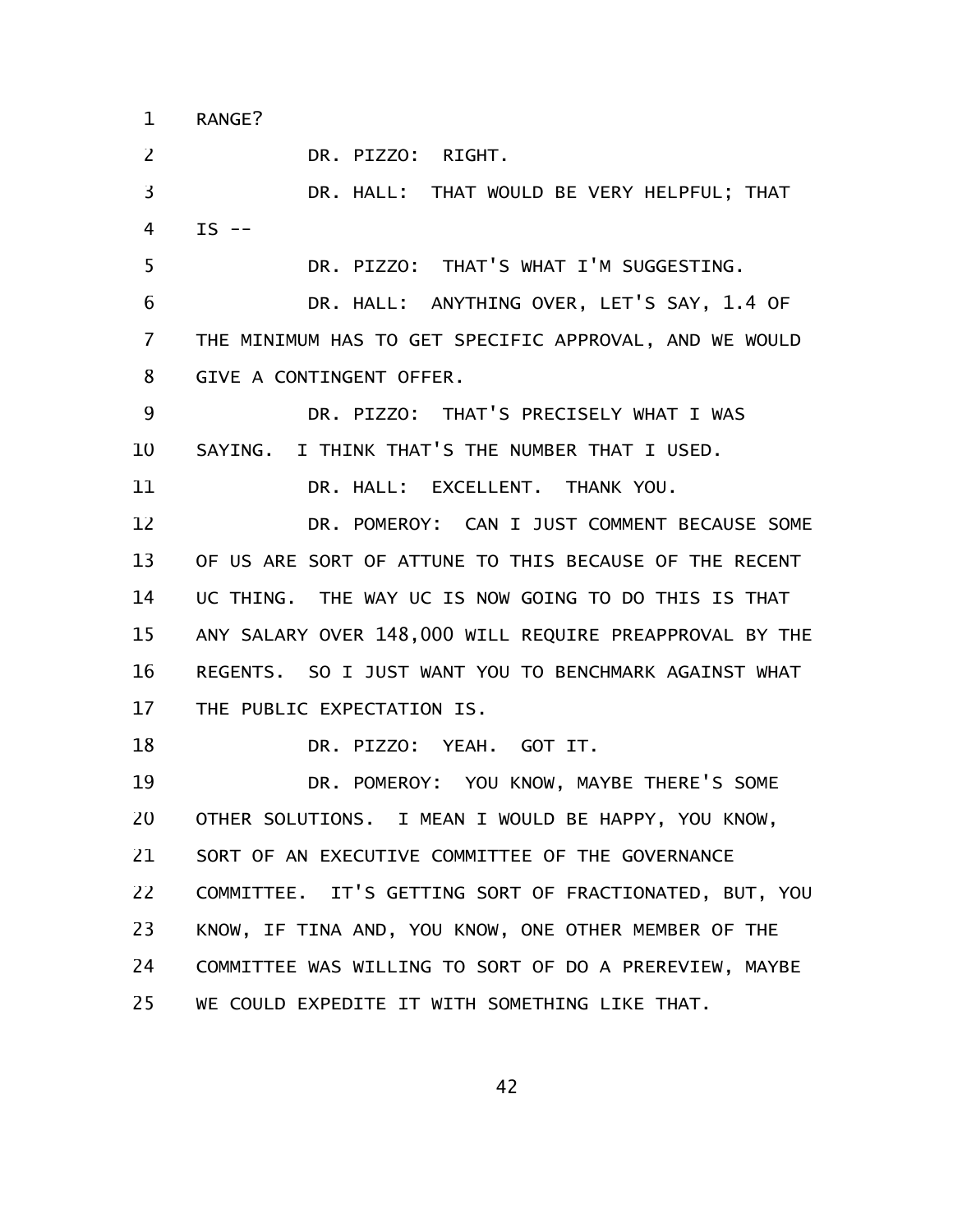RANGE?

DR. PIZZO: RIGHT.

DR. HALL: THAT WOULD BE VERY HELPFUL; THAT IS --

DR. PIZZO: THAT'S WHAT I'M SUGGESTING.

DR. HALL: ANYTHING OVER, LET'S SAY, 1.4 OF THE MINIMUM HAS TO GET SPECIFIC APPROVAL, AND WE WOULD GIVE A CONTINGENT OFFER.

DR. PIZZO: THAT'S PRECISELY WHAT I WAS SAYING. I THINK THAT'S THE NUMBER THAT I USED.

DR. HALL: EXCELLENT. THANK YOU.

DR. POMEROY: CAN I JUST COMMENT BECAUSE SOME OF US ARE SORT OF ATTUNE TO THIS BECAUSE OF THE RECENT UC THING. THE WAY UC IS NOW GOING TO DO THIS IS THAT ANY SALARY OVER 148,000 WILL REQUIRE PREAPPROVAL BY THE REGENTS. SO I JUST WANT YOU TO BENCHMARK AGAINST WHAT THE PUBLIC EXPECTATION IS.

DR. PIZZO: YEAH. GOT IT.

DR. POMEROY: YOU KNOW, MAYBE THERE'S SOME OTHER SOLUTIONS. I MEAN I WOULD BE HAPPY, YOU KNOW, SORT OF AN EXECUTIVE COMMITTEE OF THE GOVERNANCE COMMITTEE. IT'S GETTING SORT OF FRACTIONATED, BUT, YOU KNOW, IF TINA AND, YOU KNOW, ONE OTHER MEMBER OF THE COMMITTEE WAS WILLING TO SORT OF DO A PREREVIEW, MAYBE WE COULD EXPEDITE IT WITH SOMETHING LIKE THAT.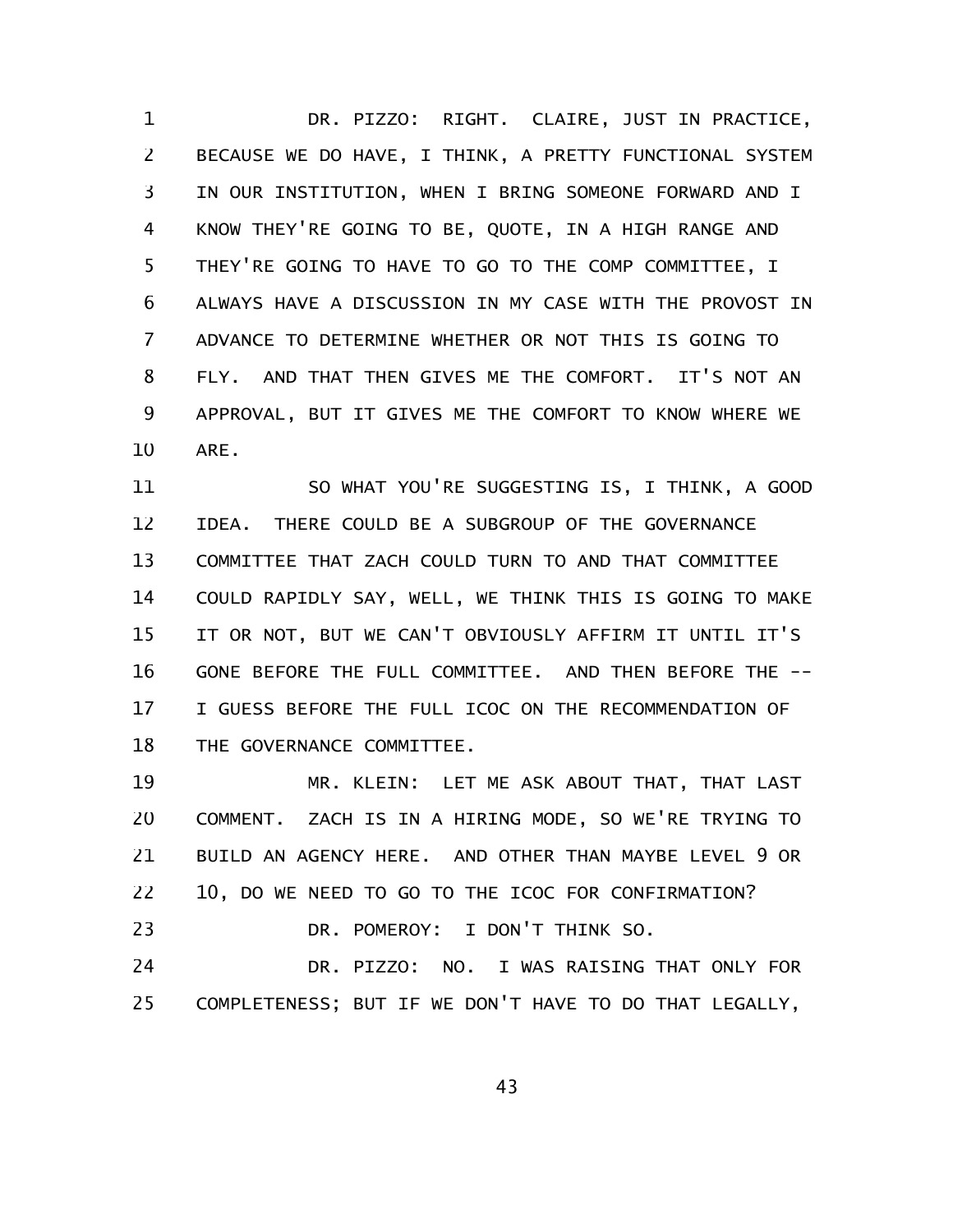DR. PIZZO: RIGHT. CLAIRE, JUST IN PRACTICE, BECAUSE WE DO HAVE, I THINK, A PRETTY FUNCTIONAL SYSTEM IN OUR INSTITUTION, WHEN I BRING SOMEONE FORWARD AND I KNOW THEY'RE GOING TO BE, QUOTE, IN A HIGH RANGE AND THEY'RE GOING TO HAVE TO GO TO THE COMP COMMITTEE, I ALWAYS HAVE A DISCUSSION IN MY CASE WITH THE PROVOST IN ADVANCE TO DETERMINE WHETHER OR NOT THIS IS GOING TO FLY. AND THAT THEN GIVES ME THE COMFORT. IT'S NOT AN APPROVAL, BUT IT GIVES ME THE COMFORT TO KNOW WHERE WE ARE.

SO WHAT YOU'RE SUGGESTING IS, I THINK, A GOOD IDEA. THERE COULD BE A SUBGROUP OF THE GOVERNANCE COMMITTEE THAT ZACH COULD TURN TO AND THAT COMMITTEE COULD RAPIDLY SAY, WELL, WE THINK THIS IS GOING TO MAKE IT OR NOT, BUT WE CAN'T OBVIOUSLY AFFIRM IT UNTIL IT'S GONE BEFORE THE FULL COMMITTEE. AND THEN BEFORE THE -- I GUESS BEFORE THE FULL ICOC ON THE RECOMMENDATION OF THE GOVERNANCE COMMITTEE.

MR. KLEIN: LET ME ASK ABOUT THAT, THAT LAST COMMENT. ZACH IS IN A HIRING MODE, SO WE'RE TRYING TO BUILD AN AGENCY HERE. AND OTHER THAN MAYBE LEVEL 9 OR 10, DO WE NEED TO GO TO THE ICOC FOR CONFIRMATION?

DR. POMEROY: I DON'T THINK SO.

DR. PIZZO: NO. I WAS RAISING THAT ONLY FOR COMPLETENESS; BUT IF WE DON'T HAVE TO DO THAT LEGALLY,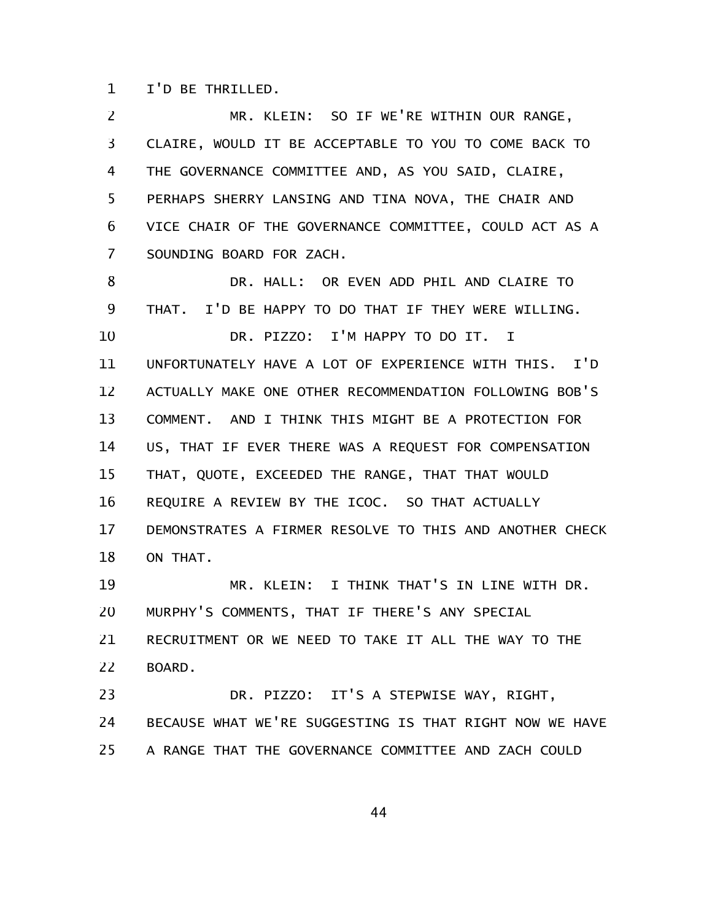I'D BE THRILLED.

MR. KLEIN: SO IF WE'RE WITHIN OUR RANGE, CLAIRE, WOULD IT BE ACCEPTABLE TO YOU TO COME BACK TO THE GOVERNANCE COMMITTEE AND, AS YOU SAID, CLAIRE, PERHAPS SHERRY LANSING AND TINA NOVA, THE CHAIR AND VICE CHAIR OF THE GOVERNANCE COMMITTEE, COULD ACT AS A SOUNDING BOARD FOR ZACH.

DR. HALL: OR EVEN ADD PHIL AND CLAIRE TO THAT. I'D BE HAPPY TO DO THAT IF THEY WERE WILLING.

DR. PIZZO: I'M HAPPY TO DO IT. I UNFORTUNATELY HAVE A LOT OF EXPERIENCE WITH THIS. I'D ACTUALLY MAKE ONE OTHER RECOMMENDATION FOLLOWING BOB'S COMMENT. AND I THINK THIS MIGHT BE A PROTECTION FOR US, THAT IF EVER THERE WAS A REQUEST FOR COMPENSATION THAT, QUOTE, EXCEEDED THE RANGE, THAT THAT WOULD REQUIRE A REVIEW BY THE ICOC. SO THAT ACTUALLY DEMONSTRATES A FIRMER RESOLVE TO THIS AND ANOTHER CHECK ON THAT.

MR. KLEIN: I THINK THAT'S IN LINE WITH DR. MURPHY'S COMMENTS, THAT IF THERE'S ANY SPECIAL RECRUITMENT OR WE NEED TO TAKE IT ALL THE WAY TO THE BOARD.

DR. PIZZO: IT'S A STEPWISE WAY, RIGHT, BECAUSE WHAT WE'RE SUGGESTING IS THAT RIGHT NOW WE HAVE A RANGE THAT THE GOVERNANCE COMMITTEE AND ZACH COULD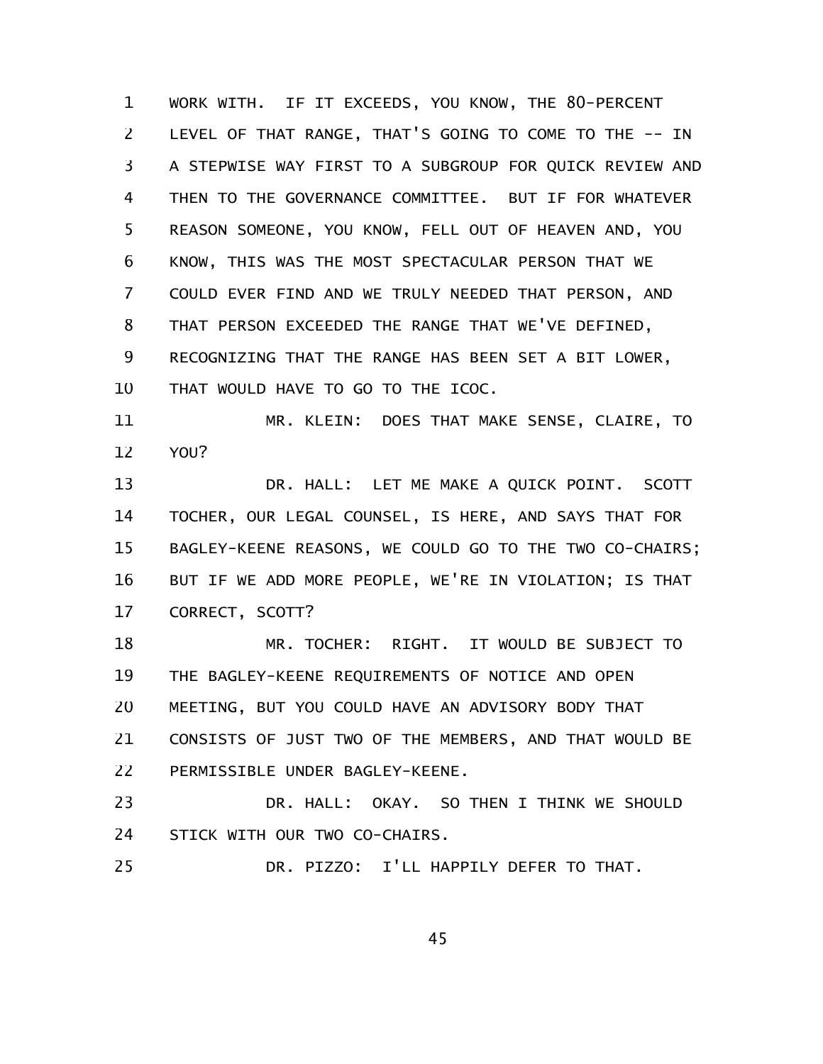WORK WITH. IF IT EXCEEDS, YOU KNOW, THE 80-PERCENT LEVEL OF THAT RANGE, THAT'S GOING TO COME TO THE -- IN A STEPWISE WAY FIRST TO A SUBGROUP FOR QUICK REVIEW AND THEN TO THE GOVERNANCE COMMITTEE. BUT IF FOR WHATEVER REASON SOMEONE, YOU KNOW, FELL OUT OF HEAVEN AND, YOU KNOW, THIS WAS THE MOST SPECTACULAR PERSON THAT WE COULD EVER FIND AND WE TRULY NEEDED THAT PERSON, AND THAT PERSON EXCEEDED THE RANGE THAT WE'VE DEFINED, RECOGNIZING THAT THE RANGE HAS BEEN SET A BIT LOWER, THAT WOULD HAVE TO GO TO THE ICOC.

MR. KLEIN: DOES THAT MAKE SENSE, CLAIRE, TO YOU?

DR. HALL: LET ME MAKE A QUICK POINT. SCOTT TOCHER, OUR LEGAL COUNSEL, IS HERE, AND SAYS THAT FOR BAGLEY-KEENE REASONS, WE COULD GO TO THE TWO CO-CHAIRS; BUT IF WE ADD MORE PEOPLE, WE'RE IN VIOLATION; IS THAT CORRECT, SCOTT?

MR. TOCHER: RIGHT. IT WOULD BE SUBJECT TO THE BAGLEY-KEENE REQUIREMENTS OF NOTICE AND OPEN MEETING, BUT YOU COULD HAVE AN ADVISORY BODY THAT CONSISTS OF JUST TWO OF THE MEMBERS, AND THAT WOULD BE PERMISSIBLE UNDER BAGLEY-KEENE.

DR. HALL: OKAY. SO THEN I THINK WE SHOULD STICK WITH OUR TWO CO-CHAIRS.

DR. PIZZO: I'LL HAPPILY DEFER TO THAT.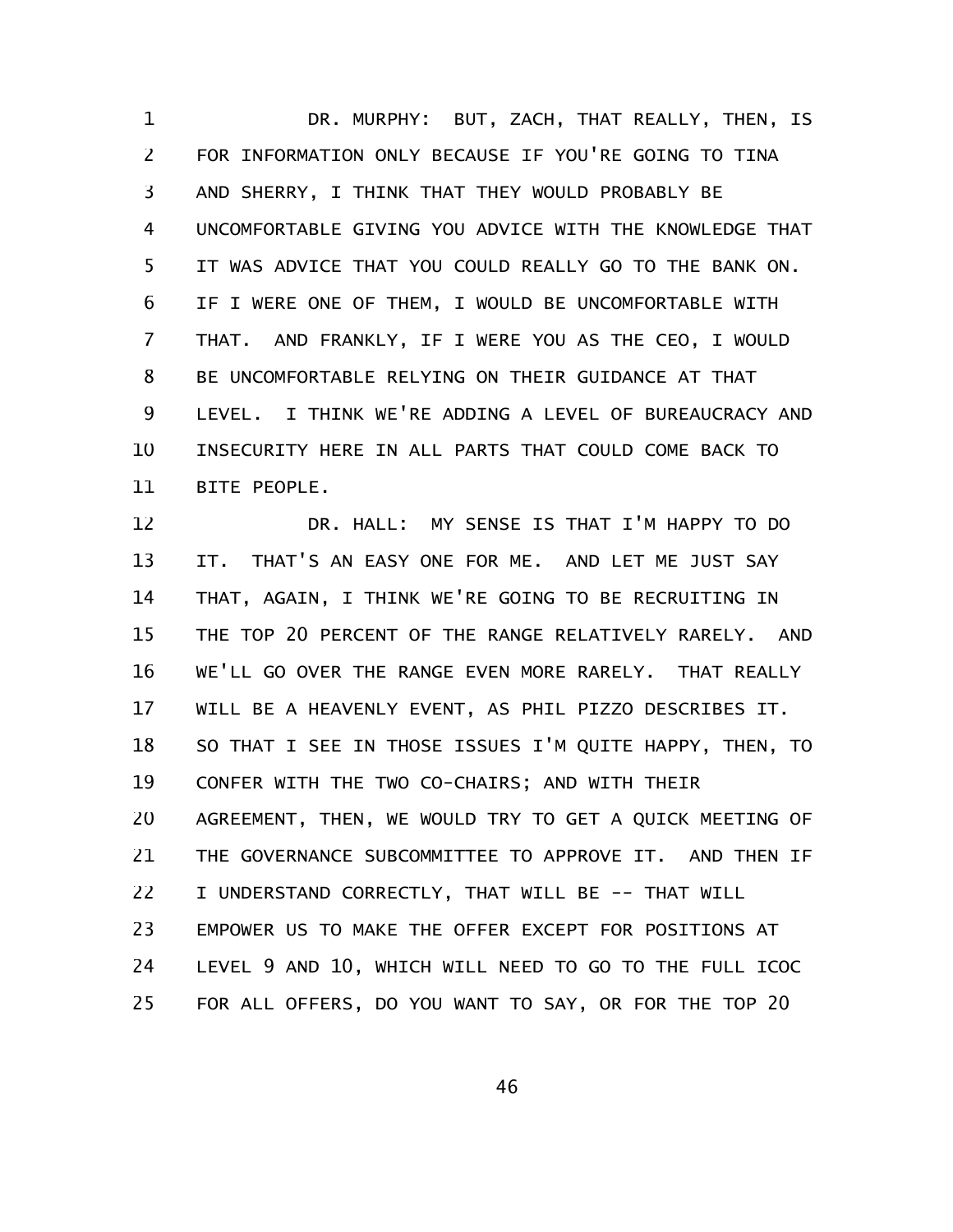DR. MURPHY: BUT, ZACH, THAT REALLY, THEN, IS FOR INFORMATION ONLY BECAUSE IF YOU'RE GOING TO TINA AND SHERRY, I THINK THAT THEY WOULD PROBABLY BE UNCOMFORTABLE GIVING YOU ADVICE WITH THE KNOWLEDGE THAT IT WAS ADVICE THAT YOU COULD REALLY GO TO THE BANK ON. IF I WERE ONE OF THEM, I WOULD BE UNCOMFORTABLE WITH THAT. AND FRANKLY, IF I WERE YOU AS THE CEO, I WOULD BE UNCOMFORTABLE RELYING ON THEIR GUIDANCE AT THAT LEVEL. I THINK WE'RE ADDING A LEVEL OF BUREAUCRACY AND INSECURITY HERE IN ALL PARTS THAT COULD COME BACK TO BITE PEOPLE.

DR. HALL: MY SENSE IS THAT I'M HAPPY TO DO IT. THAT'S AN EASY ONE FOR ME. AND LET ME JUST SAY THAT, AGAIN, I THINK WE'RE GOING TO BE RECRUITING IN THE TOP 20 PERCENT OF THE RANGE RELATIVELY RARELY. AND WE'LL GO OVER THE RANGE EVEN MORE RARELY. THAT REALLY WILL BE A HEAVENLY EVENT, AS PHIL PIZZO DESCRIBES IT. SO THAT I SEE IN THOSE ISSUES I'M QUITE HAPPY, THEN, TO CONFER WITH THE TWO CO-CHAIRS; AND WITH THEIR AGREEMENT, THEN, WE WOULD TRY TO GET A QUICK MEETING OF THE GOVERNANCE SUBCOMMITTEE TO APPROVE IT. AND THEN IF I UNDERSTAND CORRECTLY, THAT WILL BE -- THAT WILL EMPOWER US TO MAKE THE OFFER EXCEPT FOR POSITIONS AT LEVEL 9 AND 10, WHICH WILL NEED TO GO TO THE FULL ICOC FOR ALL OFFERS, DO YOU WANT TO SAY, OR FOR THE TOP 20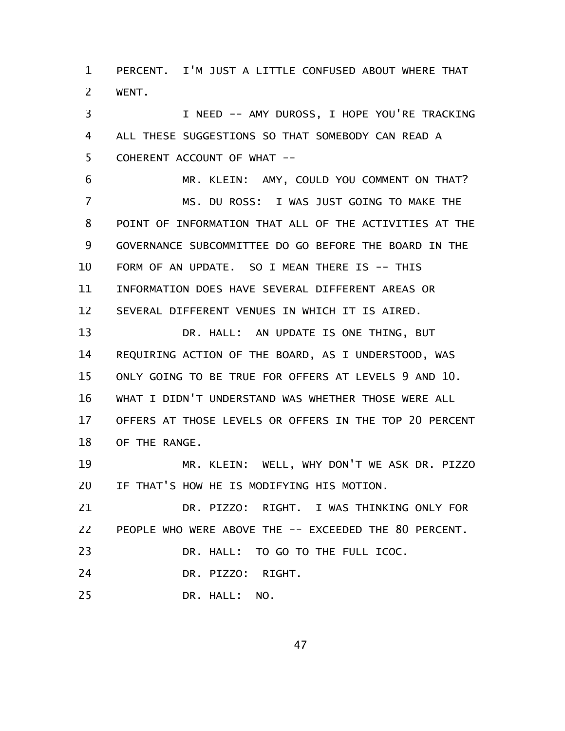PERCENT. I'M JUST A LITTLE CONFUSED ABOUT WHERE THAT WENT.

I NEED -- AMY DUROSS, I HOPE YOU'RE TRACKING ALL THESE SUGGESTIONS SO THAT SOMEBODY CAN READ A COHERENT ACCOUNT OF WHAT --

MR. KLEIN: AMY, COULD YOU COMMENT ON THAT?

MS. DU ROSS: I WAS JUST GOING TO MAKE THE POINT OF INFORMATION THAT ALL OF THE ACTIVITIES AT THE GOVERNANCE SUBCOMMITTEE DO GO BEFORE THE BOARD IN THE FORM OF AN UPDATE. SO I MEAN THERE IS -- THIS INFORMATION DOES HAVE SEVERAL DIFFERENT AREAS OR SEVERAL DIFFERENT VENUES IN WHICH IT IS AIRED.

DR. HALL: AN UPDATE IS ONE THING, BUT REQUIRING ACTION OF THE BOARD, AS I UNDERSTOOD, WAS ONLY GOING TO BE TRUE FOR OFFERS AT LEVELS 9 AND 10. WHAT I DIDN'T UNDERSTAND WAS WHETHER THOSE WERE ALL OFFERS AT THOSE LEVELS OR OFFERS IN THE TOP 20 PERCENT OF THE RANGE.

MR. KLEIN: WELL, WHY DON'T WE ASK DR. PIZZO IF THAT'S HOW HE IS MODIFYING HIS MOTION.

DR. PIZZO: RIGHT. I WAS THINKING ONLY FOR PEOPLE WHO WERE ABOVE THE -- EXCEEDED THE 80 PERCENT.

DR. HALL: TO GO TO THE FULL ICOC.

DR. PIZZO: RIGHT.

DR. HALL: NO.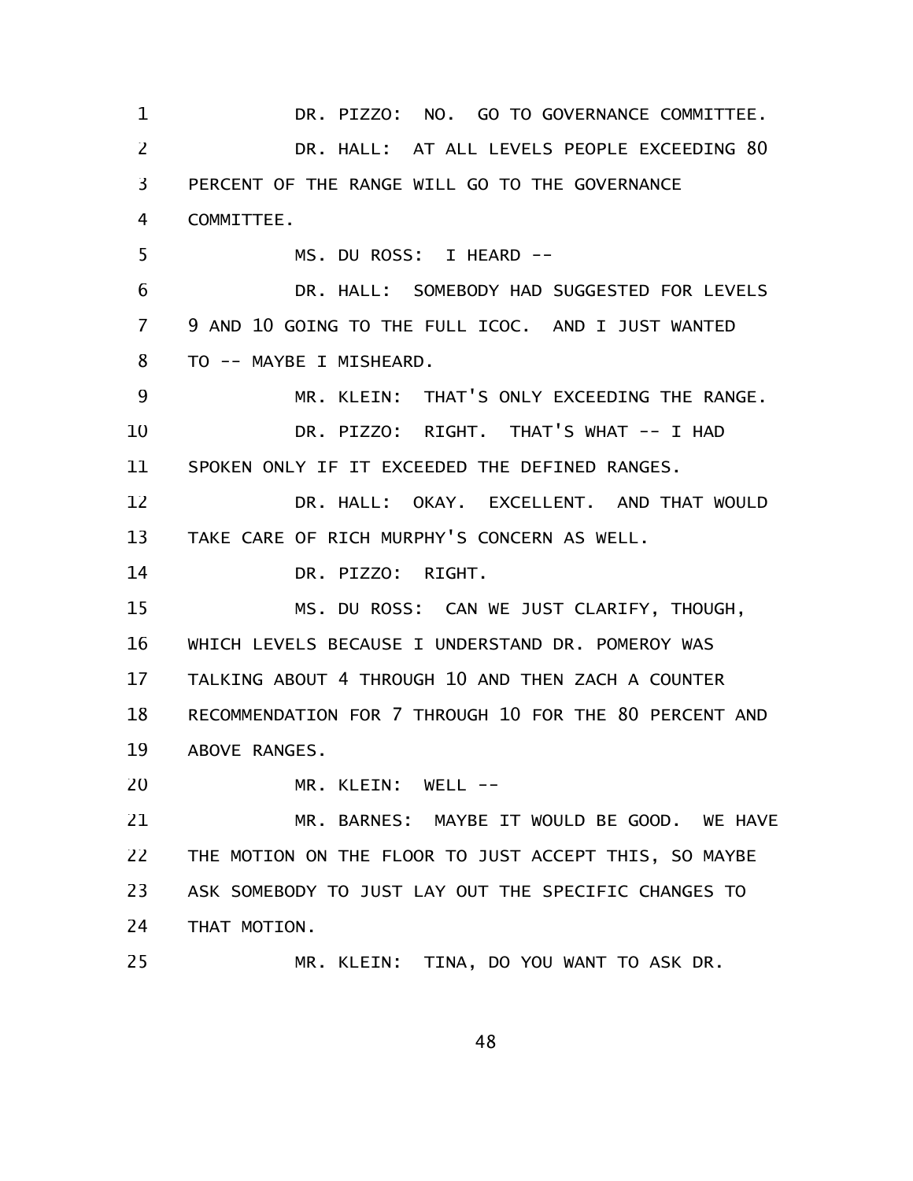DR. PIZZO: NO. GO TO GOVERNANCE COMMITTEE.

DR. HALL: AT ALL LEVELS PEOPLE EXCEEDING 80 PERCENT OF THE RANGE WILL GO TO THE GOVERNANCE COMMITTEE.

MS. DU ROSS: I HEARD --

DR. HALL: SOMEBODY HAD SUGGESTED FOR LEVELS 9 AND 10 GOING TO THE FULL ICOC. AND I JUST WANTED TO -- MAYBE I MISHEARD.

MR. KLEIN: THAT'S ONLY EXCEEDING THE RANGE.

DR. PIZZO: RIGHT. THAT'S WHAT -- I HAD SPOKEN ONLY IF IT EXCEEDED THE DEFINED RANGES.

DR. HALL: OKAY. EXCELLENT. AND THAT WOULD TAKE CARE OF RICH MURPHY'S CONCERN AS WELL.

DR. PIZZO: RIGHT.

MS. DU ROSS: CAN WE JUST CLARIFY, THOUGH, WHICH LEVELS BECAUSE I UNDERSTAND DR. POMEROY WAS TALKING ABOUT 4 THROUGH 10 AND THEN ZACH A COUNTER RECOMMENDATION FOR 7 THROUGH 10 FOR THE 80 PERCENT AND ABOVE RANGES.

MR. KLEIN: WELL --

MR. BARNES: MAYBE IT WOULD BE GOOD. WE HAVE THE MOTION ON THE FLOOR TO JUST ACCEPT THIS, SO MAYBE ASK SOMEBODY TO JUST LAY OUT THE SPECIFIC CHANGES TO THAT MOTION.

MR. KLEIN: TINA, DO YOU WANT TO ASK DR.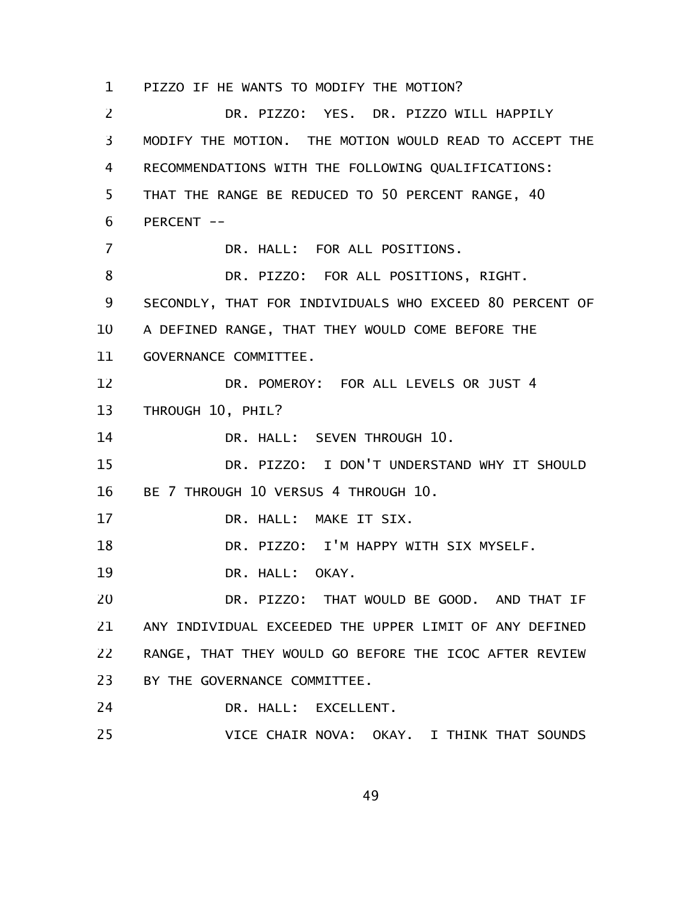PIZZO IF HE WANTS TO MODIFY THE MOTION?

DR. PIZZO: YES. DR. PIZZO WILL HAPPILY MODIFY THE MOTION. THE MOTION WOULD READ TO ACCEPT THE RECOMMENDATIONS WITH THE FOLLOWING QUALIFICATIONS: THAT THE RANGE BE REDUCED TO 50 PERCENT RANGE, 40 PERCENT --

DR. HALL: FOR ALL POSITIONS.

DR. PIZZO: FOR ALL POSITIONS, RIGHT. SECONDLY, THAT FOR INDIVIDUALS WHO EXCEED 80 PERCENT OF A DEFINED RANGE, THAT THEY WOULD COME BEFORE THE GOVERNANCE COMMITTEE.

DR. POMEROY: FOR ALL LEVELS OR JUST 4 THROUGH 10, PHIL?

DR. HALL: SEVEN THROUGH 10.

DR. PIZZO: I DON'T UNDERSTAND WHY IT SHOULD BE 7 THROUGH 10 VERSUS 4 THROUGH 10.

DR. HALL: MAKE IT SIX.

DR. PIZZO: I'M HAPPY WITH SIX MYSELF.

DR. HALL: OKAY.

DR. PIZZO: THAT WOULD BE GOOD. AND THAT IF ANY INDIVIDUAL EXCEEDED THE UPPER LIMIT OF ANY DEFINED RANGE, THAT THEY WOULD GO BEFORE THE ICOC AFTER REVIEW BY THE GOVERNANCE COMMITTEE.

DR. HALL: EXCELLENT.

VICE CHAIR NOVA: OKAY. I THINK THAT SOUNDS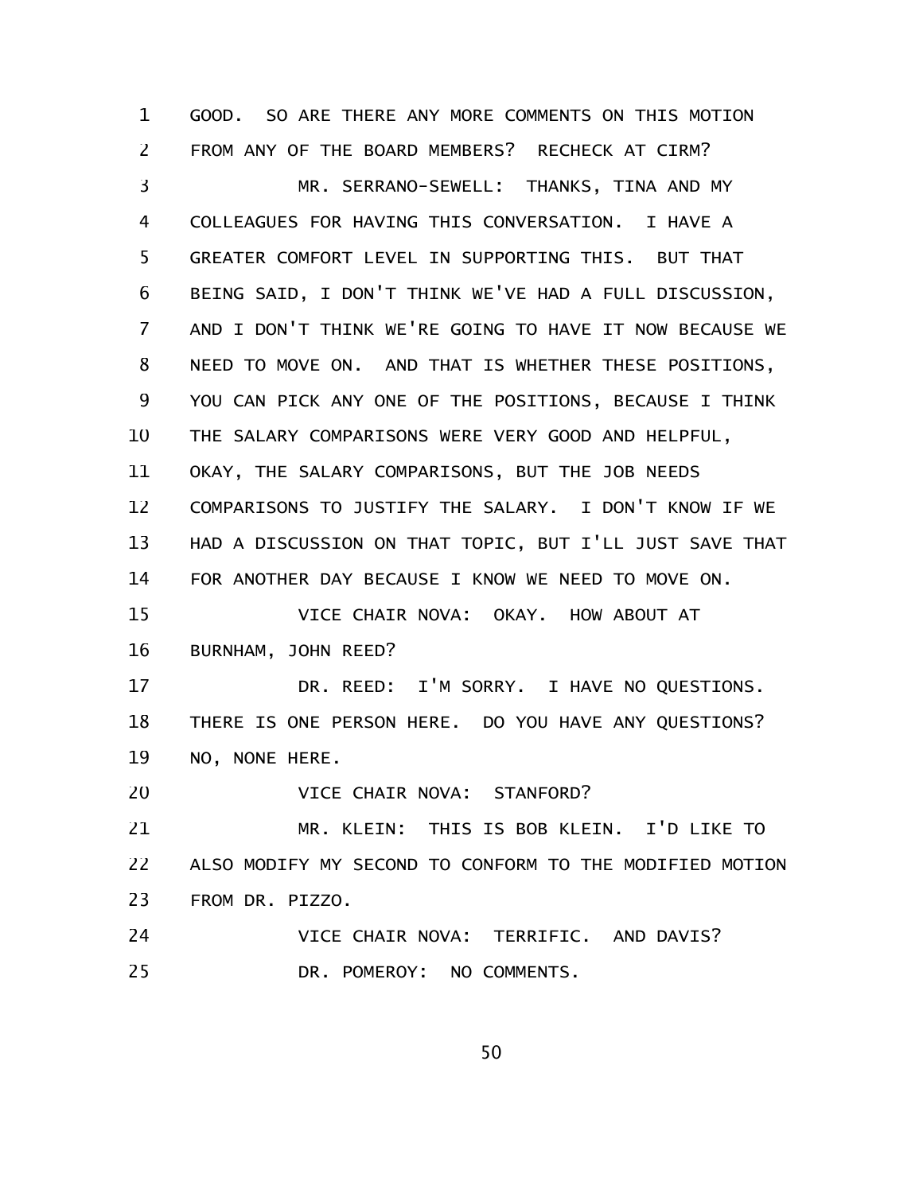GOOD. SO ARE THERE ANY MORE COMMENTS ON THIS MOTION FROM ANY OF THE BOARD MEMBERS? RECHECK AT CIRM?

MR. SERRANO-SEWELL: THANKS, TINA AND MY COLLEAGUES FOR HAVING THIS CONVERSATION. I HAVE A GREATER COMFORT LEVEL IN SUPPORTING THIS. BUT THAT BEING SAID, I DON'T THINK WE'VE HAD A FULL DISCUSSION, AND I DON'T THINK WE'RE GOING TO HAVE IT NOW BECAUSE WE NEED TO MOVE ON. AND THAT IS WHETHER THESE POSITIONS, YOU CAN PICK ANY ONE OF THE POSITIONS, BECAUSE I THINK THE SALARY COMPARISONS WERE VERY GOOD AND HELPFUL, OKAY, THE SALARY COMPARISONS, BUT THE JOB NEEDS COMPARISONS TO JUSTIFY THE SALARY. I DON'T KNOW IF WE HAD A DISCUSSION ON THAT TOPIC, BUT I'LL JUST SAVE THAT FOR ANOTHER DAY BECAUSE I KNOW WE NEED TO MOVE ON.

VICE CHAIR NOVA: OKAY. HOW ABOUT AT BURNHAM, JOHN REED?

DR. REED: I'M SORRY. I HAVE NO QUESTIONS. THERE IS ONE PERSON HERE. DO YOU HAVE ANY QUESTIONS? NO, NONE HERE.

VICE CHAIR NOVA: STANFORD?

MR. KLEIN: THIS IS BOB KLEIN. I'D LIKE TO ALSO MODIFY MY SECOND TO CONFORM TO THE MODIFIED MOTION FROM DR. PIZZO.

VICE CHAIR NOVA: TERRIFIC. AND DAVIS?

DR. POMEROY: NO COMMENTS.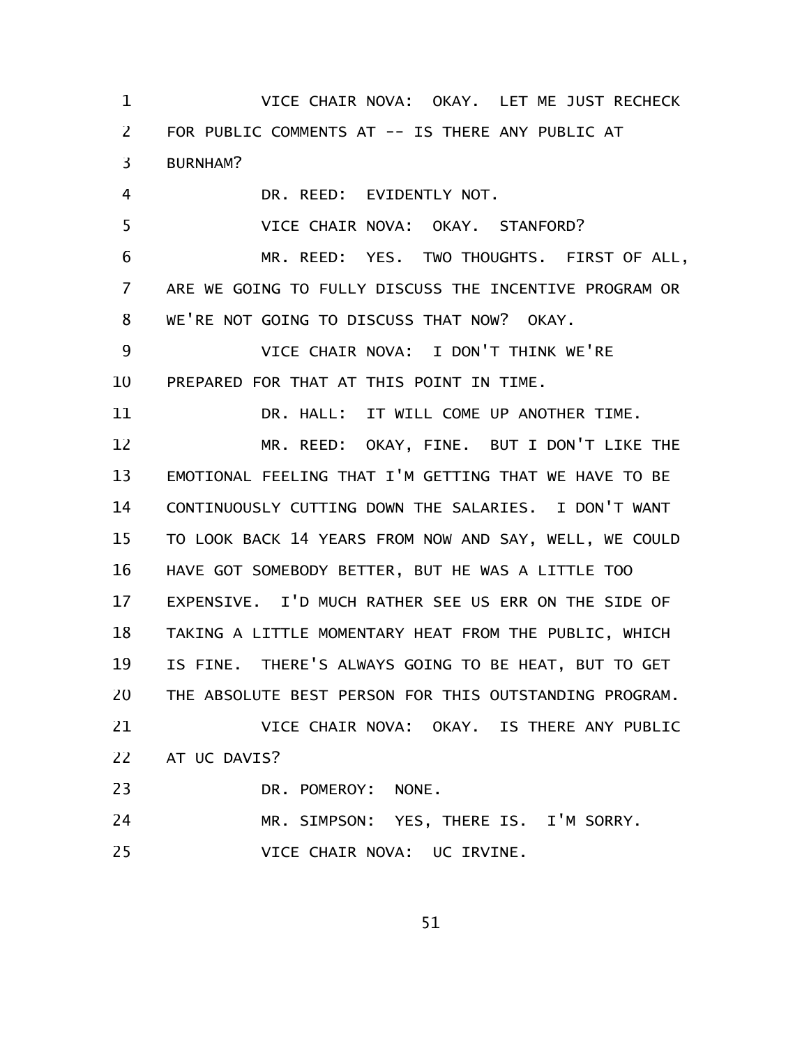VICE CHAIR NOVA: OKAY. LET ME JUST RECHECK FOR PUBLIC COMMENTS AT -- IS THERE ANY PUBLIC AT BURNHAM?

DR. REED: EVIDENTLY NOT.

VICE CHAIR NOVA: OKAY. STANFORD?

MR. REED: YES. TWO THOUGHTS. FIRST OF ALL, ARE WE GOING TO FULLY DISCUSS THE INCENTIVE PROGRAM OR WE'RE NOT GOING TO DISCUSS THAT NOW? OKAY.

VICE CHAIR NOVA: I DON'T THINK WE'RE PREPARED FOR THAT AT THIS POINT IN TIME.

DR. HALL: IT WILL COME UP ANOTHER TIME.

MR. REED: OKAY, FINE. BUT I DON'T LIKE THE EMOTIONAL FEELING THAT I'M GETTING THAT WE HAVE TO BE CONTINUOUSLY CUTTING DOWN THE SALARIES. I DON'T WANT TO LOOK BACK 14 YEARS FROM NOW AND SAY, WELL, WE COULD HAVE GOT SOMEBODY BETTER, BUT HE WAS A LITTLE TOO EXPENSIVE. I'D MUCH RATHER SEE US ERR ON THE SIDE OF TAKING A LITTLE MOMENTARY HEAT FROM THE PUBLIC, WHICH IS FINE. THERE'S ALWAYS GOING TO BE HEAT, BUT TO GET THE ABSOLUTE BEST PERSON FOR THIS OUTSTANDING PROGRAM.

VICE CHAIR NOVA: OKAY. IS THERE ANY PUBLIC AT UC DAVIS?

DR. POMEROY: NONE.

MR. SIMPSON: YES, THERE IS. I'M SORRY.

VICE CHAIR NOVA: UC IRVINE.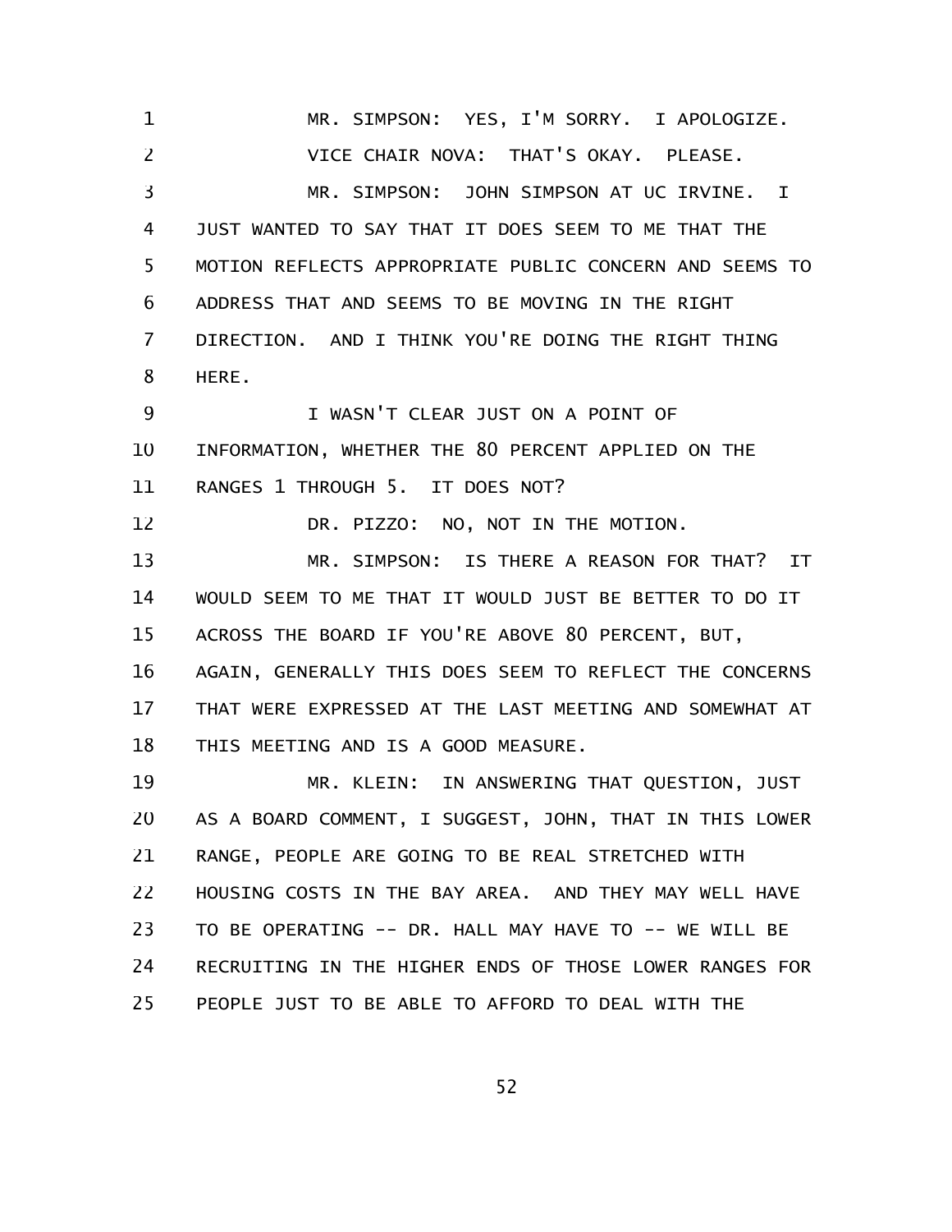MR. SIMPSON: YES, I'M SORRY. I APOLOGIZE.

VICE CHAIR NOVA: THAT'S OKAY. PLEASE.

MR. SIMPSON: JOHN SIMPSON AT UC IRVINE. I JUST WANTED TO SAY THAT IT DOES SEEM TO ME THAT THE MOTION REFLECTS APPROPRIATE PUBLIC CONCERN AND SEEMS TO ADDRESS THAT AND SEEMS TO BE MOVING IN THE RIGHT DIRECTION. AND I THINK YOU'RE DOING THE RIGHT THING HERE.

I WASN'T CLEAR JUST ON A POINT OF INFORMATION, WHETHER THE 80 PERCENT APPLIED ON THE RANGES 1 THROUGH 5. IT DOES NOT?

DR. PIZZO: NO, NOT IN THE MOTION.

MR. SIMPSON: IS THERE A REASON FOR THAT? IT WOULD SEEM TO ME THAT IT WOULD JUST BE BETTER TO DO IT ACROSS THE BOARD IF YOU'RE ABOVE 80 PERCENT, BUT, AGAIN, GENERALLY THIS DOES SEEM TO REFLECT THE CONCERNS THAT WERE EXPRESSED AT THE LAST MEETING AND SOMEWHAT AT THIS MEETING AND IS A GOOD MEASURE.

MR. KLEIN: IN ANSWERING THAT QUESTION, JUST AS A BOARD COMMENT, I SUGGEST, JOHN, THAT IN THIS LOWER RANGE, PEOPLE ARE GOING TO BE REAL STRETCHED WITH HOUSING COSTS IN THE BAY AREA. AND THEY MAY WELL HAVE TO BE OPERATING -- DR. HALL MAY HAVE TO -- WE WILL BE RECRUITING IN THE HIGHER ENDS OF THOSE LOWER RANGES FOR PEOPLE JUST TO BE ABLE TO AFFORD TO DEAL WITH THE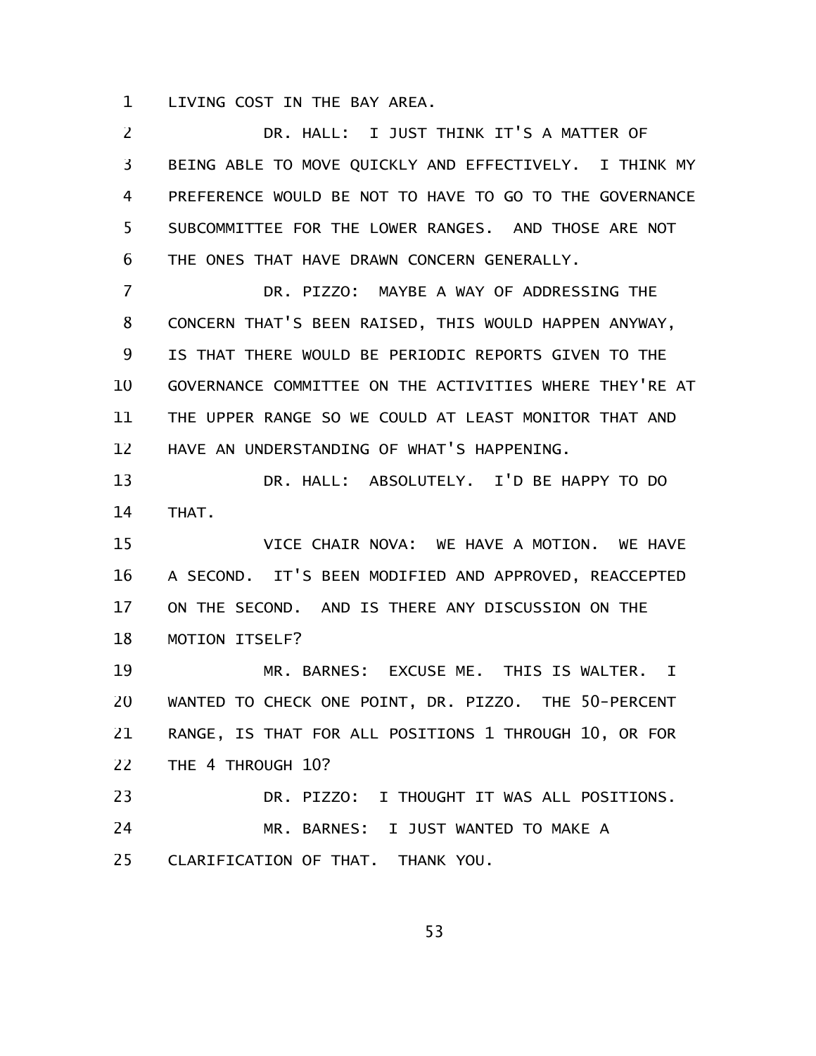LIVING COST IN THE BAY AREA.

DR. HALL: I JUST THINK IT'S A MATTER OF BEING ABLE TO MOVE QUICKLY AND EFFECTIVELY. I THINK MY PREFERENCE WOULD BE NOT TO HAVE TO GO TO THE GOVERNANCE SUBCOMMITTEE FOR THE LOWER RANGES. AND THOSE ARE NOT THE ONES THAT HAVE DRAWN CONCERN GENERALLY.

DR. PIZZO: MAYBE A WAY OF ADDRESSING THE CONCERN THAT'S BEEN RAISED, THIS WOULD HAPPEN ANYWAY, IS THAT THERE WOULD BE PERIODIC REPORTS GIVEN TO THE GOVERNANCE COMMITTEE ON THE ACTIVITIES WHERE THEY'RE AT THE UPPER RANGE SO WE COULD AT LEAST MONITOR THAT AND HAVE AN UNDERSTANDING OF WHAT'S HAPPENING.

DR. HALL: ABSOLUTELY. I'D BE HAPPY TO DO THAT.

VICE CHAIR NOVA: WE HAVE A MOTION. WE HAVE A SECOND. IT'S BEEN MODIFIED AND APPROVED, REACCEPTED ON THE SECOND. AND IS THERE ANY DISCUSSION ON THE MOTION ITSELF?

MR. BARNES: EXCUSE ME. THIS IS WALTER. I WANTED TO CHECK ONE POINT, DR. PIZZO. THE 50-PERCENT RANGE, IS THAT FOR ALL POSITIONS 1 THROUGH 10, OR FOR THE 4 THROUGH 10?

DR. PIZZO: I THOUGHT IT WAS ALL POSITIONS.

MR. BARNES: I JUST WANTED TO MAKE A CLARIFICATION OF THAT. THANK YOU.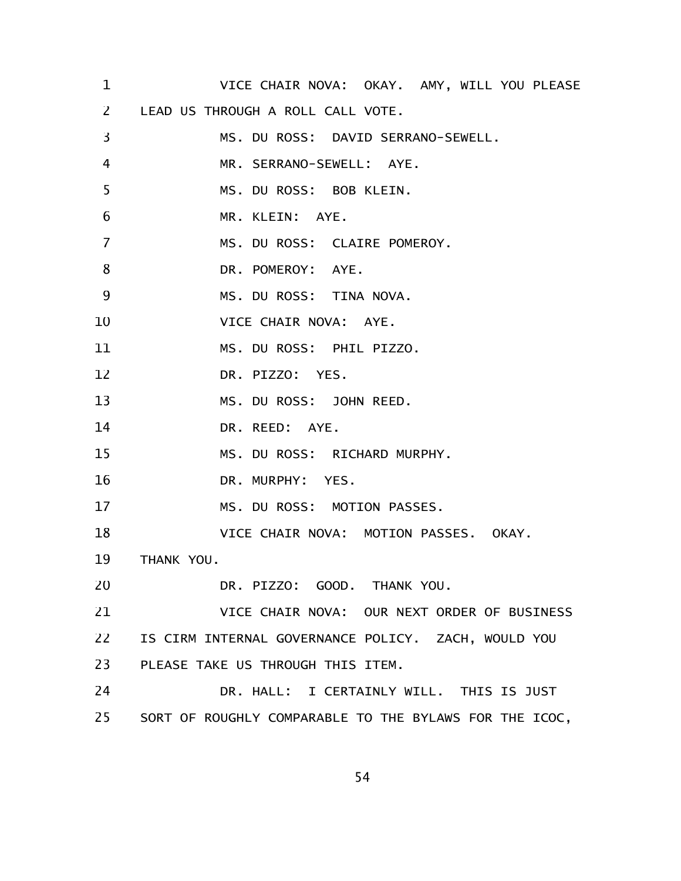VICE CHAIR NOVA: OKAY. AMY, WILL YOU PLEASE LEAD US THROUGH A ROLL CALL VOTE.

MS. DU ROSS: DAVID SERRANO-SEWELL.

MR. SERRANO-SEWELL: AYE.

MS. DU ROSS: BOB KLEIN.

MR. KLEIN: AYE.

MS. DU ROSS: CLAIRE POMEROY.

DR. POMEROY: AYE.

MS. DU ROSS: TINA NOVA.

VICE CHAIR NOVA: AYE.

MS. DU ROSS: PHIL PIZZO.

DR. PIZZO: YES.

MS. DU ROSS: JOHN REED.

DR. REED: AYE.

MS. DU ROSS: RICHARD MURPHY.

DR. MURPHY: YES.

MS. DU ROSS: MOTION PASSES.

VICE CHAIR NOVA: MOTION PASSES. OKAY. THANK YOU.

DR. PIZZO: GOOD. THANK YOU.

VICE CHAIR NOVA: OUR NEXT ORDER OF BUSINESS IS CIRM INTERNAL GOVERNANCE POLICY. ZACH, WOULD YOU PLEASE TAKE US THROUGH THIS ITEM.

DR. HALL: I CERTAINLY WILL. THIS IS JUST SORT OF ROUGHLY COMPARABLE TO THE BYLAWS FOR THE ICOC,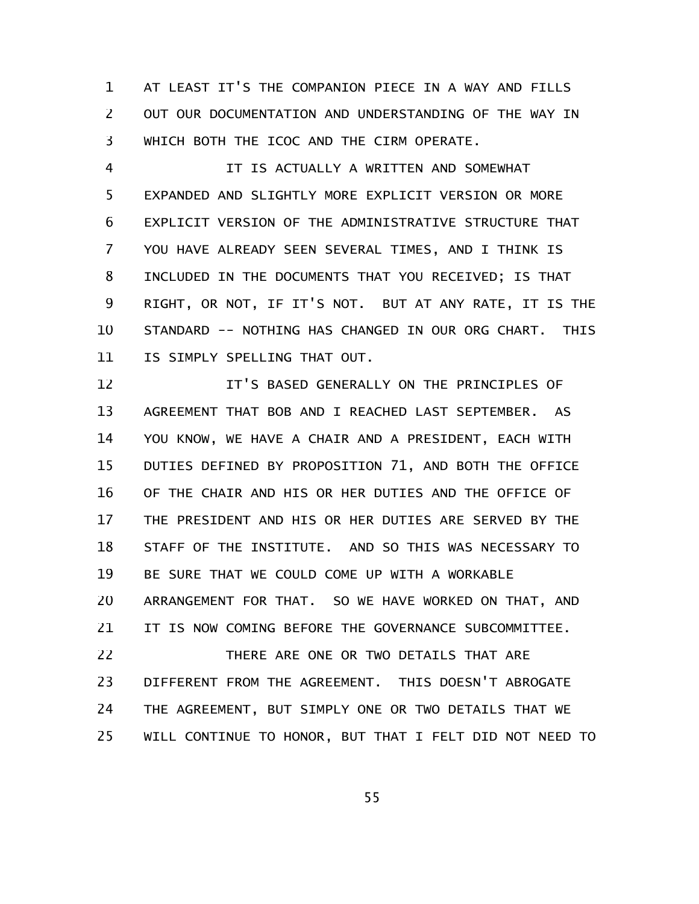AT LEAST IT'S THE COMPANION PIECE IN A WAY AND FILLS OUT OUR DOCUMENTATION AND UNDERSTANDING OF THE WAY IN WHICH BOTH THE ICOC AND THE CIRM OPERATE.

IT IS ACTUALLY A WRITTEN AND SOMEWHAT EXPANDED AND SLIGHTLY MORE EXPLICIT VERSION OR MORE EXPLICIT VERSION OF THE ADMINISTRATIVE STRUCTURE THAT YOU HAVE ALREADY SEEN SEVERAL TIMES, AND I THINK IS INCLUDED IN THE DOCUMENTS THAT YOU RECEIVED; IS THAT RIGHT, OR NOT, IF IT'S NOT. BUT AT ANY RATE, IT IS THE STANDARD -- NOTHING HAS CHANGED IN OUR ORG CHART. THIS IS SIMPLY SPELLING THAT OUT.

IT'S BASED GENERALLY ON THE PRINCIPLES OF AGREEMENT THAT BOB AND I REACHED LAST SEPTEMBER. AS YOU KNOW, WE HAVE A CHAIR AND A PRESIDENT, EACH WITH DUTIES DEFINED BY PROPOSITION 71, AND BOTH THE OFFICE OF THE CHAIR AND HIS OR HER DUTIES AND THE OFFICE OF THE PRESIDENT AND HIS OR HER DUTIES ARE SERVED BY THE STAFF OF THE INSTITUTE. AND SO THIS WAS NECESSARY TO BE SURE THAT WE COULD COME UP WITH A WORKABLE ARRANGEMENT FOR THAT. SO WE HAVE WORKED ON THAT, AND IT IS NOW COMING BEFORE THE GOVERNANCE SUBCOMMITTEE.

THERE ARE ONE OR TWO DETAILS THAT ARE DIFFERENT FROM THE AGREEMENT. THIS DOESN'T ABROGATE THE AGREEMENT, BUT SIMPLY ONE OR TWO DETAILS THAT WE WILL CONTINUE TO HONOR, BUT THAT I FELT DID NOT NEED TO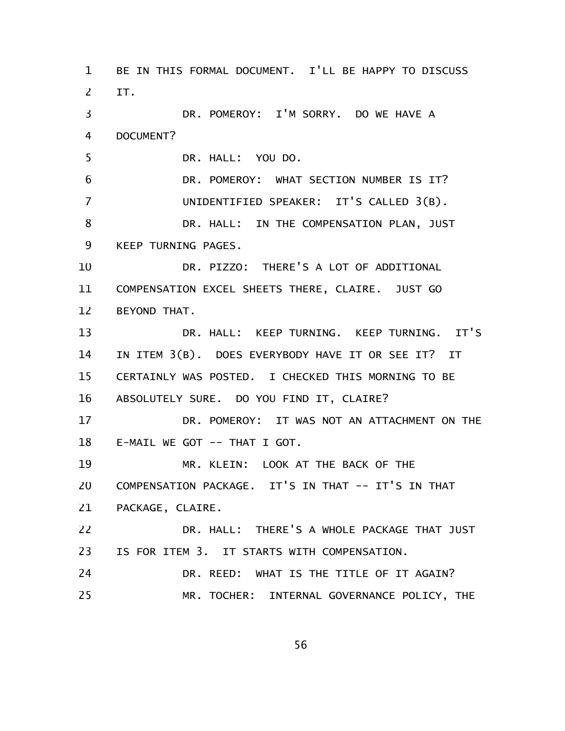BE IN THIS FORMAL DOCUMENT. I'LL BE HAPPY TO DISCUSS IT.

DR. POMEROY: I'M SORRY. DO WE HAVE A DOCUMENT?

DR. HALL: YOU DO.

DR. POMEROY: WHAT SECTION NUMBER IS IT?

UNIDENTIFIED SPEAKER: IT'S CALLED 3(B).

DR. HALL: IN THE COMPENSATION PLAN, JUST KEEP TURNING PAGES.

DR. PIZZO: THERE'S A LOT OF ADDITIONAL COMPENSATION EXCEL SHEETS THERE, CLAIRE. JUST GO BEYOND THAT.

DR. HALL: KEEP TURNING. KEEP TURNING. IT'S IN ITEM 3(B). DOES EVERYBODY HAVE IT OR SEE IT? IT CERTAINLY WAS POSTED. I CHECKED THIS MORNING TO BE ABSOLUTELY SURE. DO YOU FIND IT, CLAIRE?

DR. POMEROY: IT WAS NOT AN ATTACHMENT ON THE E-MAIL WE GOT -- THAT I GOT.

MR. KLEIN: LOOK AT THE BACK OF THE COMPENSATION PACKAGE. IT'S IN THAT -- IT'S IN THAT PACKAGE, CLAIRE.

DR. HALL: THERE'S A WHOLE PACKAGE THAT JUST IS FOR ITEM 3. IT STARTS WITH COMPENSATION.

DR. REED: WHAT IS THE TITLE OF IT AGAIN?

MR. TOCHER: INTERNAL GOVERNANCE POLICY, THE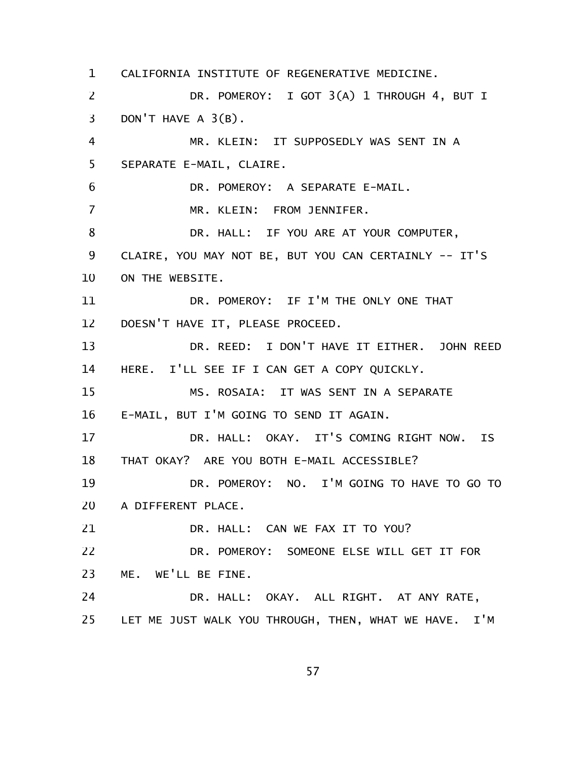1 CALIFORNIA INSTITUTE OF REGENERATIVE MEDICINE.

2 DR. POMEROY: I GOT 3(A) 1 THROUGH 4, BUT I

3 DON'T HAVE A 3(B).

4 MR. KLEIN: IT SUPPOSEDLY WAS SENT IN A

5 SEPARATE E-MAIL, CLAIRE.

6 DR. POMEROY: A SEPARATE E-MAIL.

7 MR. KLEIN: FROM JENNIFER.

8 DR. HALL: IF YOU ARE AT YOUR COMPUTER,

9 CLAIRE, YOU MAY NOT BE, BUT YOU CAN CERTAINLY -- IT'S

10 ON THE WEBSITE.

11 DR. POMEROY: IF I'M THE ONLY ONE THAT

12 DOESN'T HAVE IT, PLEASE PROCEED.

13 DR. REED: I DON'T HAVE IT EITHER. JOHN REED

14 HERE. I'LL SEE IF I CAN GET A COPY QUICKLY.

15 MS. ROSAIA: IT WAS SENT IN A SEPARATE

16 E-MAIL, BUT I'M GOING TO SEND IT AGAIN.

17 DR. HALL: OKAY. IT'S COMING RIGHT NOW. IS

18 THAT OKAY? ARE YOU BOTH E-MAIL ACCESSIBLE?

19 DR. POMEROY: NO. I'M GOING TO HAVE TO GO TO

20 A DIFFERENT PLACE.

21 DR. HALL: CAN WE FAX IT TO YOU?

22 DR. POMEROY: SOMEONE ELSE WILL GET IT FOR

23 ME. WE'LL BE FINE.

24 DR. HALL: OKAY. ALL RIGHT. AT ANY RATE,

25 LET ME JUST WALK YOU THROUGH, THEN, WHAT WE HAVE. I'M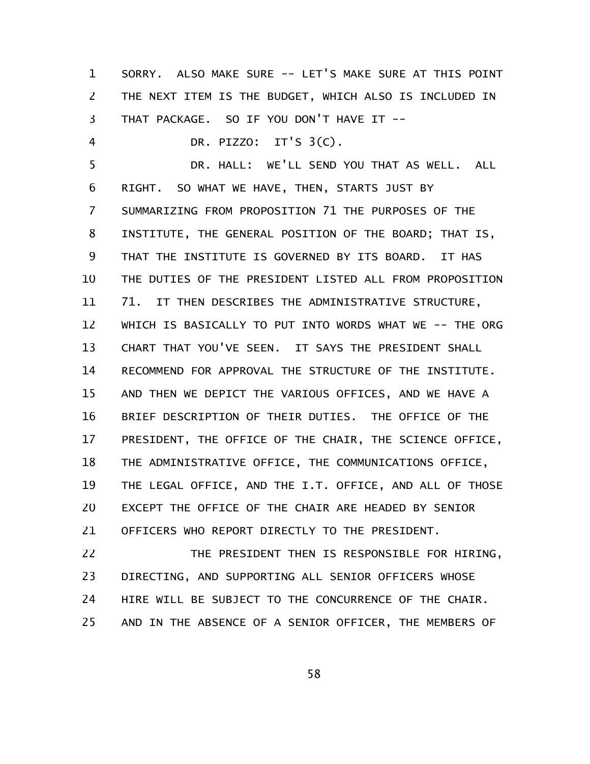SORRY. ALSO MAKE SURE -- LET'S MAKE SURE AT THIS POINT THE NEXT ITEM IS THE BUDGET, WHICH ALSO IS INCLUDED IN THAT PACKAGE. SO IF YOU DON'T HAVE IT --

DR. PIZZO: IT'S 3(C).

DR. HALL: WE'LL SEND YOU THAT AS WELL. ALL RIGHT. SO WHAT WE HAVE, THEN, STARTS JUST BY SUMMARIZING FROM PROPOSITION 71 THE PURPOSES OF THE INSTITUTE, THE GENERAL POSITION OF THE BOARD; THAT IS, THAT THE INSTITUTE IS GOVERNED BY ITS BOARD. IT HAS THE DUTIES OF THE PRESIDENT LISTED ALL FROM PROPOSITION 71. IT THEN DESCRIBES THE ADMINISTRATIVE STRUCTURE, WHICH IS BASICALLY TO PUT INTO WORDS WHAT WE -- THE ORG CHART THAT YOU'VE SEEN. IT SAYS THE PRESIDENT SHALL RECOMMEND FOR APPROVAL THE STRUCTURE OF THE INSTITUTE. AND THEN WE DEPICT THE VARIOUS OFFICES, AND WE HAVE A BRIEF DESCRIPTION OF THEIR DUTIES. THE OFFICE OF THE PRESIDENT, THE OFFICE OF THE CHAIR, THE SCIENCE OFFICE, THE ADMINISTRATIVE OFFICE, THE COMMUNICATIONS OFFICE, THE LEGAL OFFICE, AND THE I.T. OFFICE, AND ALL OF THOSE EXCEPT THE OFFICE OF THE CHAIR ARE HEADED BY SENIOR OFFICERS WHO REPORT DIRECTLY TO THE PRESIDENT.

THE PRESIDENT THEN IS RESPONSIBLE FOR HIRING, DIRECTING, AND SUPPORTING ALL SENIOR OFFICERS WHOSE HIRE WILL BE SUBJECT TO THE CONCURRENCE OF THE CHAIR. AND IN THE ABSENCE OF A SENIOR OFFICER, THE MEMBERS OF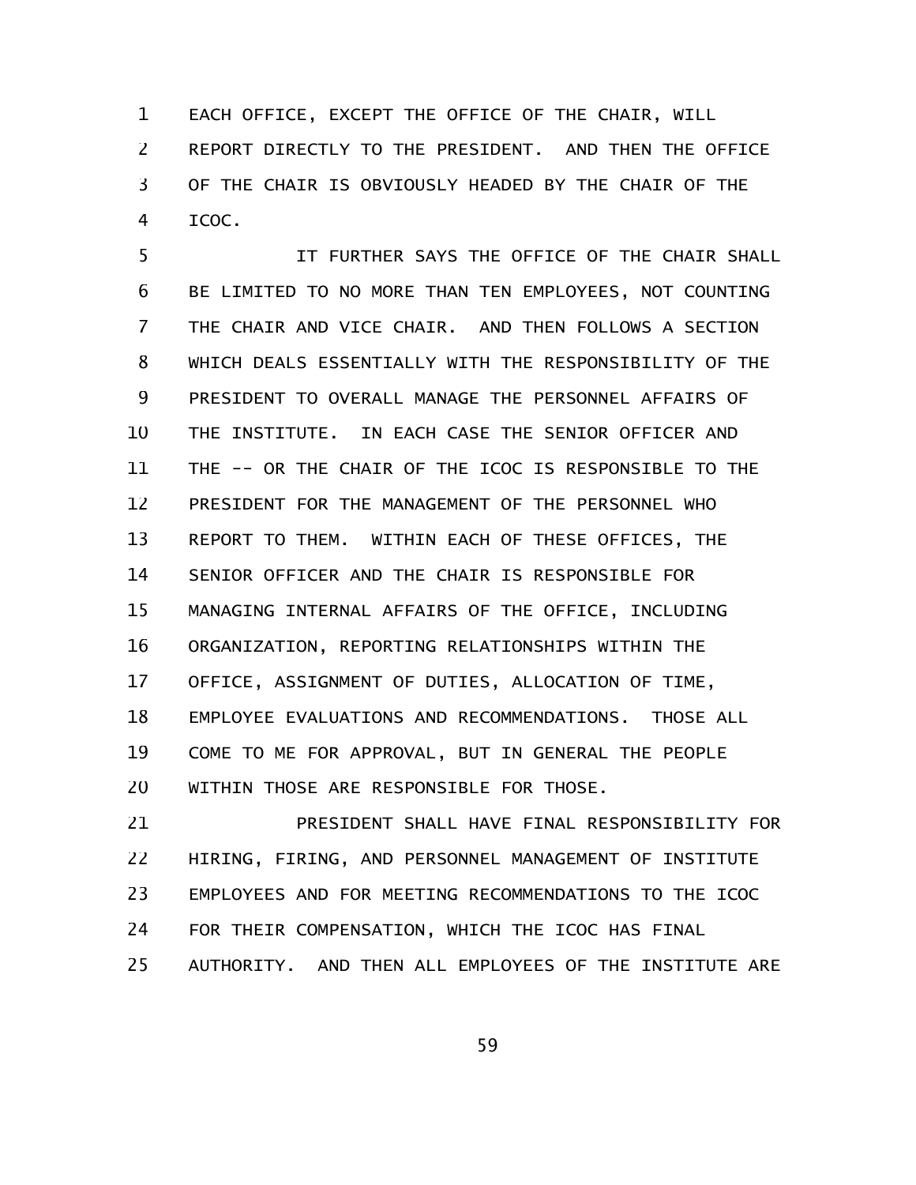EACH OFFICE, EXCEPT THE OFFICE OF THE CHAIR, WILL REPORT DIRECTLY TO THE PRESIDENT. AND THEN THE OFFICE OF THE CHAIR IS OBVIOUSLY HEADED BY THE CHAIR OF THE ICOC.

IT FURTHER SAYS THE OFFICE OF THE CHAIR SHALL BE LIMITED TO NO MORE THAN TEN EMPLOYEES, NOT COUNTING THE CHAIR AND VICE CHAIR. AND THEN FOLLOWS A SECTION WHICH DEALS ESSENTIALLY WITH THE RESPONSIBILITY OF THE PRESIDENT TO OVERALL MANAGE THE PERSONNEL AFFAIRS OF THE INSTITUTE. IN EACH CASE THE SENIOR OFFICER AND THE -- OR THE CHAIR OF THE ICOC IS RESPONSIBLE TO THE PRESIDENT FOR THE MANAGEMENT OF THE PERSONNEL WHO REPORT TO THEM. WITHIN EACH OF THESE OFFICES, THE SENIOR OFFICER AND THE CHAIR IS RESPONSIBLE FOR MANAGING INTERNAL AFFAIRS OF THE OFFICE, INCLUDING ORGANIZATION, REPORTING RELATIONSHIPS WITHIN THE OFFICE, ASSIGNMENT OF DUTIES, ALLOCATION OF TIME, EMPLOYEE EVALUATIONS AND RECOMMENDATIONS. THOSE ALL COME TO ME FOR APPROVAL, BUT IN GENERAL THE PEOPLE WITHIN THOSE ARE RESPONSIBLE FOR THOSE.

PRESIDENT SHALL HAVE FINAL RESPONSIBILITY FOR HIRING, FIRING, AND PERSONNEL MANAGEMENT OF INSTITUTE EMPLOYEES AND FOR MEETING RECOMMENDATIONS TO THE ICOC FOR THEIR COMPENSATION, WHICH THE ICOC HAS FINAL AUTHORITY. AND THEN ALL EMPLOYEES OF THE INSTITUTE ARE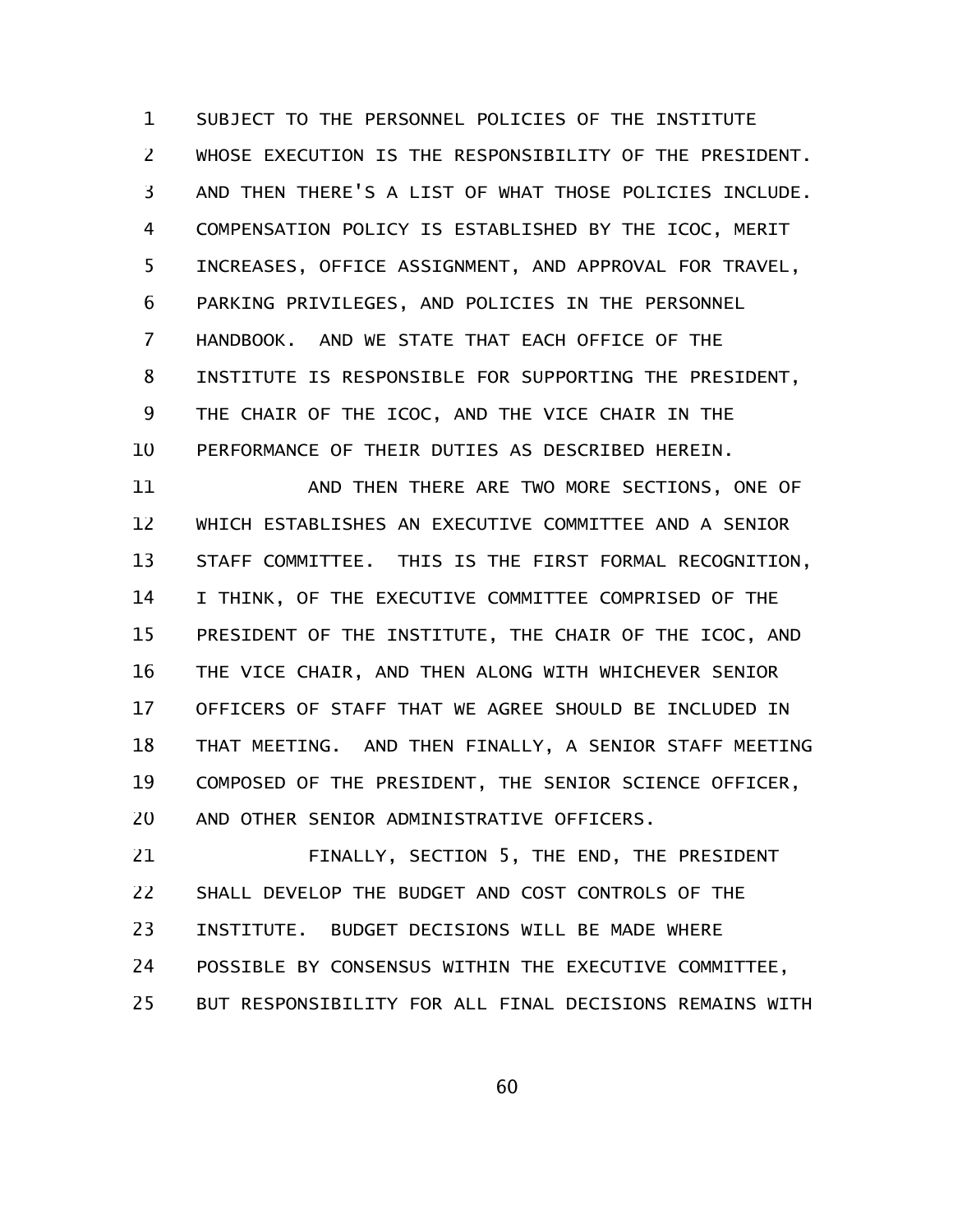SUBJECT TO THE PERSONNEL POLICIES OF THE INSTITUTE WHOSE EXECUTION IS THE RESPONSIBILITY OF THE PRESIDENT. AND THEN THERE'S A LIST OF WHAT THOSE POLICIES INCLUDE. COMPENSATION POLICY IS ESTABLISHED BY THE ICOC, MERIT INCREASES, OFFICE ASSIGNMENT, AND APPROVAL FOR TRAVEL, PARKING PRIVILEGES, AND POLICIES IN THE PERSONNEL HANDBOOK. AND WE STATE THAT EACH OFFICE OF THE INSTITUTE IS RESPONSIBLE FOR SUPPORTING THE PRESIDENT, THE CHAIR OF THE ICOC, AND THE VICE CHAIR IN THE PERFORMANCE OF THEIR DUTIES AS DESCRIBED HEREIN.

AND THEN THERE ARE TWO MORE SECTIONS, ONE OF WHICH ESTABLISHES AN EXECUTIVE COMMITTEE AND A SENIOR STAFF COMMITTEE. THIS IS THE FIRST FORMAL RECOGNITION, I THINK, OF THE EXECUTIVE COMMITTEE COMPRISED OF THE PRESIDENT OF THE INSTITUTE, THE CHAIR OF THE ICOC, AND THE VICE CHAIR, AND THEN ALONG WITH WHICHEVER SENIOR OFFICERS OF STAFF THAT WE AGREE SHOULD BE INCLUDED IN THAT MEETING. AND THEN FINALLY, A SENIOR STAFF MEETING COMPOSED OF THE PRESIDENT, THE SENIOR SCIENCE OFFICER, AND OTHER SENIOR ADMINISTRATIVE OFFICERS.

FINALLY, SECTION 5, THE END, THE PRESIDENT SHALL DEVELOP THE BUDGET AND COST CONTROLS OF THE INSTITUTE. BUDGET DECISIONS WILL BE MADE WHERE POSSIBLE BY CONSENSUS WITHIN THE EXECUTIVE COMMITTEE, BUT RESPONSIBILITY FOR ALL FINAL DECISIONS REMAINS WITH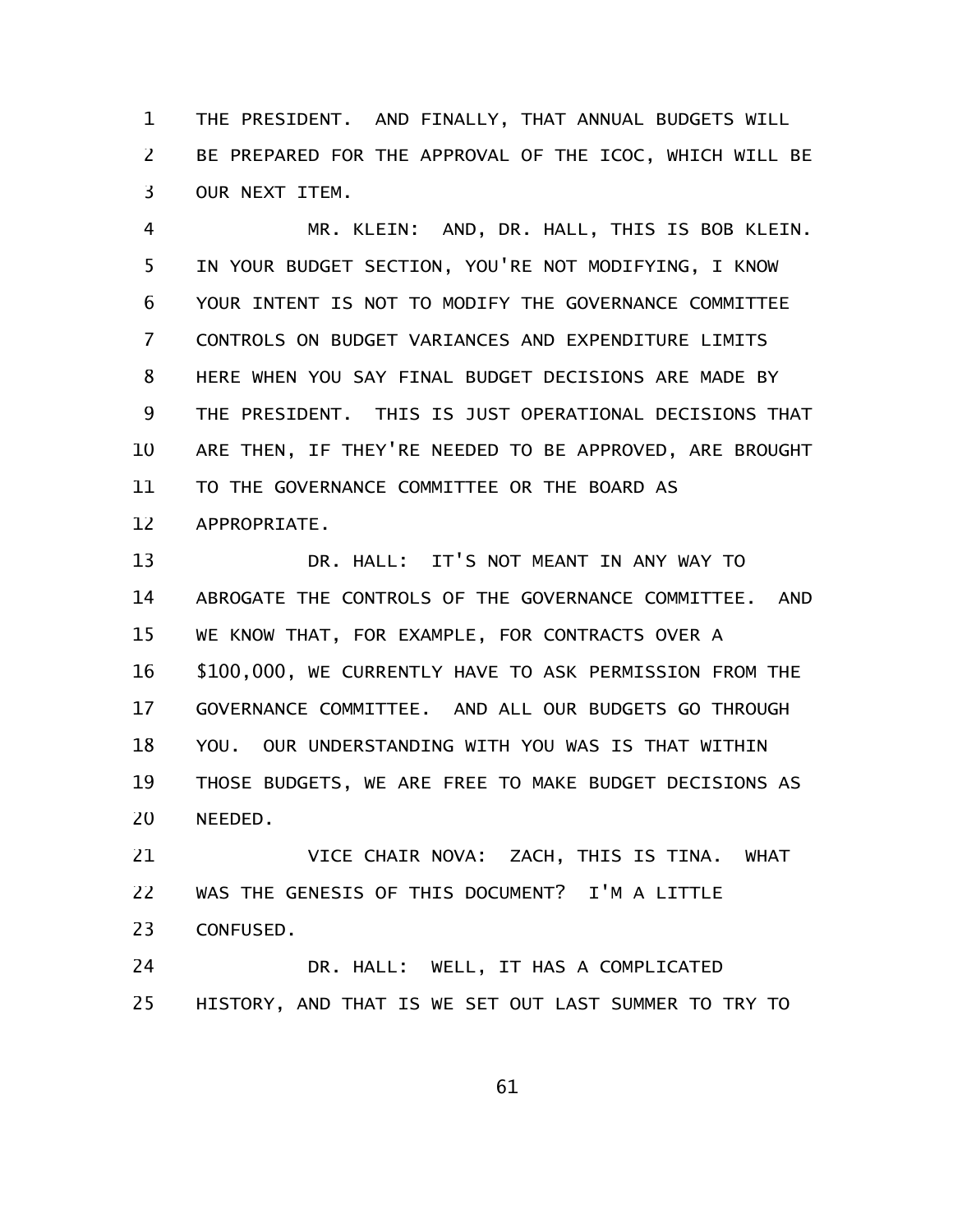THE PRESIDENT. AND FINALLY, THAT ANNUAL BUDGETS WILL BE PREPARED FOR THE APPROVAL OF THE ICOC, WHICH WILL BE OUR NEXT ITEM.

MR. KLEIN: AND, DR. HALL, THIS IS BOB KLEIN. IN YOUR BUDGET SECTION, YOU'RE NOT MODIFYING, I KNOW YOUR INTENT IS NOT TO MODIFY THE GOVERNANCE COMMITTEE CONTROLS ON BUDGET VARIANCES AND EXPENDITURE LIMITS HERE WHEN YOU SAY FINAL BUDGET DECISIONS ARE MADE BY THE PRESIDENT. THIS IS JUST OPERATIONAL DECISIONS THAT ARE THEN, IF THEY'RE NEEDED TO BE APPROVED, ARE BROUGHT TO THE GOVERNANCE COMMITTEE OR THE BOARD AS APPROPRIATE.

DR. HALL: IT'S NOT MEANT IN ANY WAY TO ABROGATE THE CONTROLS OF THE GOVERNANCE COMMITTEE. AND WE KNOW THAT, FOR EXAMPLE, FOR CONTRACTS OVER A $100,000, WE CURRENTLY HAVE TO ASK PERMISSION FROM THE GOVERNANCE COMMITTEE. AND ALL OUR BUDGETS GO THROUGH YOU. OUR UNDERSTANDING WITH YOU WAS IS THAT WITHIN THOSE BUDGETS, WE ARE FREE TO MAKE BUDGET DECISIONS AS NEEDED.

VICE CHAIR NOVA: ZACH, THIS IS TINA. WHAT WAS THE GENESIS OF THIS DOCUMENT? I'M A LITTLE CONFUSED.

DR. HALL: WELL, IT HAS A COMPLICATED HISTORY, AND THAT IS WE SET OUT LAST SUMMER TO TRY TO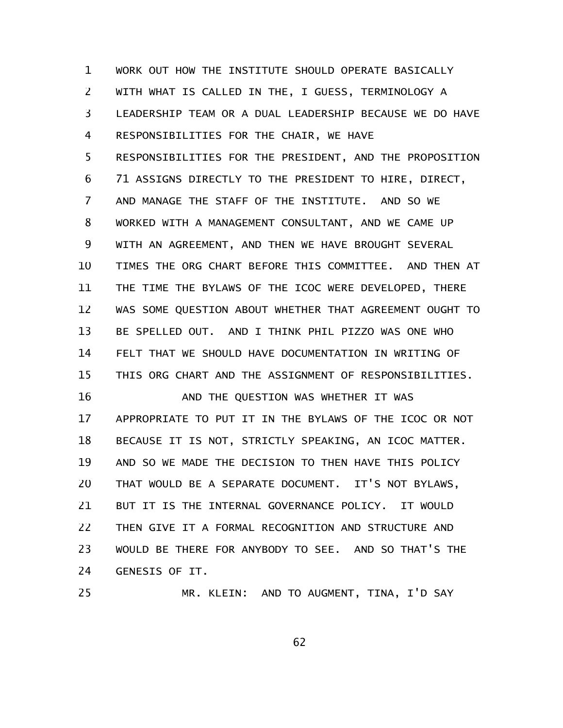WORK OUT HOW THE INSTITUTE SHOULD OPERATE BASICALLY WITH WHAT IS CALLED IN THE, I GUESS, TERMINOLOGY A LEADERSHIP TEAM OR A DUAL LEADERSHIP BECAUSE WE DO HAVE RESPONSIBILITIES FOR THE CHAIR, WE HAVE RESPONSIBILITIES FOR THE PRESIDENT, AND THE PROPOSITION 71 ASSIGNS DIRECTLY TO THE PRESIDENT TO HIRE, DIRECT, AND MANAGE THE STAFF OF THE INSTITUTE. AND SO WE WORKED WITH A MANAGEMENT CONSULTANT, AND WE CAME UP WITH AN AGREEMENT, AND THEN WE HAVE BROUGHT SEVERAL TIMES THE ORG CHART BEFORE THIS COMMITTEE. AND THEN AT THE TIME THE BYLAWS OF THE ICOC WERE DEVELOPED, THERE WAS SOME QUESTION ABOUT WHETHER THAT AGREEMENT OUGHT TO BE SPELLED OUT. AND I THINK PHIL PIZZO WAS ONE WHO FELT THAT WE SHOULD HAVE DOCUMENTATION IN WRITING OF THIS ORG CHART AND THE ASSIGNMENT OF RESPONSIBILITIES.

AND THE QUESTION WAS WHETHER IT WAS APPROPRIATE TO PUT IT IN THE BYLAWS OF THE ICOC OR NOT BECAUSE IT IS NOT, STRICTLY SPEAKING, AN ICOC MATTER. AND SO WE MADE THE DECISION TO THEN HAVE THIS POLICY THAT WOULD BE A SEPARATE DOCUMENT. IT'S NOT BYLAWS, BUT IT IS THE INTERNAL GOVERNANCE POLICY. IT WOULD THEN GIVE IT A FORMAL RECOGNITION AND STRUCTURE AND WOULD BE THERE FOR ANYBODY TO SEE. AND SO THAT'S THE GENESIS OF IT.

MR. KLEIN: AND TO AUGMENT, TINA, I'D SAY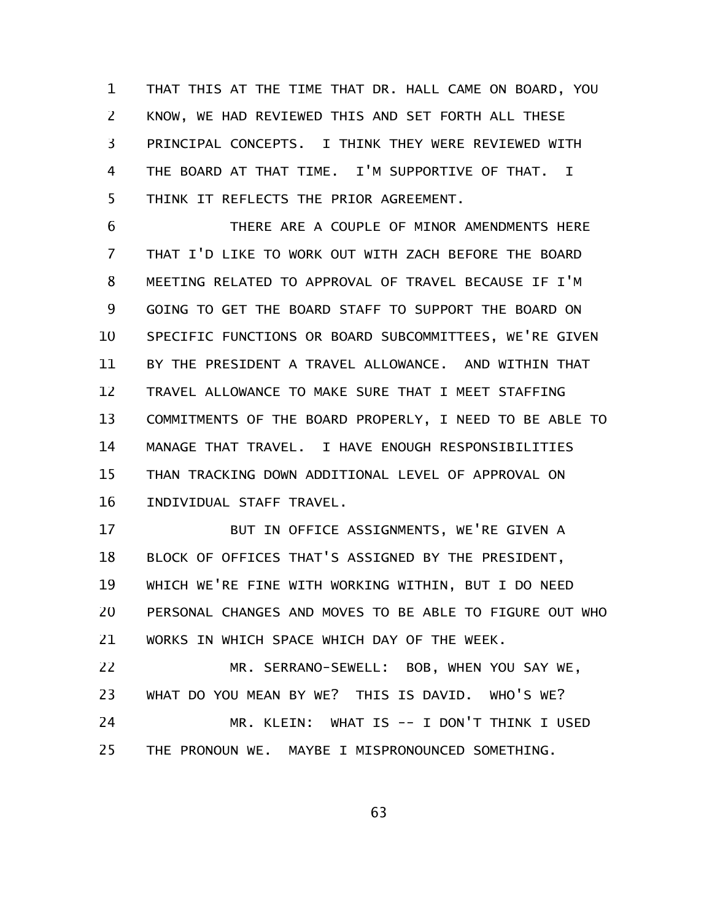THAT THIS AT THE TIME THAT DR. HALL CAME ON BOARD, YOU KNOW, WE HAD REVIEWED THIS AND SET FORTH ALL THESE PRINCIPAL CONCEPTS. I THINK THEY WERE REVIEWED WITH THE BOARD AT THAT TIME. I'M SUPPORTIVE OF THAT. I THINK IT REFLECTS THE PRIOR AGREEMENT.

THERE ARE A COUPLE OF MINOR AMENDMENTS HERE THAT I'D LIKE TO WORK OUT WITH ZACH BEFORE THE BOARD MEETING RELATED TO APPROVAL OF TRAVEL BECAUSE IF I'M GOING TO GET THE BOARD STAFF TO SUPPORT THE BOARD ON SPECIFIC FUNCTIONS OR BOARD SUBCOMMITTEES, WE'RE GIVEN BY THE PRESIDENT A TRAVEL ALLOWANCE. AND WITHIN THAT TRAVEL ALLOWANCE TO MAKE SURE THAT I MEET STAFFING COMMITMENTS OF THE BOARD PROPERLY, I NEED TO BE ABLE TO MANAGE THAT TRAVEL. I HAVE ENOUGH RESPONSIBILITIES THAN TRACKING DOWN ADDITIONAL LEVEL OF APPROVAL ON INDIVIDUAL STAFF TRAVEL.

BUT IN OFFICE ASSIGNMENTS, WE'RE GIVEN A BLOCK OF OFFICES THAT'S ASSIGNED BY THE PRESIDENT, WHICH WE'RE FINE WITH WORKING WITHIN, BUT I DO NEED PERSONAL CHANGES AND MOVES TO BE ABLE TO FIGURE OUT WHO WORKS IN WHICH SPACE WHICH DAY OF THE WEEK.

MR. SERRANO-SEWELL: BOB, WHEN YOU SAY WE, WHAT DO YOU MEAN BY WE? THIS IS DAVID. WHO'S WE?

MR. KLEIN: WHAT IS -- I DON'T THINK I USED THE PRONOUN WE. MAYBE I MISPRONOUNCED SOMETHING.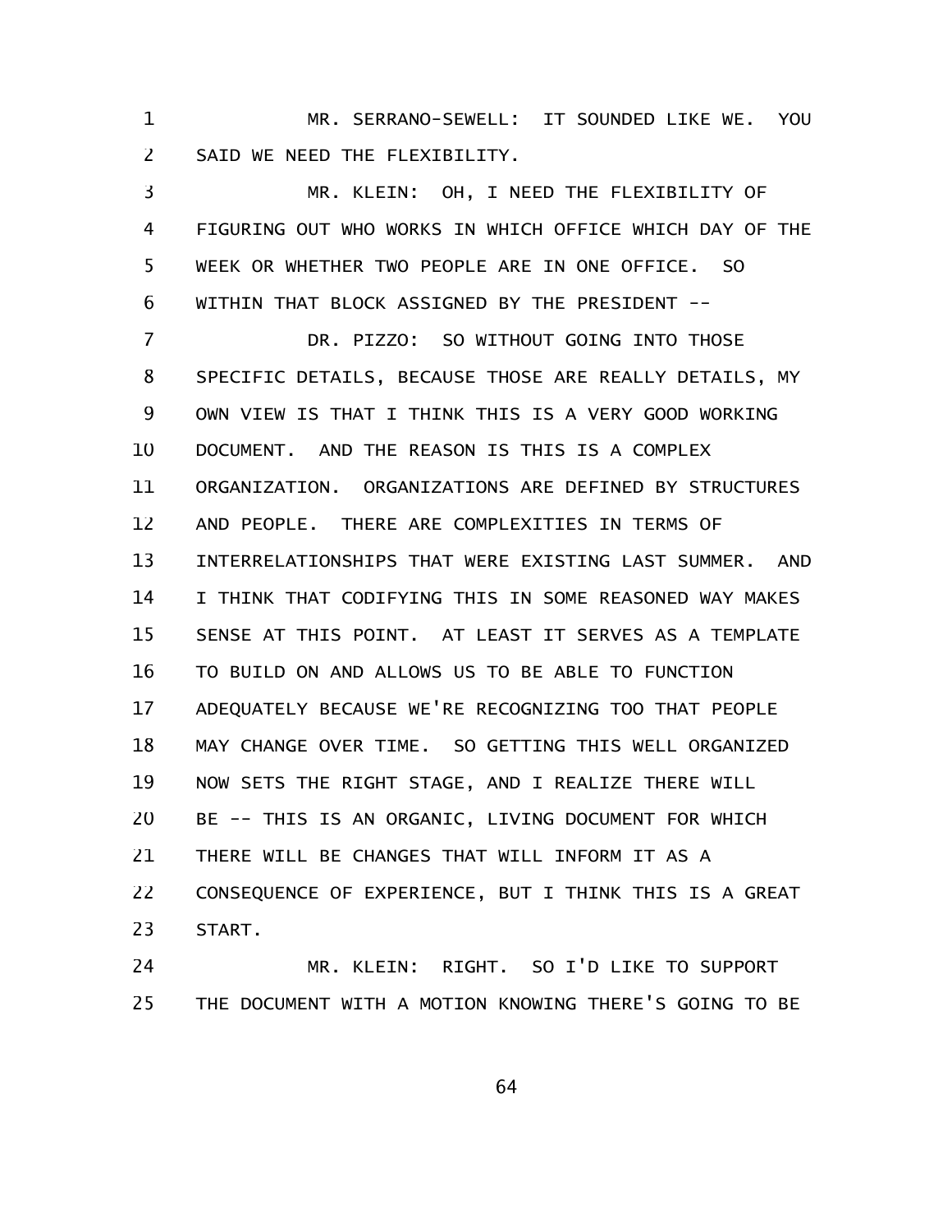MR. SERRANO-SEWELL: IT SOUNDED LIKE WE. YOU SAID WE NEED THE FLEXIBILITY.

MR. KLEIN: OH, I NEED THE FLEXIBILITY OF FIGURING OUT WHO WORKS IN WHICH OFFICE WHICH DAY OF THE WEEK OR WHETHER TWO PEOPLE ARE IN ONE OFFICE. SO WITHIN THAT BLOCK ASSIGNED BY THE PRESIDENT --

DR. PIZZO: SO WITHOUT GOING INTO THOSE SPECIFIC DETAILS, BECAUSE THOSE ARE REALLY DETAILS, MY OWN VIEW IS THAT I THINK THIS IS A VERY GOOD WORKING DOCUMENT. AND THE REASON IS THIS IS A COMPLEX ORGANIZATION. ORGANIZATIONS ARE DEFINED BY STRUCTURES AND PEOPLE. THERE ARE COMPLEXITIES IN TERMS OF INTERRELATIONSHIPS THAT WERE EXISTING LAST SUMMER. AND I THINK THAT CODIFYING THIS IN SOME REASONED WAY MAKES SENSE AT THIS POINT. AT LEAST IT SERVES AS A TEMPLATE TO BUILD ON AND ALLOWS US TO BE ABLE TO FUNCTION ADEQUATELY BECAUSE WE'RE RECOGNIZING TOO THAT PEOPLE MAY CHANGE OVER TIME. SO GETTING THIS WELL ORGANIZED NOW SETS THE RIGHT STAGE, AND I REALIZE THERE WILL BE -- THIS IS AN ORGANIC, LIVING DOCUMENT FOR WHICH THERE WILL BE CHANGES THAT WILL INFORM IT AS A CONSEQUENCE OF EXPERIENCE, BUT I THINK THIS IS A GREAT START.

MR. KLEIN: RIGHT. SO I'D LIKE TO SUPPORT THE DOCUMENT WITH A MOTION KNOWING THERE'S GOING TO BE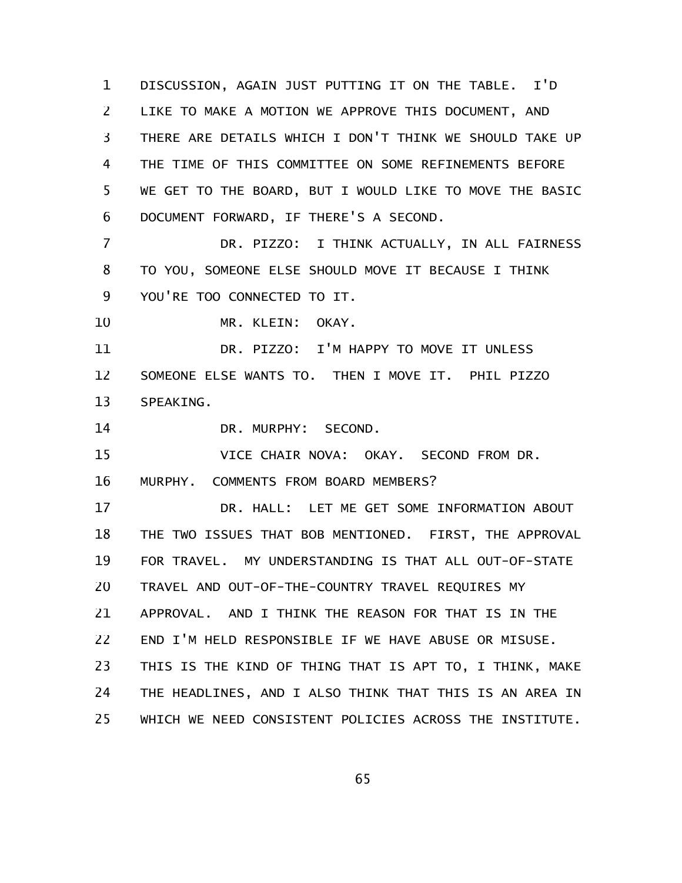DISCUSSION, AGAIN JUST PUTTING IT ON THE TABLE. I'D LIKE TO MAKE A MOTION WE APPROVE THIS DOCUMENT, AND THERE ARE DETAILS WHICH I DON'T THINK WE SHOULD TAKE UP THE TIME OF THIS COMMITTEE ON SOME REFINEMENTS BEFORE WE GET TO THE BOARD, BUT I WOULD LIKE TO MOVE THE BASIC DOCUMENT FORWARD, IF THERE'S A SECOND.

DR. PIZZO: I THINK ACTUALLY, IN ALL FAIRNESS TO YOU, SOMEONE ELSE SHOULD MOVE IT BECAUSE I THINK YOU'RE TOO CONNECTED TO IT.

MR. KLEIN: OKAY.

DR. PIZZO: I'M HAPPY TO MOVE IT UNLESS SOMEONE ELSE WANTS TO. THEN I MOVE IT. PHIL PIZZO SPEAKING.

DR. MURPHY: SECOND.

VICE CHAIR NOVA: OKAY. SECOND FROM DR. MURPHY. COMMENTS FROM BOARD MEMBERS?

DR. HALL: LET ME GET SOME INFORMATION ABOUT THE TWO ISSUES THAT BOB MENTIONED. FIRST, THE APPROVAL FOR TRAVEL. MY UNDERSTANDING IS THAT ALL OUT-OF-STATE TRAVEL AND OUT-OF-THE-COUNTRY TRAVEL REQUIRES MY APPROVAL. AND I THINK THE REASON FOR THAT IS IN THE END I'M HELD RESPONSIBLE IF WE HAVE ABUSE OR MISUSE. THIS IS THE KIND OF THING THAT IS APT TO, I THINK, MAKE THE HEADLINES, AND I ALSO THINK THAT THIS IS AN AREA IN WHICH WE NEED CONSISTENT POLICIES ACROSS THE INSTITUTE.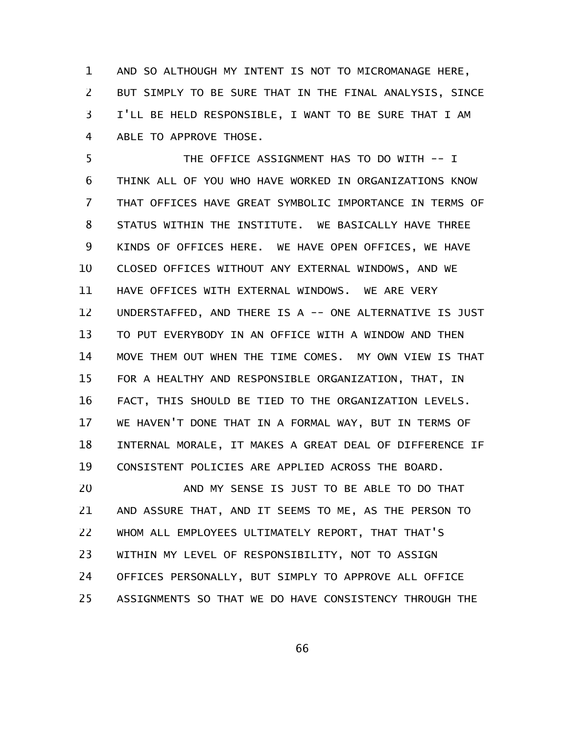AND SO ALTHOUGH MY INTENT IS NOT TO MICROMANAGE HERE, BUT SIMPLY TO BE SURE THAT IN THE FINAL ANALYSIS, SINCE I'LL BE HELD RESPONSIBLE, I WANT TO BE SURE THAT I AM ABLE TO APPROVE THOSE.

THE OFFICE ASSIGNMENT HAS TO DO WITH -- I THINK ALL OF YOU WHO HAVE WORKED IN ORGANIZATIONS KNOW THAT OFFICES HAVE GREAT SYMBOLIC IMPORTANCE IN TERMS OF STATUS WITHIN THE INSTITUTE. WE BASICALLY HAVE THREE KINDS OF OFFICES HERE. WE HAVE OPEN OFFICES, WE HAVE CLOSED OFFICES WITHOUT ANY EXTERNAL WINDOWS, AND WE HAVE OFFICES WITH EXTERNAL WINDOWS. WE ARE VERY UNDERSTAFFED, AND THERE IS A -- ONE ALTERNATIVE IS JUST TO PUT EVERYBODY IN AN OFFICE WITH A WINDOW AND THEN MOVE THEM OUT WHEN THE TIME COMES. MY OWN VIEW IS THAT FOR A HEALTHY AND RESPONSIBLE ORGANIZATION, THAT, IN FACT, THIS SHOULD BE TIED TO THE ORGANIZATION LEVELS. WE HAVEN'T DONE THAT IN A FORMAL WAY, BUT IN TERMS OF INTERNAL MORALE, IT MAKES A GREAT DEAL OF DIFFERENCE IF CONSISTENT POLICIES ARE APPLIED ACROSS THE BOARD.

AND MY SENSE IS JUST TO BE ABLE TO DO THAT AND ASSURE THAT, AND IT SEEMS TO ME, AS THE PERSON TO WHOM ALL EMPLOYEES ULTIMATELY REPORT, THAT THAT'S WITHIN MY LEVEL OF RESPONSIBILITY, NOT TO ASSIGN OFFICES PERSONALLY, BUT SIMPLY TO APPROVE ALL OFFICE ASSIGNMENTS SO THAT WE DO HAVE CONSISTENCY THROUGH THE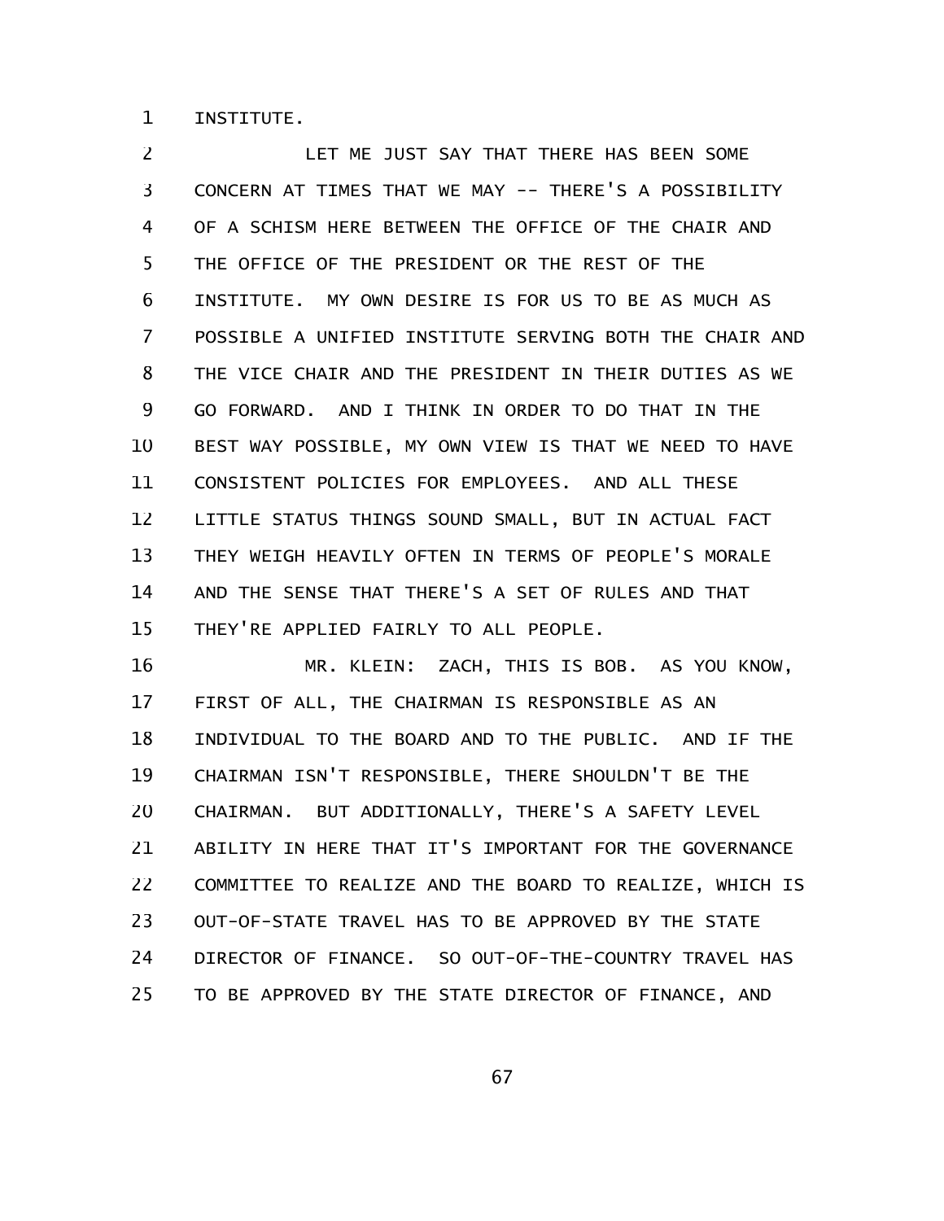INSTITUTE.

LET ME JUST SAY THAT THERE HAS BEEN SOME CONCERN AT TIMES THAT WE MAY -- THERE'S A POSSIBILITY OF A SCHISM HERE BETWEEN THE OFFICE OF THE CHAIR AND THE OFFICE OF THE PRESIDENT OR THE REST OF THE INSTITUTE. MY OWN DESIRE IS FOR US TO BE AS MUCH AS POSSIBLE A UNIFIED INSTITUTE SERVING BOTH THE CHAIR AND THE VICE CHAIR AND THE PRESIDENT IN THEIR DUTIES AS WE GO FORWARD. AND I THINK IN ORDER TO DO THAT IN THE BEST WAY POSSIBLE, MY OWN VIEW IS THAT WE NEED TO HAVE CONSISTENT POLICIES FOR EMPLOYEES. AND ALL THESE LITTLE STATUS THINGS SOUND SMALL, BUT IN ACTUAL FACT THEY WEIGH HEAVILY OFTEN IN TERMS OF PEOPLE'S MORALE AND THE SENSE THAT THERE'S A SET OF RULES AND THAT THEY'RE APPLIED FAIRLY TO ALL PEOPLE.

MR. KLEIN: ZACH, THIS IS BOB. AS YOU KNOW, FIRST OF ALL, THE CHAIRMAN IS RESPONSIBLE AS AN INDIVIDUAL TO THE BOARD AND TO THE PUBLIC. AND IF THE CHAIRMAN ISN'T RESPONSIBLE, THERE SHOULDN'T BE THE CHAIRMAN. BUT ADDITIONALLY, THERE'S A SAFETY LEVEL ABILITY IN HERE THAT IT'S IMPORTANT FOR THE GOVERNANCE COMMITTEE TO REALIZE AND THE BOARD TO REALIZE, WHICH IS OUT-OF-STATE TRAVEL HAS TO BE APPROVED BY THE STATE DIRECTOR OF FINANCE. SO OUT-OF-THE-COUNTRY TRAVEL HAS TO BE APPROVED BY THE STATE DIRECTOR OF FINANCE, AND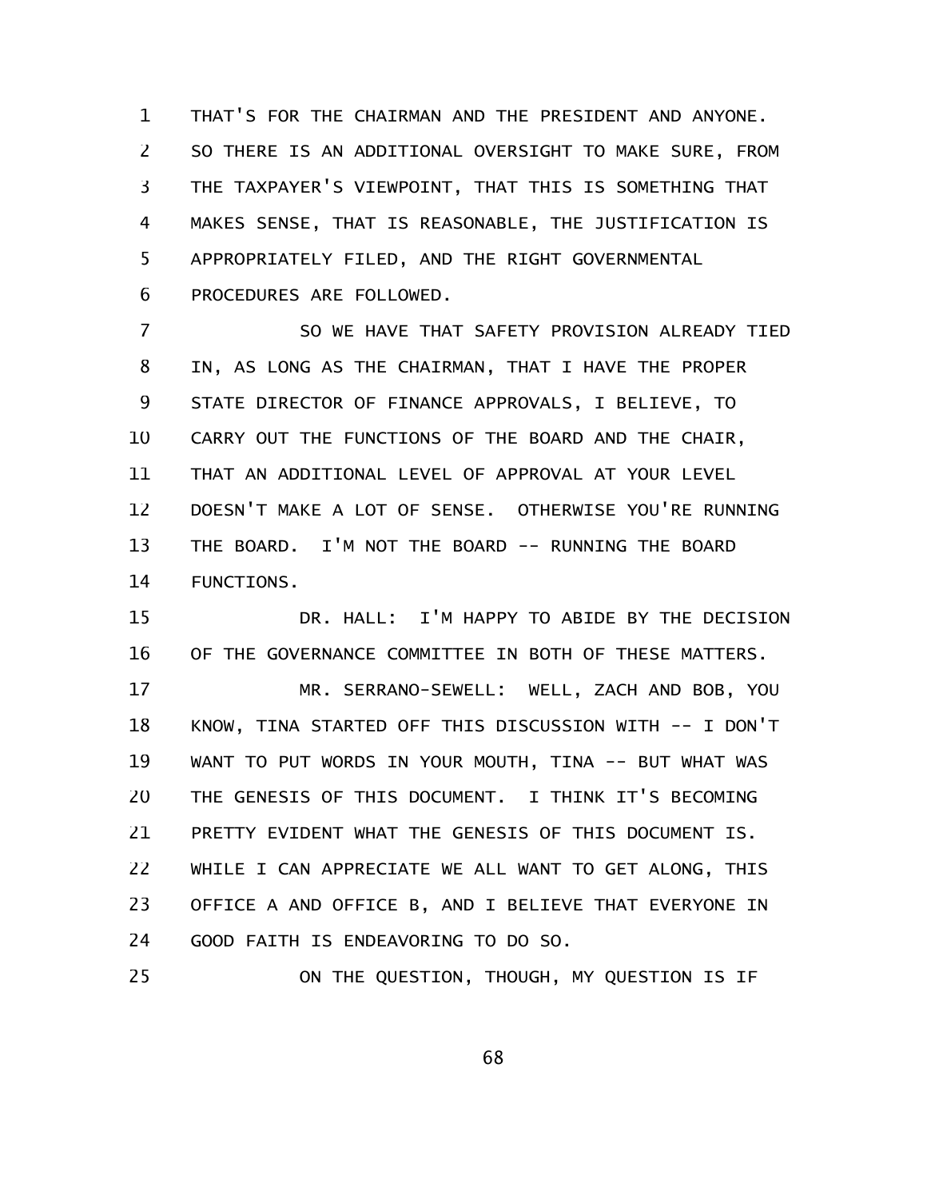THAT'S FOR THE CHAIRMAN AND THE PRESIDENT AND ANYONE. SO THERE IS AN ADDITIONAL OVERSIGHT TO MAKE SURE, FROM THE TAXPAYER'S VIEWPOINT, THAT THIS IS SOMETHING THAT MAKES SENSE, THAT IS REASONABLE, THE JUSTIFICATION IS APPROPRIATELY FILED, AND THE RIGHT GOVERNMENTAL PROCEDURES ARE FOLLOWED.

SO WE HAVE THAT SAFETY PROVISION ALREADY TIED IN, AS LONG AS THE CHAIRMAN, THAT I HAVE THE PROPER STATE DIRECTOR OF FINANCE APPROVALS, I BELIEVE, TO CARRY OUT THE FUNCTIONS OF THE BOARD AND THE CHAIR, THAT AN ADDITIONAL LEVEL OF APPROVAL AT YOUR LEVEL DOESN'T MAKE A LOT OF SENSE. OTHERWISE YOU'RE RUNNING THE BOARD. I'M NOT THE BOARD -- RUNNING THE BOARD FUNCTIONS.

DR. HALL: I'M HAPPY TO ABIDE BY THE DECISION OF THE GOVERNANCE COMMITTEE IN BOTH OF THESE MATTERS.

MR. SERRANO-SEWELL: WELL, ZACH AND BOB, YOU KNOW, TINA STARTED OFF THIS DISCUSSION WITH -- I DON'T WANT TO PUT WORDS IN YOUR MOUTH, TINA -- BUT WHAT WAS THE GENESIS OF THIS DOCUMENT. I THINK IT'S BECOMING PRETTY EVIDENT WHAT THE GENESIS OF THIS DOCUMENT IS. WHILE I CAN APPRECIATE WE ALL WANT TO GET ALONG, THIS OFFICE A AND OFFICE B, AND I BELIEVE THAT EVERYONE IN GOOD FAITH IS ENDEAVORING TO DO SO.

ON THE QUESTION, THOUGH, MY QUESTION IS IF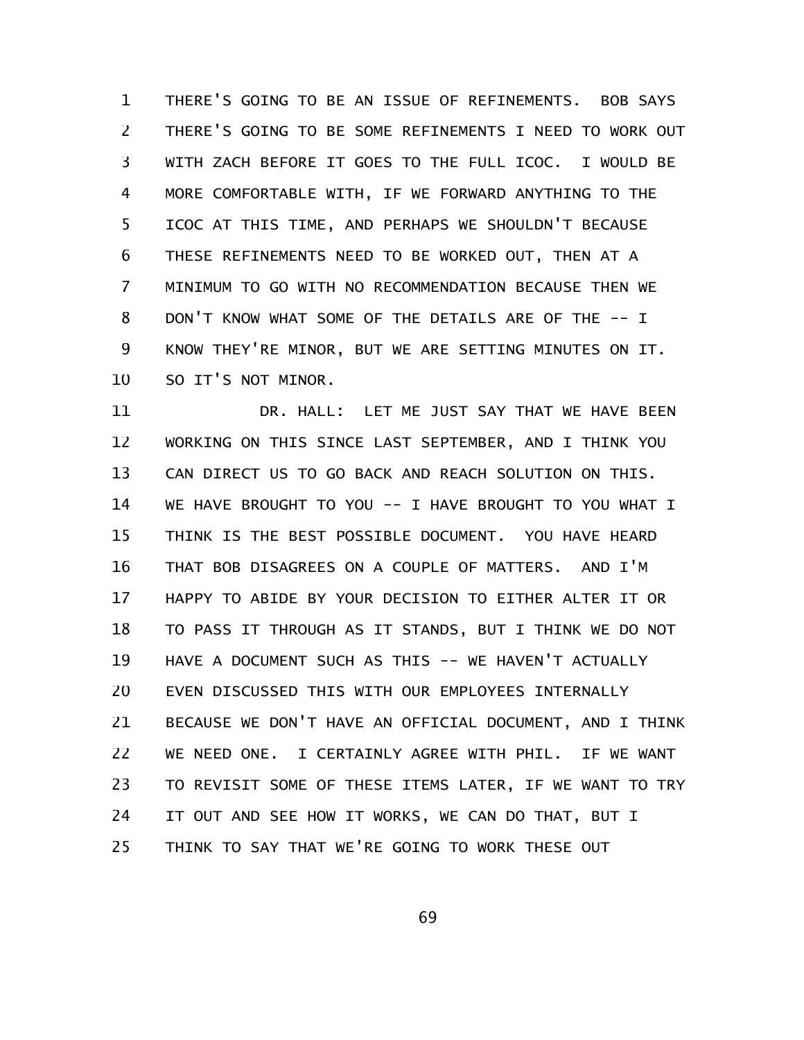THERE'S GOING TO BE AN ISSUE OF REFINEMENTS. BOB SAYS THERE'S GOING TO BE SOME REFINEMENTS I NEED TO WORK OUT WITH ZACH BEFORE IT GOES TO THE FULL ICOC. I WOULD BE MORE COMFORTABLE WITH, IF WE FORWARD ANYTHING TO THE ICOC AT THIS TIME, AND PERHAPS WE SHOULDN'T BECAUSE THESE REFINEMENTS NEED TO BE WORKED OUT, THEN AT A MINIMUM TO GO WITH NO RECOMMENDATION BECAUSE THEN WE DON'T KNOW WHAT SOME OF THE DETAILS ARE OF THE -- I KNOW THEY'RE MINOR, BUT WE ARE SETTING MINUTES ON IT. SO IT'S NOT MINOR.

DR. HALL: LET ME JUST SAY THAT WE HAVE BEEN WORKING ON THIS SINCE LAST SEPTEMBER, AND I THINK YOU CAN DIRECT US TO GO BACK AND REACH SOLUTION ON THIS. WE HAVE BROUGHT TO YOU -- I HAVE BROUGHT TO YOU WHAT I THINK IS THE BEST POSSIBLE DOCUMENT. YOU HAVE HEARD THAT BOB DISAGREES ON A COUPLE OF MATTERS. AND I'M HAPPY TO ABIDE BY YOUR DECISION TO EITHER ALTER IT OR TO PASS IT THROUGH AS IT STANDS, BUT I THINK WE DO NOT HAVE A DOCUMENT SUCH AS THIS -- WE HAVEN'T ACTUALLY EVEN DISCUSSED THIS WITH OUR EMPLOYEES INTERNALLY BECAUSE WE DON'T HAVE AN OFFICIAL DOCUMENT, AND I THINK WE NEED ONE. I CERTAINLY AGREE WITH PHIL. IF WE WANT TO REVISIT SOME OF THESE ITEMS LATER, IF WE WANT TO TRY IT OUT AND SEE HOW IT WORKS, WE CAN DO THAT, BUT I THINK TO SAY THAT WE'RE GOING TO WORK THESE OUT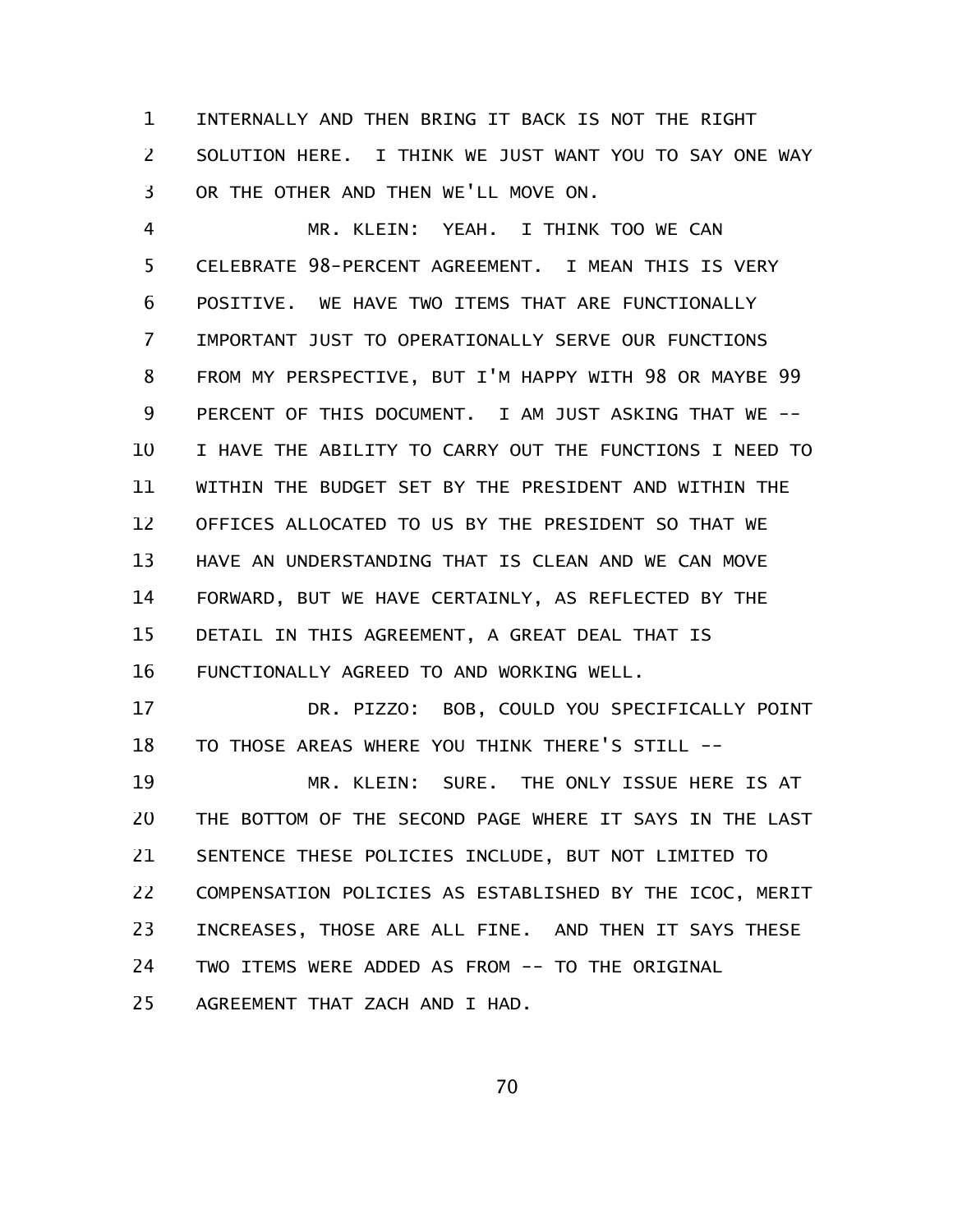INTERNALLY AND THEN BRING IT BACK IS NOT THE RIGHT SOLUTION HERE. I THINK WE JUST WANT YOU TO SAY ONE WAY OR THE OTHER AND THEN WE'LL MOVE ON.

MR. KLEIN: YEAH. I THINK TOO WE CAN CELEBRATE 98-PERCENT AGREEMENT. I MEAN THIS IS VERY POSITIVE. WE HAVE TWO ITEMS THAT ARE FUNCTIONALLY IMPORTANT JUST TO OPERATIONALLY SERVE OUR FUNCTIONS FROM MY PERSPECTIVE, BUT I'M HAPPY WITH 98 OR MAYBE 99 PERCENT OF THIS DOCUMENT. I AM JUST ASKING THAT WE -- I HAVE THE ABILITY TO CARRY OUT THE FUNCTIONS I NEED TO WITHIN THE BUDGET SET BY THE PRESIDENT AND WITHIN THE OFFICES ALLOCATED TO US BY THE PRESIDENT SO THAT WE HAVE AN UNDERSTANDING THAT IS CLEAN AND WE CAN MOVE FORWARD, BUT WE HAVE CERTAINLY, AS REFLECTED BY THE DETAIL IN THIS AGREEMENT, A GREAT DEAL THAT IS FUNCTIONALLY AGREED TO AND WORKING WELL.

DR. PIZZO: BOB, COULD YOU SPECIFICALLY POINT TO THOSE AREAS WHERE YOU THINK THERE'S STILL --

MR. KLEIN: SURE. THE ONLY ISSUE HERE IS AT THE BOTTOM OF THE SECOND PAGE WHERE IT SAYS IN THE LAST SENTENCE THESE POLICIES INCLUDE, BUT NOT LIMITED TO COMPENSATION POLICIES AS ESTABLISHED BY THE ICOC, MERIT INCREASES, THOSE ARE ALL FINE. AND THEN IT SAYS THESE TWO ITEMS WERE ADDED AS FROM -- TO THE ORIGINAL AGREEMENT THAT ZACH AND I HAD.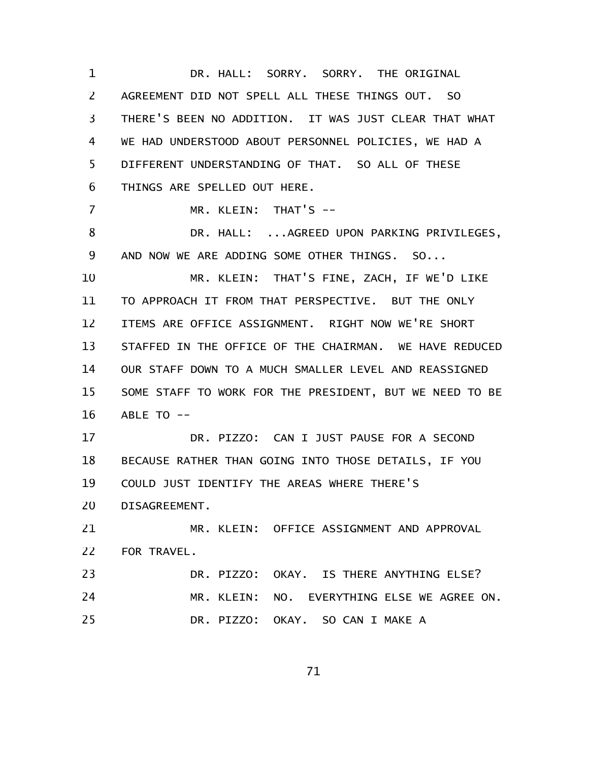DR. HALL: SORRY. SORRY. THE ORIGINAL AGREEMENT DID NOT SPELL ALL THESE THINGS OUT. SO THERE'S BEEN NO ADDITION. IT WAS JUST CLEAR THAT WHAT WE HAD UNDERSTOOD ABOUT PERSONNEL POLICIES, WE HAD A DIFFERENT UNDERSTANDING OF THAT. SO ALL OF THESE THINGS ARE SPELLED OUT HERE.

MR. KLEIN: THAT'S --

DR. HALL: ...AGREED UPON PARKING PRIVILEGES, AND NOW WE ARE ADDING SOME OTHER THINGS. SO...

MR. KLEIN: THAT'S FINE, ZACH, IF WE'D LIKE TO APPROACH IT FROM THAT PERSPECTIVE. BUT THE ONLY ITEMS ARE OFFICE ASSIGNMENT. RIGHT NOW WE'RE SHORT STAFFED IN THE OFFICE OF THE CHAIRMAN. WE HAVE REDUCED OUR STAFF DOWN TO A MUCH SMALLER LEVEL AND REASSIGNED SOME STAFF TO WORK FOR THE PRESIDENT, BUT WE NEED TO BE ABLE TO --

DR. PIZZO: CAN I JUST PAUSE FOR A SECOND BECAUSE RATHER THAN GOING INTO THOSE DETAILS, IF YOU COULD JUST IDENTIFY THE AREAS WHERE THERE'S DISAGREEMENT.

MR. KLEIN: OFFICE ASSIGNMENT AND APPROVAL FOR TRAVEL.

DR. PIZZO: OKAY. IS THERE ANYTHING ELSE?

MR. KLEIN: NO. EVERYTHING ELSE WE AGREE ON.

DR. PIZZO: OKAY. SO CAN I MAKE A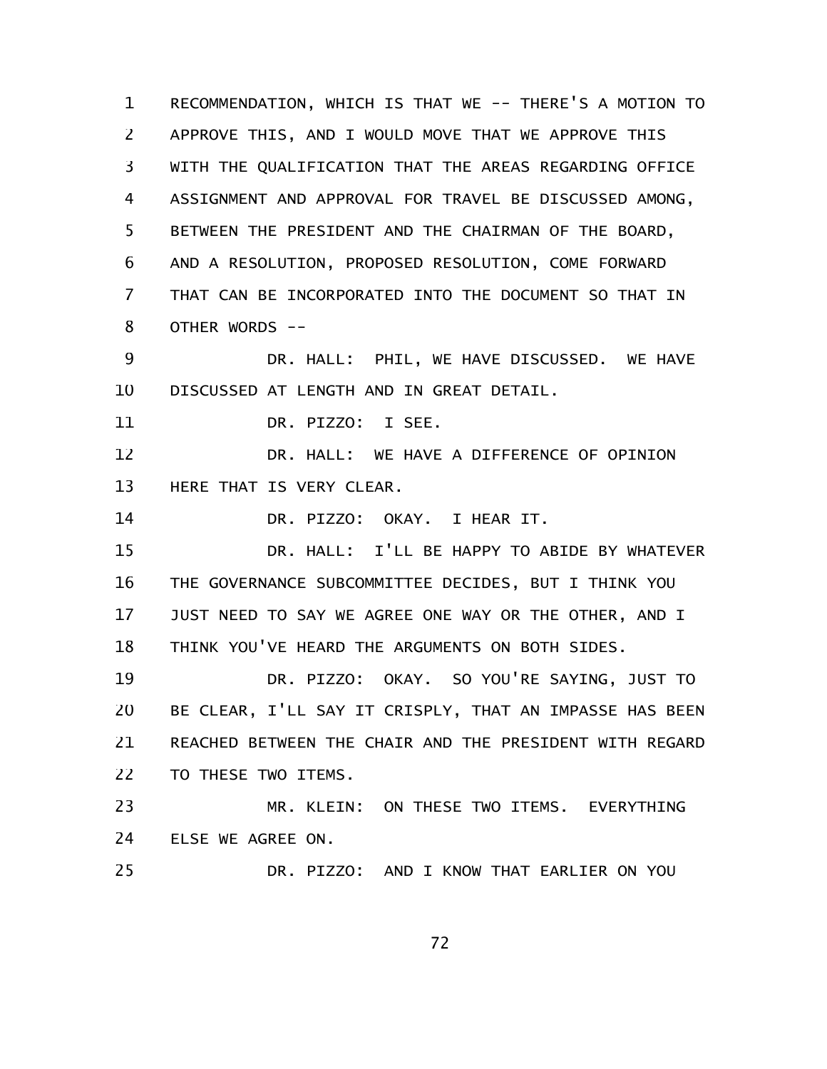RECOMMENDATION, WHICH IS THAT WE -- THERE'S A MOTION TO APPROVE THIS, AND I WOULD MOVE THAT WE APPROVE THIS WITH THE QUALIFICATION THAT THE AREAS REGARDING OFFICE ASSIGNMENT AND APPROVAL FOR TRAVEL BE DISCUSSED AMONG, BETWEEN THE PRESIDENT AND THE CHAIRMAN OF THE BOARD, AND A RESOLUTION, PROPOSED RESOLUTION, COME FORWARD THAT CAN BE INCORPORATED INTO THE DOCUMENT SO THAT IN OTHER WORDS --

DR. HALL: PHIL, WE HAVE DISCUSSED. WE HAVE DISCUSSED AT LENGTH AND IN GREAT DETAIL.

DR. PIZZO: I SEE.

DR. HALL: WE HAVE A DIFFERENCE OF OPINION HERE THAT IS VERY CLEAR.

DR. PIZZO: OKAY. I HEAR IT.

DR. HALL: I'LL BE HAPPY TO ABIDE BY WHATEVER THE GOVERNANCE SUBCOMMITTEE DECIDES, BUT I THINK YOU JUST NEED TO SAY WE AGREE ONE WAY OR THE OTHER, AND I THINK YOU'VE HEARD THE ARGUMENTS ON BOTH SIDES.

DR. PIZZO: OKAY. SO YOU'RE SAYING, JUST TO BE CLEAR, I'LL SAY IT CRISPLY, THAT AN IMPASSE HAS BEEN REACHED BETWEEN THE CHAIR AND THE PRESIDENT WITH REGARD TO THESE TWO ITEMS.

MR. KLEIN: ON THESE TWO ITEMS. EVERYTHING ELSE WE AGREE ON.

DR. PIZZO: AND I KNOW THAT EARLIER ON YOU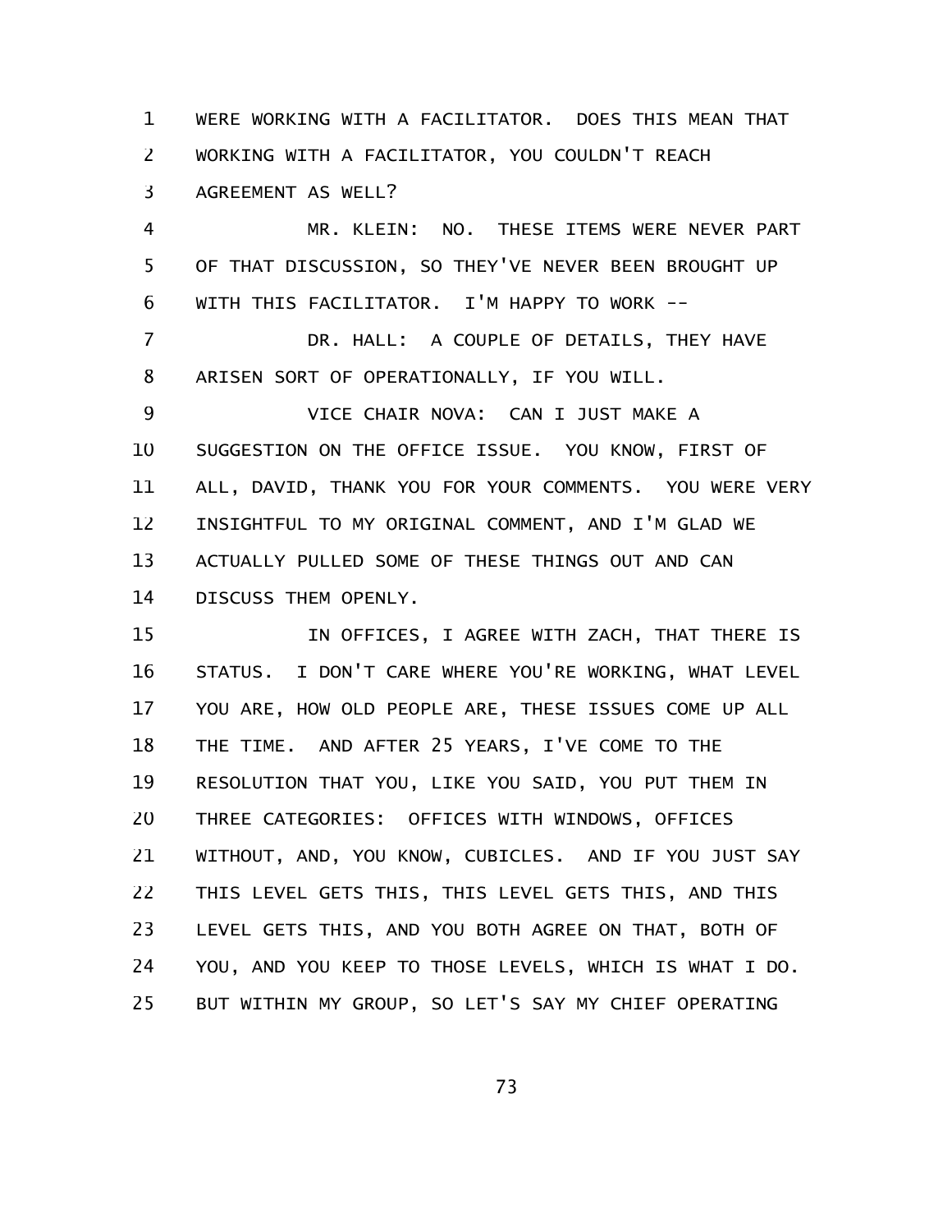WERE WORKING WITH A FACILITATOR. DOES THIS MEAN THAT WORKING WITH A FACILITATOR, YOU COULDN'T REACH AGREEMENT AS WELL?

MR. KLEIN: NO. THESE ITEMS WERE NEVER PART OF THAT DISCUSSION, SO THEY'VE NEVER BEEN BROUGHT UP WITH THIS FACILITATOR. I'M HAPPY TO WORK --

DR. HALL: A COUPLE OF DETAILS, THEY HAVE ARISEN SORT OF OPERATIONALLY, IF YOU WILL.

VICE CHAIR NOVA: CAN I JUST MAKE A SUGGESTION ON THE OFFICE ISSUE. YOU KNOW, FIRST OF ALL, DAVID, THANK YOU FOR YOUR COMMENTS. YOU WERE VERY INSIGHTFUL TO MY ORIGINAL COMMENT, AND I'M GLAD WE ACTUALLY PULLED SOME OF THESE THINGS OUT AND CAN DISCUSS THEM OPENLY.

IN OFFICES, I AGREE WITH ZACH, THAT THERE IS STATUS. I DON'T CARE WHERE YOU'RE WORKING, WHAT LEVEL YOU ARE, HOW OLD PEOPLE ARE, THESE ISSUES COME UP ALL THE TIME. AND AFTER 25 YEARS, I'VE COME TO THE RESOLUTION THAT YOU, LIKE YOU SAID, YOU PUT THEM IN THREE CATEGORIES: OFFICES WITH WINDOWS, OFFICES WITHOUT, AND, YOU KNOW, CUBICLES. AND IF YOU JUST SAY THIS LEVEL GETS THIS, THIS LEVEL GETS THIS, AND THIS LEVEL GETS THIS, AND YOU BOTH AGREE ON THAT, BOTH OF YOU, AND YOU KEEP TO THOSE LEVELS, WHICH IS WHAT I DO. BUT WITHIN MY GROUP, SO LET'S SAY MY CHIEF OPERATING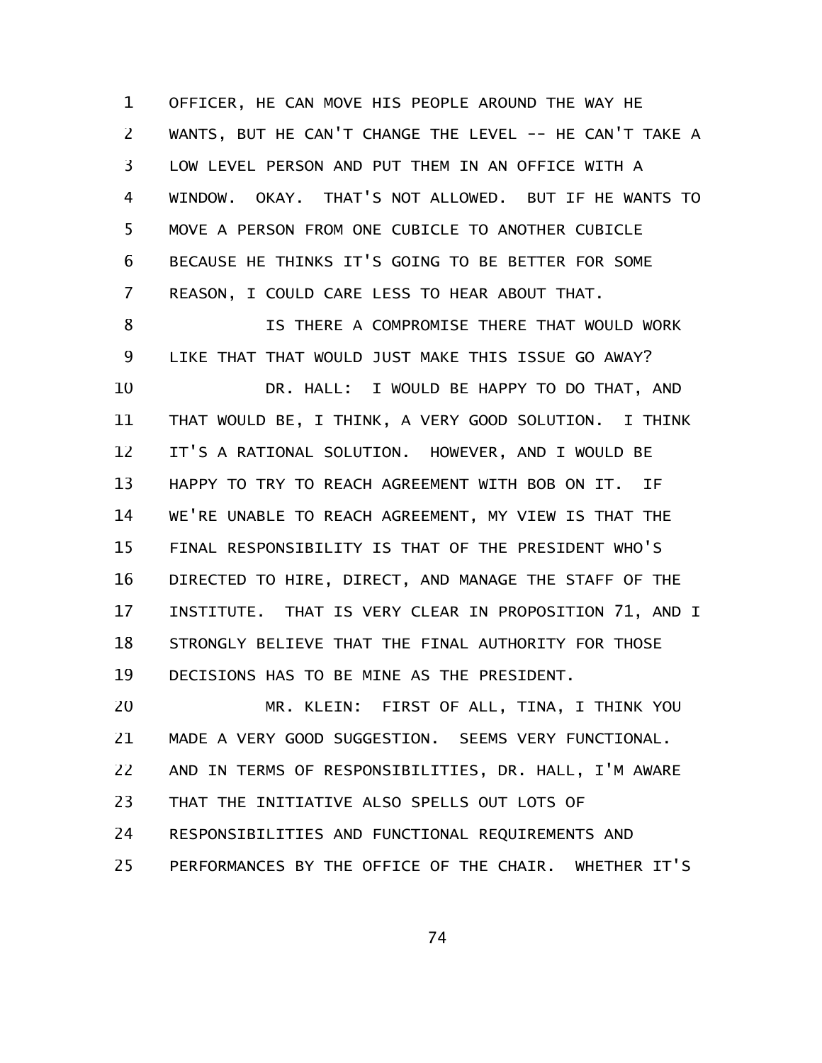OFFICER, HE CAN MOVE HIS PEOPLE AROUND THE WAY HE WANTS, BUT HE CAN'T CHANGE THE LEVEL -- HE CAN'T TAKE A LOW LEVEL PERSON AND PUT THEM IN AN OFFICE WITH A WINDOW. OKAY. THAT'S NOT ALLOWED. BUT IF HE WANTS TO MOVE A PERSON FROM ONE CUBICLE TO ANOTHER CUBICLE BECAUSE HE THINKS IT'S GOING TO BE BETTER FOR SOME REASON, I COULD CARE LESS TO HEAR ABOUT THAT.

IS THERE A COMPROMISE THERE THAT WOULD WORK LIKE THAT THAT WOULD JUST MAKE THIS ISSUE GO AWAY?

DR. HALL: I WOULD BE HAPPY TO DO THAT, AND THAT WOULD BE, I THINK, A VERY GOOD SOLUTION. I THINK IT'S A RATIONAL SOLUTION. HOWEVER, AND I WOULD BE HAPPY TO TRY TO REACH AGREEMENT WITH BOB ON IT. IF WE'RE UNABLE TO REACH AGREEMENT, MY VIEW IS THAT THE FINAL RESPONSIBILITY IS THAT OF THE PRESIDENT WHO'S DIRECTED TO HIRE, DIRECT, AND MANAGE THE STAFF OF THE INSTITUTE. THAT IS VERY CLEAR IN PROPOSITION 71, AND I STRONGLY BELIEVE THAT THE FINAL AUTHORITY FOR THOSE DECISIONS HAS TO BE MINE AS THE PRESIDENT.

MR. KLEIN: FIRST OF ALL, TINA, I THINK YOU MADE A VERY GOOD SUGGESTION. SEEMS VERY FUNCTIONAL. AND IN TERMS OF RESPONSIBILITIES, DR. HALL, I'M AWARE THAT THE INITIATIVE ALSO SPELLS OUT LOTS OF RESPONSIBILITIES AND FUNCTIONAL REQUIREMENTS AND PERFORMANCES BY THE OFFICE OF THE CHAIR. WHETHER IT'S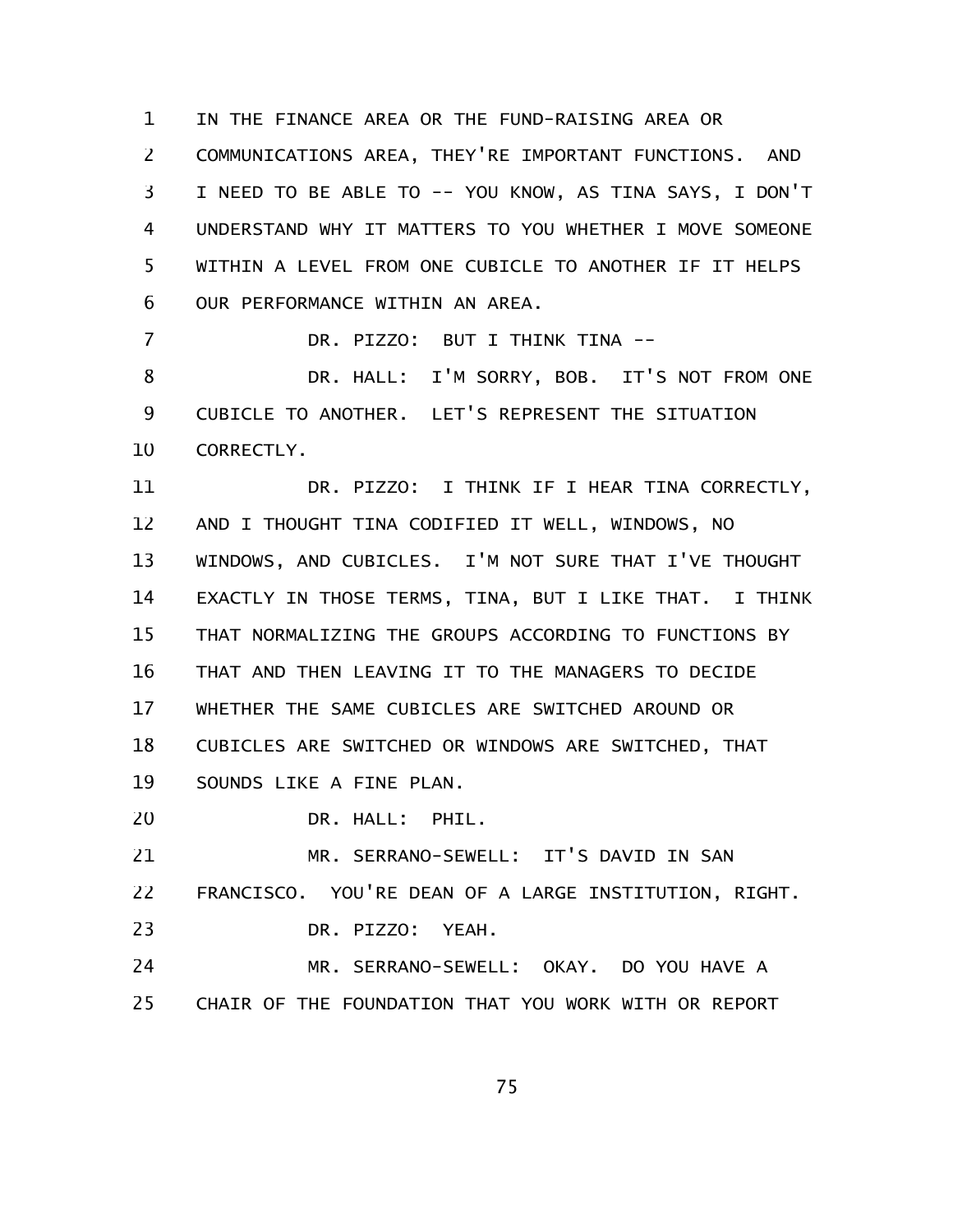IN THE FINANCE AREA OR THE FUND-RAISING AREA OR COMMUNICATIONS AREA, THEY'RE IMPORTANT FUNCTIONS. AND I NEED TO BE ABLE TO -- YOU KNOW, AS TINA SAYS, I DON'T UNDERSTAND WHY IT MATTERS TO YOU WHETHER I MOVE SOMEONE WITHIN A LEVEL FROM ONE CUBICLE TO ANOTHER IF IT HELPS OUR PERFORMANCE WITHIN AN AREA.

DR. PIZZO: BUT I THINK TINA --

DR. HALL: I'M SORRY, BOB. IT'S NOT FROM ONE CUBICLE TO ANOTHER. LET'S REPRESENT THE SITUATION CORRECTLY.

DR. PIZZO: I THINK IF I HEAR TINA CORRECTLY, AND I THOUGHT TINA CODIFIED IT WELL, WINDOWS, NO WINDOWS, AND CUBICLES. I'M NOT SURE THAT I'VE THOUGHT EXACTLY IN THOSE TERMS, TINA, BUT I LIKE THAT. I THINK THAT NORMALIZING THE GROUPS ACCORDING TO FUNCTIONS BY THAT AND THEN LEAVING IT TO THE MANAGERS TO DECIDE WHETHER THE SAME CUBICLES ARE SWITCHED AROUND OR CUBICLES ARE SWITCHED OR WINDOWS ARE SWITCHED, THAT SOUNDS LIKE A FINE PLAN.

DR. HALL: PHIL.

MR. SERRANO-SEWELL: IT'S DAVID IN SAN FRANCISCO. YOU'RE DEAN OF A LARGE INSTITUTION, RIGHT.

DR. PIZZO: YEAH.

MR. SERRANO-SEWELL: OKAY. DO YOU HAVE A CHAIR OF THE FOUNDATION THAT YOU WORK WITH OR REPORT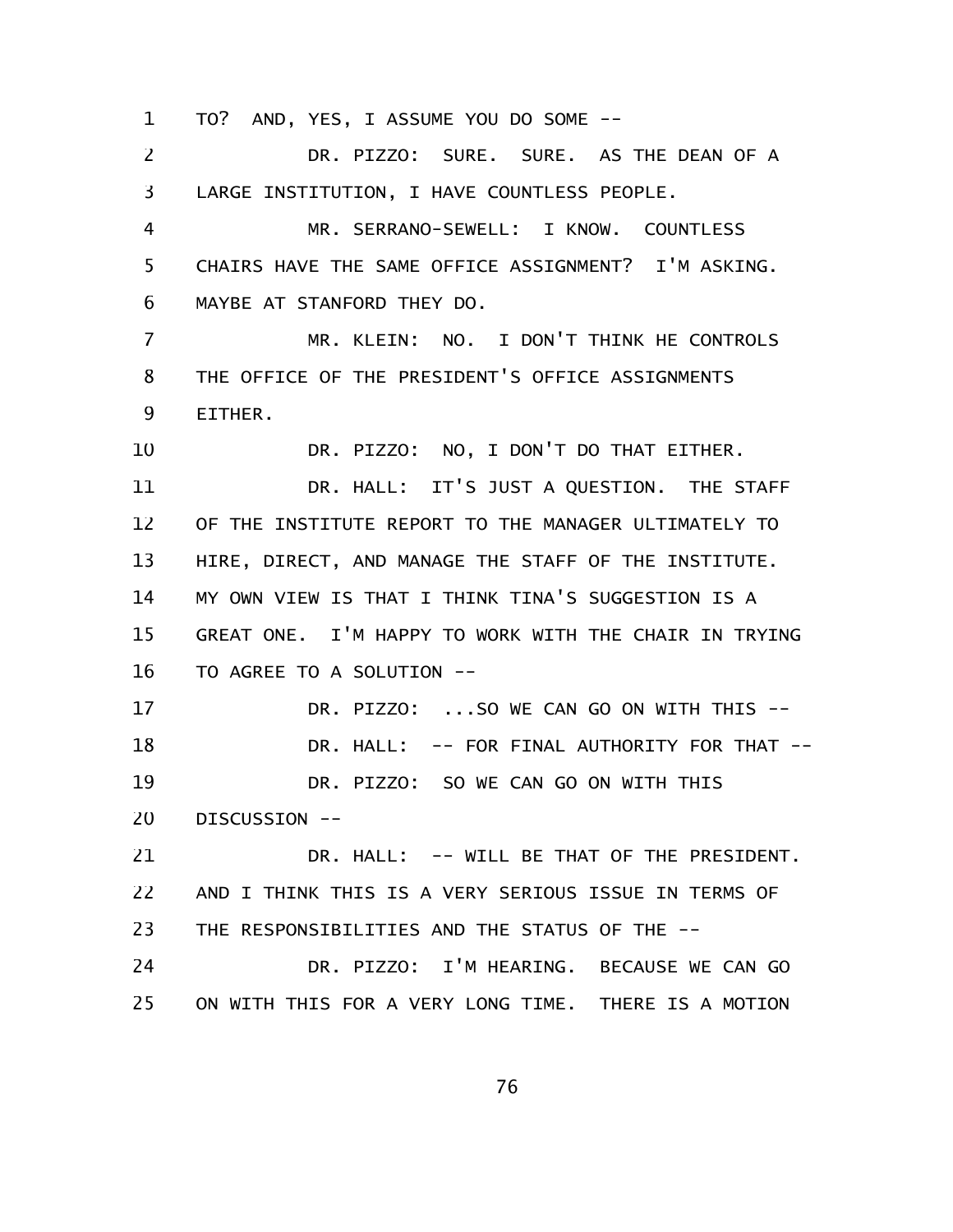TO? AND, YES, I ASSUME YOU DO SOME --

DR. PIZZO: SURE. SURE. AS THE DEAN OF A LARGE INSTITUTION, I HAVE COUNTLESS PEOPLE.

MR. SERRANO-SEWELL: I KNOW. COUNTLESS CHAIRS HAVE THE SAME OFFICE ASSIGNMENT? I'M ASKING. MAYBE AT STANFORD THEY DO.

MR. KLEIN: NO. I DON'T THINK HE CONTROLS THE OFFICE OF THE PRESIDENT'S OFFICE ASSIGNMENTS EITHER.

DR. PIZZO: NO, I DON'T DO THAT EITHER.

DR. HALL: IT'S JUST A QUESTION. THE STAFF OF THE INSTITUTE REPORT TO THE MANAGER ULTIMATELY TO HIRE, DIRECT, AND MANAGE THE STAFF OF THE INSTITUTE. MY OWN VIEW IS THAT I THINK TINA'S SUGGESTION IS A GREAT ONE. I'M HAPPY TO WORK WITH THE CHAIR IN TRYING TO AGREE TO A SOLUTION --

DR. PIZZO: ...SO WE CAN GO ON WITH THIS --

DR. HALL: -- FOR FINAL AUTHORITY FOR THAT --

DR. PIZZO: SO WE CAN GO ON WITH THIS DISCUSSION --

DR. HALL: -- WILL BE THAT OF THE PRESIDENT. AND I THINK THIS IS A VERY SERIOUS ISSUE IN TERMS OF THE RESPONSIBILITIES AND THE STATUS OF THE --

DR. PIZZO: I'M HEARING. BECAUSE WE CAN GO ON WITH THIS FOR A VERY LONG TIME. THERE IS A MOTION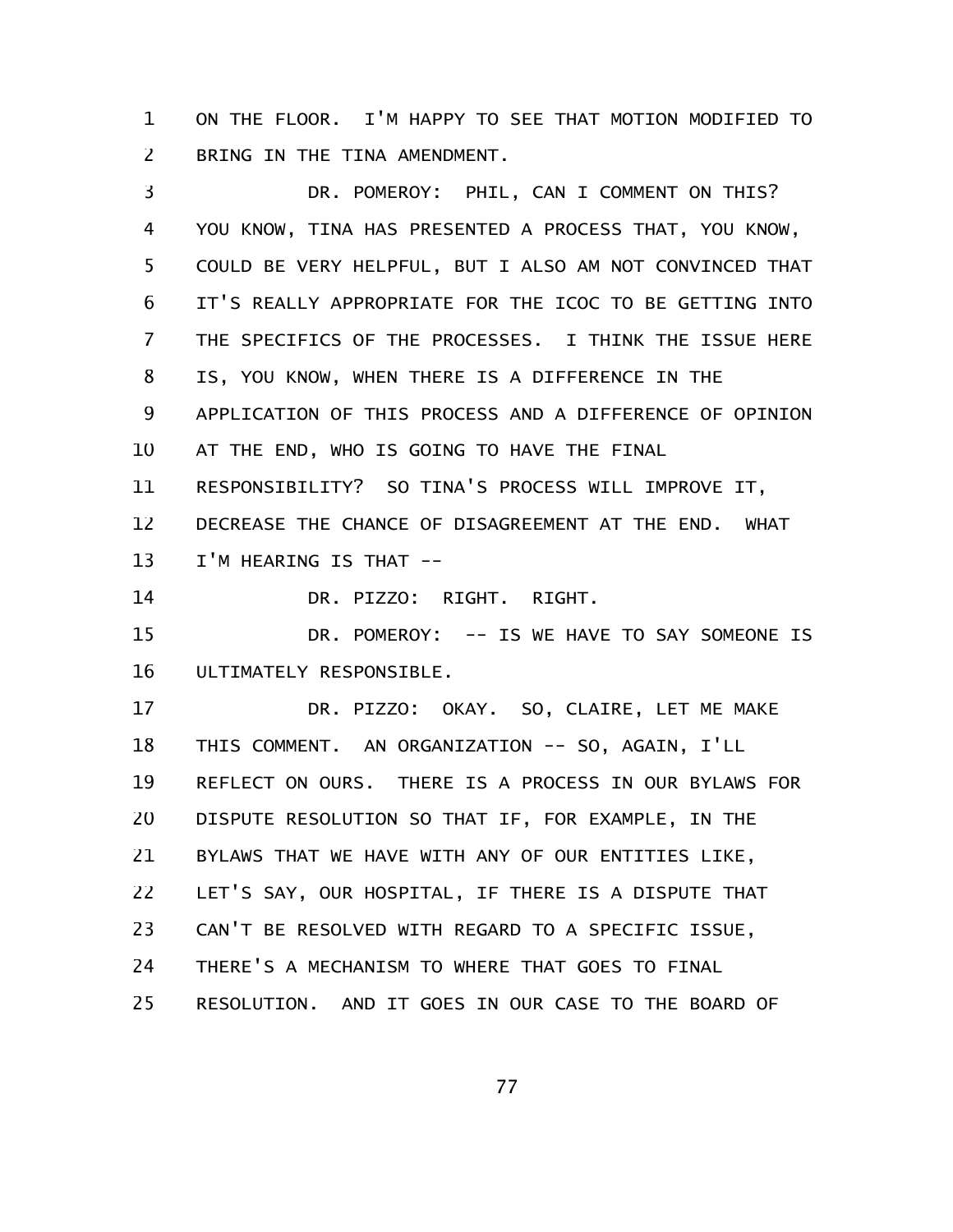ON THE FLOOR. I'M HAPPY TO SEE THAT MOTION MODIFIED TO BRING IN THE TINA AMENDMENT.

DR. POMEROY: PHIL, CAN I COMMENT ON THIS? YOU KNOW, TINA HAS PRESENTED A PROCESS THAT, YOU KNOW, COULD BE VERY HELPFUL, BUT I ALSO AM NOT CONVINCED THAT IT'S REALLY APPROPRIATE FOR THE ICOC TO BE GETTING INTO THE SPECIFICS OF THE PROCESSES. I THINK THE ISSUE HERE IS, YOU KNOW, WHEN THERE IS A DIFFERENCE IN THE APPLICATION OF THIS PROCESS AND A DIFFERENCE OF OPINION AT THE END, WHO IS GOING TO HAVE THE FINAL RESPONSIBILITY? SO TINA'S PROCESS WILL IMPROVE IT, DECREASE THE CHANCE OF DISAGREEMENT AT THE END. WHAT I'M HEARING IS THAT --

DR. PIZZO: RIGHT. RIGHT.

DR. POMEROY: -- IS WE HAVE TO SAY SOMEONE IS ULTIMATELY RESPONSIBLE.

DR. PIZZO: OKAY. SO, CLAIRE, LET ME MAKE THIS COMMENT. AN ORGANIZATION -- SO, AGAIN, I'LL REFLECT ON OURS. THERE IS A PROCESS IN OUR BYLAWS FOR DISPUTE RESOLUTION SO THAT IF, FOR EXAMPLE, IN THE BYLAWS THAT WE HAVE WITH ANY OF OUR ENTITIES LIKE, LET'S SAY, OUR HOSPITAL, IF THERE IS A DISPUTE THAT CAN'T BE RESOLVED WITH REGARD TO A SPECIFIC ISSUE, THERE'S A MECHANISM TO WHERE THAT GOES TO FINAL RESOLUTION. AND IT GOES IN OUR CASE TO THE BOARD OF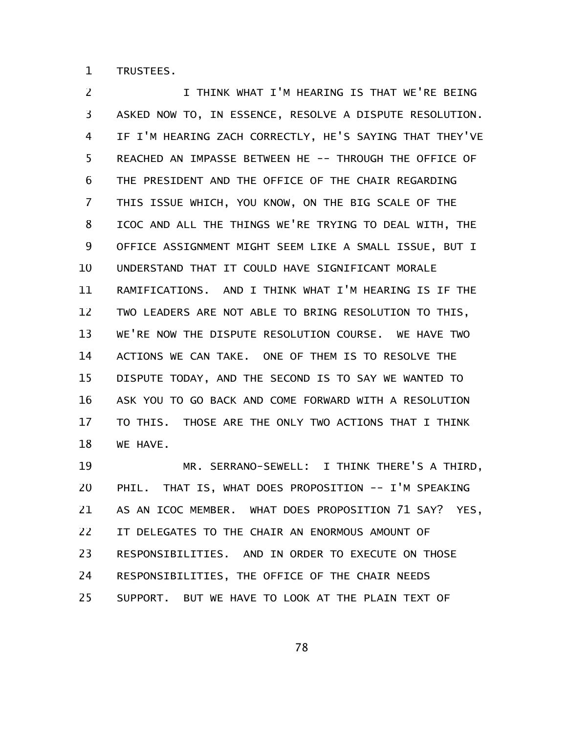TRUSTEES.

I THINK WHAT I'M HEARING IS THAT WE'RE BEING ASKED NOW TO, IN ESSENCE, RESOLVE A DISPUTE RESOLUTION. IF I'M HEARING ZACH CORRECTLY, HE'S SAYING THAT THEY'VE REACHED AN IMPASSE BETWEEN HE -- THROUGH THE OFFICE OF THE PRESIDENT AND THE OFFICE OF THE CHAIR REGARDING THIS ISSUE WHICH, YOU KNOW, ON THE BIG SCALE OF THE ICOC AND ALL THE THINGS WE'RE TRYING TO DEAL WITH, THE OFFICE ASSIGNMENT MIGHT SEEM LIKE A SMALL ISSUE, BUT I UNDERSTAND THAT IT COULD HAVE SIGNIFICANT MORALE RAMIFICATIONS. AND I THINK WHAT I'M HEARING IS IF THE TWO LEADERS ARE NOT ABLE TO BRING RESOLUTION TO THIS, WE'RE NOW THE DISPUTE RESOLUTION COURSE. WE HAVE TWO ACTIONS WE CAN TAKE. ONE OF THEM IS TO RESOLVE THE DISPUTE TODAY, AND THE SECOND IS TO SAY WE WANTED TO ASK YOU TO GO BACK AND COME FORWARD WITH A RESOLUTION TO THIS. THOSE ARE THE ONLY TWO ACTIONS THAT I THINK WE HAVE.

MR. SERRANO-SEWELL: I THINK THERE'S A THIRD, PHIL. THAT IS, WHAT DOES PROPOSITION -- I'M SPEAKING AS AN ICOC MEMBER. WHAT DOES PROPOSITION 71 SAY? YES, IT DELEGATES TO THE CHAIR AN ENORMOUS AMOUNT OF RESPONSIBILITIES. AND IN ORDER TO EXECUTE ON THOSE RESPONSIBILITIES, THE OFFICE OF THE CHAIR NEEDS SUPPORT. BUT WE HAVE TO LOOK AT THE PLAIN TEXT OF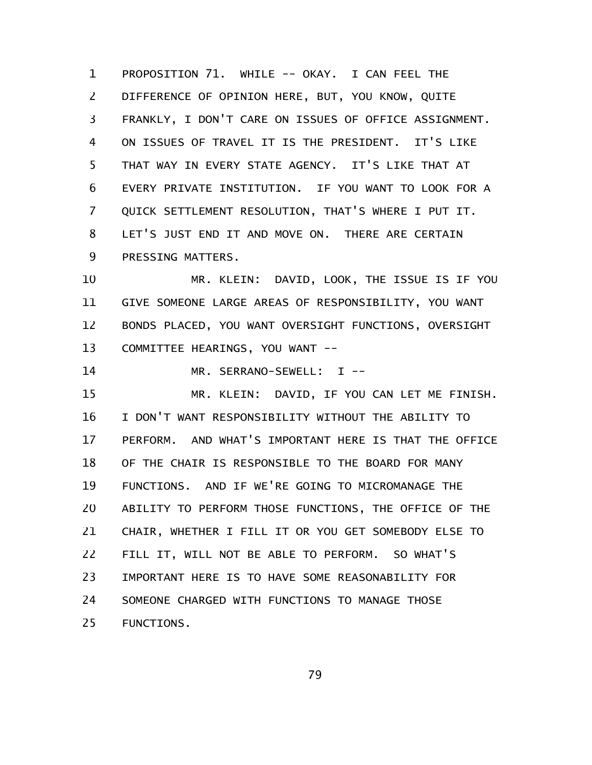PROPOSITION 71. WHILE -- OKAY. I CAN FEEL THE DIFFERENCE OF OPINION HERE, BUT, YOU KNOW, QUITE FRANKLY, I DON'T CARE ON ISSUES OF OFFICE ASSIGNMENT. ON ISSUES OF TRAVEL IT IS THE PRESIDENT. IT'S LIKE THAT WAY IN EVERY STATE AGENCY. IT'S LIKE THAT AT EVERY PRIVATE INSTITUTION. IF YOU WANT TO LOOK FOR A QUICK SETTLEMENT RESOLUTION, THAT'S WHERE I PUT IT. LET'S JUST END IT AND MOVE ON. THERE ARE CERTAIN PRESSING MATTERS.

MR. KLEIN: DAVID, LOOK, THE ISSUE IS IF YOU GIVE SOMEONE LARGE AREAS OF RESPONSIBILITY, YOU WANT BONDS PLACED, YOU WANT OVERSIGHT FUNCTIONS, OVERSIGHT COMMITTEE HEARINGS, YOU WANT --

MR. SERRANO-SEWELL: I --

MR. KLEIN: DAVID, IF YOU CAN LET ME FINISH. I DON'T WANT RESPONSIBILITY WITHOUT THE ABILITY TO PERFORM. AND WHAT'S IMPORTANT HERE IS THAT THE OFFICE OF THE CHAIR IS RESPONSIBLE TO THE BOARD FOR MANY FUNCTIONS. AND IF WE'RE GOING TO MICROMANAGE THE ABILITY TO PERFORM THOSE FUNCTIONS, THE OFFICE OF THE CHAIR, WHETHER I FILL IT OR YOU GET SOMEBODY ELSE TO FILL IT, WILL NOT BE ABLE TO PERFORM. SO WHAT'S IMPORTANT HERE IS TO HAVE SOME REASONABILITY FOR SOMEONE CHARGED WITH FUNCTIONS TO MANAGE THOSE FUNCTIONS.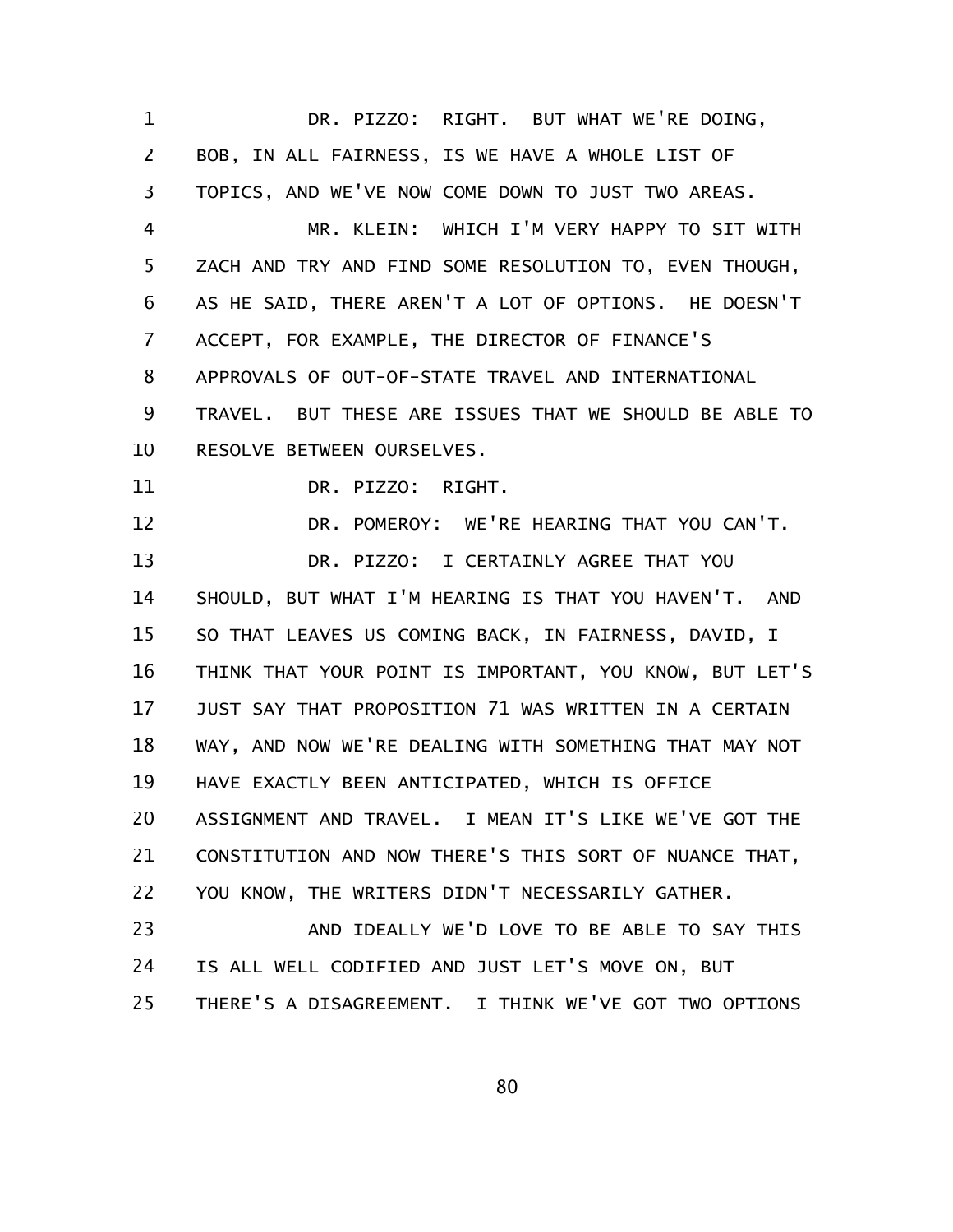DR. PIZZO: RIGHT. BUT WHAT WE'RE DOING, BOB, IN ALL FAIRNESS, IS WE HAVE A WHOLE LIST OF TOPICS, AND WE'VE NOW COME DOWN TO JUST TWO AREAS.

MR. KLEIN: WHICH I'M VERY HAPPY TO SIT WITH ZACH AND TRY AND FIND SOME RESOLUTION TO, EVEN THOUGH, AS HE SAID, THERE AREN'T A LOT OF OPTIONS. HE DOESN'T ACCEPT, FOR EXAMPLE, THE DIRECTOR OF FINANCE'S APPROVALS OF OUT-OF-STATE TRAVEL AND INTERNATIONAL TRAVEL. BUT THESE ARE ISSUES THAT WE SHOULD BE ABLE TO RESOLVE BETWEEN OURSELVES.

DR. PIZZO: RIGHT.

DR. POMEROY: WE'RE HEARING THAT YOU CAN'T.

DR. PIZZO: I CERTAINLY AGREE THAT YOU SHOULD, BUT WHAT I'M HEARING IS THAT YOU HAVEN'T. AND SO THAT LEAVES US COMING BACK, IN FAIRNESS, DAVID, I THINK THAT YOUR POINT IS IMPORTANT, YOU KNOW, BUT LET'S JUST SAY THAT PROPOSITION 71 WAS WRITTEN IN A CERTAIN WAY, AND NOW WE'RE DEALING WITH SOMETHING THAT MAY NOT HAVE EXACTLY BEEN ANTICIPATED, WHICH IS OFFICE ASSIGNMENT AND TRAVEL. I MEAN IT'S LIKE WE'VE GOT THE CONSTITUTION AND NOW THERE'S THIS SORT OF NUANCE THAT, YOU KNOW, THE WRITERS DIDN'T NECESSARILY GATHER.

AND IDEALLY WE'D LOVE TO BE ABLE TO SAY THIS IS ALL WELL CODIFIED AND JUST LET'S MOVE ON, BUT THERE'S A DISAGREEMENT. I THINK WE'VE GOT TWO OPTIONS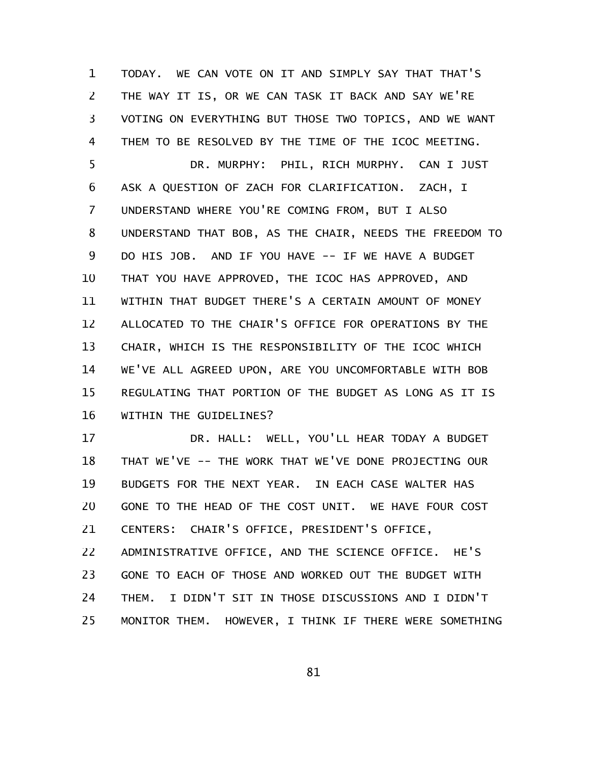TODAY. WE CAN VOTE ON IT AND SIMPLY SAY THAT THAT'S THE WAY IT IS, OR WE CAN TASK IT BACK AND SAY WE'RE VOTING ON EVERYTHING BUT THOSE TWO TOPICS, AND WE WANT THEM TO BE RESOLVED BY THE TIME OF THE ICOC MEETING.

DR. MURPHY: PHIL, RICH MURPHY. CAN I JUST ASK A QUESTION OF ZACH FOR CLARIFICATION. ZACH, I UNDERSTAND WHERE YOU'RE COMING FROM, BUT I ALSO UNDERSTAND THAT BOB, AS THE CHAIR, NEEDS THE FREEDOM TO DO HIS JOB. AND IF YOU HAVE -- IF WE HAVE A BUDGET THAT YOU HAVE APPROVED, THE ICOC HAS APPROVED, AND WITHIN THAT BUDGET THERE'S A CERTAIN AMOUNT OF MONEY ALLOCATED TO THE CHAIR'S OFFICE FOR OPERATIONS BY THE CHAIR, WHICH IS THE RESPONSIBILITY OF THE ICOC WHICH WE'VE ALL AGREED UPON, ARE YOU UNCOMFORTABLE WITH BOB REGULATING THAT PORTION OF THE BUDGET AS LONG AS IT IS WITHIN THE GUIDELINES?

DR. HALL: WELL, YOU'LL HEAR TODAY A BUDGET THAT WE'VE -- THE WORK THAT WE'VE DONE PROJECTING OUR BUDGETS FOR THE NEXT YEAR. IN EACH CASE WALTER HAS GONE TO THE HEAD OF THE COST UNIT. WE HAVE FOUR COST CENTERS: CHAIR'S OFFICE, PRESIDENT'S OFFICE, ADMINISTRATIVE OFFICE, AND THE SCIENCE OFFICE. HE'S GONE TO EACH OF THOSE AND WORKED OUT THE BUDGET WITH THEM. I DIDN'T SIT IN THOSE DISCUSSIONS AND I DIDN'T MONITOR THEM. HOWEVER, I THINK IF THERE WERE SOMETHING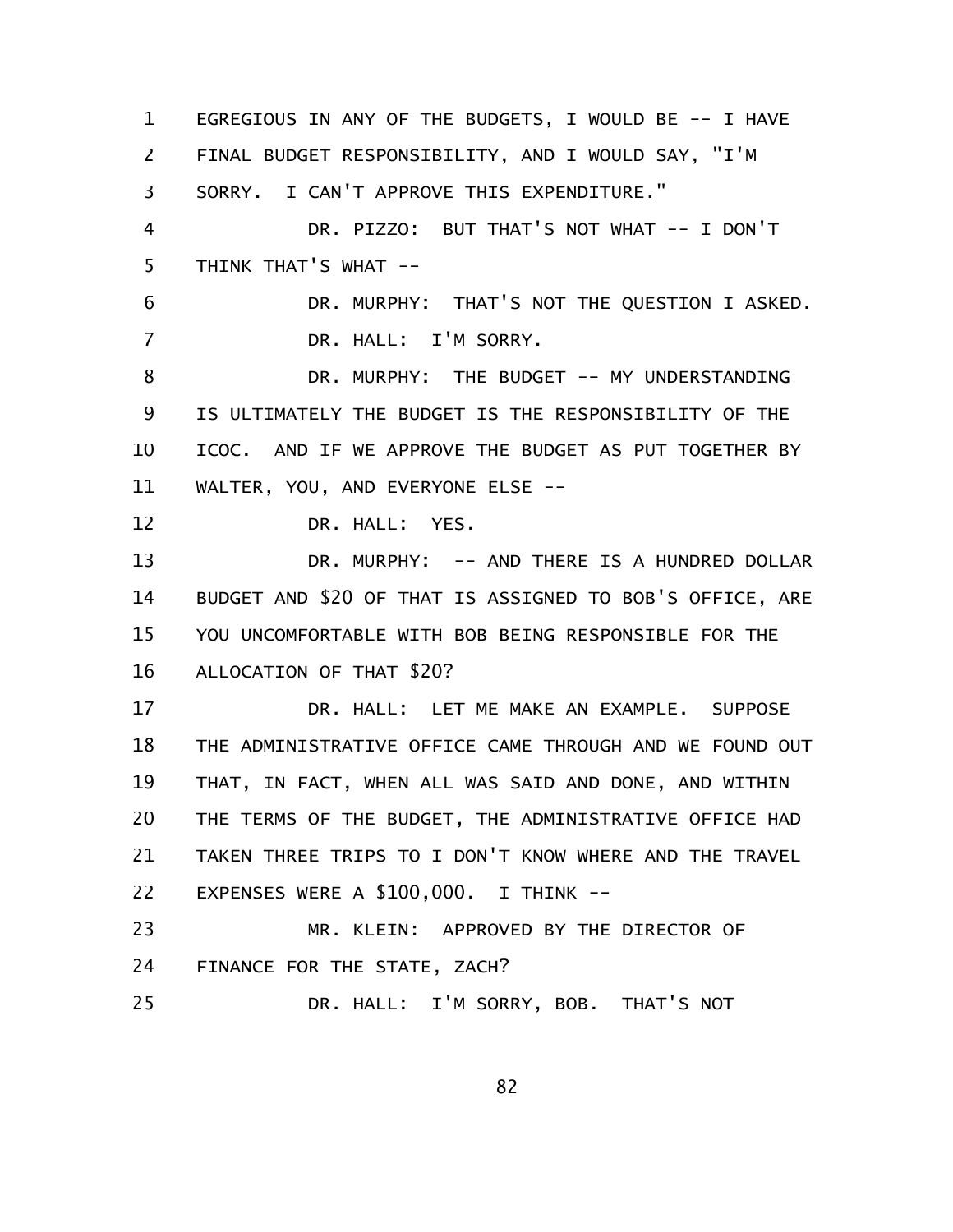EGREGIOUS IN ANY OF THE BUDGETS, I WOULD BE -- I HAVE FINAL BUDGET RESPONSIBILITY, AND I WOULD SAY, "I'M SORRY. I CAN'T APPROVE THIS EXPENDITURE."

DR. PIZZO: BUT THAT'S NOT WHAT -- I DON'T THINK THAT'S WHAT --

DR. MURPHY: THAT'S NOT THE QUESTION I ASKED.

DR. HALL: I'M SORRY.

DR. MURPHY: THE BUDGET -- MY UNDERSTANDING IS ULTIMATELY THE BUDGET IS THE RESPONSIBILITY OF THE ICOC. AND IF WE APPROVE THE BUDGET AS PUT TOGETHER BY WALTER, YOU, AND EVERYONE ELSE --

DR. HALL: YES.

DR. MURPHY: -- AND THERE IS A HUNDRED DOLLAR BUDGET AND $20 OF THAT IS ASSIGNED TO BOB'S OFFICE, ARE YOU UNCOMFORTABLE WITH BOB BEING RESPONSIBLE FOR THE ALLOCATION OF THAT $20?

DR. HALL: LET ME MAKE AN EXAMPLE. SUPPOSE THE ADMINISTRATIVE OFFICE CAME THROUGH AND WE FOUND OUT THAT, IN FACT, WHEN ALL WAS SAID AND DONE, AND WITHIN THE TERMS OF THE BUDGET, THE ADMINISTRATIVE OFFICE HAD TAKEN THREE TRIPS TO I DON'T KNOW WHERE AND THE TRAVEL EXPENSES WERE A $100,000. I THINK --

MR. KLEIN: APPROVED BY THE DIRECTOR OF FINANCE FOR THE STATE, ZACH?

DR. HALL: I'M SORRY, BOB. THAT'S NOT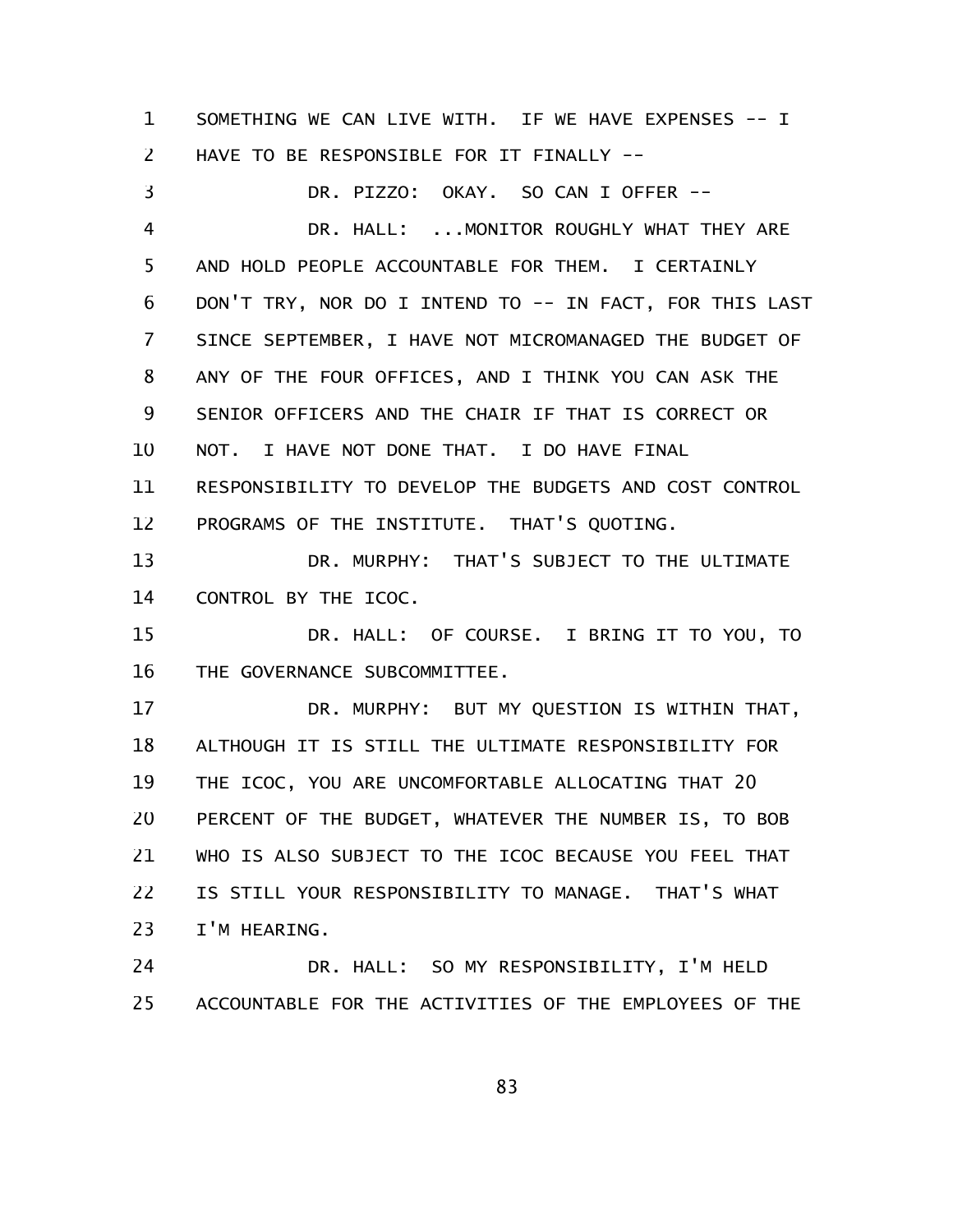SOMETHING WE CAN LIVE WITH. IF WE HAVE EXPENSES -- I HAVE TO BE RESPONSIBLE FOR IT FINALLY --

DR. PIZZO: OKAY. SO CAN I OFFER --

DR. HALL: ...MONITOR ROUGHLY WHAT THEY ARE AND HOLD PEOPLE ACCOUNTABLE FOR THEM. I CERTAINLY DON'T TRY, NOR DO I INTEND TO -- IN FACT, FOR THIS LAST SINCE SEPTEMBER, I HAVE NOT MICROMANAGED THE BUDGET OF ANY OF THE FOUR OFFICES, AND I THINK YOU CAN ASK THE SENIOR OFFICERS AND THE CHAIR IF THAT IS CORRECT OR NOT. I HAVE NOT DONE THAT. I DO HAVE FINAL RESPONSIBILITY TO DEVELOP THE BUDGETS AND COST CONTROL PROGRAMS OF THE INSTITUTE. THAT'S QUOTING.

DR. MURPHY: THAT'S SUBJECT TO THE ULTIMATE CONTROL BY THE ICOC.

DR. HALL: OF COURSE. I BRING IT TO YOU, TO THE GOVERNANCE SUBCOMMITTEE.

DR. MURPHY: BUT MY QUESTION IS WITHIN THAT, ALTHOUGH IT IS STILL THE ULTIMATE RESPONSIBILITY FOR THE ICOC, YOU ARE UNCOMFORTABLE ALLOCATING THAT 20 PERCENT OF THE BUDGET, WHATEVER THE NUMBER IS, TO BOB WHO IS ALSO SUBJECT TO THE ICOC BECAUSE YOU FEEL THAT IS STILL YOUR RESPONSIBILITY TO MANAGE. THAT'S WHAT I'M HEARING.

DR. HALL: SO MY RESPONSIBILITY, I'M HELD ACCOUNTABLE FOR THE ACTIVITIES OF THE EMPLOYEES OF THE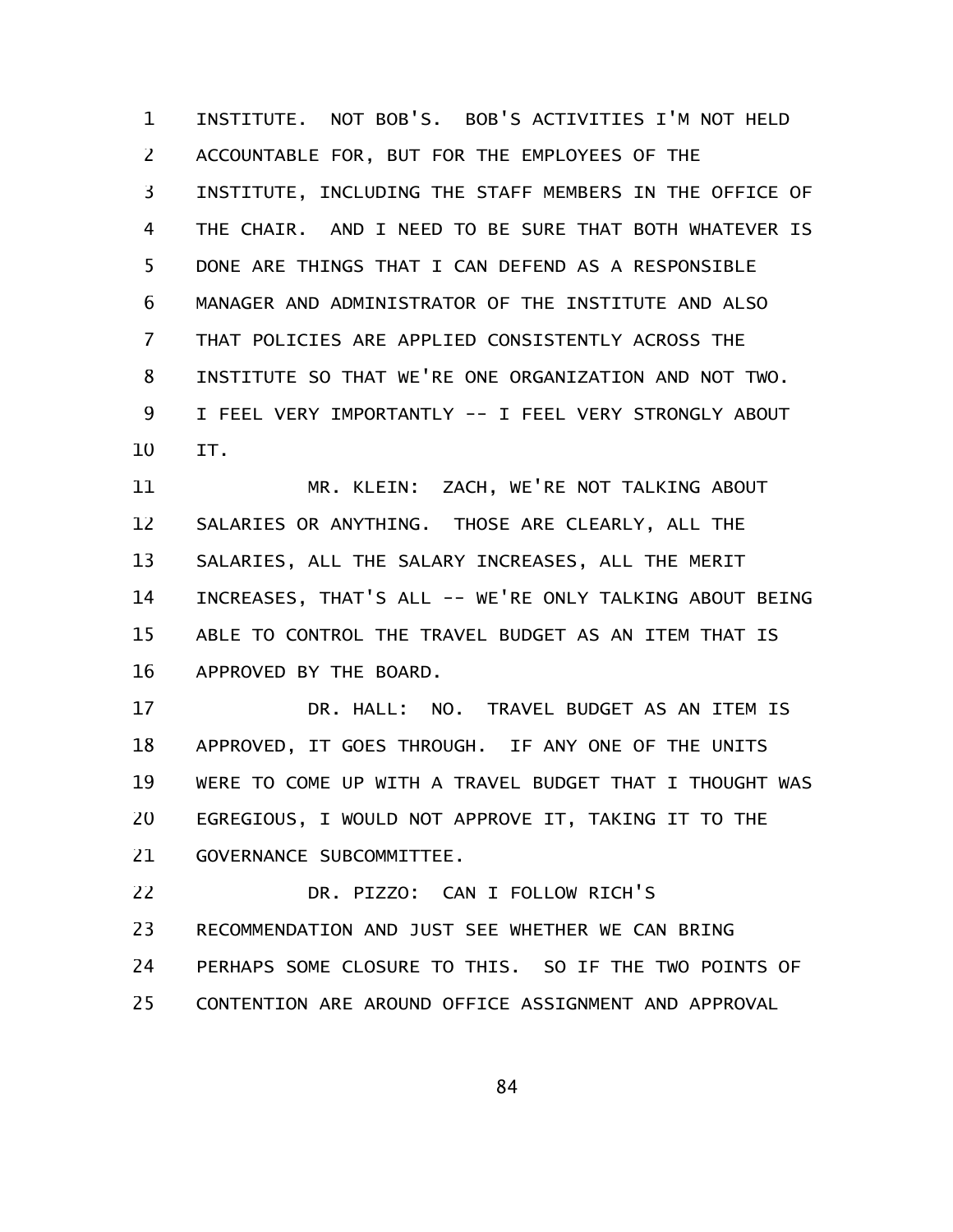INSTITUTE. NOT BOB'S. BOB'S ACTIVITIES I'M NOT HELD ACCOUNTABLE FOR, BUT FOR THE EMPLOYEES OF THE INSTITUTE, INCLUDING THE STAFF MEMBERS IN THE OFFICE OF THE CHAIR. AND I NEED TO BE SURE THAT BOTH WHATEVER IS DONE ARE THINGS THAT I CAN DEFEND AS A RESPONSIBLE MANAGER AND ADMINISTRATOR OF THE INSTITUTE AND ALSO THAT POLICIES ARE APPLIED CONSISTENTLY ACROSS THE INSTITUTE SO THAT WE'RE ONE ORGANIZATION AND NOT TWO. I FEEL VERY IMPORTANTLY -- I FEEL VERY STRONGLY ABOUT IT.

MR. KLEIN: ZACH, WE'RE NOT TALKING ABOUT SALARIES OR ANYTHING. THOSE ARE CLEARLY, ALL THE SALARIES, ALL THE SALARY INCREASES, ALL THE MERIT INCREASES, THAT'S ALL -- WE'RE ONLY TALKING ABOUT BEING ABLE TO CONTROL THE TRAVEL BUDGET AS AN ITEM THAT IS APPROVED BY THE BOARD.

DR. HALL: NO. TRAVEL BUDGET AS AN ITEM IS APPROVED, IT GOES THROUGH. IF ANY ONE OF THE UNITS WERE TO COME UP WITH A TRAVEL BUDGET THAT I THOUGHT WAS EGREGIOUS, I WOULD NOT APPROVE IT, TAKING IT TO THE GOVERNANCE SUBCOMMITTEE.

DR. PIZZO: CAN I FOLLOW RICH'S RECOMMENDATION AND JUST SEE WHETHER WE CAN BRING PERHAPS SOME CLOSURE TO THIS. SO IF THE TWO POINTS OF CONTENTION ARE AROUND OFFICE ASSIGNMENT AND APPROVAL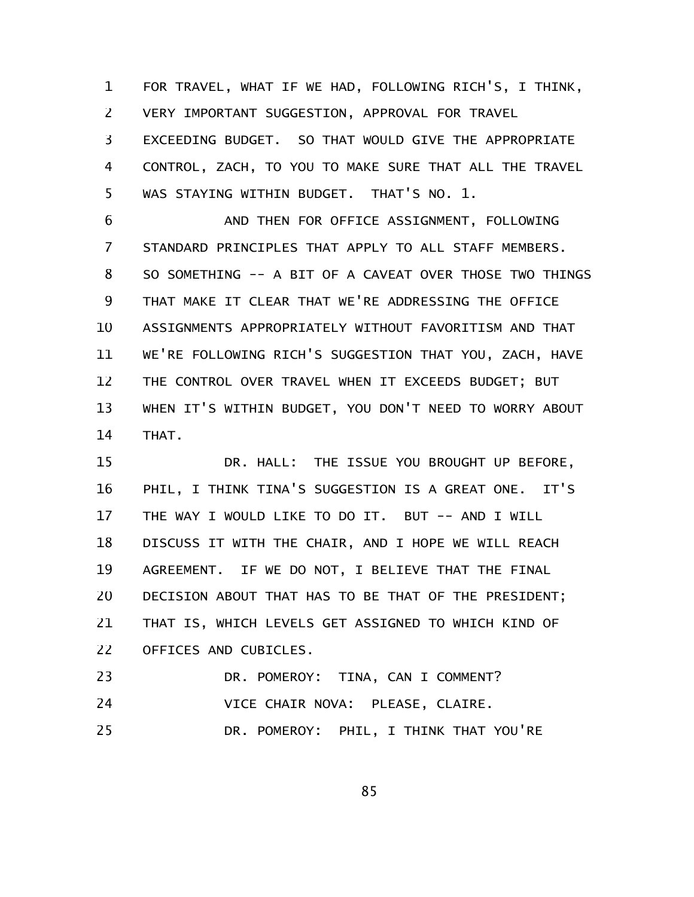FOR TRAVEL, WHAT IF WE HAD, FOLLOWING RICH'S, I THINK, VERY IMPORTANT SUGGESTION, APPROVAL FOR TRAVEL EXCEEDING BUDGET. SO THAT WOULD GIVE THE APPROPRIATE CONTROL, ZACH, TO YOU TO MAKE SURE THAT ALL THE TRAVEL WAS STAYING WITHIN BUDGET. THAT'S NO. 1.

AND THEN FOR OFFICE ASSIGNMENT, FOLLOWING STANDARD PRINCIPLES THAT APPLY TO ALL STAFF MEMBERS. SO SOMETHING -- A BIT OF A CAVEAT OVER THOSE TWO THINGS THAT MAKE IT CLEAR THAT WE'RE ADDRESSING THE OFFICE ASSIGNMENTS APPROPRIATELY WITHOUT FAVORITISM AND THAT WE'RE FOLLOWING RICH'S SUGGESTION THAT YOU, ZACH, HAVE THE CONTROL OVER TRAVEL WHEN IT EXCEEDS BUDGET; BUT WHEN IT'S WITHIN BUDGET, YOU DON'T NEED TO WORRY ABOUT THAT.

DR. HALL: THE ISSUE YOU BROUGHT UP BEFORE, PHIL, I THINK TINA'S SUGGESTION IS A GREAT ONE. IT'S THE WAY I WOULD LIKE TO DO IT. BUT -- AND I WILL DISCUSS IT WITH THE CHAIR, AND I HOPE WE WILL REACH AGREEMENT. IF WE DO NOT, I BELIEVE THAT THE FINAL DECISION ABOUT THAT HAS TO BE THAT OF THE PRESIDENT; THAT IS, WHICH LEVELS GET ASSIGNED TO WHICH KIND OF OFFICES AND CUBICLES.

DR. POMEROY: TINA, CAN I COMMENT?

VICE CHAIR NOVA: PLEASE, CLAIRE.

DR. POMEROY: PHIL, I THINK THAT YOU'RE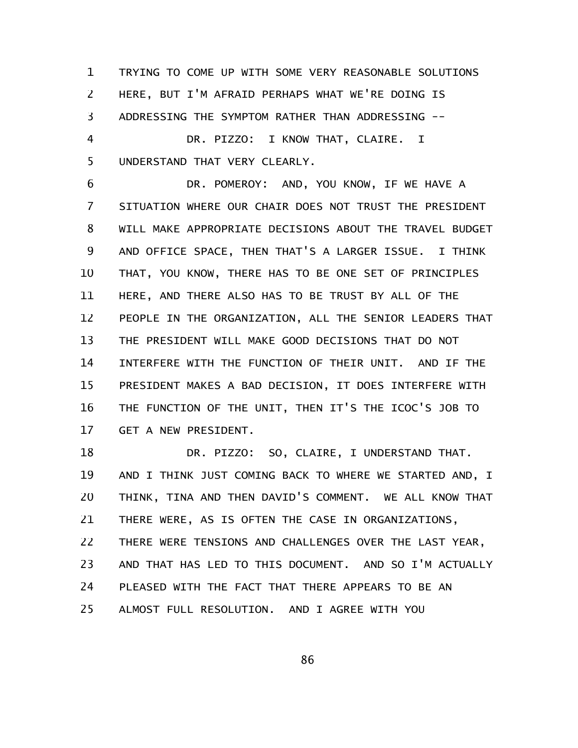TRYING TO COME UP WITH SOME VERY REASONABLE SOLUTIONS HERE, BUT I'M AFRAID PERHAPS WHAT WE'RE DOING IS ADDRESSING THE SYMPTOM RATHER THAN ADDRESSING --

DR. PIZZO: I KNOW THAT, CLAIRE. I UNDERSTAND THAT VERY CLEARLY.

DR. POMEROY: AND, YOU KNOW, IF WE HAVE A SITUATION WHERE OUR CHAIR DOES NOT TRUST THE PRESIDENT WILL MAKE APPROPRIATE DECISIONS ABOUT THE TRAVEL BUDGET AND OFFICE SPACE, THEN THAT'S A LARGER ISSUE. I THINK THAT, YOU KNOW, THERE HAS TO BE ONE SET OF PRINCIPLES HERE, AND THERE ALSO HAS TO BE TRUST BY ALL OF THE PEOPLE IN THE ORGANIZATION, ALL THE SENIOR LEADERS THAT THE PRESIDENT WILL MAKE GOOD DECISIONS THAT DO NOT INTERFERE WITH THE FUNCTION OF THEIR UNIT. AND IF THE PRESIDENT MAKES A BAD DECISION, IT DOES INTERFERE WITH THE FUNCTION OF THE UNIT, THEN IT'S THE ICOC'S JOB TO GET A NEW PRESIDENT.

DR. PIZZO: SO, CLAIRE, I UNDERSTAND THAT. AND I THINK JUST COMING BACK TO WHERE WE STARTED AND, I THINK, TINA AND THEN DAVID'S COMMENT. WE ALL KNOW THAT THERE WERE, AS IS OFTEN THE CASE IN ORGANIZATIONS, THERE WERE TENSIONS AND CHALLENGES OVER THE LAST YEAR, AND THAT HAS LED TO THIS DOCUMENT. AND SO I'M ACTUALLY PLEASED WITH THE FACT THAT THERE APPEARS TO BE AN ALMOST FULL RESOLUTION. AND I AGREE WITH YOU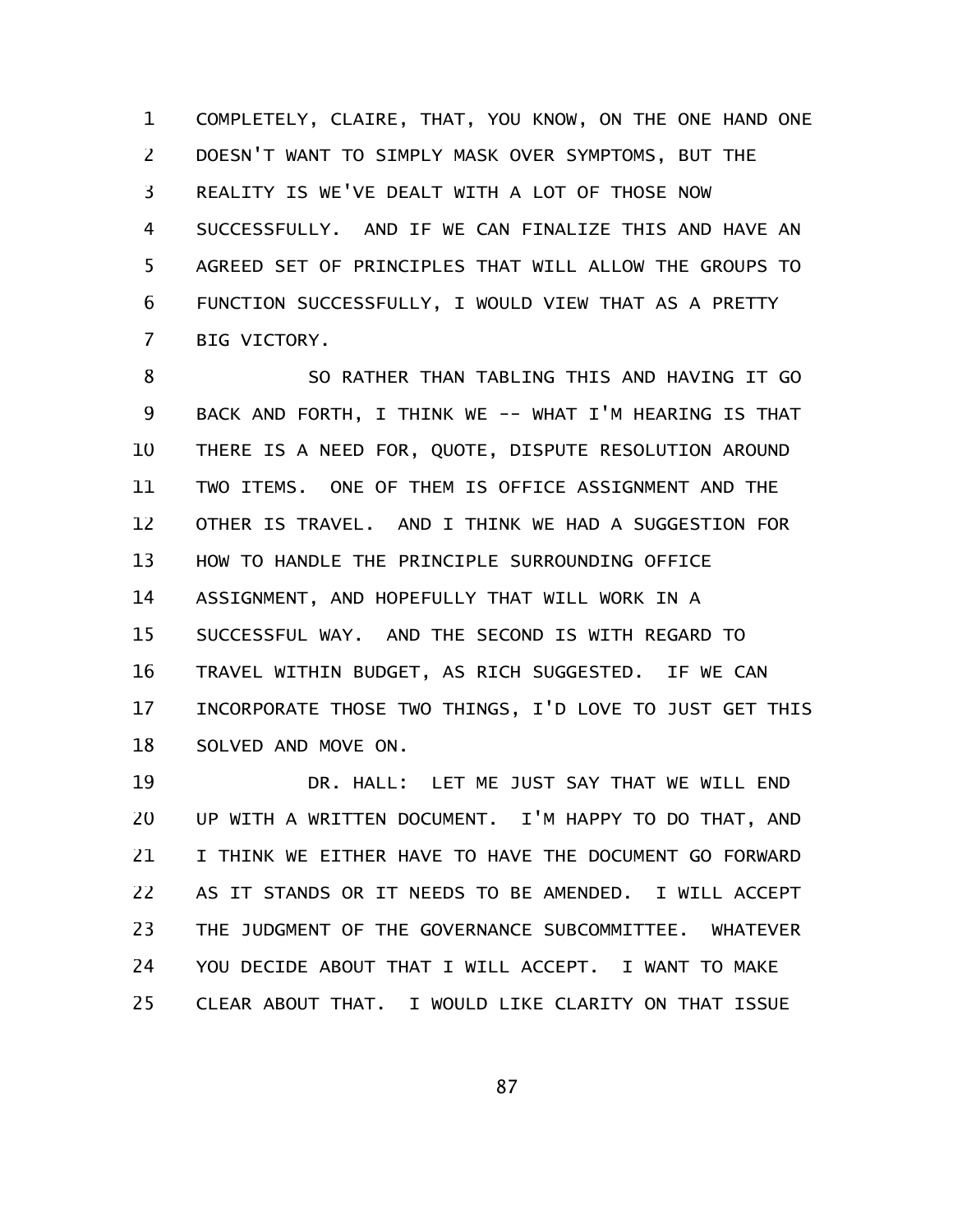COMPLETELY, CLAIRE, THAT, YOU KNOW, ON THE ONE HAND ONE DOESN'T WANT TO SIMPLY MASK OVER SYMPTOMS, BUT THE REALITY IS WE'VE DEALT WITH A LOT OF THOSE NOW SUCCESSFULLY. AND IF WE CAN FINALIZE THIS AND HAVE AN AGREED SET OF PRINCIPLES THAT WILL ALLOW THE GROUPS TO FUNCTION SUCCESSFULLY, I WOULD VIEW THAT AS A PRETTY BIG VICTORY.

SO RATHER THAN TABLING THIS AND HAVING IT GO BACK AND FORTH, I THINK WE -- WHAT I'M HEARING IS THAT THERE IS A NEED FOR, QUOTE, DISPUTE RESOLUTION AROUND TWO ITEMS. ONE OF THEM IS OFFICE ASSIGNMENT AND THE OTHER IS TRAVEL. AND I THINK WE HAD A SUGGESTION FOR HOW TO HANDLE THE PRINCIPLE SURROUNDING OFFICE ASSIGNMENT, AND HOPEFULLY THAT WILL WORK IN A SUCCESSFUL WAY. AND THE SECOND IS WITH REGARD TO TRAVEL WITHIN BUDGET, AS RICH SUGGESTED. IF WE CAN INCORPORATE THOSE TWO THINGS, I'D LOVE TO JUST GET THIS SOLVED AND MOVE ON.

DR. HALL: LET ME JUST SAY THAT WE WILL END UP WITH A WRITTEN DOCUMENT. I'M HAPPY TO DO THAT, AND I THINK WE EITHER HAVE TO HAVE THE DOCUMENT GO FORWARD AS IT STANDS OR IT NEEDS TO BE AMENDED. I WILL ACCEPT THE JUDGMENT OF THE GOVERNANCE SUBCOMMITTEE. WHATEVER YOU DECIDE ABOUT THAT I WILL ACCEPT. I WANT TO MAKE CLEAR ABOUT THAT. I WOULD LIKE CLARITY ON THAT ISSUE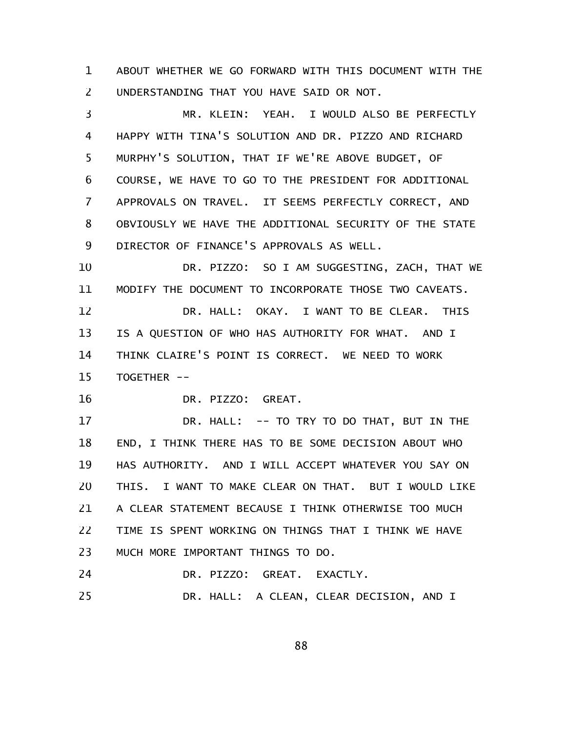ABOUT WHETHER WE GO FORWARD WITH THIS DOCUMENT WITH THE UNDERSTANDING THAT YOU HAVE SAID OR NOT.

MR. KLEIN: YEAH. I WOULD ALSO BE PERFECTLY HAPPY WITH TINA'S SOLUTION AND DR. PIZZO AND RICHARD MURPHY'S SOLUTION, THAT IF WE'RE ABOVE BUDGET, OF COURSE, WE HAVE TO GO TO THE PRESIDENT FOR ADDITIONAL APPROVALS ON TRAVEL. IT SEEMS PERFECTLY CORRECT, AND OBVIOUSLY WE HAVE THE ADDITIONAL SECURITY OF THE STATE DIRECTOR OF FINANCE'S APPROVALS AS WELL.

DR. PIZZO: SO I AM SUGGESTING, ZACH, THAT WE MODIFY THE DOCUMENT TO INCORPORATE THOSE TWO CAVEATS.

DR. HALL: OKAY. I WANT TO BE CLEAR. THIS IS A QUESTION OF WHO HAS AUTHORITY FOR WHAT. AND I THINK CLAIRE'S POINT IS CORRECT. WE NEED TO WORK TOGETHER --

DR. PIZZO: GREAT.

DR. HALL: -- TO TRY TO DO THAT, BUT IN THE END, I THINK THERE HAS TO BE SOME DECISION ABOUT WHO HAS AUTHORITY. AND I WILL ACCEPT WHATEVER YOU SAY ON THIS. I WANT TO MAKE CLEAR ON THAT. BUT I WOULD LIKE A CLEAR STATEMENT BECAUSE I THINK OTHERWISE TOO MUCH TIME IS SPENT WORKING ON THINGS THAT I THINK WE HAVE MUCH MORE IMPORTANT THINGS TO DO.

DR. PIZZO: GREAT. EXACTLY.

DR. HALL: A CLEAN, CLEAR DECISION, AND I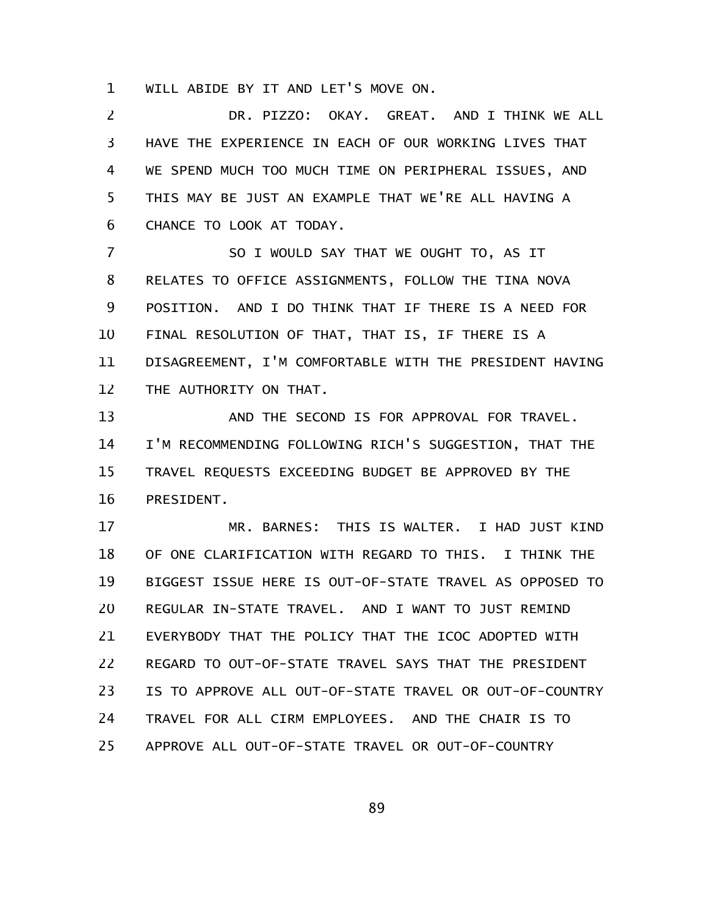WILL ABIDE BY IT AND LET'S MOVE ON.

DR. PIZZO: OKAY. GREAT. AND I THINK WE ALL HAVE THE EXPERIENCE IN EACH OF OUR WORKING LIVES THAT WE SPEND MUCH TOO MUCH TIME ON PERIPHERAL ISSUES, AND THIS MAY BE JUST AN EXAMPLE THAT WE'RE ALL HAVING A CHANCE TO LOOK AT TODAY.

SO I WOULD SAY THAT WE OUGHT TO, AS IT RELATES TO OFFICE ASSIGNMENTS, FOLLOW THE TINA NOVA POSITION. AND I DO THINK THAT IF THERE IS A NEED FOR FINAL RESOLUTION OF THAT, THAT IS, IF THERE IS A DISAGREEMENT, I'M COMFORTABLE WITH THE PRESIDENT HAVING THE AUTHORITY ON THAT.

AND THE SECOND IS FOR APPROVAL FOR TRAVEL. I'M RECOMMENDING FOLLOWING RICH'S SUGGESTION, THAT THE TRAVEL REQUESTS EXCEEDING BUDGET BE APPROVED BY THE PRESIDENT.

MR. BARNES: THIS IS WALTER. I HAD JUST KIND OF ONE CLARIFICATION WITH REGARD TO THIS. I THINK THE BIGGEST ISSUE HERE IS OUT-OF-STATE TRAVEL AS OPPOSED TO REGULAR IN-STATE TRAVEL. AND I WANT TO JUST REMIND EVERYBODY THAT THE POLICY THAT THE ICOC ADOPTED WITH REGARD TO OUT-OF-STATE TRAVEL SAYS THAT THE PRESIDENT IS TO APPROVE ALL OUT-OF-STATE TRAVEL OR OUT-OF-COUNTRY TRAVEL FOR ALL CIRM EMPLOYEES. AND THE CHAIR IS TO APPROVE ALL OUT-OF-STATE TRAVEL OR OUT-OF-COUNTRY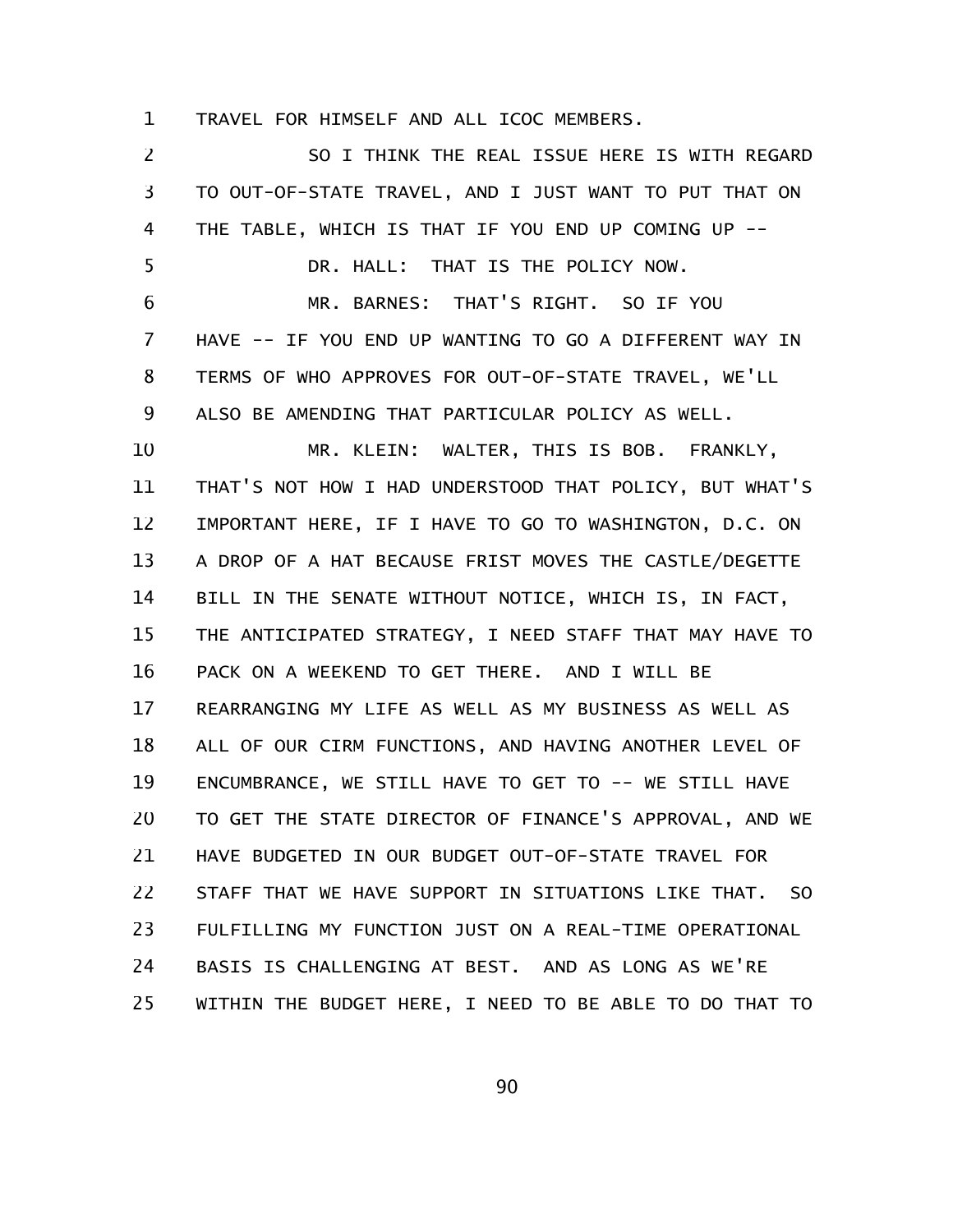TRAVEL FOR HIMSELF AND ALL ICOC MEMBERS.

SO I THINK THE REAL ISSUE HERE IS WITH REGARD TO OUT-OF-STATE TRAVEL, AND I JUST WANT TO PUT THAT ON THE TABLE, WHICH IS THAT IF YOU END UP COMING UP --

DR. HALL: THAT IS THE POLICY NOW.

MR. BARNES: THAT'S RIGHT. SO IF YOU HAVE -- IF YOU END UP WANTING TO GO A DIFFERENT WAY IN TERMS OF WHO APPROVES FOR OUT-OF-STATE TRAVEL, WE'LL ALSO BE AMENDING THAT PARTICULAR POLICY AS WELL.

MR. KLEIN: WALTER, THIS IS BOB. FRANKLY, THAT'S NOT HOW I HAD UNDERSTOOD THAT POLICY, BUT WHAT'S IMPORTANT HERE, IF I HAVE TO GO TO WASHINGTON, D.C. ON A DROP OF A HAT BECAUSE FRIST MOVES THE CASTLE/DEGETTE BILL IN THE SENATE WITHOUT NOTICE, WHICH IS, IN FACT, THE ANTICIPATED STRATEGY, I NEED STAFF THAT MAY HAVE TO PACK ON A WEEKEND TO GET THERE. AND I WILL BE REARRANGING MY LIFE AS WELL AS MY BUSINESS AS WELL AS ALL OF OUR CIRM FUNCTIONS, AND HAVING ANOTHER LEVEL OF ENCUMBRANCE, WE STILL HAVE TO GET TO -- WE STILL HAVE TO GET THE STATE DIRECTOR OF FINANCE'S APPROVAL, AND WE HAVE BUDGETED IN OUR BUDGET OUT-OF-STATE TRAVEL FOR STAFF THAT WE HAVE SUPPORT IN SITUATIONS LIKE THAT. SO FULFILLING MY FUNCTION JUST ON A REAL-TIME OPERATIONAL BASIS IS CHALLENGING AT BEST. AND AS LONG AS WE'RE WITHIN THE BUDGET HERE, I NEED TO BE ABLE TO DO THAT TO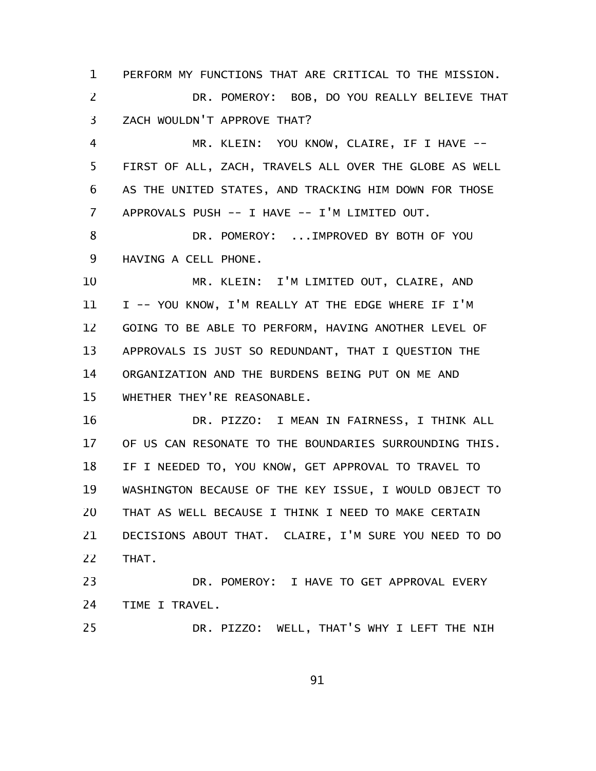PERFORM MY FUNCTIONS THAT ARE CRITICAL TO THE MISSION.

DR. POMEROY: BOB, DO YOU REALLY BELIEVE THAT ZACH WOULDN'T APPROVE THAT?

MR. KLEIN: YOU KNOW, CLAIRE, IF I HAVE -- FIRST OF ALL, ZACH, TRAVELS ALL OVER THE GLOBE AS WELL AS THE UNITED STATES, AND TRACKING HIM DOWN FOR THOSE APPROVALS PUSH -- I HAVE -- I'M LIMITED OUT.

DR. POMEROY: ...IMPROVED BY BOTH OF YOU HAVING A CELL PHONE.

MR. KLEIN: I'M LIMITED OUT, CLAIRE, AND I -- YOU KNOW, I'M REALLY AT THE EDGE WHERE IF I'M GOING TO BE ABLE TO PERFORM, HAVING ANOTHER LEVEL OF APPROVALS IS JUST SO REDUNDANT, THAT I QUESTION THE ORGANIZATION AND THE BURDENS BEING PUT ON ME AND WHETHER THEY'RE REASONABLE.

DR. PIZZO: I MEAN IN FAIRNESS, I THINK ALL OF US CAN RESONATE TO THE BOUNDARIES SURROUNDING THIS. IF I NEEDED TO, YOU KNOW, GET APPROVAL TO TRAVEL TO WASHINGTON BECAUSE OF THE KEY ISSUE, I WOULD OBJECT TO THAT AS WELL BECAUSE I THINK I NEED TO MAKE CERTAIN DECISIONS ABOUT THAT. CLAIRE, I'M SURE YOU NEED TO DO THAT.

DR. POMEROY: I HAVE TO GET APPROVAL EVERY TIME I TRAVEL.

DR. PIZZO: WELL, THAT'S WHY I LEFT THE NIH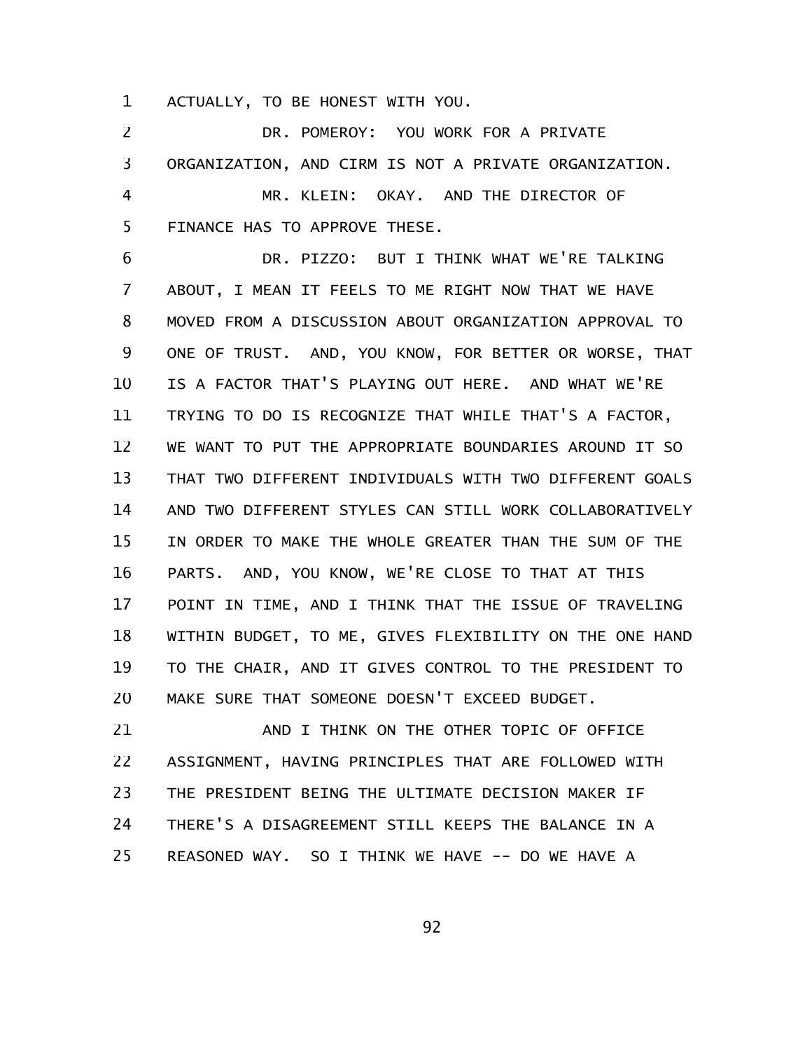ACTUALLY, TO BE HONEST WITH YOU.

DR. POMEROY: YOU WORK FOR A PRIVATE ORGANIZATION, AND CIRM IS NOT A PRIVATE ORGANIZATION.

MR. KLEIN: OKAY. AND THE DIRECTOR OF FINANCE HAS TO APPROVE THESE.

DR. PIZZO: BUT I THINK WHAT WE'RE TALKING ABOUT, I MEAN IT FEELS TO ME RIGHT NOW THAT WE HAVE MOVED FROM A DISCUSSION ABOUT ORGANIZATION APPROVAL TO ONE OF TRUST. AND, YOU KNOW, FOR BETTER OR WORSE, THAT IS A FACTOR THAT'S PLAYING OUT HERE. AND WHAT WE'RE TRYING TO DO IS RECOGNIZE THAT WHILE THAT'S A FACTOR, WE WANT TO PUT THE APPROPRIATE BOUNDARIES AROUND IT SO THAT TWO DIFFERENT INDIVIDUALS WITH TWO DIFFERENT GOALS AND TWO DIFFERENT STYLES CAN STILL WORK COLLABORATIVELY IN ORDER TO MAKE THE WHOLE GREATER THAN THE SUM OF THE PARTS. AND, YOU KNOW, WE'RE CLOSE TO THAT AT THIS POINT IN TIME, AND I THINK THAT THE ISSUE OF TRAVELING WITHIN BUDGET, TO ME, GIVES FLEXIBILITY ON THE ONE HAND TO THE CHAIR, AND IT GIVES CONTROL TO THE PRESIDENT TO MAKE SURE THAT SOMEONE DOESN'T EXCEED BUDGET.

AND I THINK ON THE OTHER TOPIC OF OFFICE ASSIGNMENT, HAVING PRINCIPLES THAT ARE FOLLOWED WITH THE PRESIDENT BEING THE ULTIMATE DECISION MAKER IF THERE'S A DISAGREEMENT STILL KEEPS THE BALANCE IN A REASONED WAY. SO I THINK WE HAVE -- DO WE HAVE A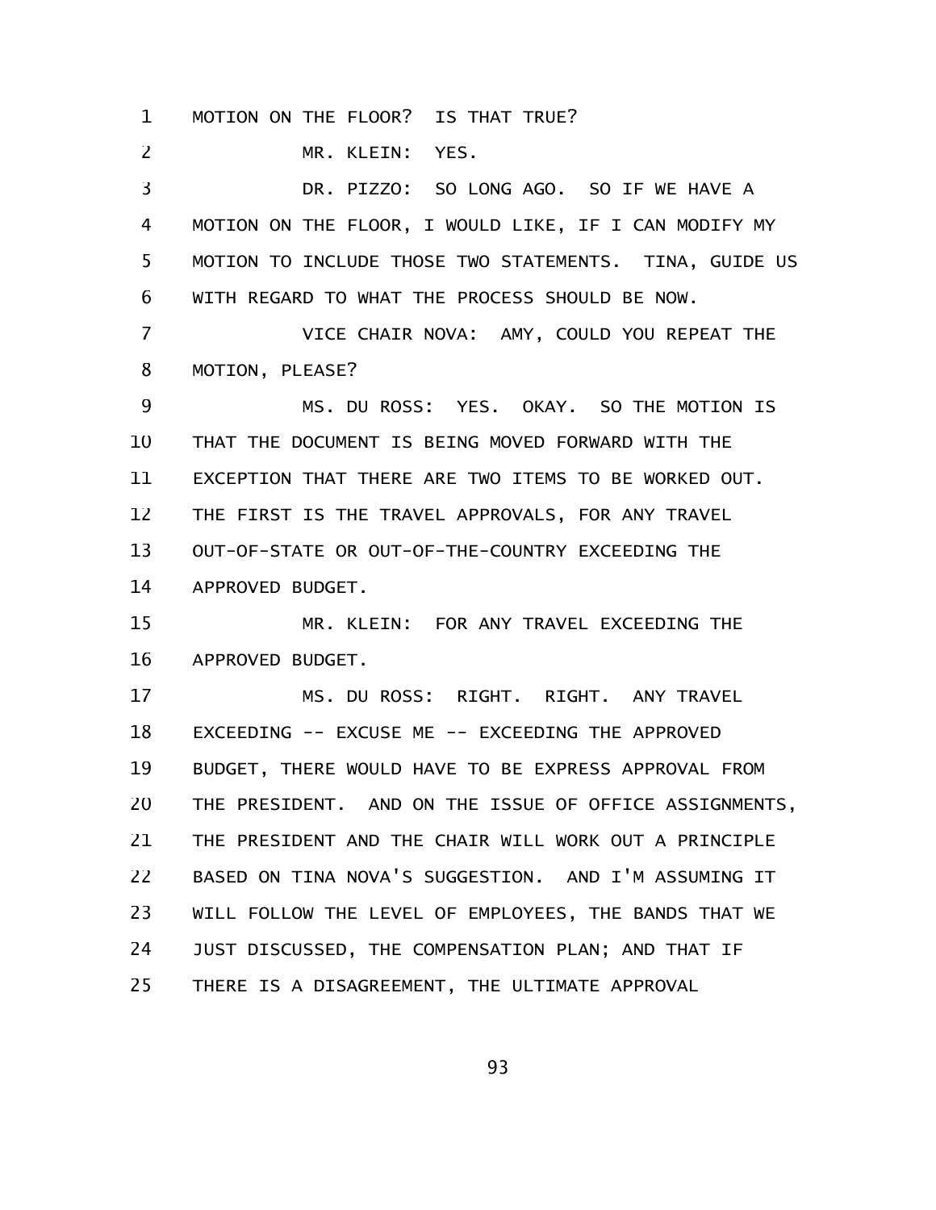MOTION ON THE FLOOR? IS THAT TRUE?

MR. KLEIN: YES.

DR. PIZZO: SO LONG AGO. SO IF WE HAVE A MOTION ON THE FLOOR, I WOULD LIKE, IF I CAN MODIFY MY MOTION TO INCLUDE THOSE TWO STATEMENTS. TINA, GUIDE US WITH REGARD TO WHAT THE PROCESS SHOULD BE NOW.

VICE CHAIR NOVA: AMY, COULD YOU REPEAT THE MOTION, PLEASE?

MS. DU ROSS: YES. OKAY. SO THE MOTION IS THAT THE DOCUMENT IS BEING MOVED FORWARD WITH THE EXCEPTION THAT THERE ARE TWO ITEMS TO BE WORKED OUT. THE FIRST IS THE TRAVEL APPROVALS, FOR ANY TRAVEL OUT-OF-STATE OR OUT-OF-THE-COUNTRY EXCEEDING THE APPROVED BUDGET.

MR. KLEIN: FOR ANY TRAVEL EXCEEDING THE APPROVED BUDGET.

MS. DU ROSS: RIGHT. RIGHT. ANY TRAVEL EXCEEDING -- EXCUSE ME -- EXCEEDING THE APPROVED BUDGET, THERE WOULD HAVE TO BE EXPRESS APPROVAL FROM THE PRESIDENT. AND ON THE ISSUE OF OFFICE ASSIGNMENTS, THE PRESIDENT AND THE CHAIR WILL WORK OUT A PRINCIPLE BASED ON TINA NOVA'S SUGGESTION. AND I'M ASSUMING IT WILL FOLLOW THE LEVEL OF EMPLOYEES, THE BANDS THAT WE JUST DISCUSSED, THE COMPENSATION PLAN; AND THAT IF THERE IS A DISAGREEMENT, THE ULTIMATE APPROVAL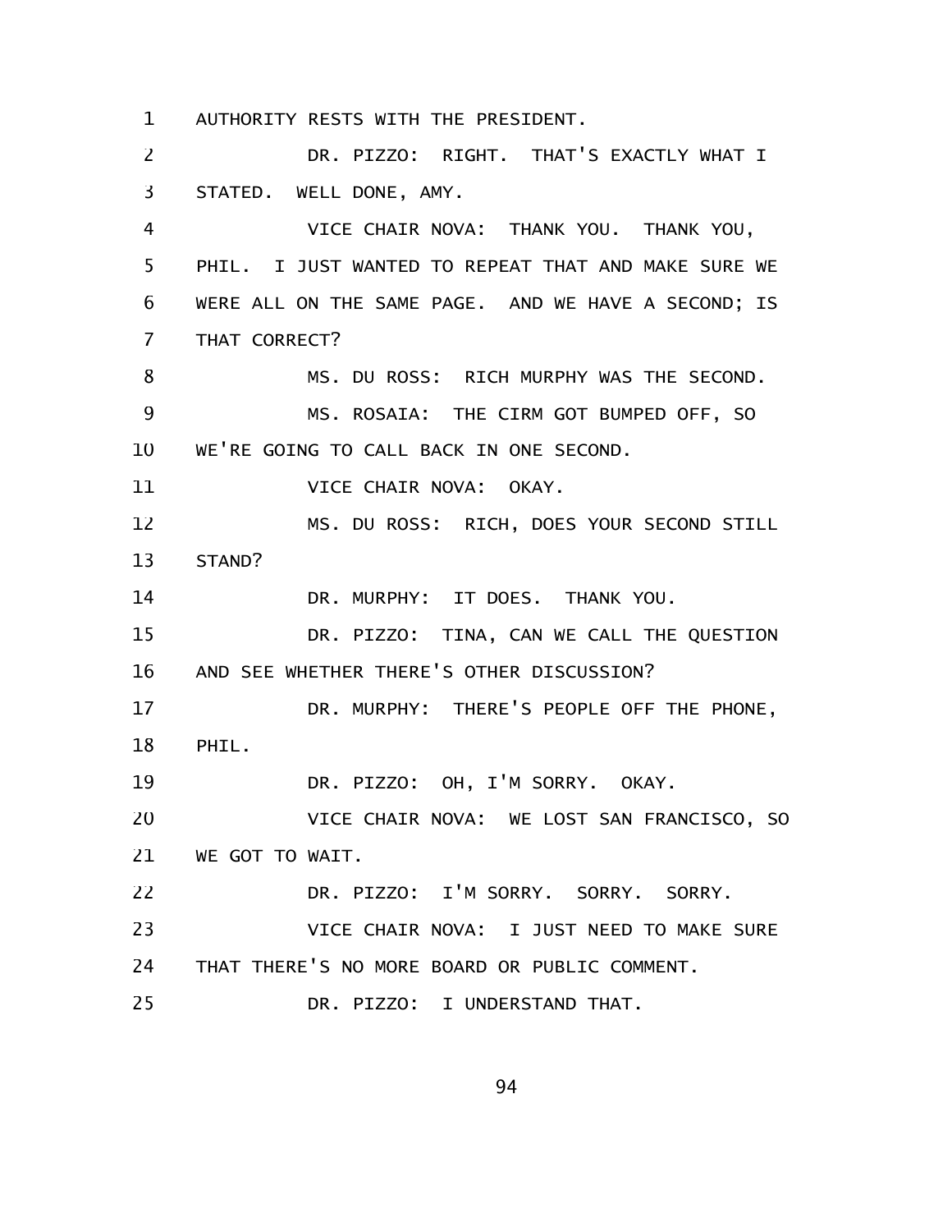AUTHORITY RESTS WITH THE PRESIDENT.

DR. PIZZO: RIGHT. THAT'S EXACTLY WHAT I STATED. WELL DONE, AMY.

VICE CHAIR NOVA: THANK YOU. THANK YOU, PHIL. I JUST WANTED TO REPEAT THAT AND MAKE SURE WE WERE ALL ON THE SAME PAGE. AND WE HAVE A SECOND; IS THAT CORRECT?

MS. DU ROSS: RICH MURPHY WAS THE SECOND.

MS. ROSAIA: THE CIRM GOT BUMPED OFF, SO WE'RE GOING TO CALL BACK IN ONE SECOND.

VICE CHAIR NOVA: OKAY.

MS. DU ROSS: RICH, DOES YOUR SECOND STILL STAND?

DR. MURPHY: IT DOES. THANK YOU.

DR. PIZZO: TINA, CAN WE CALL THE QUESTION AND SEE WHETHER THERE'S OTHER DISCUSSION?

DR. MURPHY: THERE'S PEOPLE OFF THE PHONE, PHIL.

DR. PIZZO: OH, I'M SORRY. OKAY.

VICE CHAIR NOVA: WE LOST SAN FRANCISCO, SO WE GOT TO WAIT.

DR. PIZZO: I'M SORRY. SORRY. SORRY.

VICE CHAIR NOVA: I JUST NEED TO MAKE SURE THAT THERE'S NO MORE BOARD OR PUBLIC COMMENT.

DR. PIZZO: I UNDERSTAND THAT.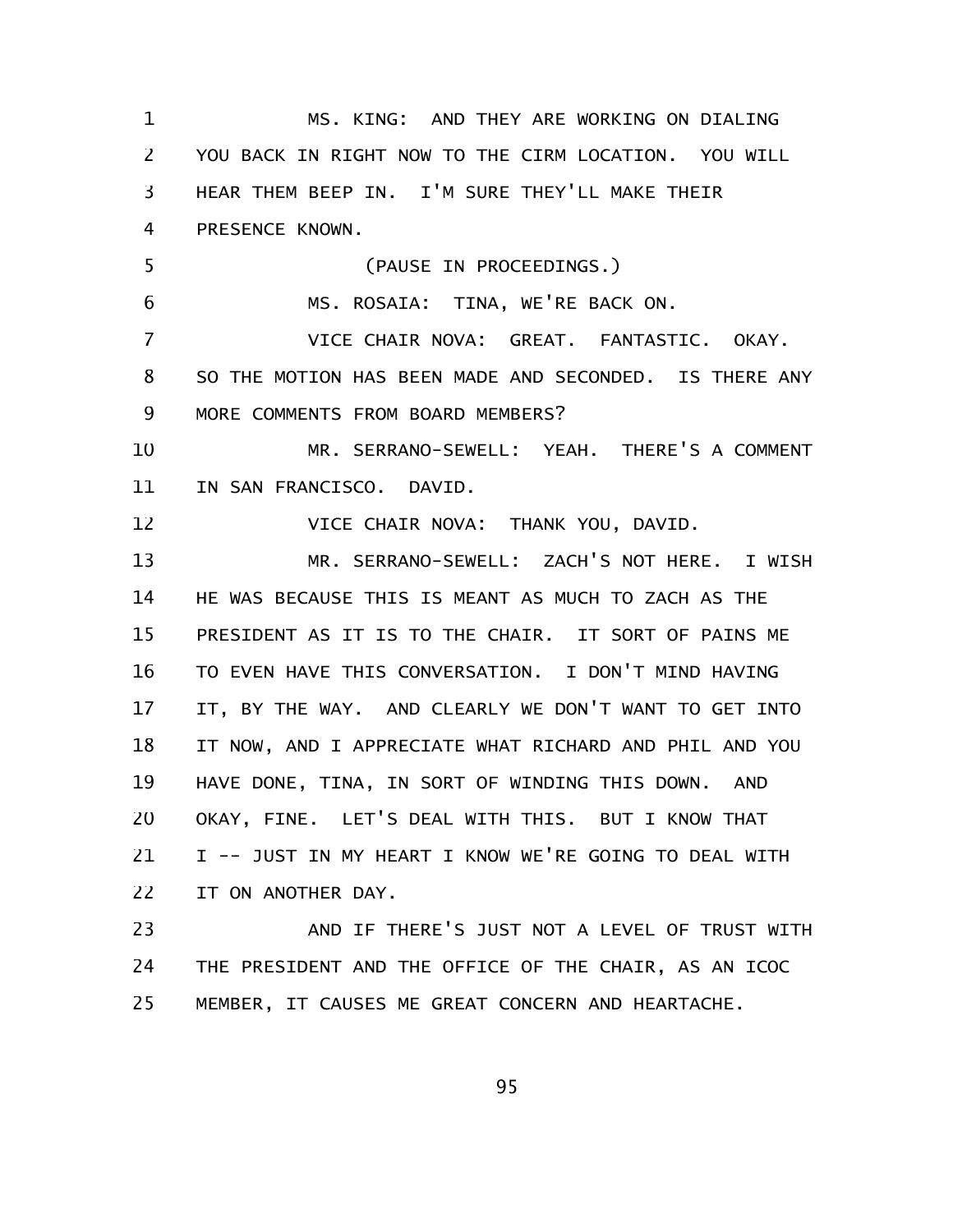MS. KING: AND THEY ARE WORKING ON DIALING YOU BACK IN RIGHT NOW TO THE CIRM LOCATION. YOU WILL HEAR THEM BEEP IN. I'M SURE THEY'LL MAKE THEIR PRESENCE KNOWN.

(PAUSE IN PROCEEDINGS.)

MS. ROSAIA: TINA, WE'RE BACK ON.

VICE CHAIR NOVA: GREAT. FANTASTIC. OKAY. SO THE MOTION HAS BEEN MADE AND SECONDED. IS THERE ANY MORE COMMENTS FROM BOARD MEMBERS?

MR. SERRANO-SEWELL: YEAH. THERE'S A COMMENT IN SAN FRANCISCO. DAVID.

VICE CHAIR NOVA: THANK YOU, DAVID.

MR. SERRANO-SEWELL: ZACH'S NOT HERE. I WISH HE WAS BECAUSE THIS IS MEANT AS MUCH TO ZACH AS THE PRESIDENT AS IT IS TO THE CHAIR. IT SORT OF PAINS ME TO EVEN HAVE THIS CONVERSATION. I DON'T MIND HAVING IT, BY THE WAY. AND CLEARLY WE DON'T WANT TO GET INTO IT NOW, AND I APPRECIATE WHAT RICHARD AND PHIL AND YOU HAVE DONE, TINA, IN SORT OF WINDING THIS DOWN. AND OKAY, FINE. LET'S DEAL WITH THIS. BUT I KNOW THAT I -- JUST IN MY HEART I KNOW WE'RE GOING TO DEAL WITH IT ON ANOTHER DAY.

AND IF THERE'S JUST NOT A LEVEL OF TRUST WITH THE PRESIDENT AND THE OFFICE OF THE CHAIR, AS AN ICOC MEMBER, IT CAUSES ME GREAT CONCERN AND HEARTACHE.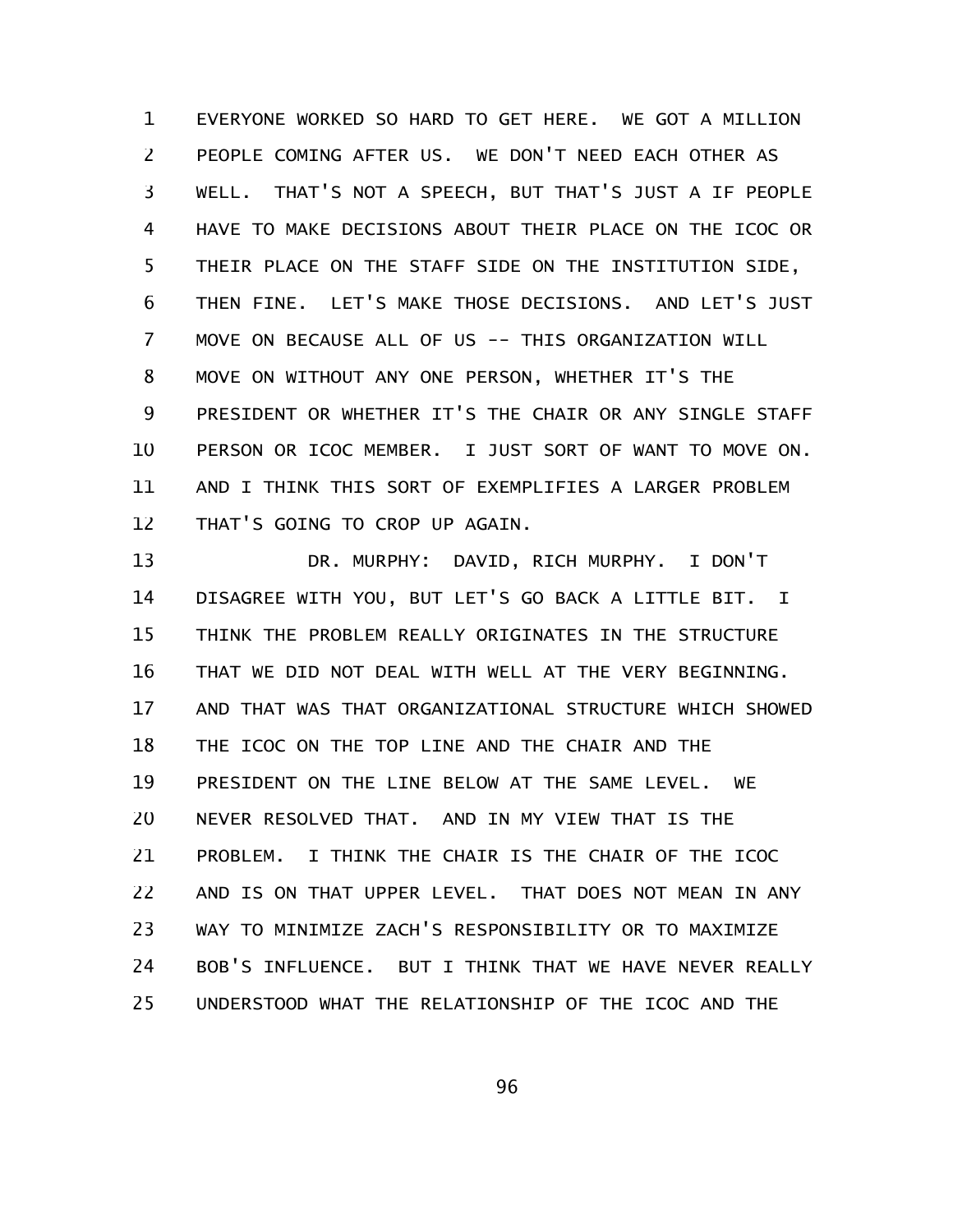EVERYONE WORKED SO HARD TO GET HERE. WE GOT A MILLION PEOPLE COMING AFTER US. WE DON'T NEED EACH OTHER AS WELL. THAT'S NOT A SPEECH, BUT THAT'S JUST A IF PEOPLE HAVE TO MAKE DECISIONS ABOUT THEIR PLACE ON THE ICOC OR THEIR PLACE ON THE STAFF SIDE ON THE INSTITUTION SIDE, THEN FINE. LET'S MAKE THOSE DECISIONS. AND LET'S JUST MOVE ON BECAUSE ALL OF US -- THIS ORGANIZATION WILL MOVE ON WITHOUT ANY ONE PERSON, WHETHER IT'S THE PRESIDENT OR WHETHER IT'S THE CHAIR OR ANY SINGLE STAFF PERSON OR ICOC MEMBER. I JUST SORT OF WANT TO MOVE ON. AND I THINK THIS SORT OF EXEMPLIFIES A LARGER PROBLEM THAT'S GOING TO CROP UP AGAIN.

DR. MURPHY: DAVID, RICH MURPHY. I DON'T DISAGREE WITH YOU, BUT LET'S GO BACK A LITTLE BIT. I THINK THE PROBLEM REALLY ORIGINATES IN THE STRUCTURE THAT WE DID NOT DEAL WITH WELL AT THE VERY BEGINNING. AND THAT WAS THAT ORGANIZATIONAL STRUCTURE WHICH SHOWED THE ICOC ON THE TOP LINE AND THE CHAIR AND THE PRESIDENT ON THE LINE BELOW AT THE SAME LEVEL. WE NEVER RESOLVED THAT. AND IN MY VIEW THAT IS THE PROBLEM. I THINK THE CHAIR IS THE CHAIR OF THE ICOC AND IS ON THAT UPPER LEVEL. THAT DOES NOT MEAN IN ANY WAY TO MINIMIZE ZACH'S RESPONSIBILITY OR TO MAXIMIZE BOB'S INFLUENCE. BUT I THINK THAT WE HAVE NEVER REALLY UNDERSTOOD WHAT THE RELATIONSHIP OF THE ICOC AND THE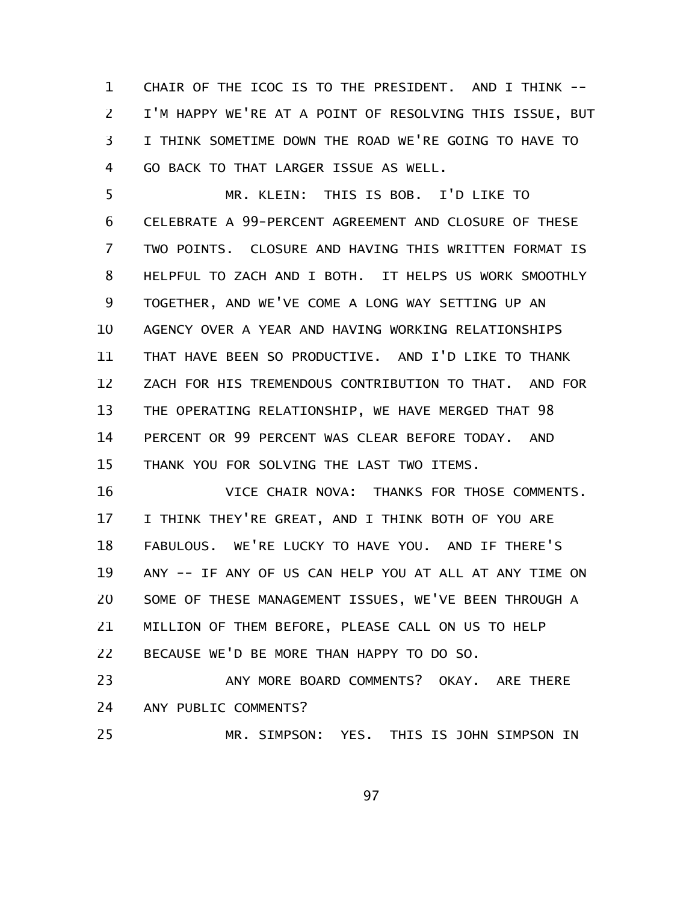CHAIR OF THE ICOC IS TO THE PRESIDENT. AND I THINK -- I'M HAPPY WE'RE AT A POINT OF RESOLVING THIS ISSUE, BUT I THINK SOMETIME DOWN THE ROAD WE'RE GOING TO HAVE TO GO BACK TO THAT LARGER ISSUE AS WELL.

MR. KLEIN: THIS IS BOB. I'D LIKE TO CELEBRATE A 99-PERCENT AGREEMENT AND CLOSURE OF THESE TWO POINTS. CLOSURE AND HAVING THIS WRITTEN FORMAT IS HELPFUL TO ZACH AND I BOTH. IT HELPS US WORK SMOOTHLY TOGETHER, AND WE'VE COME A LONG WAY SETTING UP AN AGENCY OVER A YEAR AND HAVING WORKING RELATIONSHIPS THAT HAVE BEEN SO PRODUCTIVE. AND I'D LIKE TO THANK ZACH FOR HIS TREMENDOUS CONTRIBUTION TO THAT. AND FOR THE OPERATING RELATIONSHIP, WE HAVE MERGED THAT 98 PERCENT OR 99 PERCENT WAS CLEAR BEFORE TODAY. AND THANK YOU FOR SOLVING THE LAST TWO ITEMS.

VICE CHAIR NOVA: THANKS FOR THOSE COMMENTS. I THINK THEY'RE GREAT, AND I THINK BOTH OF YOU ARE FABULOUS. WE'RE LUCKY TO HAVE YOU. AND IF THERE'S ANY -- IF ANY OF US CAN HELP YOU AT ALL AT ANY TIME ON SOME OF THESE MANAGEMENT ISSUES, WE'VE BEEN THROUGH A MILLION OF THEM BEFORE, PLEASE CALL ON US TO HELP BECAUSE WE'D BE MORE THAN HAPPY TO DO SO.

ANY MORE BOARD COMMENTS? OKAY. ARE THERE ANY PUBLIC COMMENTS?

MR. SIMPSON: YES. THIS IS JOHN SIMPSON IN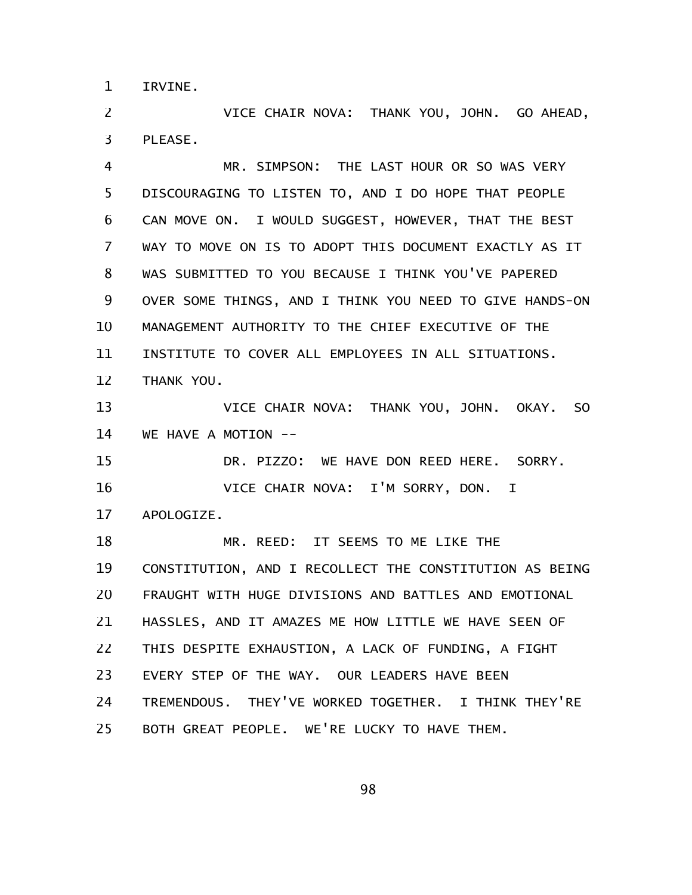IRVINE.

VICE CHAIR NOVA: THANK YOU, JOHN. GO AHEAD, PLEASE.

MR. SIMPSON: THE LAST HOUR OR SO WAS VERY DISCOURAGING TO LISTEN TO, AND I DO HOPE THAT PEOPLE CAN MOVE ON. I WOULD SUGGEST, HOWEVER, THAT THE BEST WAY TO MOVE ON IS TO ADOPT THIS DOCUMENT EXACTLY AS IT WAS SUBMITTED TO YOU BECAUSE I THINK YOU'VE PAPERED OVER SOME THINGS, AND I THINK YOU NEED TO GIVE HANDS-ON MANAGEMENT AUTHORITY TO THE CHIEF EXECUTIVE OF THE INSTITUTE TO COVER ALL EMPLOYEES IN ALL SITUATIONS. THANK YOU.

VICE CHAIR NOVA: THANK YOU, JOHN. OKAY. SO WE HAVE A MOTION --

DR. PIZZO: WE HAVE DON REED HERE. SORRY.

VICE CHAIR NOVA: I'M SORRY, DON. I APOLOGIZE.

MR. REED: IT SEEMS TO ME LIKE THE CONSTITUTION, AND I RECOLLECT THE CONSTITUTION AS BEING FRAUGHT WITH HUGE DIVISIONS AND BATTLES AND EMOTIONAL HASSLES, AND IT AMAZES ME HOW LITTLE WE HAVE SEEN OF THIS DESPITE EXHAUSTION, A LACK OF FUNDING, A FIGHT EVERY STEP OF THE WAY. OUR LEADERS HAVE BEEN TREMENDOUS. THEY'VE WORKED TOGETHER. I THINK THEY'RE BOTH GREAT PEOPLE. WE'RE LUCKY TO HAVE THEM.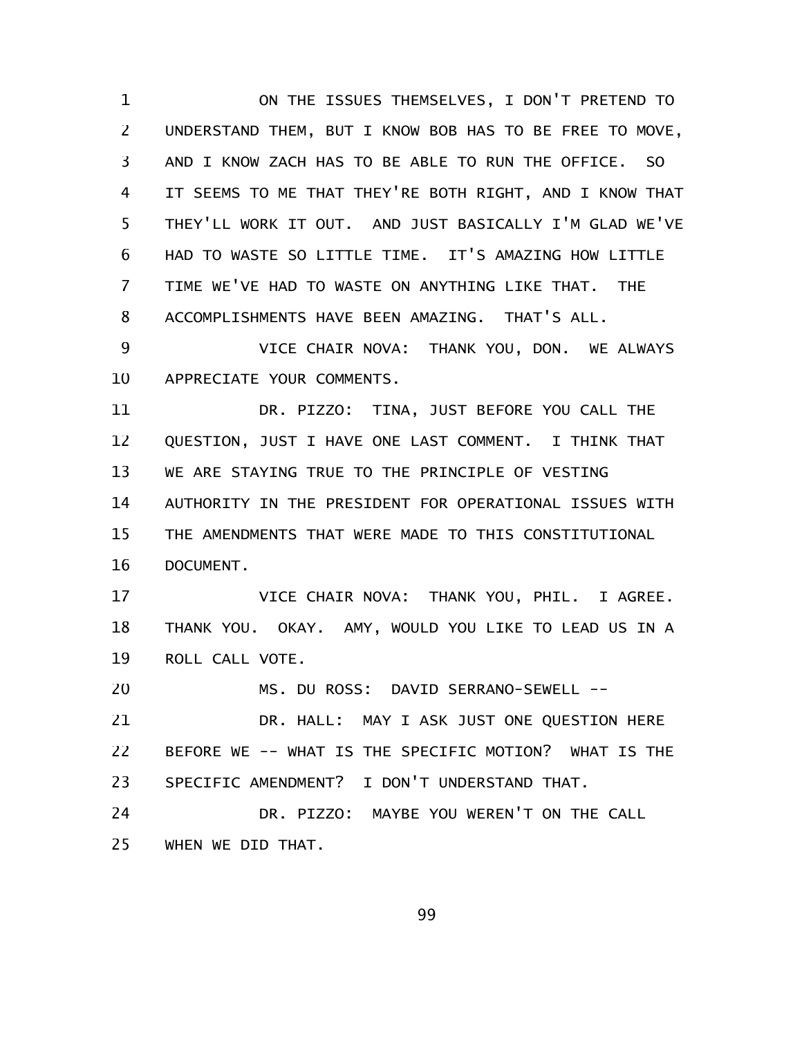ON THE ISSUES THEMSELVES, I DON'T PRETEND TO UNDERSTAND THEM, BUT I KNOW BOB HAS TO BE FREE TO MOVE, AND I KNOW ZACH HAS TO BE ABLE TO RUN THE OFFICE. SO IT SEEMS TO ME THAT THEY'RE BOTH RIGHT, AND I KNOW THAT THEY'LL WORK IT OUT. AND JUST BASICALLY I'M GLAD WE'VE HAD TO WASTE SO LITTLE TIME. IT'S AMAZING HOW LITTLE TIME WE'VE HAD TO WASTE ON ANYTHING LIKE THAT. THE ACCOMPLISHMENTS HAVE BEEN AMAZING. THAT'S ALL.

VICE CHAIR NOVA: THANK YOU, DON. WE ALWAYS APPRECIATE YOUR COMMENTS.

DR. PIZZO: TINA, JUST BEFORE YOU CALL THE QUESTION, JUST I HAVE ONE LAST COMMENT. I THINK THAT WE ARE STAYING TRUE TO THE PRINCIPLE OF VESTING AUTHORITY IN THE PRESIDENT FOR OPERATIONAL ISSUES WITH THE AMENDMENTS THAT WERE MADE TO THIS CONSTITUTIONAL DOCUMENT.

VICE CHAIR NOVA: THANK YOU, PHIL. I AGREE. THANK YOU. OKAY. AMY, WOULD YOU LIKE TO LEAD US IN A ROLL CALL VOTE.

MS. DU ROSS: DAVID SERRANO-SEWELL --

DR. HALL: MAY I ASK JUST ONE QUESTION HERE BEFORE WE -- WHAT IS THE SPECIFIC MOTION? WHAT IS THE SPECIFIC AMENDMENT? I DON'T UNDERSTAND THAT.

DR. PIZZO: MAYBE YOU WEREN'T ON THE CALL WHEN WE DID THAT.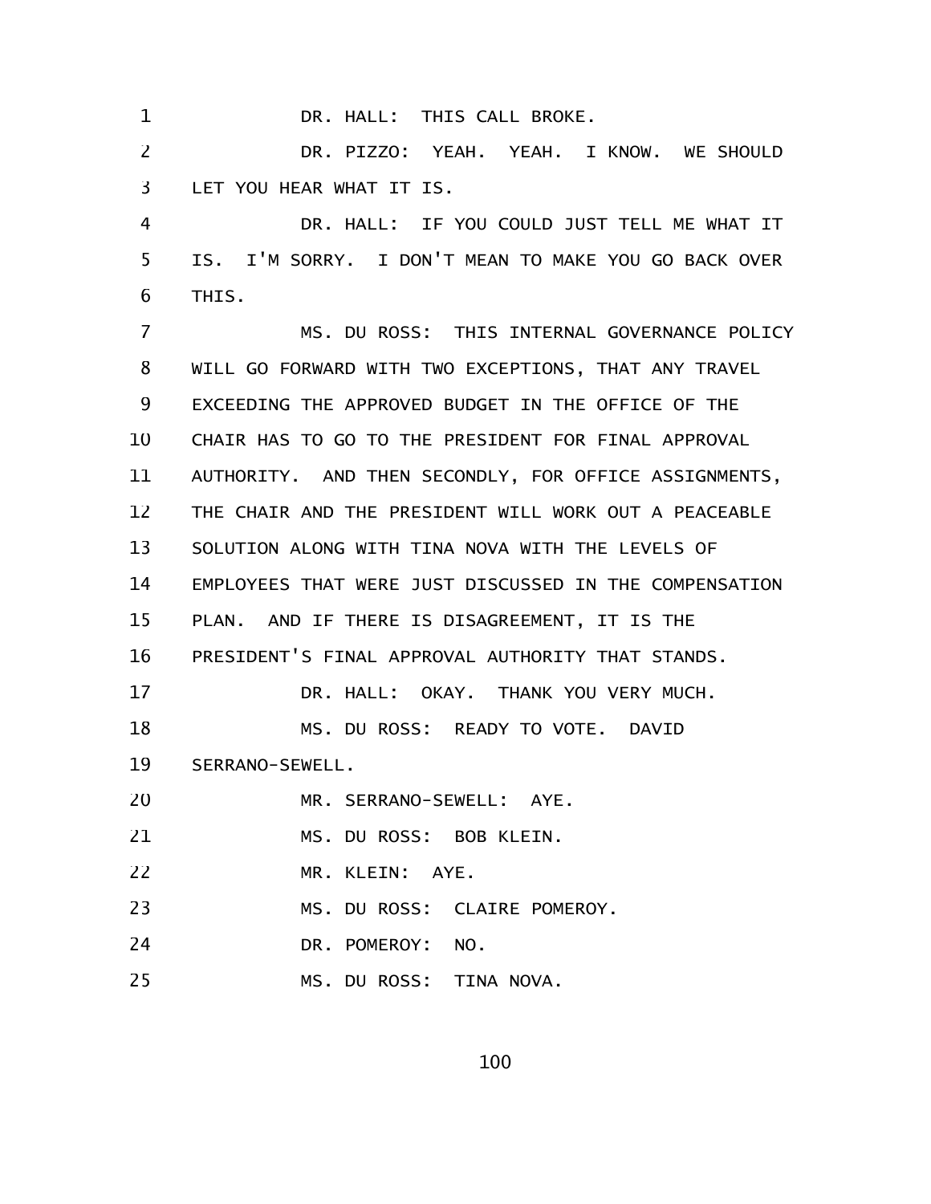DR. HALL: THIS CALL BROKE.

DR. PIZZO: YEAH. YEAH. I KNOW. WE SHOULD LET YOU HEAR WHAT IT IS.

DR. HALL: IF YOU COULD JUST TELL ME WHAT IT IS. I'M SORRY. I DON'T MEAN TO MAKE YOU GO BACK OVER THIS.

MS. DU ROSS: THIS INTERNAL GOVERNANCE POLICY WILL GO FORWARD WITH TWO EXCEPTIONS, THAT ANY TRAVEL EXCEEDING THE APPROVED BUDGET IN THE OFFICE OF THE CHAIR HAS TO GO TO THE PRESIDENT FOR FINAL APPROVAL AUTHORITY. AND THEN SECONDLY, FOR OFFICE ASSIGNMENTS, THE CHAIR AND THE PRESIDENT WILL WORK OUT A PEACEABLE SOLUTION ALONG WITH TINA NOVA WITH THE LEVELS OF EMPLOYEES THAT WERE JUST DISCUSSED IN THE COMPENSATION PLAN. AND IF THERE IS DISAGREEMENT, IT IS THE PRESIDENT'S FINAL APPROVAL AUTHORITY THAT STANDS.

DR. HALL: OKAY. THANK YOU VERY MUCH.

MS. DU ROSS: READY TO VOTE. DAVID SERRANO-SEWELL.

MR. SERRANO-SEWELL: AYE.

MS. DU ROSS: BOB KLEIN.

MR. KLEIN: AYE.

MS. DU ROSS: CLAIRE POMEROY.

DR. POMEROY: NO.

MS. DU ROSS: TINA NOVA.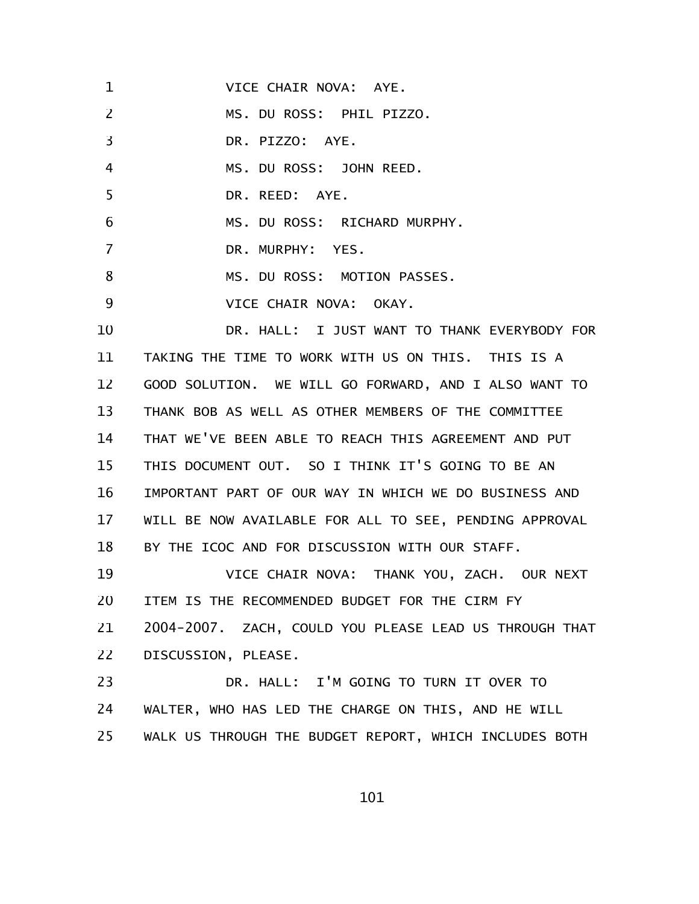1 VICE CHAIR NOVA: AYE.
2 MS. DU ROSS: PHIL PIZZO.
3 DR. PIZZO: AYE.
4 MS. DU ROSS: JOHN REED.
5 DR. REED: AYE.
6 MS. DU ROSS: RICHARD MURPHY.
7 DR. MURPHY: YES.
8 MS. DU ROSS: MOTION PASSES.
9 VICE CHAIR NOVA: OKAY.
10 DR. HALL: I JUST WANT TO THANK EVERYBODY FOR
11 TAKING THE TIME TO WORK WITH US ON THIS. THIS IS A
12 GOOD SOLUTION. WE WILL GO FORWARD, AND I ALSO WANT TO
13 THANK BOB AS WELL AS OTHER MEMBERS OF THE COMMITTEE
14 THAT WE'VE BEEN ABLE TO REACH THIS AGREEMENT AND PUT
15 THIS DOCUMENT OUT. SO I THINK IT'S GOING TO BE AN
16 IMPORTANT PART OF OUR WAY IN WHICH WE DO BUSINESS AND
17 WILL BE NOW AVAILABLE FOR ALL TO SEE, PENDING APPROVAL
18 BY THE ICOC AND FOR DISCUSSION WITH OUR STAFF.
19 VICE CHAIR NOVA: THANK YOU, ZACH. OUR NEXT
20 ITEM IS THE RECOMMENDED BUDGET FOR THE CIRM FY
21 2004-2007. ZACH, COULD YOU PLEASE LEAD US THROUGH THAT
22 DISCUSSION, PLEASE.
23 DR. HALL: I'M GOING TO TURN IT OVER TO
24 WALTER, WHO HAS LED THE CHARGE ON THIS, AND HE WILL
25 WALK US THROUGH THE BUDGET REPORT, WHICH INCLUDES BOTH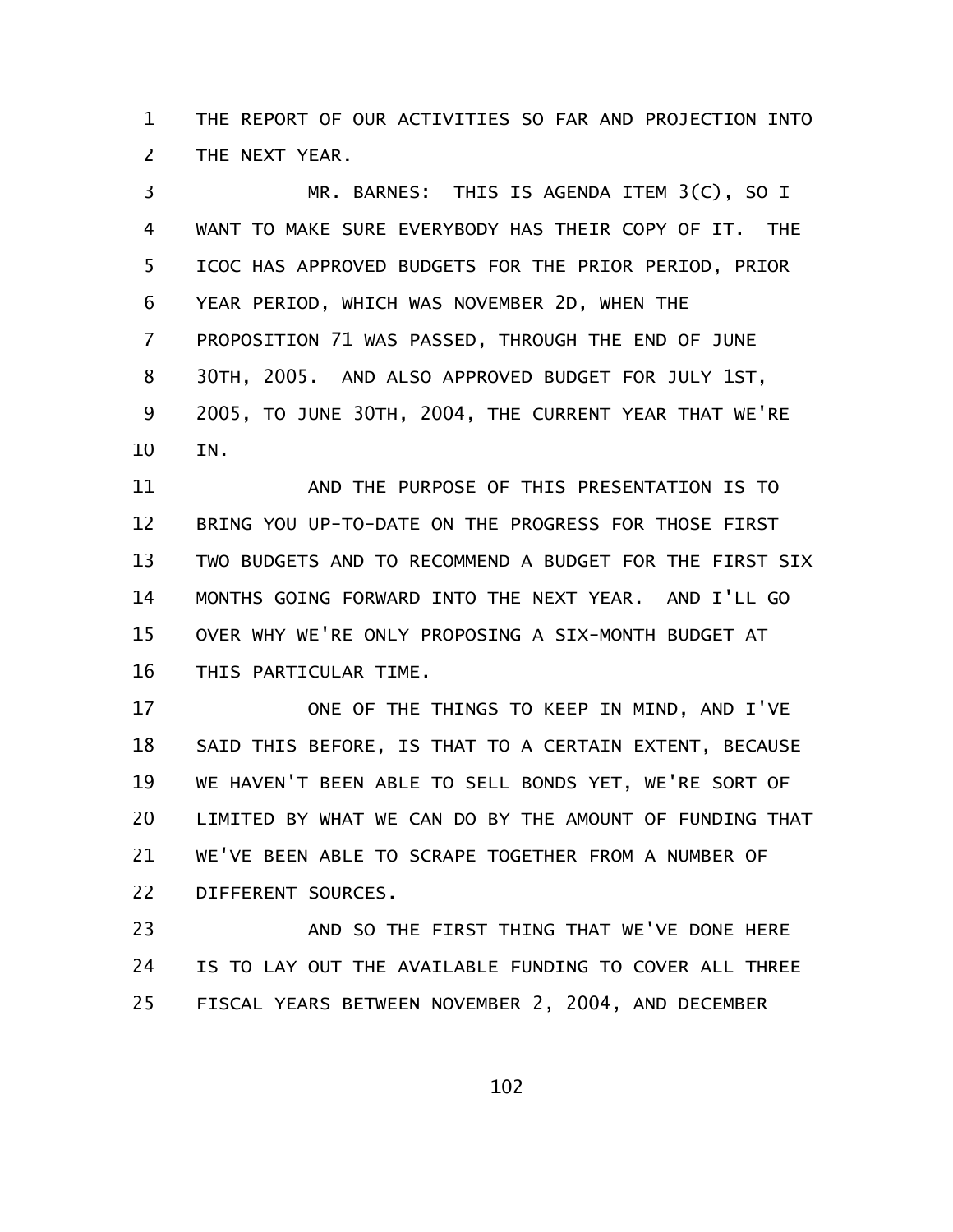THE REPORT OF OUR ACTIVITIES SO FAR AND PROJECTION INTO THE NEXT YEAR.

MR. BARNES: THIS IS AGENDA ITEM 3(C), SO I WANT TO MAKE SURE EVERYBODY HAS THEIR COPY OF IT. THE ICOC HAS APPROVED BUDGETS FOR THE PRIOR PERIOD, PRIOR YEAR PERIOD, WHICH WAS NOVEMBER 2D, WHEN THE PROPOSITION 71 WAS PASSED, THROUGH THE END OF JUNE 30TH, 2005. AND ALSO APPROVED BUDGET FOR JULY 1ST, 2005, TO JUNE 30TH, 2004, THE CURRENT YEAR THAT WE'RE IN.

AND THE PURPOSE OF THIS PRESENTATION IS TO BRING YOU UP-TO-DATE ON THE PROGRESS FOR THOSE FIRST TWO BUDGETS AND TO RECOMMEND A BUDGET FOR THE FIRST SIX MONTHS GOING FORWARD INTO THE NEXT YEAR. AND I'LL GO OVER WHY WE'RE ONLY PROPOSING A SIX-MONTH BUDGET AT THIS PARTICULAR TIME.

ONE OF THE THINGS TO KEEP IN MIND, AND I'VE SAID THIS BEFORE, IS THAT TO A CERTAIN EXTENT, BECAUSE WE HAVEN'T BEEN ABLE TO SELL BONDS YET, WE'RE SORT OF LIMITED BY WHAT WE CAN DO BY THE AMOUNT OF FUNDING THAT WE'VE BEEN ABLE TO SCRAPE TOGETHER FROM A NUMBER OF DIFFERENT SOURCES.

AND SO THE FIRST THING THAT WE'VE DONE HERE IS TO LAY OUT THE AVAILABLE FUNDING TO COVER ALL THREE FISCAL YEARS BETWEEN NOVEMBER 2, 2004, AND DECEMBER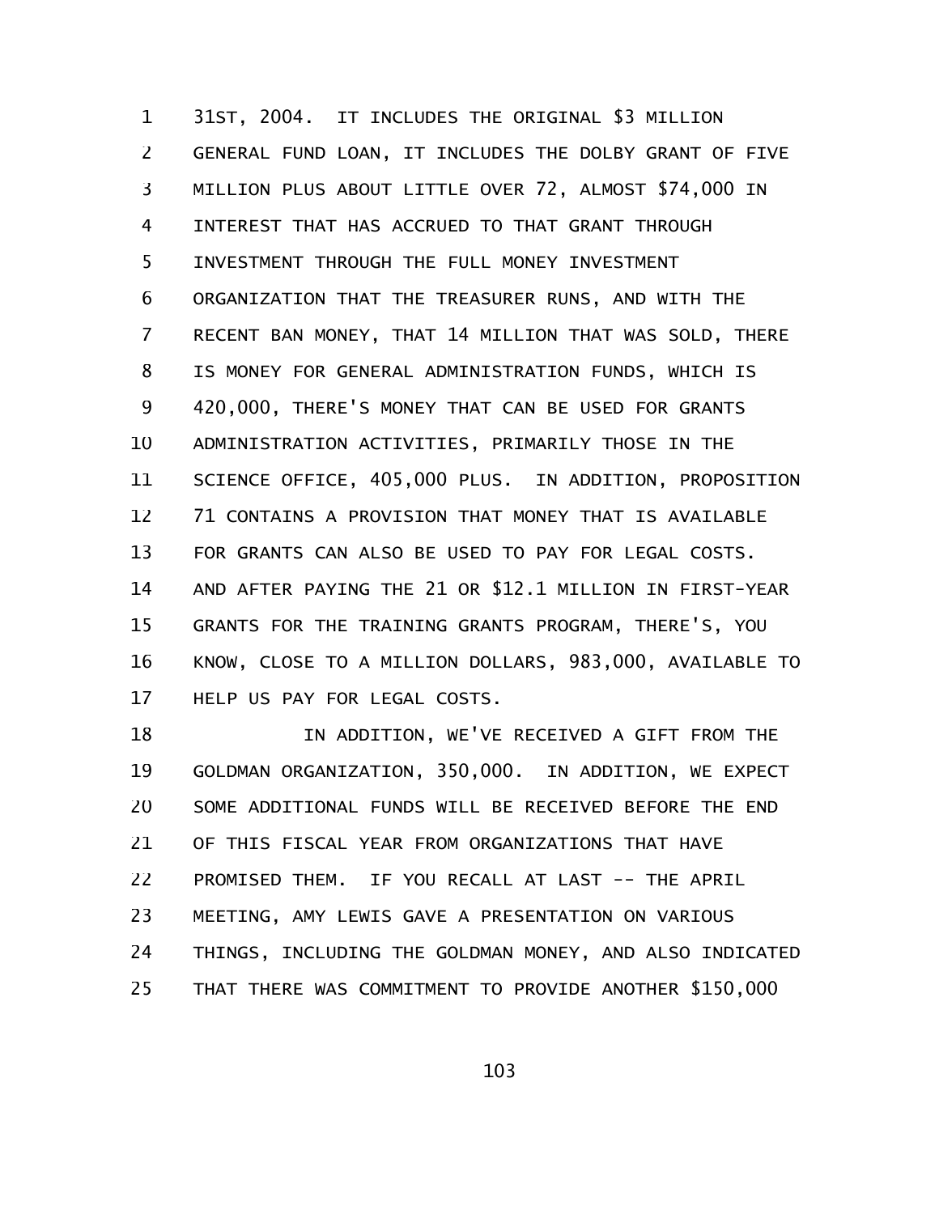31ST, 2004. IT INCLUDES THE ORIGINAL $3 MILLION GENERAL FUND LOAN, IT INCLUDES THE DOLBY GRANT OF FIVE MILLION PLUS ABOUT LITTLE OVER 72, ALMOST $74,000 IN INTEREST THAT HAS ACCRUED TO THAT GRANT THROUGH INVESTMENT THROUGH THE FULL MONEY INVESTMENT ORGANIZATION THAT THE TREASURER RUNS, AND WITH THE RECENT BAN MONEY, THAT 14 MILLION THAT WAS SOLD, THERE IS MONEY FOR GENERAL ADMINISTRATION FUNDS, WHICH IS 420,000, THERE'S MONEY THAT CAN BE USED FOR GRANTS ADMINISTRATION ACTIVITIES, PRIMARILY THOSE IN THE SCIENCE OFFICE, 405,000 PLUS. IN ADDITION, PROPOSITION 71 CONTAINS A PROVISION THAT MONEY THAT IS AVAILABLE FOR GRANTS CAN ALSO BE USED TO PAY FOR LEGAL COSTS. AND AFTER PAYING THE 21 OR $12.1 MILLION IN FIRST-YEAR GRANTS FOR THE TRAINING GRANTS PROGRAM, THERE'S, YOU KNOW, CLOSE TO A MILLION DOLLARS, 983,000, AVAILABLE TO HELP US PAY FOR LEGAL COSTS.

IN ADDITION, WE'VE RECEIVED A GIFT FROM THE GOLDMAN ORGANIZATION, 350,000. IN ADDITION, WE EXPECT SOME ADDITIONAL FUNDS WILL BE RECEIVED BEFORE THE END OF THIS FISCAL YEAR FROM ORGANIZATIONS THAT HAVE PROMISED THEM. IF YOU RECALL AT LAST -- THE APRIL MEETING, AMY LEWIS GAVE A PRESENTATION ON VARIOUS THINGS, INCLUDING THE GOLDMAN MONEY, AND ALSO INDICATED THAT THERE WAS COMMITMENT TO PROVIDE ANOTHER $150,000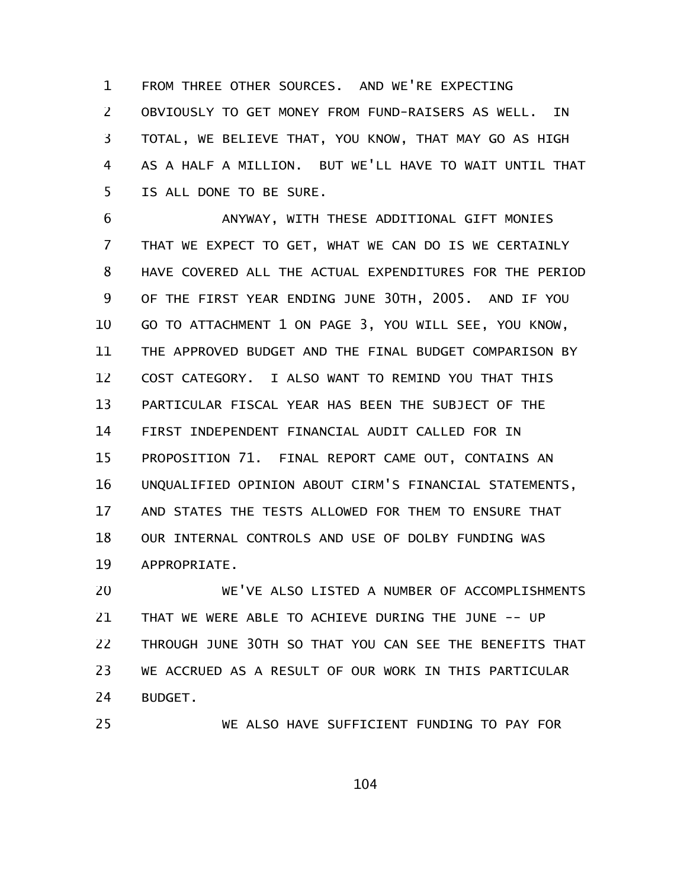FROM THREE OTHER SOURCES. AND WE'RE EXPECTING OBVIOUSLY TO GET MONEY FROM FUND-RAISERS AS WELL. IN TOTAL, WE BELIEVE THAT, YOU KNOW, THAT MAY GO AS HIGH AS A HALF A MILLION. BUT WE'LL HAVE TO WAIT UNTIL THAT IS ALL DONE TO BE SURE.

ANYWAY, WITH THESE ADDITIONAL GIFT MONIES THAT WE EXPECT TO GET, WHAT WE CAN DO IS WE CERTAINLY HAVE COVERED ALL THE ACTUAL EXPENDITURES FOR THE PERIOD OF THE FIRST YEAR ENDING JUNE 30TH, 2005. AND IF YOU GO TO ATTACHMENT 1 ON PAGE 3, YOU WILL SEE, YOU KNOW, THE APPROVED BUDGET AND THE FINAL BUDGET COMPARISON BY COST CATEGORY. I ALSO WANT TO REMIND YOU THAT THIS PARTICULAR FISCAL YEAR HAS BEEN THE SUBJECT OF THE FIRST INDEPENDENT FINANCIAL AUDIT CALLED FOR IN PROPOSITION 71. FINAL REPORT CAME OUT, CONTAINS AN UNQUALIFIED OPINION ABOUT CIRM'S FINANCIAL STATEMENTS, AND STATES THE TESTS ALLOWED FOR THEM TO ENSURE THAT OUR INTERNAL CONTROLS AND USE OF DOLBY FUNDING WAS APPROPRIATE.

WE'VE ALSO LISTED A NUMBER OF ACCOMPLISHMENTS THAT WE WERE ABLE TO ACHIEVE DURING THE JUNE -- UP THROUGH JUNE 30TH SO THAT YOU CAN SEE THE BENEFITS THAT WE ACCRUED AS A RESULT OF OUR WORK IN THIS PARTICULAR BUDGET.

WE ALSO HAVE SUFFICIENT FUNDING TO PAY FOR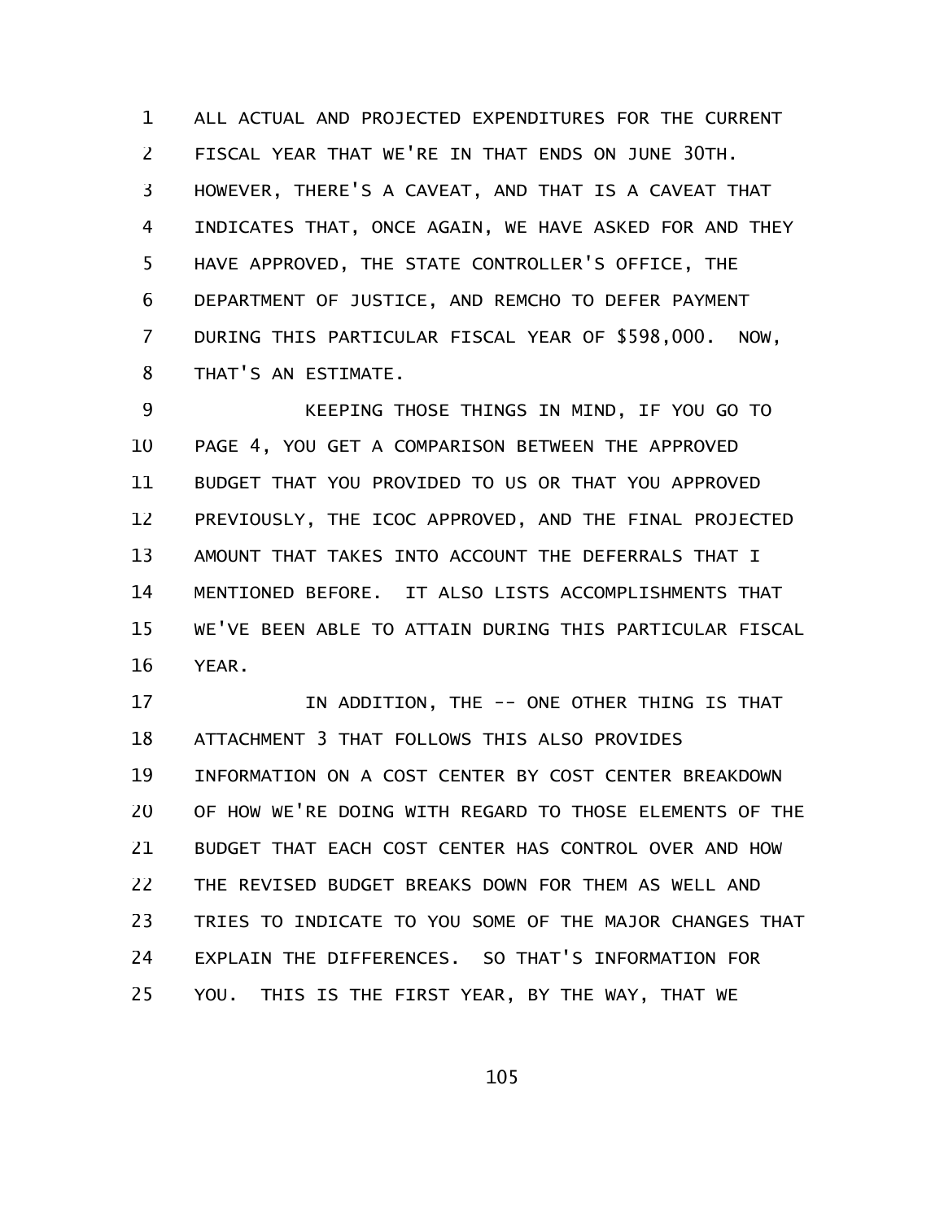ALL ACTUAL AND PROJECTED EXPENDITURES FOR THE CURRENT FISCAL YEAR THAT WE'RE IN THAT ENDS ON JUNE 30TH. HOWEVER, THERE'S A CAVEAT, AND THAT IS A CAVEAT THAT INDICATES THAT, ONCE AGAIN, WE HAVE ASKED FOR AND THEY HAVE APPROVED, THE STATE CONTROLLER'S OFFICE, THE DEPARTMENT OF JUSTICE, AND REMCHO TO DEFER PAYMENT DURING THIS PARTICULAR FISCAL YEAR OF $598,000. NOW, THAT'S AN ESTIMATE.

KEEPING THOSE THINGS IN MIND, IF YOU GO TO PAGE 4, YOU GET A COMPARISON BETWEEN THE APPROVED BUDGET THAT YOU PROVIDED TO US OR THAT YOU APPROVED PREVIOUSLY, THE ICOC APPROVED, AND THE FINAL PROJECTED AMOUNT THAT TAKES INTO ACCOUNT THE DEFERRALS THAT I MENTIONED BEFORE. IT ALSO LISTS ACCOMPLISHMENTS THAT WE'VE BEEN ABLE TO ATTAIN DURING THIS PARTICULAR FISCAL YEAR.

IN ADDITION, THE -- ONE OTHER THING IS THAT ATTACHMENT 3 THAT FOLLOWS THIS ALSO PROVIDES INFORMATION ON A COST CENTER BY COST CENTER BREAKDOWN OF HOW WE'RE DOING WITH REGARD TO THOSE ELEMENTS OF THE BUDGET THAT EACH COST CENTER HAS CONTROL OVER AND HOW THE REVISED BUDGET BREAKS DOWN FOR THEM AS WELL AND TRIES TO INDICATE TO YOU SOME OF THE MAJOR CHANGES THAT EXPLAIN THE DIFFERENCES. SO THAT'S INFORMATION FOR YOU. THIS IS THE FIRST YEAR, BY THE WAY, THAT WE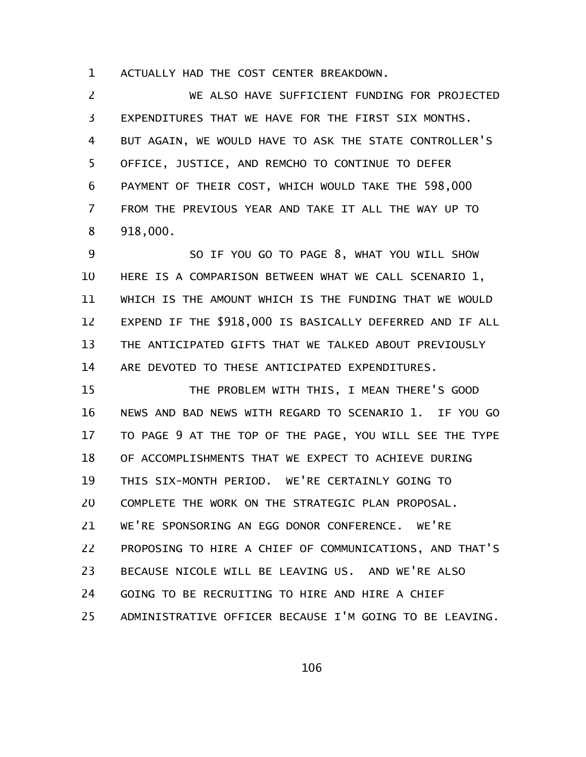ACTUALLY HAD THE COST CENTER BREAKDOWN.

WE ALSO HAVE SUFFICIENT FUNDING FOR PROJECTED EXPENDITURES THAT WE HAVE FOR THE FIRST SIX MONTHS. BUT AGAIN, WE WOULD HAVE TO ASK THE STATE CONTROLLER'S OFFICE, JUSTICE, AND REMCHO TO CONTINUE TO DEFER PAYMENT OF THEIR COST, WHICH WOULD TAKE THE 598,000 FROM THE PREVIOUS YEAR AND TAKE IT ALL THE WAY UP TO 918,000.

SO IF YOU GO TO PAGE 8, WHAT YOU WILL SHOW HERE IS A COMPARISON BETWEEN WHAT WE CALL SCENARIO 1, WHICH IS THE AMOUNT WHICH IS THE FUNDING THAT WE WOULD EXPEND IF THE $918,000 IS BASICALLY DEFERRED AND IF ALL THE ANTICIPATED GIFTS THAT WE TALKED ABOUT PREVIOUSLY ARE DEVOTED TO THESE ANTICIPATED EXPENDITURES.

THE PROBLEM WITH THIS, I MEAN THERE'S GOOD NEWS AND BAD NEWS WITH REGARD TO SCENARIO 1. IF YOU GO TO PAGE 9 AT THE TOP OF THE PAGE, YOU WILL SEE THE TYPE OF ACCOMPLISHMENTS THAT WE EXPECT TO ACHIEVE DURING THIS SIX-MONTH PERIOD. WE'RE CERTAINLY GOING TO COMPLETE THE WORK ON THE STRATEGIC PLAN PROPOSAL. WE'RE SPONSORING AN EGG DONOR CONFERENCE. WE'RE PROPOSING TO HIRE A CHIEF OF COMMUNICATIONS, AND THAT'S BECAUSE NICOLE WILL BE LEAVING US. AND WE'RE ALSO GOING TO BE RECRUITING TO HIRE AND HIRE A CHIEF ADMINISTRATIVE OFFICER BECAUSE I'M GOING TO BE LEAVING.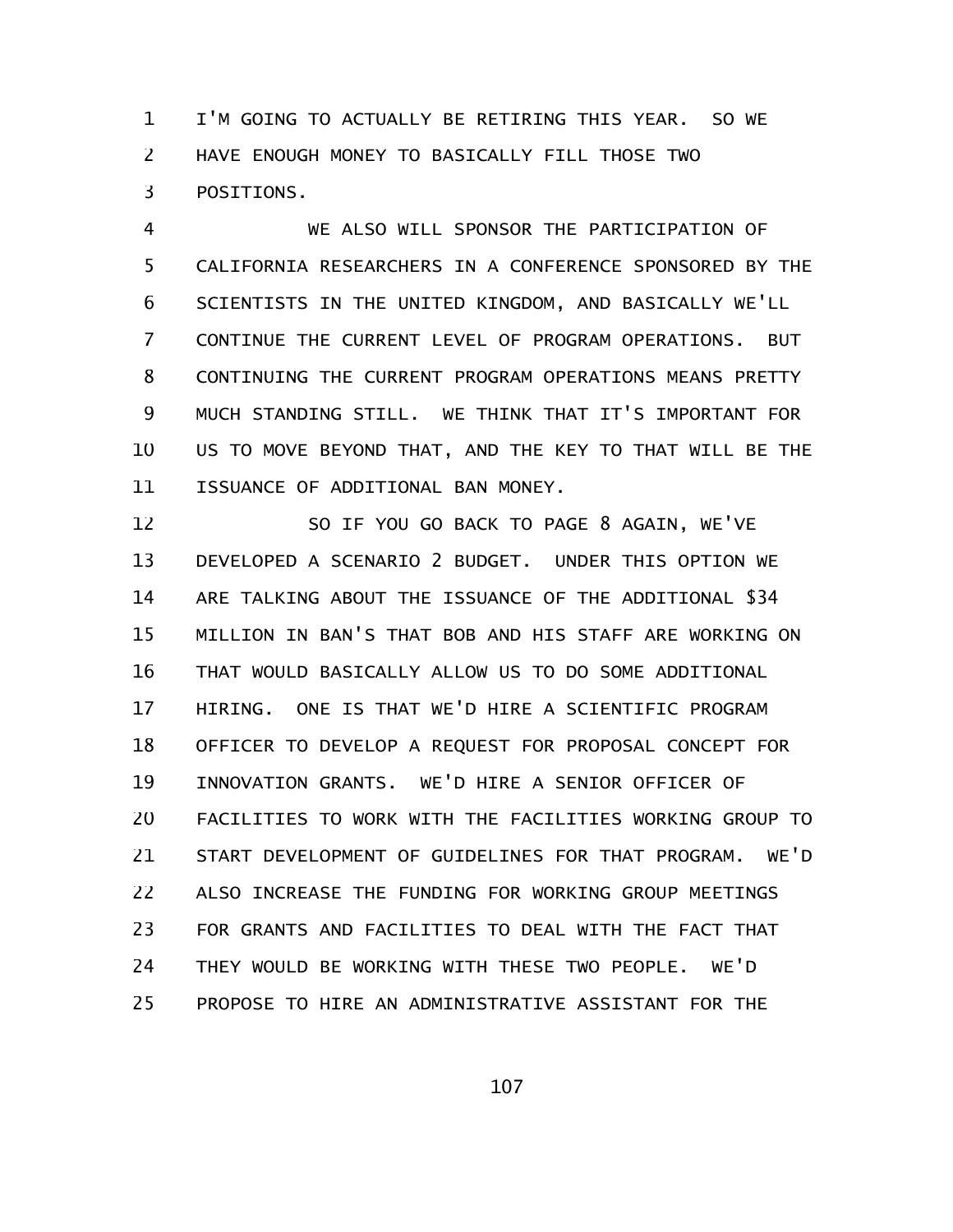I'M GOING TO ACTUALLY BE RETIRING THIS YEAR. SO WE HAVE ENOUGH MONEY TO BASICALLY FILL THOSE TWO POSITIONS.

WE ALSO WILL SPONSOR THE PARTICIPATION OF CALIFORNIA RESEARCHERS IN A CONFERENCE SPONSORED BY THE SCIENTISTS IN THE UNITED KINGDOM, AND BASICALLY WE'LL CONTINUE THE CURRENT LEVEL OF PROGRAM OPERATIONS. BUT CONTINUING THE CURRENT PROGRAM OPERATIONS MEANS PRETTY MUCH STANDING STILL. WE THINK THAT IT'S IMPORTANT FOR US TO MOVE BEYOND THAT, AND THE KEY TO THAT WILL BE THE ISSUANCE OF ADDITIONAL BAN MONEY.

SO IF YOU GO BACK TO PAGE 8 AGAIN, WE'VE DEVELOPED A SCENARIO 2 BUDGET. UNDER THIS OPTION WE ARE TALKING ABOUT THE ISSUANCE OF THE ADDITIONAL $34 MILLION IN BAN'S THAT BOB AND HIS STAFF ARE WORKING ON THAT WOULD BASICALLY ALLOW US TO DO SOME ADDITIONAL HIRING. ONE IS THAT WE'D HIRE A SCIENTIFIC PROGRAM OFFICER TO DEVELOP A REQUEST FOR PROPOSAL CONCEPT FOR INNOVATION GRANTS. WE'D HIRE A SENIOR OFFICER OF FACILITIES TO WORK WITH THE FACILITIES WORKING GROUP TO START DEVELOPMENT OF GUIDELINES FOR THAT PROGRAM. WE'D ALSO INCREASE THE FUNDING FOR WORKING GROUP MEETINGS FOR GRANTS AND FACILITIES TO DEAL WITH THE FACT THAT THEY WOULD BE WORKING WITH THESE TWO PEOPLE. WE'D PROPOSE TO HIRE AN ADMINISTRATIVE ASSISTANT FOR THE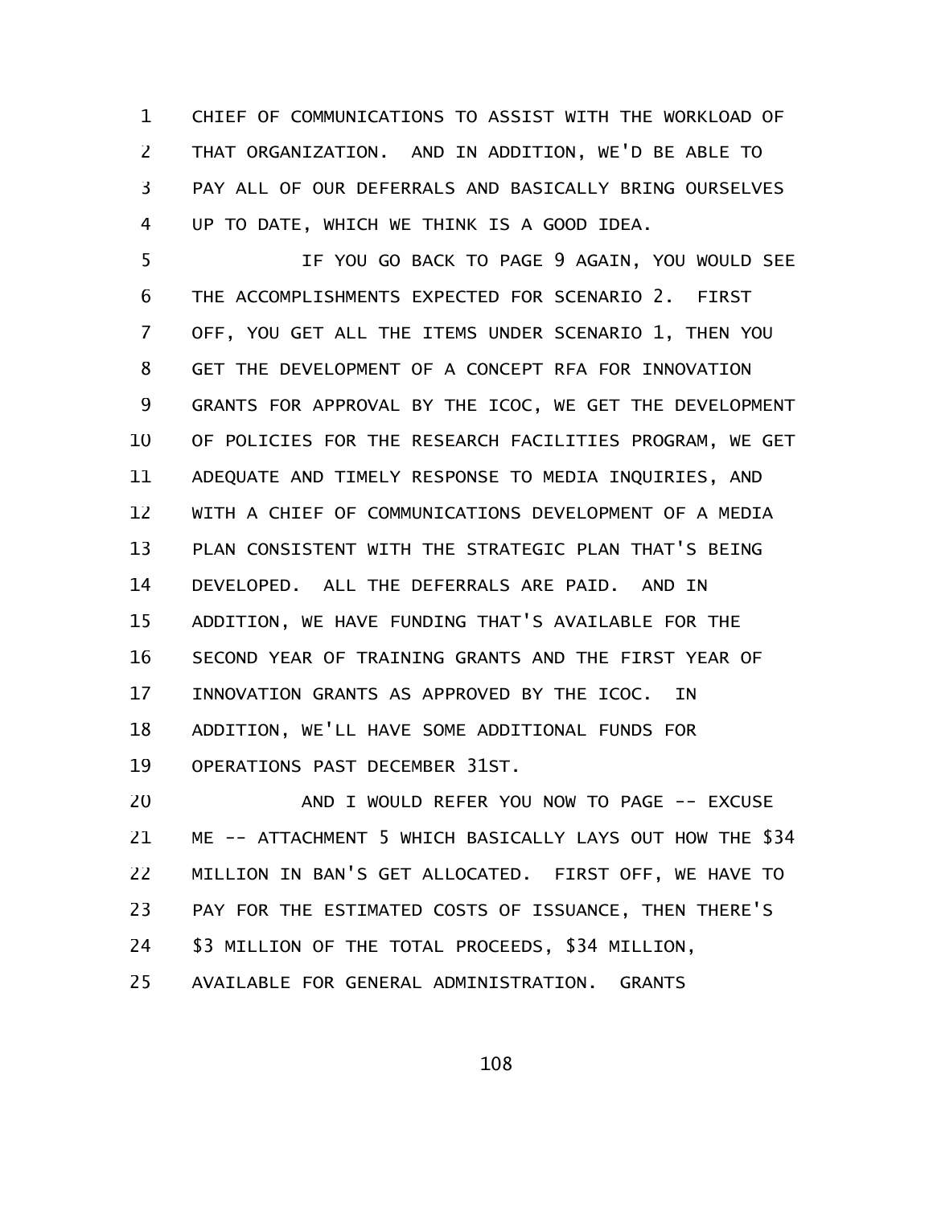CHIEF OF COMMUNICATIONS TO ASSIST WITH THE WORKLOAD OF THAT ORGANIZATION. AND IN ADDITION, WE'D BE ABLE TO PAY ALL OF OUR DEFERRALS AND BASICALLY BRING OURSELVES UP TO DATE, WHICH WE THINK IS A GOOD IDEA.

IF YOU GO BACK TO PAGE 9 AGAIN, YOU WOULD SEE THE ACCOMPLISHMENTS EXPECTED FOR SCENARIO 2. FIRST OFF, YOU GET ALL THE ITEMS UNDER SCENARIO 1, THEN YOU GET THE DEVELOPMENT OF A CONCEPT RFA FOR INNOVATION GRANTS FOR APPROVAL BY THE ICOC, WE GET THE DEVELOPMENT OF POLICIES FOR THE RESEARCH FACILITIES PROGRAM, WE GET ADEQUATE AND TIMELY RESPONSE TO MEDIA INQUIRIES, AND WITH A CHIEF OF COMMUNICATIONS DEVELOPMENT OF A MEDIA PLAN CONSISTENT WITH THE STRATEGIC PLAN THAT'S BEING DEVELOPED. ALL THE DEFERRALS ARE PAID. AND IN ADDITION, WE HAVE FUNDING THAT'S AVAILABLE FOR THE SECOND YEAR OF TRAINING GRANTS AND THE FIRST YEAR OF INNOVATION GRANTS AS APPROVED BY THE ICOC. IN ADDITION, WE'LL HAVE SOME ADDITIONAL FUNDS FOR OPERATIONS PAST DECEMBER 31ST.

AND I WOULD REFER YOU NOW TO PAGE -- EXCUSE ME -- ATTACHMENT 5 WHICH BASICALLY LAYS OUT HOW THE $34 MILLION IN BAN'S GET ALLOCATED. FIRST OFF, WE HAVE TO PAY FOR THE ESTIMATED COSTS OF ISSUANCE, THEN THERE'S $3 MILLION OF THE TOTAL PROCEEDS, $34 MILLION, AVAILABLE FOR GENERAL ADMINISTRATION. GRANTS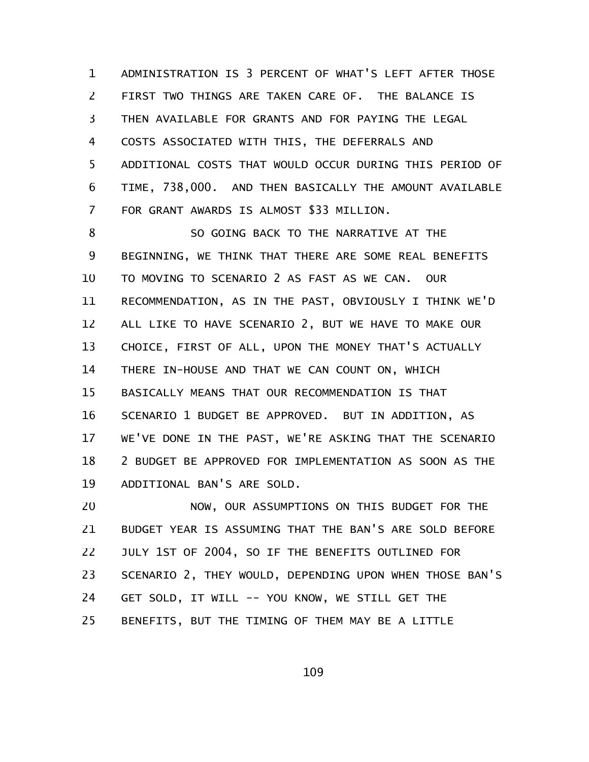ADMINISTRATION IS 3 PERCENT OF WHAT'S LEFT AFTER THOSE FIRST TWO THINGS ARE TAKEN CARE OF. THE BALANCE IS THEN AVAILABLE FOR GRANTS AND FOR PAYING THE LEGAL COSTS ASSOCIATED WITH THIS, THE DEFERRALS AND ADDITIONAL COSTS THAT WOULD OCCUR DURING THIS PERIOD OF TIME, 738,000. AND THEN BASICALLY THE AMOUNT AVAILABLE FOR GRANT AWARDS IS ALMOST $33 MILLION.

SO GOING BACK TO THE NARRATIVE AT THE BEGINNING, WE THINK THAT THERE ARE SOME REAL BENEFITS TO MOVING TO SCENARIO 2 AS FAST AS WE CAN. OUR RECOMMENDATION, AS IN THE PAST, OBVIOUSLY I THINK WE'D ALL LIKE TO HAVE SCENARIO 2, BUT WE HAVE TO MAKE OUR CHOICE, FIRST OF ALL, UPON THE MONEY THAT'S ACTUALLY THERE IN-HOUSE AND THAT WE CAN COUNT ON, WHICH BASICALLY MEANS THAT OUR RECOMMENDATION IS THAT SCENARIO 1 BUDGET BE APPROVED. BUT IN ADDITION, AS WE'VE DONE IN THE PAST, WE'RE ASKING THAT THE SCENARIO 2 BUDGET BE APPROVED FOR IMPLEMENTATION AS SOON AS THE ADDITIONAL BAN'S ARE SOLD.

NOW, OUR ASSUMPTIONS ON THIS BUDGET FOR THE BUDGET YEAR IS ASSUMING THAT THE BAN'S ARE SOLD BEFORE JULY 1ST OF 2004, SO IF THE BENEFITS OUTLINED FOR SCENARIO 2, THEY WOULD, DEPENDING UPON WHEN THOSE BAN'S GET SOLD, IT WILL -- YOU KNOW, WE STILL GET THE BENEFITS, BUT THE TIMING OF THEM MAY BE A LITTLE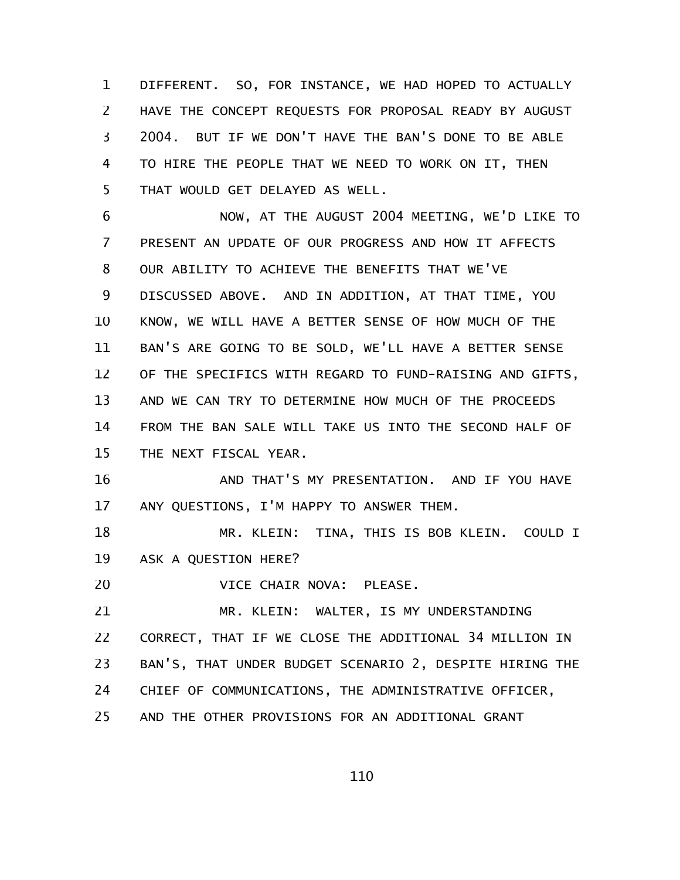DIFFERENT. SO, FOR INSTANCE, WE HAD HOPED TO ACTUALLY HAVE THE CONCEPT REQUESTS FOR PROPOSAL READY BY AUGUST 2004. BUT IF WE DON'T HAVE THE BAN'S DONE TO BE ABLE TO HIRE THE PEOPLE THAT WE NEED TO WORK ON IT, THEN THAT WOULD GET DELAYED AS WELL.

NOW, AT THE AUGUST 2004 MEETING, WE'D LIKE TO PRESENT AN UPDATE OF OUR PROGRESS AND HOW IT AFFECTS OUR ABILITY TO ACHIEVE THE BENEFITS THAT WE'VE DISCUSSED ABOVE. AND IN ADDITION, AT THAT TIME, YOU KNOW, WE WILL HAVE A BETTER SENSE OF HOW MUCH OF THE BAN'S ARE GOING TO BE SOLD, WE'LL HAVE A BETTER SENSE OF THE SPECIFICS WITH REGARD TO FUND-RAISING AND GIFTS, AND WE CAN TRY TO DETERMINE HOW MUCH OF THE PROCEEDS FROM THE BAN SALE WILL TAKE US INTO THE SECOND HALF OF THE NEXT FISCAL YEAR.

AND THAT'S MY PRESENTATION. AND IF YOU HAVE ANY QUESTIONS, I'M HAPPY TO ANSWER THEM.

MR. KLEIN: TINA, THIS IS BOB KLEIN. COULD I ASK A QUESTION HERE?

VICE CHAIR NOVA: PLEASE.

MR. KLEIN: WALTER, IS MY UNDERSTANDING CORRECT, THAT IF WE CLOSE THE ADDITIONAL 34 MILLION IN BAN'S, THAT UNDER BUDGET SCENARIO 2, DESPITE HIRING THE CHIEF OF COMMUNICATIONS, THE ADMINISTRATIVE OFFICER, AND THE OTHER PROVISIONS FOR AN ADDITIONAL GRANT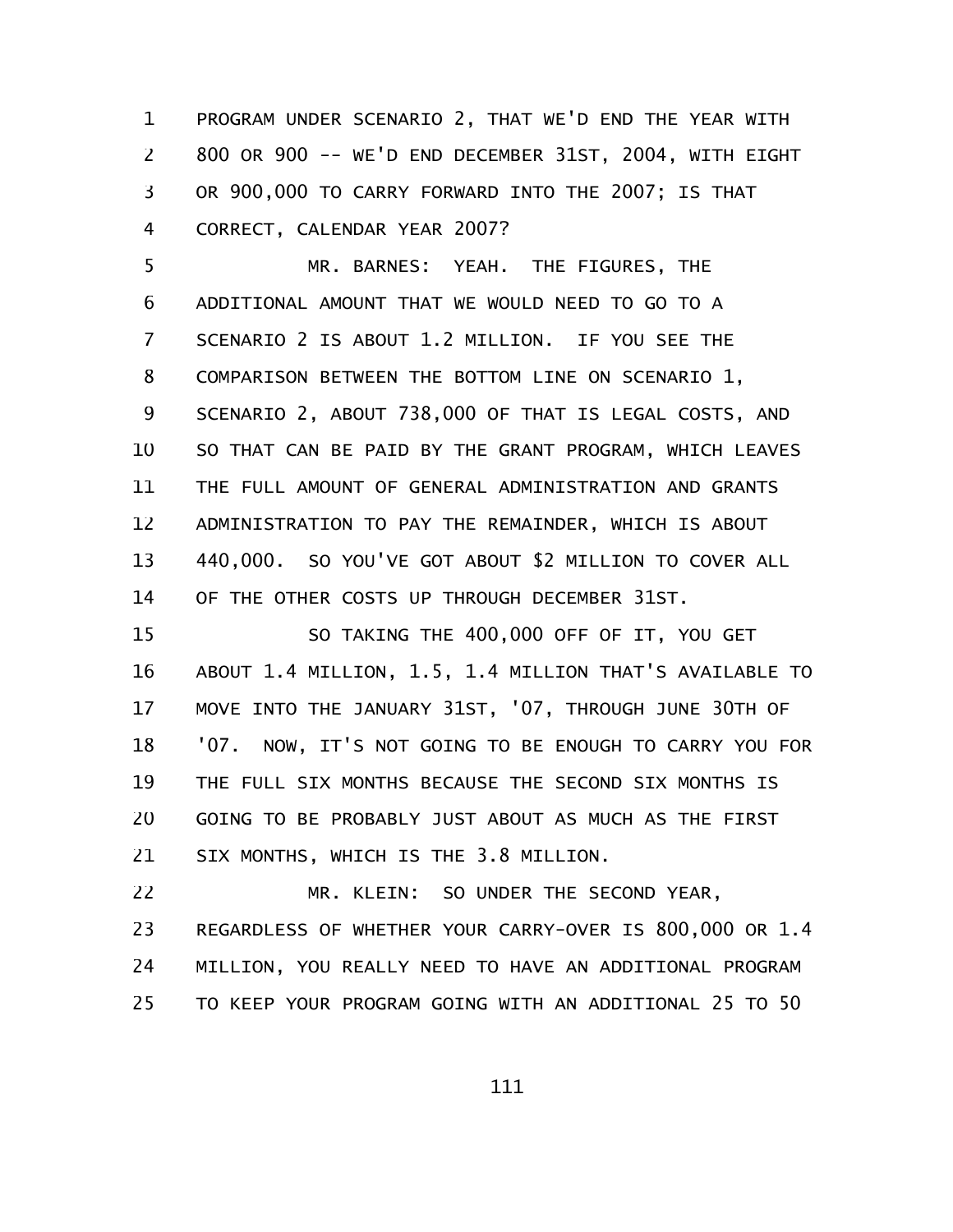PROGRAM UNDER SCENARIO 2, THAT WE'D END THE YEAR WITH 800 OR 900 -- WE'D END DECEMBER 31ST, 2004, WITH EIGHT OR 900,000 TO CARRY FORWARD INTO THE 2007; IS THAT CORRECT, CALENDAR YEAR 2007?

MR. BARNES: YEAH. THE FIGURES, THE ADDITIONAL AMOUNT THAT WE WOULD NEED TO GO TO A SCENARIO 2 IS ABOUT 1.2 MILLION. IF YOU SEE THE COMPARISON BETWEEN THE BOTTOM LINE ON SCENARIO 1, SCENARIO 2, ABOUT 738,000 OF THAT IS LEGAL COSTS, AND SO THAT CAN BE PAID BY THE GRANT PROGRAM, WHICH LEAVES THE FULL AMOUNT OF GENERAL ADMINISTRATION AND GRANTS ADMINISTRATION TO PAY THE REMAINDER, WHICH IS ABOUT 440,000. SO YOU'VE GOT ABOUT $2 MILLION TO COVER ALL OF THE OTHER COSTS UP THROUGH DECEMBER 31ST.

SO TAKING THE 400,000 OFF OF IT, YOU GET ABOUT 1.4 MILLION, 1.5, 1.4 MILLION THAT'S AVAILABLE TO MOVE INTO THE JANUARY 31ST, '07, THROUGH JUNE 30TH OF '07. NOW, IT'S NOT GOING TO BE ENOUGH TO CARRY YOU FOR THE FULL SIX MONTHS BECAUSE THE SECOND SIX MONTHS IS GOING TO BE PROBABLY JUST ABOUT AS MUCH AS THE FIRST SIX MONTHS, WHICH IS THE 3.8 MILLION.

MR. KLEIN: SO UNDER THE SECOND YEAR, REGARDLESS OF WHETHER YOUR CARRY-OVER IS 800,000 OR 1.4 MILLION, YOU REALLY NEED TO HAVE AN ADDITIONAL PROGRAM TO KEEP YOUR PROGRAM GOING WITH AN ADDITIONAL 25 TO 50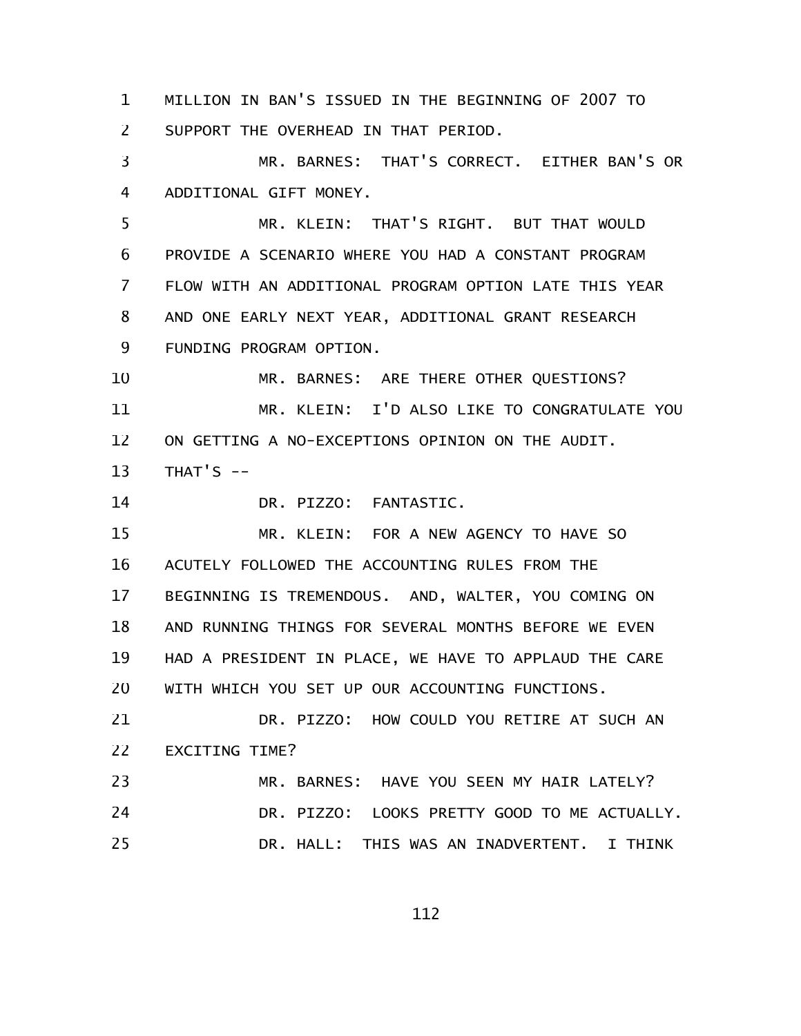MILLION IN BAN'S ISSUED IN THE BEGINNING OF 2007 TO SUPPORT THE OVERHEAD IN THAT PERIOD.

MR. BARNES: THAT'S CORRECT. EITHER BAN'S OR ADDITIONAL GIFT MONEY.

MR. KLEIN: THAT'S RIGHT. BUT THAT WOULD PROVIDE A SCENARIO WHERE YOU HAD A CONSTANT PROGRAM FLOW WITH AN ADDITIONAL PROGRAM OPTION LATE THIS YEAR AND ONE EARLY NEXT YEAR, ADDITIONAL GRANT RESEARCH FUNDING PROGRAM OPTION.

MR. BARNES: ARE THERE OTHER QUESTIONS?

MR. KLEIN: I'D ALSO LIKE TO CONGRATULATE YOU ON GETTING A NO-EXCEPTIONS OPINION ON THE AUDIT. THAT'S --

DR. PIZZO: FANTASTIC.

MR. KLEIN: FOR A NEW AGENCY TO HAVE SO ACUTELY FOLLOWED THE ACCOUNTING RULES FROM THE BEGINNING IS TREMENDOUS. AND, WALTER, YOU COMING ON AND RUNNING THINGS FOR SEVERAL MONTHS BEFORE WE EVEN HAD A PRESIDENT IN PLACE, WE HAVE TO APPLAUD THE CARE WITH WHICH YOU SET UP OUR ACCOUNTING FUNCTIONS.

DR. PIZZO: HOW COULD YOU RETIRE AT SUCH AN EXCITING TIME?

MR. BARNES: HAVE YOU SEEN MY HAIR LATELY?

DR. PIZZO: LOOKS PRETTY GOOD TO ME ACTUALLY.

DR. HALL: THIS WAS AN INADVERTENT. I THINK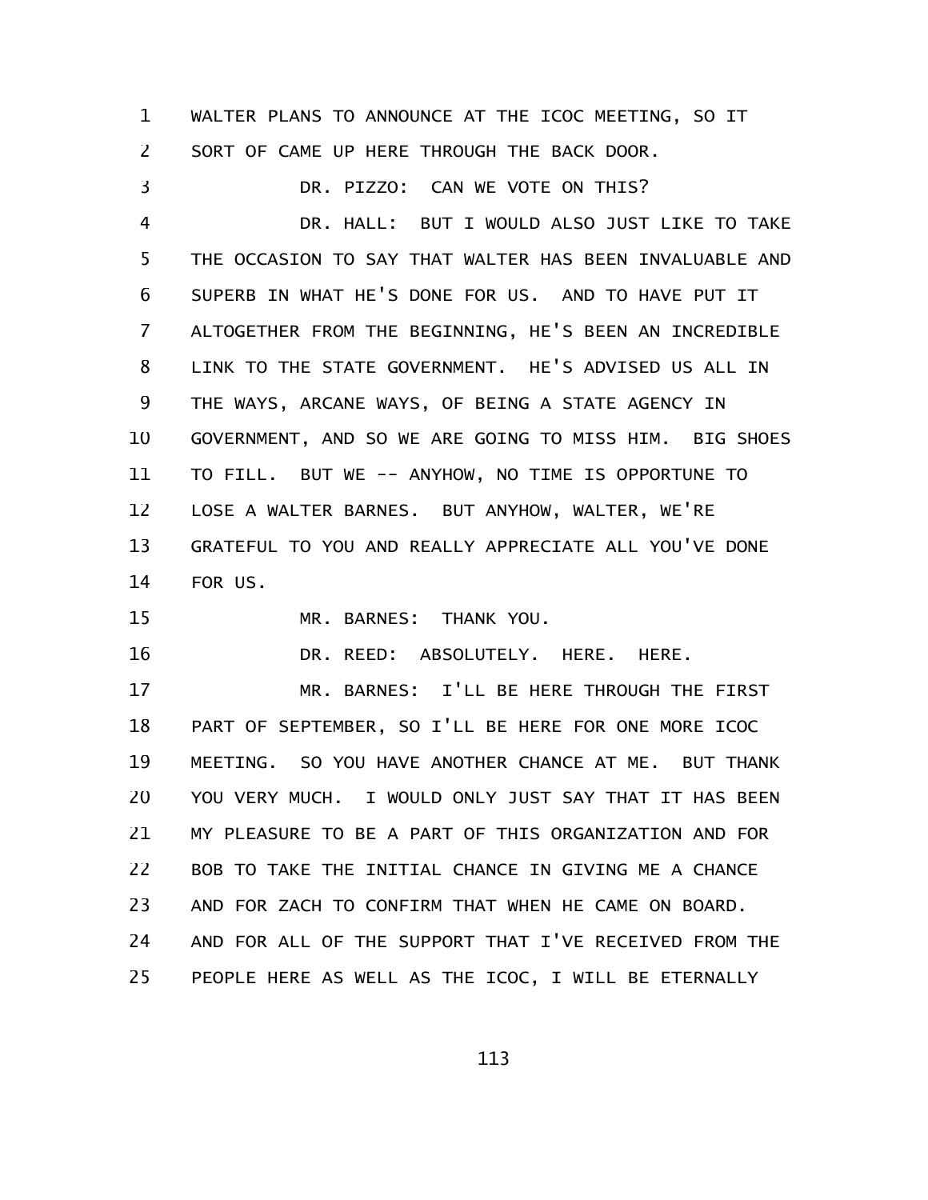WALTER PLANS TO ANNOUNCE AT THE ICOC MEETING, SO IT SORT OF CAME UP HERE THROUGH THE BACK DOOR.

DR. PIZZO: CAN WE VOTE ON THIS?

DR. HALL: BUT I WOULD ALSO JUST LIKE TO TAKE THE OCCASION TO SAY THAT WALTER HAS BEEN INVALUABLE AND SUPERB IN WHAT HE'S DONE FOR US. AND TO HAVE PUT IT ALTOGETHER FROM THE BEGINNING, HE'S BEEN AN INCREDIBLE LINK TO THE STATE GOVERNMENT. HE'S ADVISED US ALL IN THE WAYS, ARCANE WAYS, OF BEING A STATE AGENCY IN GOVERNMENT, AND SO WE ARE GOING TO MISS HIM. BIG SHOES TO FILL. BUT WE -- ANYHOW, NO TIME IS OPPORTUNE TO LOSE A WALTER BARNES. BUT ANYHOW, WALTER, WE'RE GRATEFUL TO YOU AND REALLY APPRECIATE ALL YOU'VE DONE FOR US.

MR. BARNES: THANK YOU.

DR. REED: ABSOLUTELY. HERE. HERE.

MR. BARNES: I'LL BE HERE THROUGH THE FIRST PART OF SEPTEMBER, SO I'LL BE HERE FOR ONE MORE ICOC MEETING. SO YOU HAVE ANOTHER CHANCE AT ME. BUT THANK YOU VERY MUCH. I WOULD ONLY JUST SAY THAT IT HAS BEEN MY PLEASURE TO BE A PART OF THIS ORGANIZATION AND FOR BOB TO TAKE THE INITIAL CHANCE IN GIVING ME A CHANCE AND FOR ZACH TO CONFIRM THAT WHEN HE CAME ON BOARD. AND FOR ALL OF THE SUPPORT THAT I'VE RECEIVED FROM THE PEOPLE HERE AS WELL AS THE ICOC, I WILL BE ETERNALLY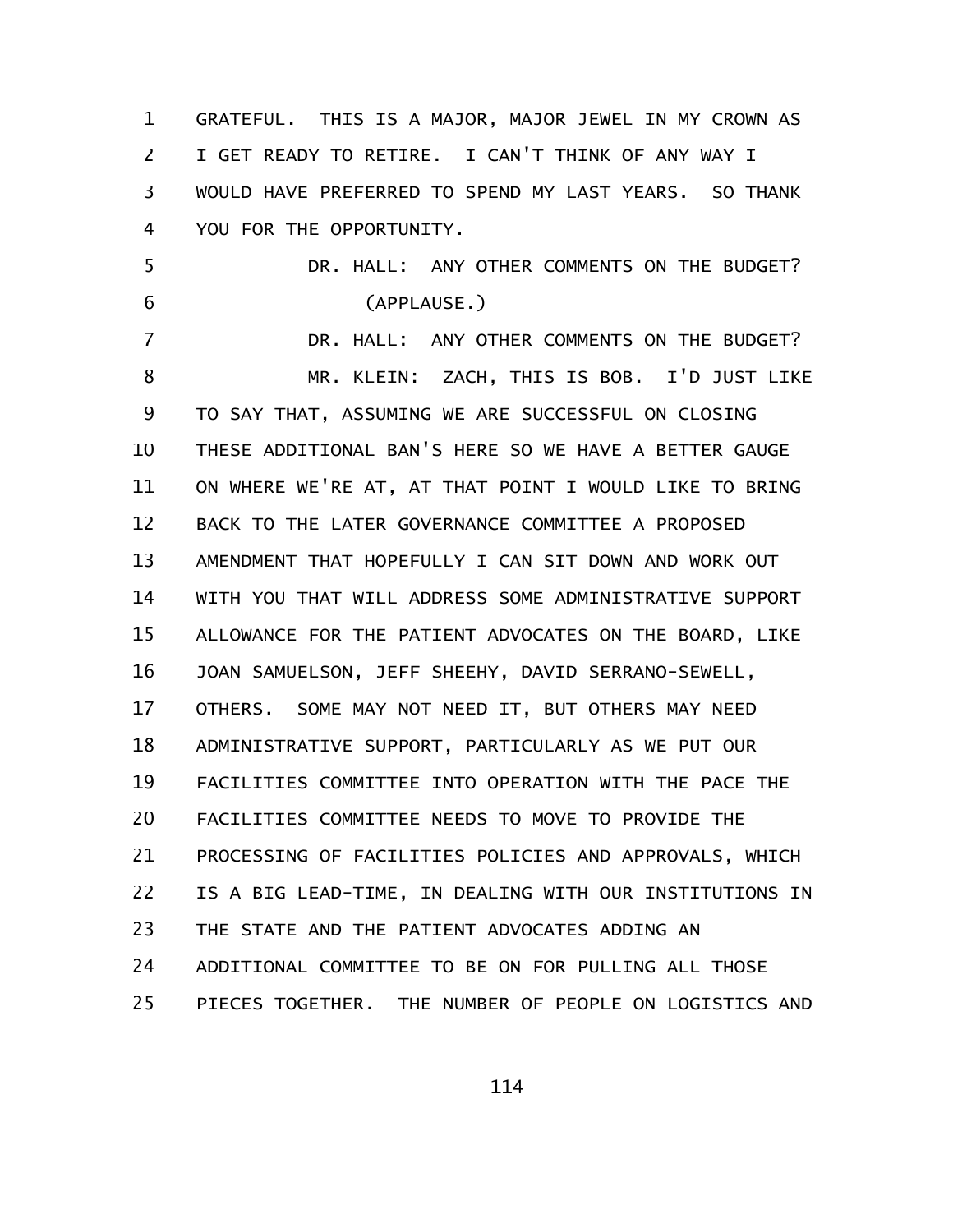GRATEFUL. THIS IS A MAJOR, MAJOR JEWEL IN MY CROWN AS I GET READY TO RETIRE. I CAN'T THINK OF ANY WAY I WOULD HAVE PREFERRED TO SPEND MY LAST YEARS. SO THANK YOU FOR THE OPPORTUNITY.

DR. HALL: ANY OTHER COMMENTS ON THE BUDGET?

(APPLAUSE.)

DR. HALL: ANY OTHER COMMENTS ON THE BUDGET?

MR. KLEIN: ZACH, THIS IS BOB. I'D JUST LIKE TO SAY THAT, ASSUMING WE ARE SUCCESSFUL ON CLOSING THESE ADDITIONAL BAN'S HERE SO WE HAVE A BETTER GAUGE ON WHERE WE'RE AT, AT THAT POINT I WOULD LIKE TO BRING BACK TO THE LATER GOVERNANCE COMMITTEE A PROPOSED AMENDMENT THAT HOPEFULLY I CAN SIT DOWN AND WORK OUT WITH YOU THAT WILL ADDRESS SOME ADMINISTRATIVE SUPPORT ALLOWANCE FOR THE PATIENT ADVOCATES ON THE BOARD, LIKE JOAN SAMUELSON, JEFF SHEEHY, DAVID SERRANO-SEWELL, OTHERS. SOME MAY NOT NEED IT, BUT OTHERS MAY NEED ADMINISTRATIVE SUPPORT, PARTICULARLY AS WE PUT OUR FACILITIES COMMITTEE INTO OPERATION WITH THE PACE THE FACILITIES COMMITTEE NEEDS TO MOVE TO PROVIDE THE PROCESSING OF FACILITIES POLICIES AND APPROVALS, WHICH IS A BIG LEAD-TIME, IN DEALING WITH OUR INSTITUTIONS IN THE STATE AND THE PATIENT ADVOCATES ADDING AN ADDITIONAL COMMITTEE TO BE ON FOR PULLING ALL THOSE PIECES TOGETHER. THE NUMBER OF PEOPLE ON LOGISTICS AND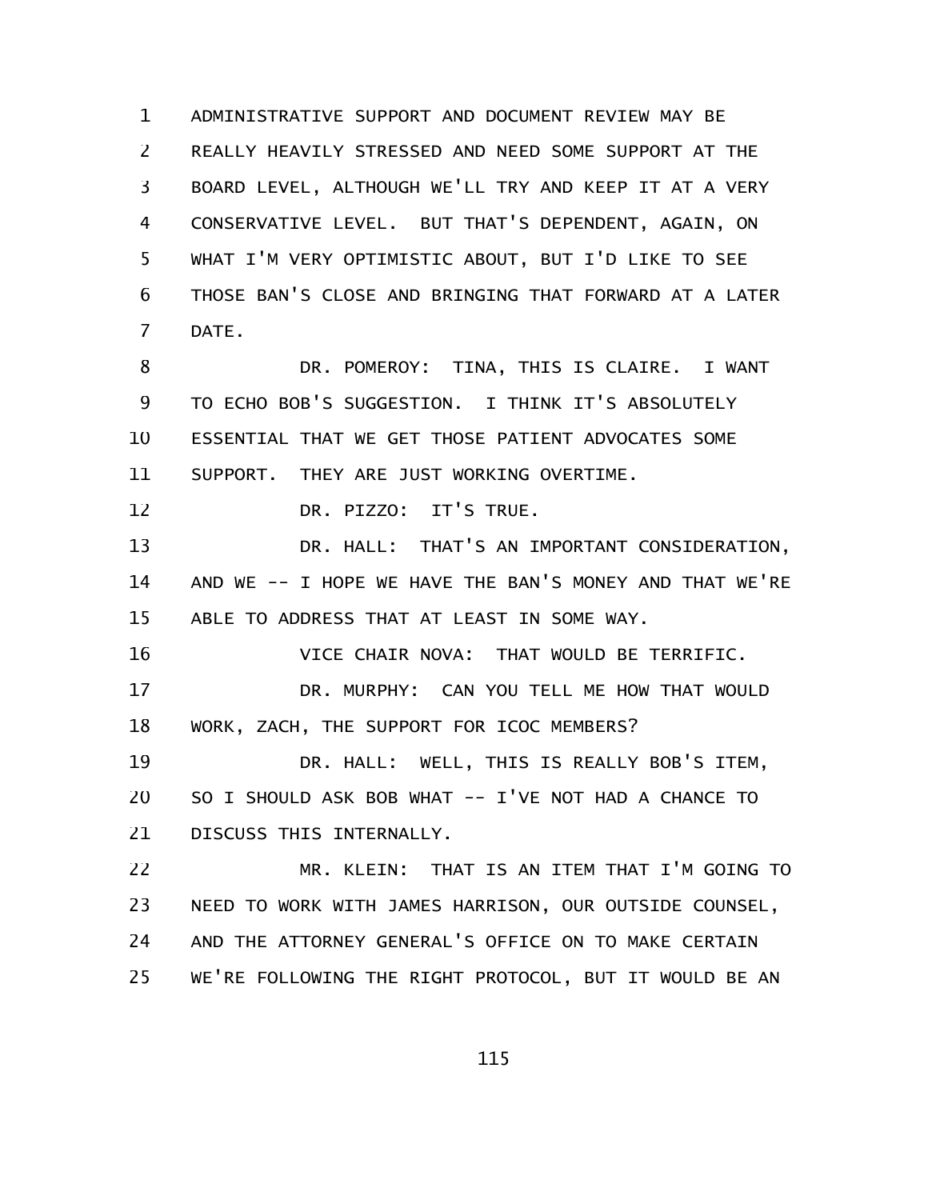ADMINISTRATIVE SUPPORT AND DOCUMENT REVIEW MAY BE REALLY HEAVILY STRESSED AND NEED SOME SUPPORT AT THE BOARD LEVEL, ALTHOUGH WE'LL TRY AND KEEP IT AT A VERY CONSERVATIVE LEVEL. BUT THAT'S DEPENDENT, AGAIN, ON WHAT I'M VERY OPTIMISTIC ABOUT, BUT I'D LIKE TO SEE THOSE BAN'S CLOSE AND BRINGING THAT FORWARD AT A LATER DATE.

DR. POMEROY: TINA, THIS IS CLAIRE. I WANT TO ECHO BOB'S SUGGESTION. I THINK IT'S ABSOLUTELY ESSENTIAL THAT WE GET THOSE PATIENT ADVOCATES SOME SUPPORT. THEY ARE JUST WORKING OVERTIME.

DR. PIZZO: IT'S TRUE.

DR. HALL: THAT'S AN IMPORTANT CONSIDERATION, AND WE -- I HOPE WE HAVE THE BAN'S MONEY AND THAT WE'RE ABLE TO ADDRESS THAT AT LEAST IN SOME WAY.

VICE CHAIR NOVA: THAT WOULD BE TERRIFIC.

DR. MURPHY: CAN YOU TELL ME HOW THAT WOULD WORK, ZACH, THE SUPPORT FOR ICOC MEMBERS?

DR. HALL: WELL, THIS IS REALLY BOB'S ITEM, SO I SHOULD ASK BOB WHAT -- I'VE NOT HAD A CHANCE TO DISCUSS THIS INTERNALLY.

MR. KLEIN: THAT IS AN ITEM THAT I'M GOING TO NEED TO WORK WITH JAMES HARRISON, OUR OUTSIDE COUNSEL, AND THE ATTORNEY GENERAL'S OFFICE ON TO MAKE CERTAIN WE'RE FOLLOWING THE RIGHT PROTOCOL, BUT IT WOULD BE AN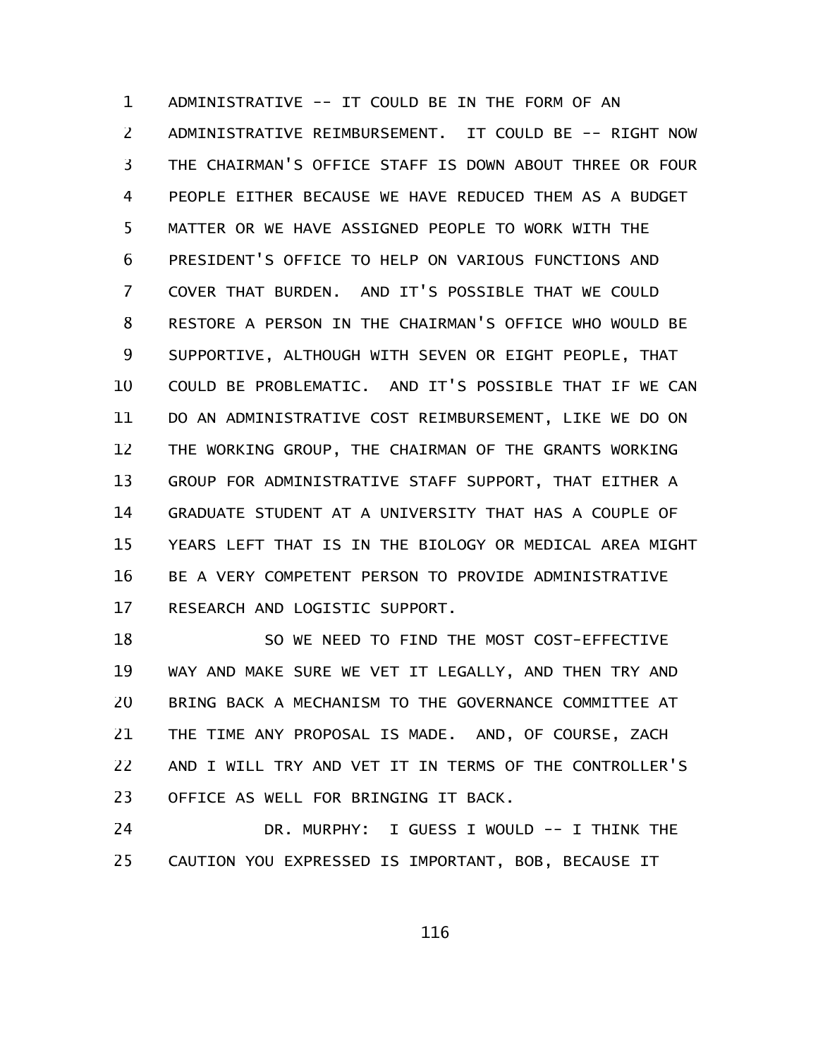ADMINISTRATIVE -- IT COULD BE IN THE FORM OF AN ADMINISTRATIVE REIMBURSEMENT. IT COULD BE -- RIGHT NOW THE CHAIRMAN'S OFFICE STAFF IS DOWN ABOUT THREE OR FOUR PEOPLE EITHER BECAUSE WE HAVE REDUCED THEM AS A BUDGET MATTER OR WE HAVE ASSIGNED PEOPLE TO WORK WITH THE PRESIDENT'S OFFICE TO HELP ON VARIOUS FUNCTIONS AND COVER THAT BURDEN. AND IT'S POSSIBLE THAT WE COULD RESTORE A PERSON IN THE CHAIRMAN'S OFFICE WHO WOULD BE SUPPORTIVE, ALTHOUGH WITH SEVEN OR EIGHT PEOPLE, THAT COULD BE PROBLEMATIC. AND IT'S POSSIBLE THAT IF WE CAN DO AN ADMINISTRATIVE COST REIMBURSEMENT, LIKE WE DO ON THE WORKING GROUP, THE CHAIRMAN OF THE GRANTS WORKING GROUP FOR ADMINISTRATIVE STAFF SUPPORT, THAT EITHER A GRADUATE STUDENT AT A UNIVERSITY THAT HAS A COUPLE OF YEARS LEFT THAT IS IN THE BIOLOGY OR MEDICAL AREA MIGHT BE A VERY COMPETENT PERSON TO PROVIDE ADMINISTRATIVE RESEARCH AND LOGISTIC SUPPORT.

SO WE NEED TO FIND THE MOST COST-EFFECTIVE WAY AND MAKE SURE WE VET IT LEGALLY, AND THEN TRY AND BRING BACK A MECHANISM TO THE GOVERNANCE COMMITTEE AT THE TIME ANY PROPOSAL IS MADE. AND, OF COURSE, ZACH AND I WILL TRY AND VET IT IN TERMS OF THE CONTROLLER'S OFFICE AS WELL FOR BRINGING IT BACK.

DR. MURPHY: I GUESS I WOULD -- I THINK THE CAUTION YOU EXPRESSED IS IMPORTANT, BOB, BECAUSE IT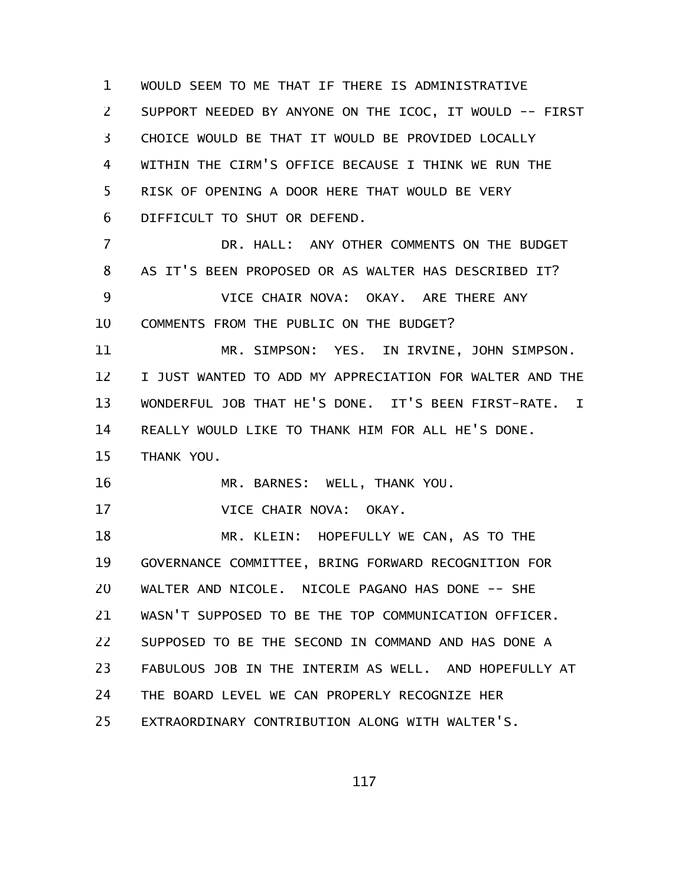WOULD SEEM TO ME THAT IF THERE IS ADMINISTRATIVE SUPPORT NEEDED BY ANYONE ON THE ICOC, IT WOULD -- FIRST CHOICE WOULD BE THAT IT WOULD BE PROVIDED LOCALLY WITHIN THE CIRM'S OFFICE BECAUSE I THINK WE RUN THE RISK OF OPENING A DOOR HERE THAT WOULD BE VERY DIFFICULT TO SHUT OR DEFEND.

DR. HALL: ANY OTHER COMMENTS ON THE BUDGET AS IT'S BEEN PROPOSED OR AS WALTER HAS DESCRIBED IT?

VICE CHAIR NOVA: OKAY. ARE THERE ANY COMMENTS FROM THE PUBLIC ON THE BUDGET?

MR. SIMPSON: YES. IN IRVINE, JOHN SIMPSON. I JUST WANTED TO ADD MY APPRECIATION FOR WALTER AND THE WONDERFUL JOB THAT HE'S DONE. IT'S BEEN FIRST-RATE. I REALLY WOULD LIKE TO THANK HIM FOR ALL HE'S DONE. THANK YOU.

MR. BARNES: WELL, THANK YOU.

VICE CHAIR NOVA: OKAY.

MR. KLEIN: HOPEFULLY WE CAN, AS TO THE GOVERNANCE COMMITTEE, BRING FORWARD RECOGNITION FOR WALTER AND NICOLE. NICOLE PAGANO HAS DONE -- SHE WASN'T SUPPOSED TO BE THE TOP COMMUNICATION OFFICER. SUPPOSED TO BE THE SECOND IN COMMAND AND HAS DONE A FABULOUS JOB IN THE INTERIM AS WELL. AND HOPEFULLY AT THE BOARD LEVEL WE CAN PROPERLY RECOGNIZE HER EXTRAORDINARY CONTRIBUTION ALONG WITH WALTER'S.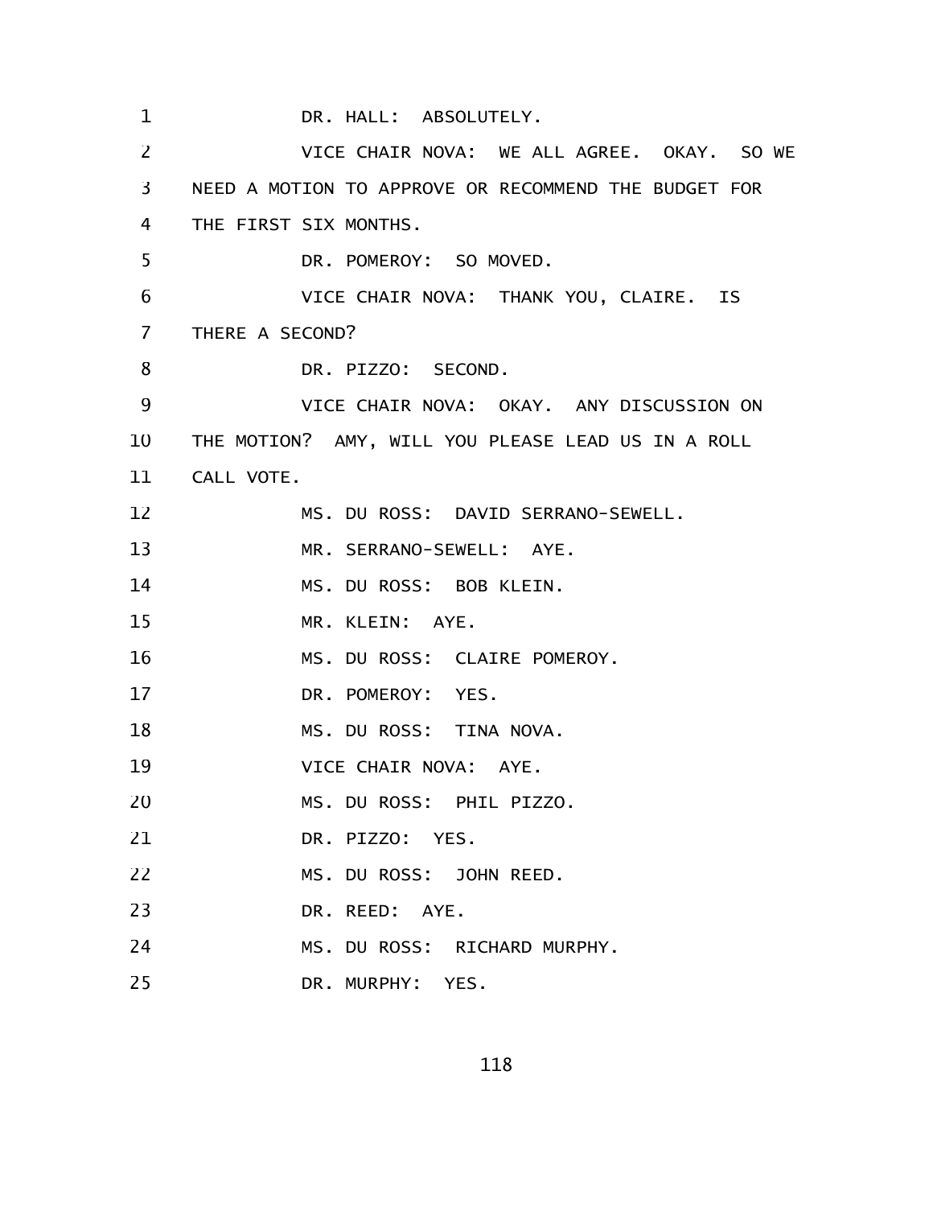DR. HALL: ABSOLUTELY.

VICE CHAIR NOVA: WE ALL AGREE. OKAY. SO WE NEED A MOTION TO APPROVE OR RECOMMEND THE BUDGET FOR THE FIRST SIX MONTHS.

DR. POMEROY: SO MOVED.

VICE CHAIR NOVA: THANK YOU, CLAIRE. IS THERE A SECOND?

DR. PIZZO: SECOND.

VICE CHAIR NOVA: OKAY. ANY DISCUSSION ON THE MOTION? AMY, WILL YOU PLEASE LEAD US IN A ROLL CALL VOTE.

MS. DU ROSS: DAVID SERRANO-SEWELL.

MR. SERRANO-SEWELL: AYE.

MS. DU ROSS: BOB KLEIN.

MR. KLEIN: AYE.

MS. DU ROSS: CLAIRE POMEROY.

DR. POMEROY: YES.

MS. DU ROSS: TINA NOVA.

VICE CHAIR NOVA: AYE.

MS. DU ROSS: PHIL PIZZO.

DR. PIZZO: YES.

MS. DU ROSS: JOHN REED.

DR. REED: AYE.

MS. DU ROSS: RICHARD MURPHY.

DR. MURPHY: YES.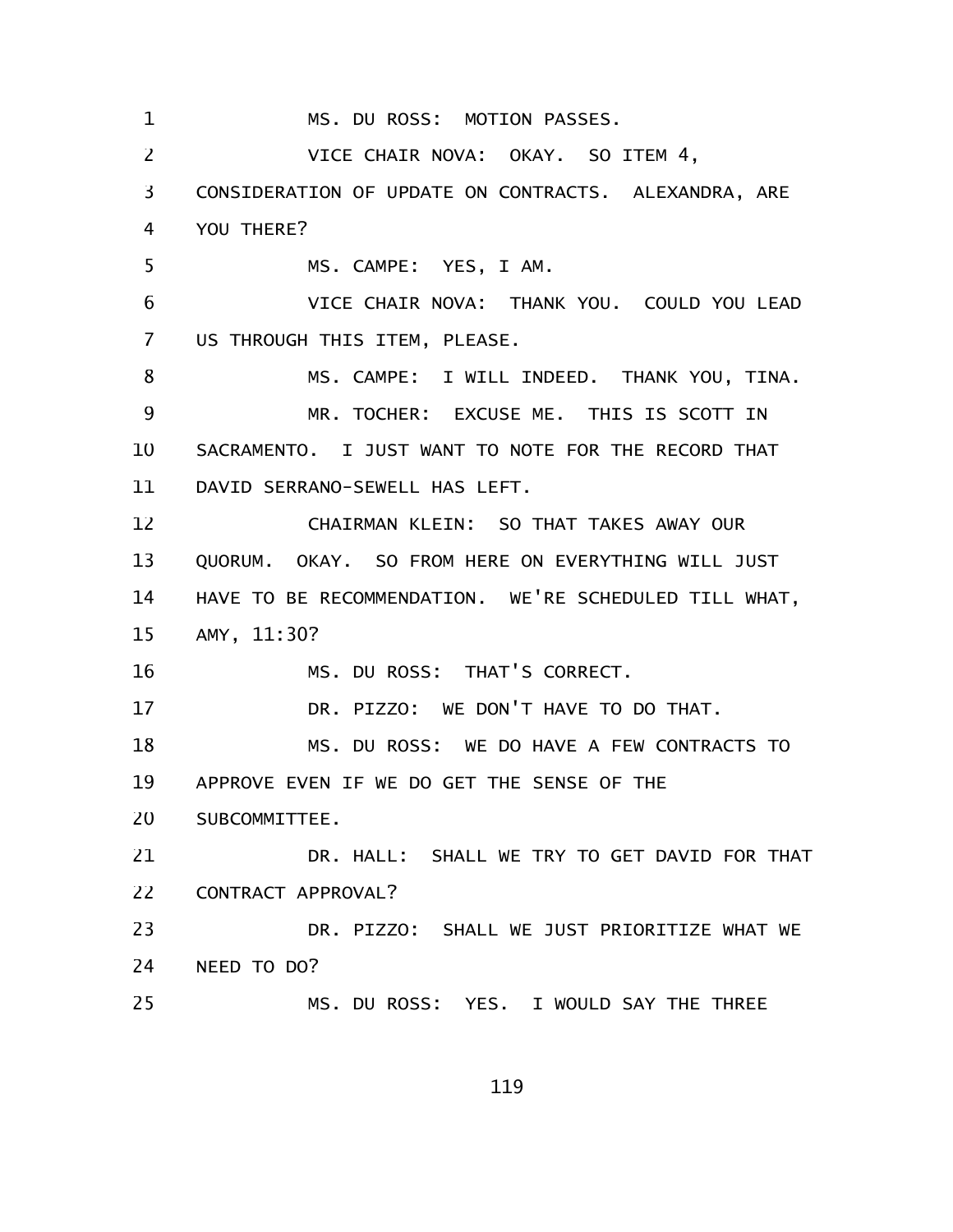MS. DU ROSS: MOTION PASSES.

VICE CHAIR NOVA: OKAY. SO ITEM 4, CONSIDERATION OF UPDATE ON CONTRACTS. ALEXANDRA, ARE YOU THERE?

MS. CAMPE: YES, I AM.

VICE CHAIR NOVA: THANK YOU. COULD YOU LEAD US THROUGH THIS ITEM, PLEASE.

MS. CAMPE: I WILL INDEED. THANK YOU, TINA.

MR. TOCHER: EXCUSE ME. THIS IS SCOTT IN SACRAMENTO. I JUST WANT TO NOTE FOR THE RECORD THAT DAVID SERRANO-SEWELL HAS LEFT.

CHAIRMAN KLEIN: SO THAT TAKES AWAY OUR QUORUM. OKAY. SO FROM HERE ON EVERYTHING WILL JUST HAVE TO BE RECOMMENDATION. WE'RE SCHEDULED TILL WHAT, AMY, 11:30?

MS. DU ROSS: THAT'S CORRECT.

DR. PIZZO: WE DON'T HAVE TO DO THAT.

MS. DU ROSS: WE DO HAVE A FEW CONTRACTS TO APPROVE EVEN IF WE DO GET THE SENSE OF THE SUBCOMMITTEE.

DR. HALL: SHALL WE TRY TO GET DAVID FOR THAT CONTRACT APPROVAL?

DR. PIZZO: SHALL WE JUST PRIORITIZE WHAT WE NEED TO DO?

MS. DU ROSS: YES. I WOULD SAY THE THREE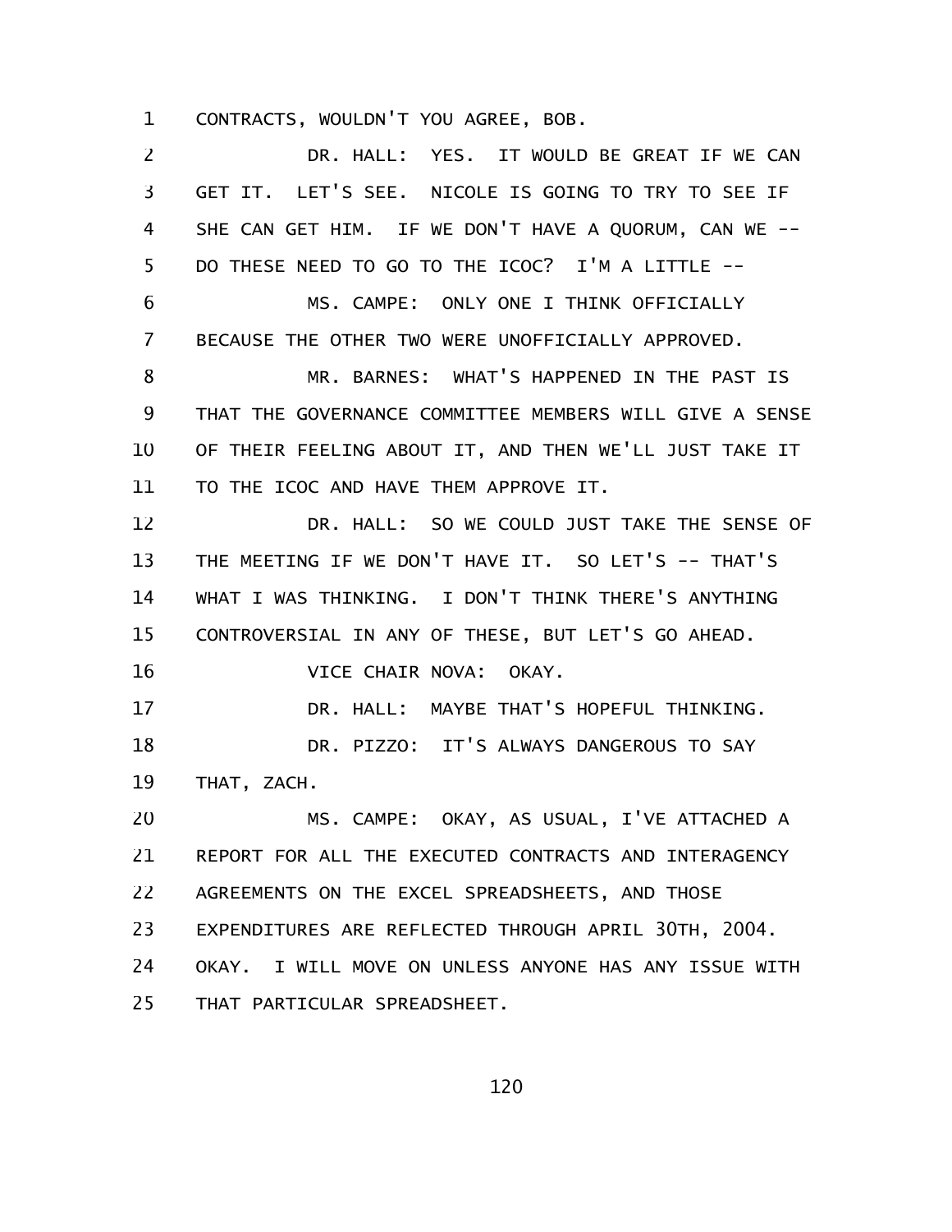CONTRACTS, WOULDN'T YOU AGREE, BOB.

DR. HALL: YES. IT WOULD BE GREAT IF WE CAN GET IT. LET'S SEE. NICOLE IS GOING TO TRY TO SEE IF SHE CAN GET HIM. IF WE DON'T HAVE A QUORUM, CAN WE -- DO THESE NEED TO GO TO THE ICOC? I'M A LITTLE --

MS. CAMPE: ONLY ONE I THINK OFFICIALLY BECAUSE THE OTHER TWO WERE UNOFFICIALLY APPROVED.

MR. BARNES: WHAT'S HAPPENED IN THE PAST IS THAT THE GOVERNANCE COMMITTEE MEMBERS WILL GIVE A SENSE OF THEIR FEELING ABOUT IT, AND THEN WE'LL JUST TAKE IT TO THE ICOC AND HAVE THEM APPROVE IT.

DR. HALL: SO WE COULD JUST TAKE THE SENSE OF THE MEETING IF WE DON'T HAVE IT. SO LET'S -- THAT'S WHAT I WAS THINKING. I DON'T THINK THERE'S ANYTHING CONTROVERSIAL IN ANY OF THESE, BUT LET'S GO AHEAD.

VICE CHAIR NOVA: OKAY.

DR. HALL: MAYBE THAT'S HOPEFUL THINKING.

DR. PIZZO: IT'S ALWAYS DANGEROUS TO SAY THAT, ZACH.

MS. CAMPE: OKAY, AS USUAL, I'VE ATTACHED A REPORT FOR ALL THE EXECUTED CONTRACTS AND INTERAGENCY AGREEMENTS ON THE EXCEL SPREADSHEETS, AND THOSE EXPENDITURES ARE REFLECTED THROUGH APRIL 30TH, 2004. OKAY. I WILL MOVE ON UNLESS ANYONE HAS ANY ISSUE WITH THAT PARTICULAR SPREADSHEET.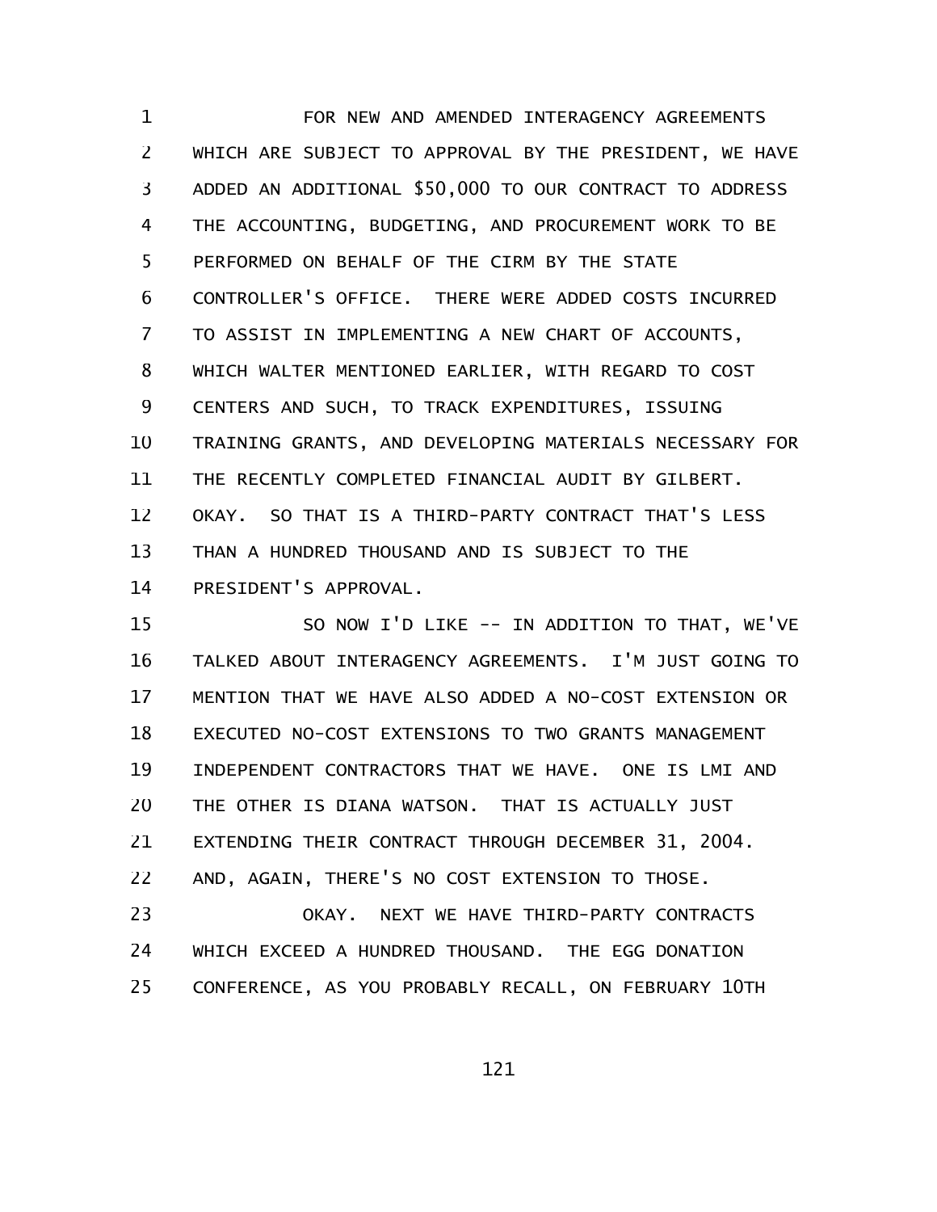FOR NEW AND AMENDED INTERAGENCY AGREEMENTS WHICH ARE SUBJECT TO APPROVAL BY THE PRESIDENT, WE HAVE ADDED AN ADDITIONAL $50,000 TO OUR CONTRACT TO ADDRESS THE ACCOUNTING, BUDGETING, AND PROCUREMENT WORK TO BE PERFORMED ON BEHALF OF THE CIRM BY THE STATE CONTROLLER'S OFFICE. THERE WERE ADDED COSTS INCURRED TO ASSIST IN IMPLEMENTING A NEW CHART OF ACCOUNTS, WHICH WALTER MENTIONED EARLIER, WITH REGARD TO COST CENTERS AND SUCH, TO TRACK EXPENDITURES, ISSUING TRAINING GRANTS, AND DEVELOPING MATERIALS NECESSARY FOR THE RECENTLY COMPLETED FINANCIAL AUDIT BY GILBERT. OKAY. SO THAT IS A THIRD-PARTY CONTRACT THAT'S LESS THAN A HUNDRED THOUSAND AND IS SUBJECT TO THE PRESIDENT'S APPROVAL.

SO NOW I'D LIKE -- IN ADDITION TO THAT, WE'VE TALKED ABOUT INTERAGENCY AGREEMENTS. I'M JUST GOING TO MENTION THAT WE HAVE ALSO ADDED A NO-COST EXTENSION OR EXECUTED NO-COST EXTENSIONS TO TWO GRANTS MANAGEMENT INDEPENDENT CONTRACTORS THAT WE HAVE. ONE IS LMI AND THE OTHER IS DIANA WATSON. THAT IS ACTUALLY JUST EXTENDING THEIR CONTRACT THROUGH DECEMBER 31, 2004. AND, AGAIN, THERE'S NO COST EXTENSION TO THOSE.

OKAY. NEXT WE HAVE THIRD-PARTY CONTRACTS WHICH EXCEED A HUNDRED THOUSAND. THE EGG DONATION CONFERENCE, AS YOU PROBABLY RECALL, ON FEBRUARY 10TH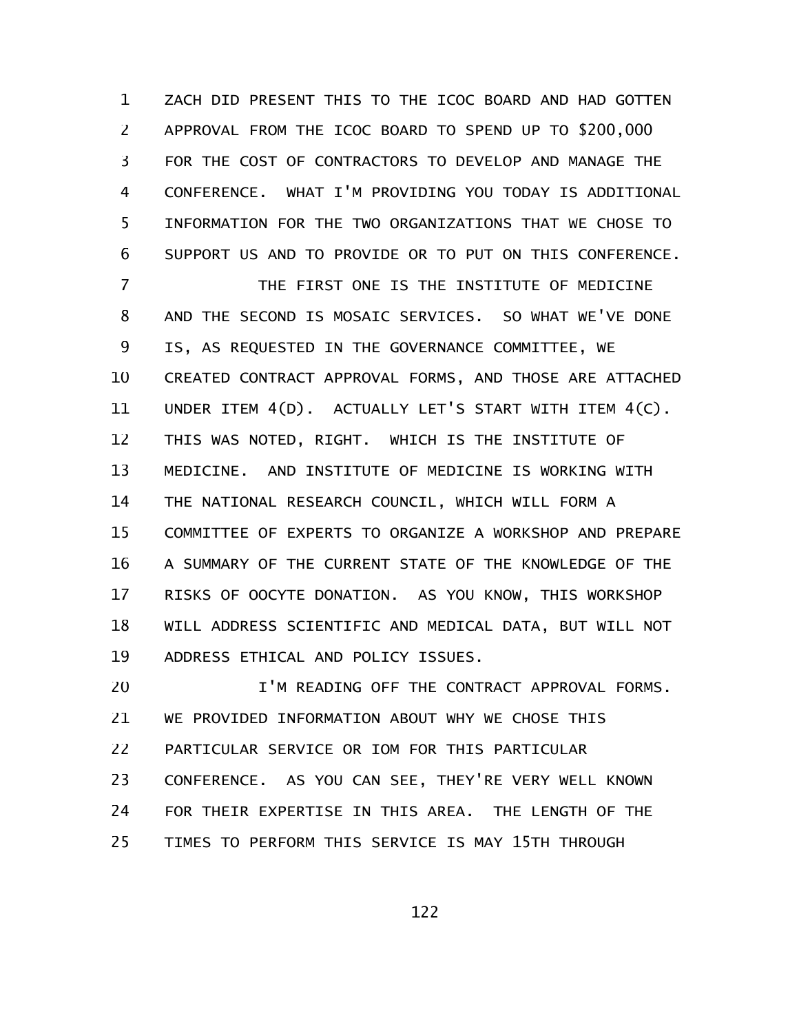ZACH DID PRESENT THIS TO THE ICOC BOARD AND HAD GOTTEN APPROVAL FROM THE ICOC BOARD TO SPEND UP TO $200,000 FOR THE COST OF CONTRACTORS TO DEVELOP AND MANAGE THE CONFERENCE. WHAT I'M PROVIDING YOU TODAY IS ADDITIONAL INFORMATION FOR THE TWO ORGANIZATIONS THAT WE CHOSE TO SUPPORT US AND TO PROVIDE OR TO PUT ON THIS CONFERENCE.

THE FIRST ONE IS THE INSTITUTE OF MEDICINE AND THE SECOND IS MOSAIC SERVICES. SO WHAT WE'VE DONE IS, AS REQUESTED IN THE GOVERNANCE COMMITTEE, WE CREATED CONTRACT APPROVAL FORMS, AND THOSE ARE ATTACHED UNDER ITEM 4(D). ACTUALLY LET'S START WITH ITEM 4(C). THIS WAS NOTED, RIGHT. WHICH IS THE INSTITUTE OF MEDICINE. AND INSTITUTE OF MEDICINE IS WORKING WITH THE NATIONAL RESEARCH COUNCIL, WHICH WILL FORM A COMMITTEE OF EXPERTS TO ORGANIZE A WORKSHOP AND PREPARE A SUMMARY OF THE CURRENT STATE OF THE KNOWLEDGE OF THE RISKS OF OOCYTE DONATION. AS YOU KNOW, THIS WORKSHOP WILL ADDRESS SCIENTIFIC AND MEDICAL DATA, BUT WILL NOT ADDRESS ETHICAL AND POLICY ISSUES.

I'M READING OFF THE CONTRACT APPROVAL FORMS. WE PROVIDED INFORMATION ABOUT WHY WE CHOSE THIS PARTICULAR SERVICE OR IOM FOR THIS PARTICULAR CONFERENCE. AS YOU CAN SEE, THEY'RE VERY WELL KNOWN FOR THEIR EXPERTISE IN THIS AREA. THE LENGTH OF THE TIMES TO PERFORM THIS SERVICE IS MAY 15TH THROUGH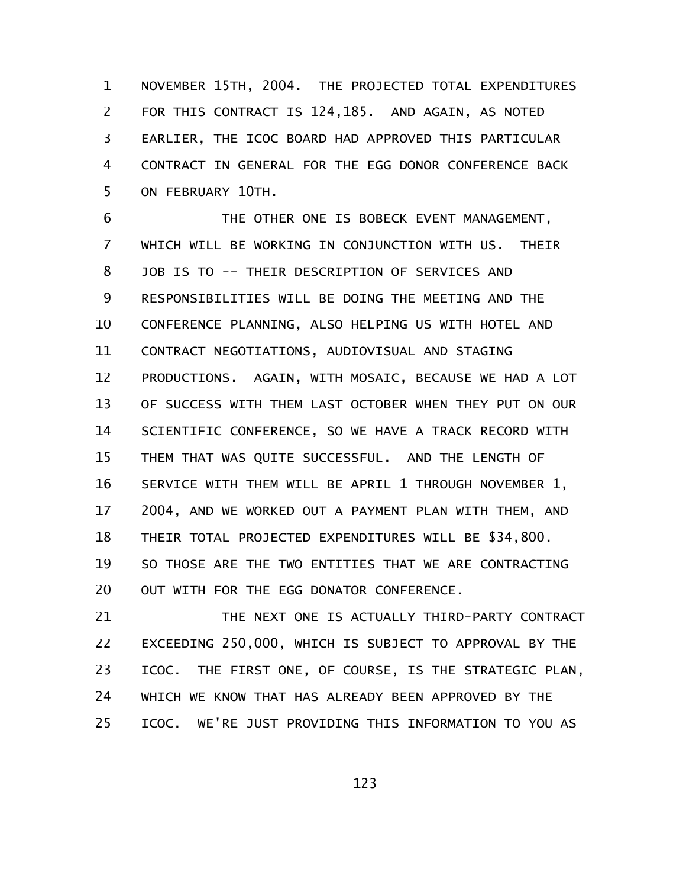NOVEMBER 15TH, 2004. THE PROJECTED TOTAL EXPENDITURES FOR THIS CONTRACT IS 124,185. AND AGAIN, AS NOTED EARLIER, THE ICOC BOARD HAD APPROVED THIS PARTICULAR CONTRACT IN GENERAL FOR THE EGG DONOR CONFERENCE BACK ON FEBRUARY 10TH.

THE OTHER ONE IS BOBECK EVENT MANAGEMENT, WHICH WILL BE WORKING IN CONJUNCTION WITH US. THEIR JOB IS TO -- THEIR DESCRIPTION OF SERVICES AND RESPONSIBILITIES WILL BE DOING THE MEETING AND THE CONFERENCE PLANNING, ALSO HELPING US WITH HOTEL AND CONTRACT NEGOTIATIONS, AUDIOVISUAL AND STAGING PRODUCTIONS. AGAIN, WITH MOSAIC, BECAUSE WE HAD A LOT OF SUCCESS WITH THEM LAST OCTOBER WHEN THEY PUT ON OUR SCIENTIFIC CONFERENCE, SO WE HAVE A TRACK RECORD WITH THEM THAT WAS QUITE SUCCESSFUL. AND THE LENGTH OF SERVICE WITH THEM WILL BE APRIL 1 THROUGH NOVEMBER 1, 2004, AND WE WORKED OUT A PAYMENT PLAN WITH THEM, AND THEIR TOTAL PROJECTED EXPENDITURES WILL BE $34,800. SO THOSE ARE THE TWO ENTITIES THAT WE ARE CONTRACTING OUT WITH FOR THE EGG DONATOR CONFERENCE.

THE NEXT ONE IS ACTUALLY THIRD-PARTY CONTRACT EXCEEDING 250,000, WHICH IS SUBJECT TO APPROVAL BY THE ICOC. THE FIRST ONE, OF COURSE, IS THE STRATEGIC PLAN, WHICH WE KNOW THAT HAS ALREADY BEEN APPROVED BY THE ICOC. WE'RE JUST PROVIDING THIS INFORMATION TO YOU AS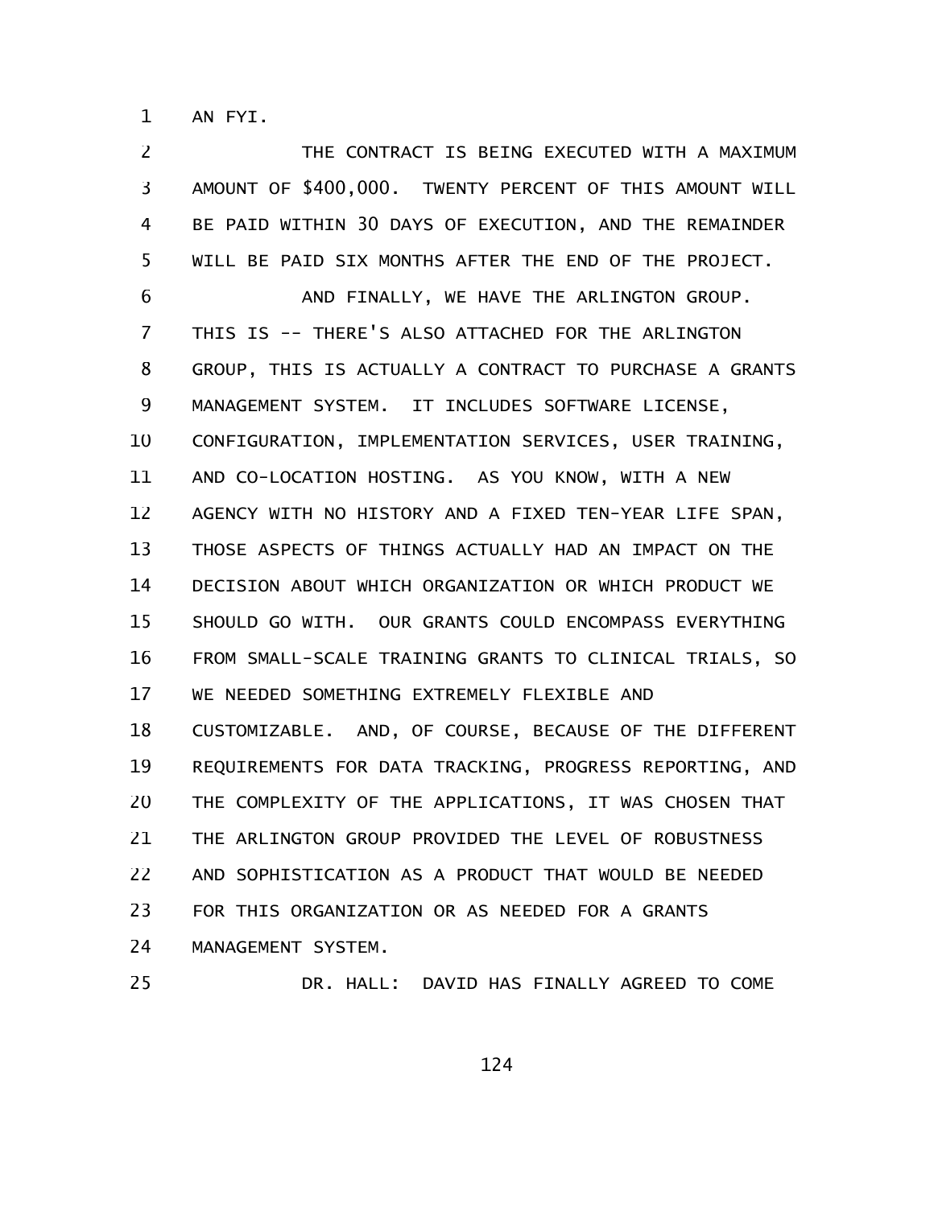AN FYI.

THE CONTRACT IS BEING EXECUTED WITH A MAXIMUM AMOUNT OF $400,000. TWENTY PERCENT OF THIS AMOUNT WILL BE PAID WITHIN 30 DAYS OF EXECUTION, AND THE REMAINDER WILL BE PAID SIX MONTHS AFTER THE END OF THE PROJECT.

AND FINALLY, WE HAVE THE ARLINGTON GROUP. THIS IS -- THERE'S ALSO ATTACHED FOR THE ARLINGTON GROUP, THIS IS ACTUALLY A CONTRACT TO PURCHASE A GRANTS MANAGEMENT SYSTEM. IT INCLUDES SOFTWARE LICENSE, CONFIGURATION, IMPLEMENTATION SERVICES, USER TRAINING, AND CO-LOCATION HOSTING. AS YOU KNOW, WITH A NEW AGENCY WITH NO HISTORY AND A FIXED TEN-YEAR LIFE SPAN, THOSE ASPECTS OF THINGS ACTUALLY HAD AN IMPACT ON THE DECISION ABOUT WHICH ORGANIZATION OR WHICH PRODUCT WE SHOULD GO WITH. OUR GRANTS COULD ENCOMPASS EVERYTHING FROM SMALL-SCALE TRAINING GRANTS TO CLINICAL TRIALS, SO WE NEEDED SOMETHING EXTREMELY FLEXIBLE AND CUSTOMIZABLE. AND, OF COURSE, BECAUSE OF THE DIFFERENT REQUIREMENTS FOR DATA TRACKING, PROGRESS REPORTING, AND THE COMPLEXITY OF THE APPLICATIONS, IT WAS CHOSEN THAT THE ARLINGTON GROUP PROVIDED THE LEVEL OF ROBUSTNESS AND SOPHISTICATION AS A PRODUCT THAT WOULD BE NEEDED FOR THIS ORGANIZATION OR AS NEEDED FOR A GRANTS MANAGEMENT SYSTEM.

DR. HALL: DAVID HAS FINALLY AGREED TO COME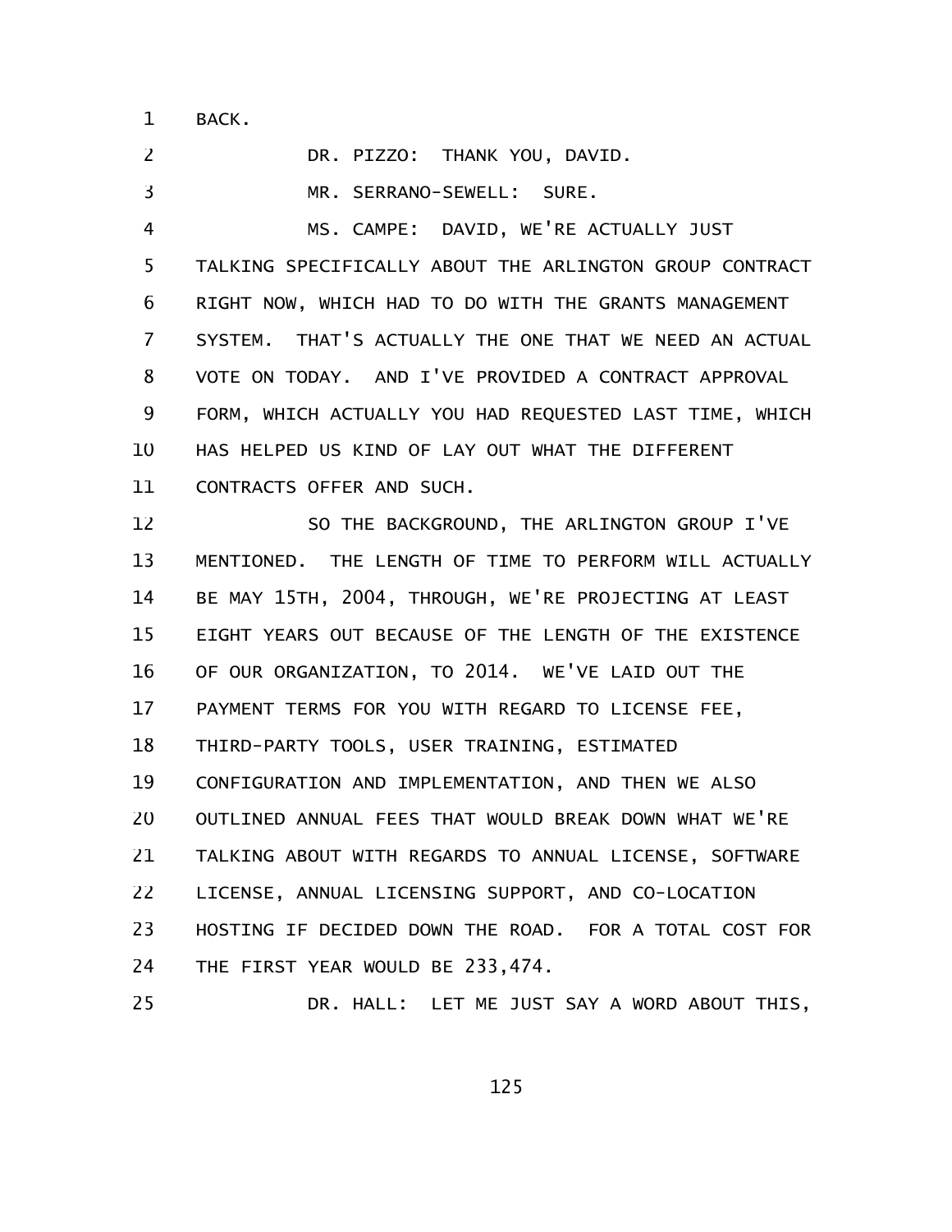BACK.

DR. PIZZO: THANK YOU, DAVID.

MR. SERRANO-SEWELL: SURE.

MS. CAMPE: DAVID, WE'RE ACTUALLY JUST TALKING SPECIFICALLY ABOUT THE ARLINGTON GROUP CONTRACT RIGHT NOW, WHICH HAD TO DO WITH THE GRANTS MANAGEMENT SYSTEM. THAT'S ACTUALLY THE ONE THAT WE NEED AN ACTUAL VOTE ON TODAY. AND I'VE PROVIDED A CONTRACT APPROVAL FORM, WHICH ACTUALLY YOU HAD REQUESTED LAST TIME, WHICH HAS HELPED US KIND OF LAY OUT WHAT THE DIFFERENT CONTRACTS OFFER AND SUCH.

SO THE BACKGROUND, THE ARLINGTON GROUP I'VE MENTIONED. THE LENGTH OF TIME TO PERFORM WILL ACTUALLY BE MAY 15TH, 2004, THROUGH, WE'RE PROJECTING AT LEAST EIGHT YEARS OUT BECAUSE OF THE LENGTH OF THE EXISTENCE OF OUR ORGANIZATION, TO 2014. WE'VE LAID OUT THE PAYMENT TERMS FOR YOU WITH REGARD TO LICENSE FEE, THIRD-PARTY TOOLS, USER TRAINING, ESTIMATED CONFIGURATION AND IMPLEMENTATION, AND THEN WE ALSO OUTLINED ANNUAL FEES THAT WOULD BREAK DOWN WHAT WE'RE TALKING ABOUT WITH REGARDS TO ANNUAL LICENSE, SOFTWARE LICENSE, ANNUAL LICENSING SUPPORT, AND CO-LOCATION HOSTING IF DECIDED DOWN THE ROAD. FOR A TOTAL COST FOR THE FIRST YEAR WOULD BE 233,474.

DR. HALL: LET ME JUST SAY A WORD ABOUT THIS,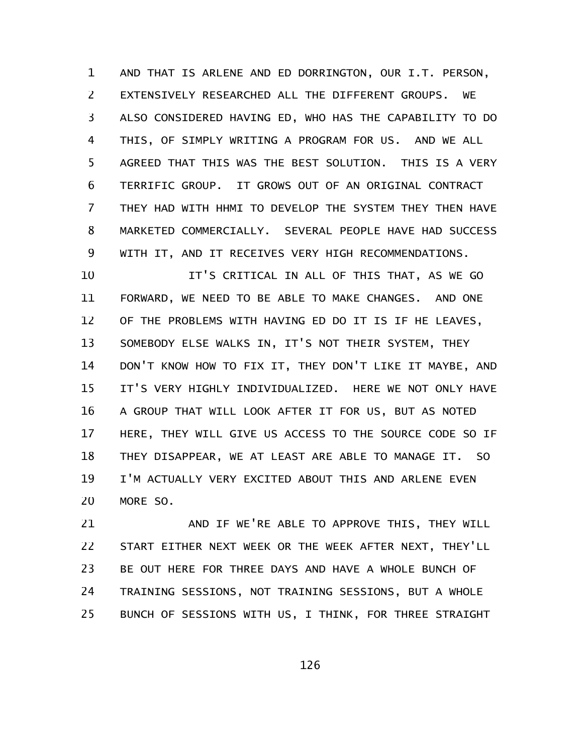AND THAT IS ARLENE AND ED DORRINGTON, OUR I.T. PERSON, EXTENSIVELY RESEARCHED ALL THE DIFFERENT GROUPS. WE ALSO CONSIDERED HAVING ED, WHO HAS THE CAPABILITY TO DO THIS, OF SIMPLY WRITING A PROGRAM FOR US. AND WE ALL AGREED THAT THIS WAS THE BEST SOLUTION. THIS IS A VERY TERRIFIC GROUP. IT GROWS OUT OF AN ORIGINAL CONTRACT THEY HAD WITH HHMI TO DEVELOP THE SYSTEM THEY THEN HAVE MARKETED COMMERCIALLY. SEVERAL PEOPLE HAVE HAD SUCCESS WITH IT, AND IT RECEIVES VERY HIGH RECOMMENDATIONS.

IT'S CRITICAL IN ALL OF THIS THAT, AS WE GO FORWARD, WE NEED TO BE ABLE TO MAKE CHANGES. AND ONE OF THE PROBLEMS WITH HAVING ED DO IT IS IF HE LEAVES, SOMEBODY ELSE WALKS IN, IT'S NOT THEIR SYSTEM, THEY DON'T KNOW HOW TO FIX IT, THEY DON'T LIKE IT MAYBE, AND IT'S VERY HIGHLY INDIVIDUALIZED. HERE WE NOT ONLY HAVE A GROUP THAT WILL LOOK AFTER IT FOR US, BUT AS NOTED HERE, THEY WILL GIVE US ACCESS TO THE SOURCE CODE SO IF THEY DISAPPEAR, WE AT LEAST ARE ABLE TO MANAGE IT. SO I'M ACTUALLY VERY EXCITED ABOUT THIS AND ARLENE EVEN MORE SO.

AND IF WE'RE ABLE TO APPROVE THIS, THEY WILL START EITHER NEXT WEEK OR THE WEEK AFTER NEXT, THEY'LL BE OUT HERE FOR THREE DAYS AND HAVE A WHOLE BUNCH OF TRAINING SESSIONS, NOT TRAINING SESSIONS, BUT A WHOLE BUNCH OF SESSIONS WITH US, I THINK, FOR THREE STRAIGHT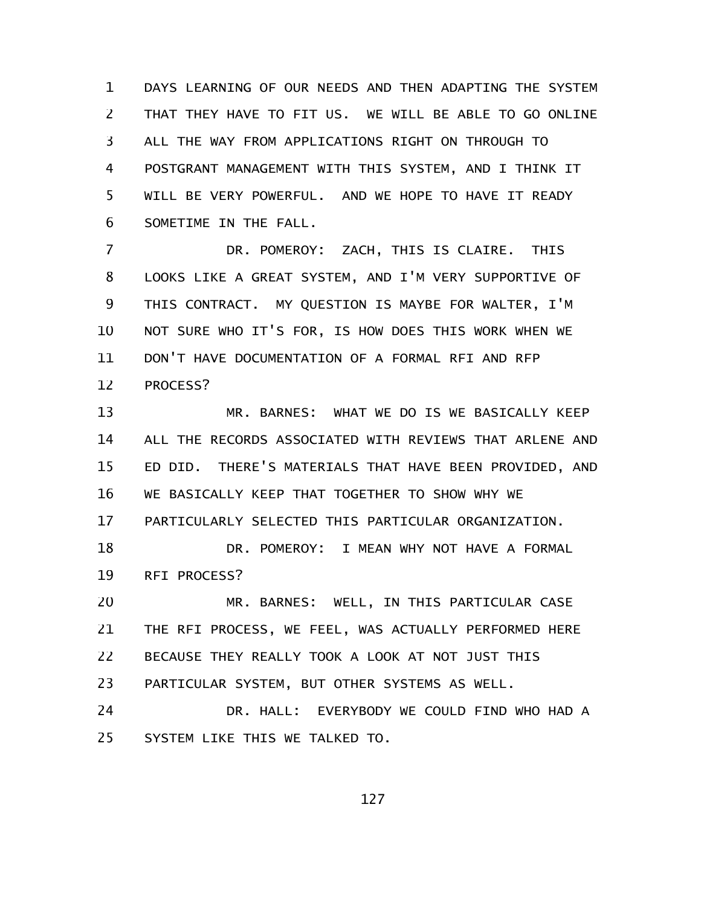DAYS LEARNING OF OUR NEEDS AND THEN ADAPTING THE SYSTEM THAT THEY HAVE TO FIT US. WE WILL BE ABLE TO GO ONLINE ALL THE WAY FROM APPLICATIONS RIGHT ON THROUGH TO POSTGRANT MANAGEMENT WITH THIS SYSTEM, AND I THINK IT WILL BE VERY POWERFUL. AND WE HOPE TO HAVE IT READY SOMETIME IN THE FALL.

DR. POMEROY: ZACH, THIS IS CLAIRE. THIS LOOKS LIKE A GREAT SYSTEM, AND I'M VERY SUPPORTIVE OF THIS CONTRACT. MY QUESTION IS MAYBE FOR WALTER, I'M NOT SURE WHO IT'S FOR, IS HOW DOES THIS WORK WHEN WE DON'T HAVE DOCUMENTATION OF A FORMAL RFI AND RFP PROCESS?

MR. BARNES: WHAT WE DO IS WE BASICALLY KEEP ALL THE RECORDS ASSOCIATED WITH REVIEWS THAT ARLENE AND ED DID. THERE'S MATERIALS THAT HAVE BEEN PROVIDED, AND WE BASICALLY KEEP THAT TOGETHER TO SHOW WHY WE PARTICULARLY SELECTED THIS PARTICULAR ORGANIZATION.

DR. POMEROY: I MEAN WHY NOT HAVE A FORMAL RFI PROCESS?

MR. BARNES: WELL, IN THIS PARTICULAR CASE THE RFI PROCESS, WE FEEL, WAS ACTUALLY PERFORMED HERE BECAUSE THEY REALLY TOOK A LOOK AT NOT JUST THIS PARTICULAR SYSTEM, BUT OTHER SYSTEMS AS WELL.

DR. HALL: EVERYBODY WE COULD FIND WHO HAD A SYSTEM LIKE THIS WE TALKED TO.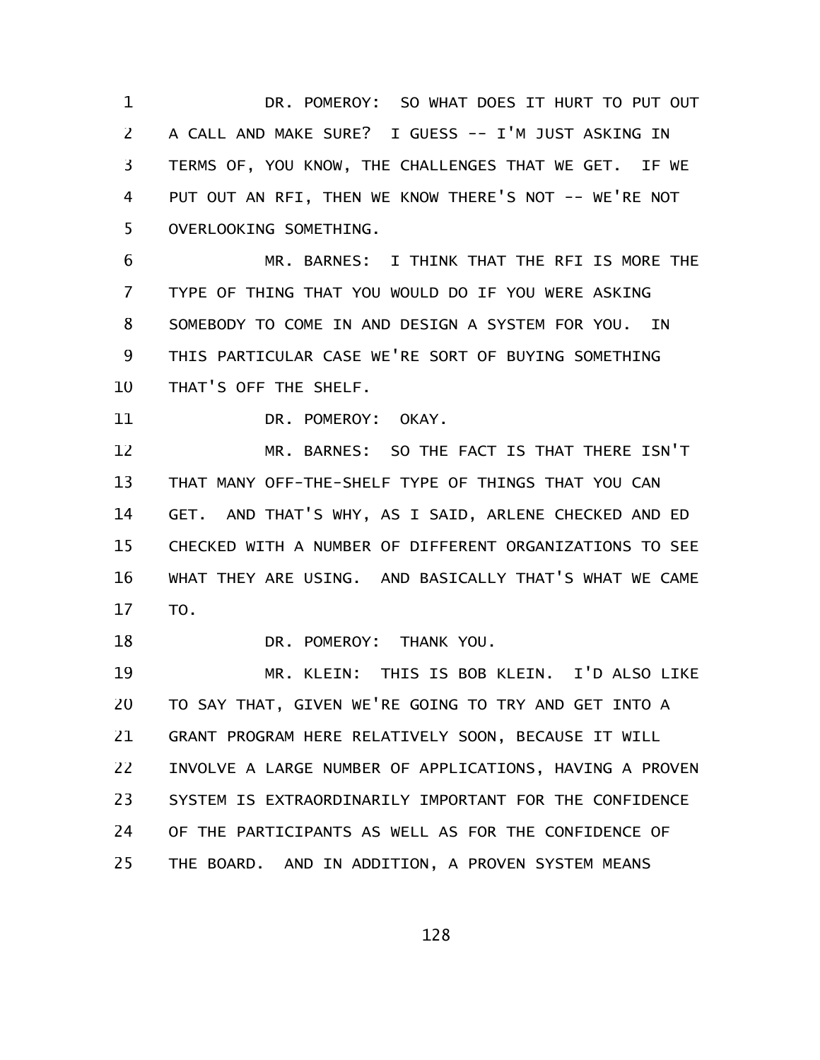DR. POMEROY: SO WHAT DOES IT HURT TO PUT OUT A CALL AND MAKE SURE? I GUESS -- I'M JUST ASKING IN TERMS OF, YOU KNOW, THE CHALLENGES THAT WE GET. IF WE PUT OUT AN RFI, THEN WE KNOW THERE'S NOT -- WE'RE NOT OVERLOOKING SOMETHING.

MR. BARNES: I THINK THAT THE RFI IS MORE THE TYPE OF THING THAT YOU WOULD DO IF YOU WERE ASKING SOMEBODY TO COME IN AND DESIGN A SYSTEM FOR YOU. IN THIS PARTICULAR CASE WE'RE SORT OF BUYING SOMETHING THAT'S OFF THE SHELF.

DR. POMEROY: OKAY.

MR. BARNES: SO THE FACT IS THAT THERE ISN'T THAT MANY OFF-THE-SHELF TYPE OF THINGS THAT YOU CAN GET. AND THAT'S WHY, AS I SAID, ARLENE CHECKED AND ED CHECKED WITH A NUMBER OF DIFFERENT ORGANIZATIONS TO SEE WHAT THEY ARE USING. AND BASICALLY THAT'S WHAT WE CAME TO.

DR. POMEROY: THANK YOU.

MR. KLEIN: THIS IS BOB KLEIN. I'D ALSO LIKE TO SAY THAT, GIVEN WE'RE GOING TO TRY AND GET INTO A GRANT PROGRAM HERE RELATIVELY SOON, BECAUSE IT WILL INVOLVE A LARGE NUMBER OF APPLICATIONS, HAVING A PROVEN SYSTEM IS EXTRAORDINARILY IMPORTANT FOR THE CONFIDENCE OF THE PARTICIPANTS AS WELL AS FOR THE CONFIDENCE OF THE BOARD. AND IN ADDITION, A PROVEN SYSTEM MEANS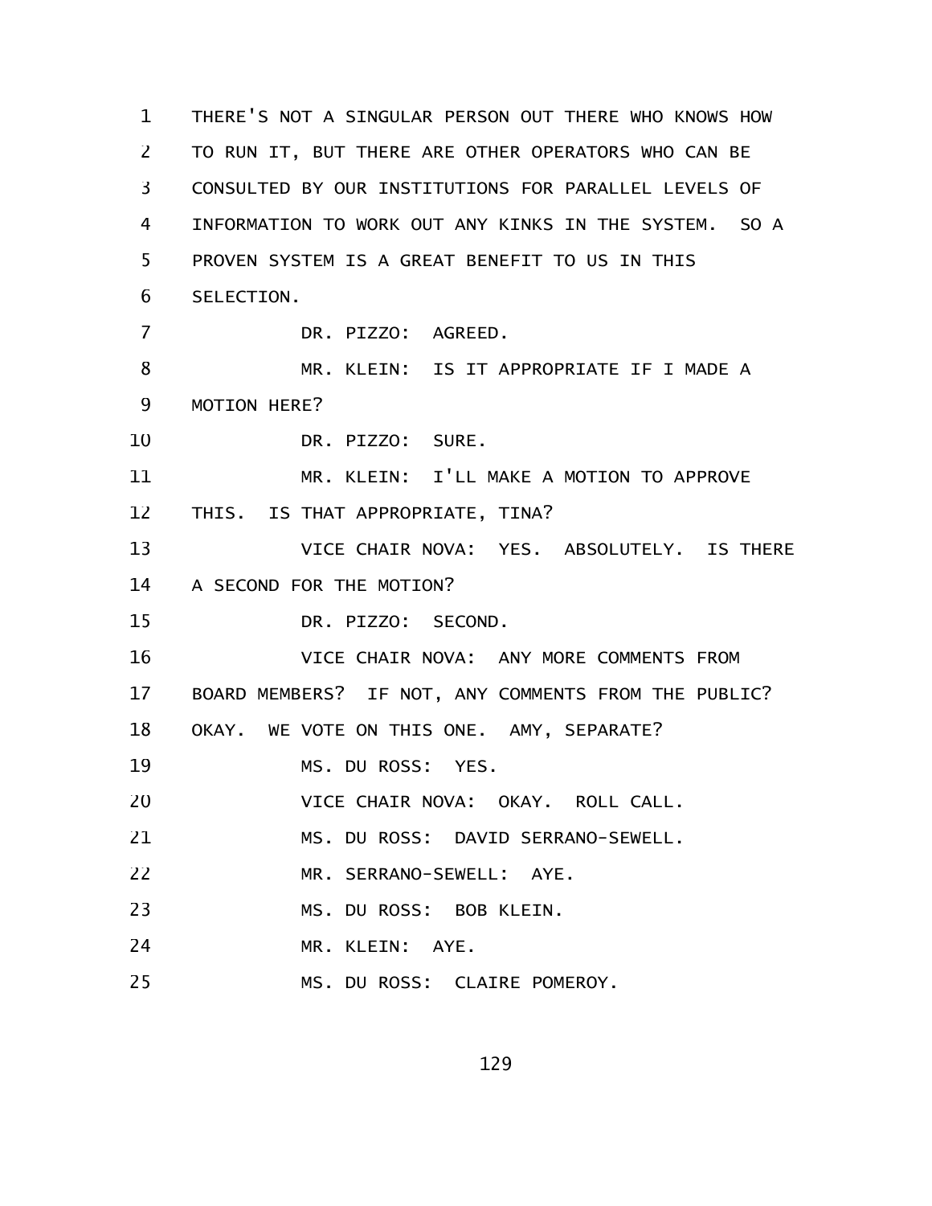THERE'S NOT A SINGULAR PERSON OUT THERE WHO KNOWS HOW TO RUN IT, BUT THERE ARE OTHER OPERATORS WHO CAN BE CONSULTED BY OUR INSTITUTIONS FOR PARALLEL LEVELS OF INFORMATION TO WORK OUT ANY KINKS IN THE SYSTEM. SO A PROVEN SYSTEM IS A GREAT BENEFIT TO US IN THIS SELECTION.

DR. PIZZO: AGREED.

MR. KLEIN: IS IT APPROPRIATE IF I MADE A MOTION HERE?

DR. PIZZO: SURE.

MR. KLEIN: I'LL MAKE A MOTION TO APPROVE THIS. IS THAT APPROPRIATE, TINA?

VICE CHAIR NOVA: YES. ABSOLUTELY. IS THERE A SECOND FOR THE MOTION?

DR. PIZZO: SECOND.

VICE CHAIR NOVA: ANY MORE COMMENTS FROM BOARD MEMBERS? IF NOT, ANY COMMENTS FROM THE PUBLIC? OKAY. WE VOTE ON THIS ONE. AMY, SEPARATE?

MS. DU ROSS: YES.

VICE CHAIR NOVA: OKAY. ROLL CALL.

MS. DU ROSS: DAVID SERRANO-SEWELL.

MR. SERRANO-SEWELL: AYE.

MS. DU ROSS: BOB KLEIN.

MR. KLEIN: AYE.

MS. DU ROSS: CLAIRE POMEROY.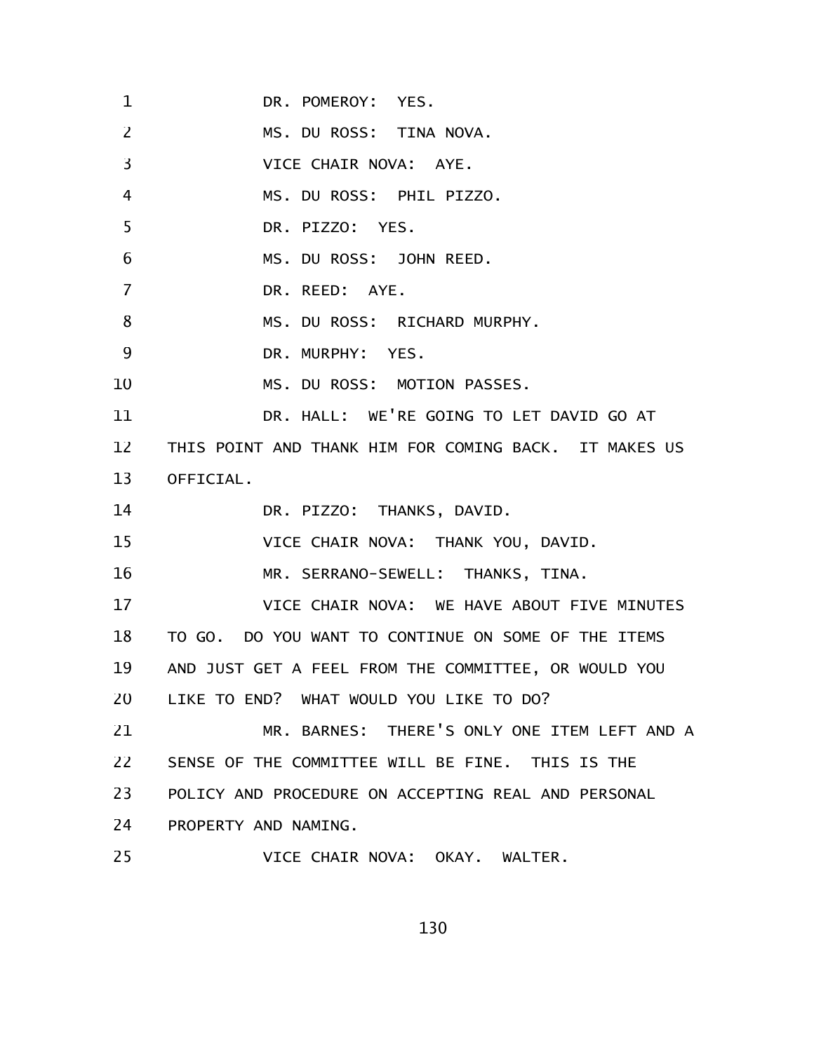DR. POMEROY: YES.

MS. DU ROSS: TINA NOVA.

VICE CHAIR NOVA: AYE.

MS. DU ROSS: PHIL PIZZO.

DR. PIZZO: YES.

MS. DU ROSS: JOHN REED.

DR. REED: AYE.

MS. DU ROSS: RICHARD MURPHY.

DR. MURPHY: YES.

MS. DU ROSS: MOTION PASSES.

DR. HALL: WE'RE GOING TO LET DAVID GO AT THIS POINT AND THANK HIM FOR COMING BACK. IT MAKES US OFFICIAL.

DR. PIZZO: THANKS, DAVID.

VICE CHAIR NOVA: THANK YOU, DAVID.

MR. SERRANO-SEWELL: THANKS, TINA.

VICE CHAIR NOVA: WE HAVE ABOUT FIVE MINUTES TO GO. DO YOU WANT TO CONTINUE ON SOME OF THE ITEMS AND JUST GET A FEEL FROM THE COMMITTEE, OR WOULD YOU LIKE TO END? WHAT WOULD YOU LIKE TO DO?

MR. BARNES: THERE'S ONLY ONE ITEM LEFT AND A SENSE OF THE COMMITTEE WILL BE FINE. THIS IS THE POLICY AND PROCEDURE ON ACCEPTING REAL AND PERSONAL PROPERTY AND NAMING.

VICE CHAIR NOVA: OKAY. WALTER.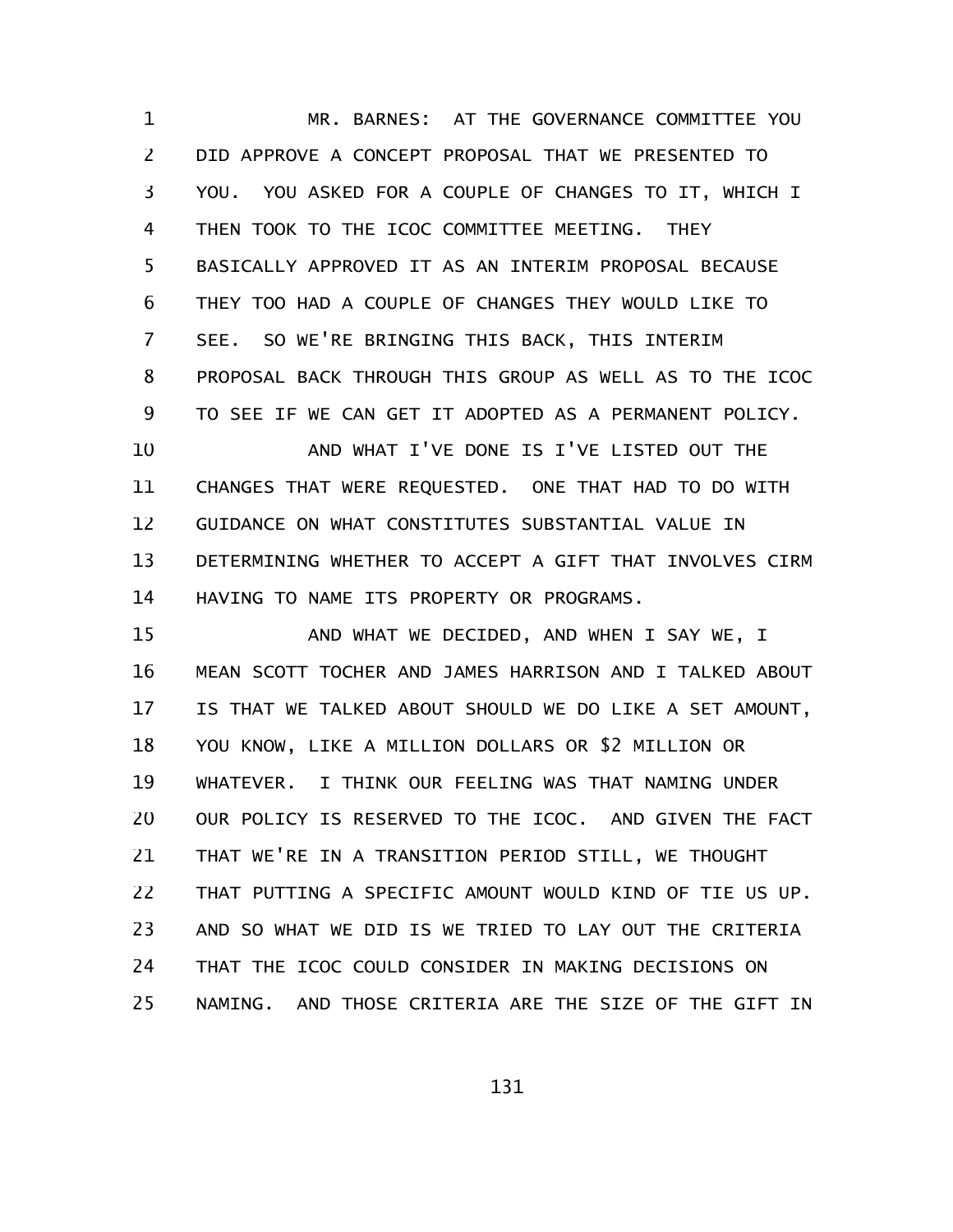MR. BARNES: AT THE GOVERNANCE COMMITTEE YOU DID APPROVE A CONCEPT PROPOSAL THAT WE PRESENTED TO YOU. YOU ASKED FOR A COUPLE OF CHANGES TO IT, WHICH I THEN TOOK TO THE ICOC COMMITTEE MEETING. THEY BASICALLY APPROVED IT AS AN INTERIM PROPOSAL BECAUSE THEY TOO HAD A COUPLE OF CHANGES THEY WOULD LIKE TO SEE. SO WE'RE BRINGING THIS BACK, THIS INTERIM PROPOSAL BACK THROUGH THIS GROUP AS WELL AS TO THE ICOC TO SEE IF WE CAN GET IT ADOPTED AS A PERMANENT POLICY.

AND WHAT I'VE DONE IS I'VE LISTED OUT THE CHANGES THAT WERE REQUESTED. ONE THAT HAD TO DO WITH GUIDANCE ON WHAT CONSTITUTES SUBSTANTIAL VALUE IN DETERMINING WHETHER TO ACCEPT A GIFT THAT INVOLVES CIRM HAVING TO NAME ITS PROPERTY OR PROGRAMS.

AND WHAT WE DECIDED, AND WHEN I SAY WE, I MEAN SCOTT TOCHER AND JAMES HARRISON AND I TALKED ABOUT IS THAT WE TALKED ABOUT SHOULD WE DO LIKE A SET AMOUNT, YOU KNOW, LIKE A MILLION DOLLARS OR $2 MILLION OR WHATEVER. I THINK OUR FEELING WAS THAT NAMING UNDER OUR POLICY IS RESERVED TO THE ICOC. AND GIVEN THE FACT THAT WE'RE IN A TRANSITION PERIOD STILL, WE THOUGHT THAT PUTTING A SPECIFIC AMOUNT WOULD KIND OF TIE US UP. AND SO WHAT WE DID IS WE TRIED TO LAY OUT THE CRITERIA THAT THE ICOC COULD CONSIDER IN MAKING DECISIONS ON NAMING. AND THOSE CRITERIA ARE THE SIZE OF THE GIFT IN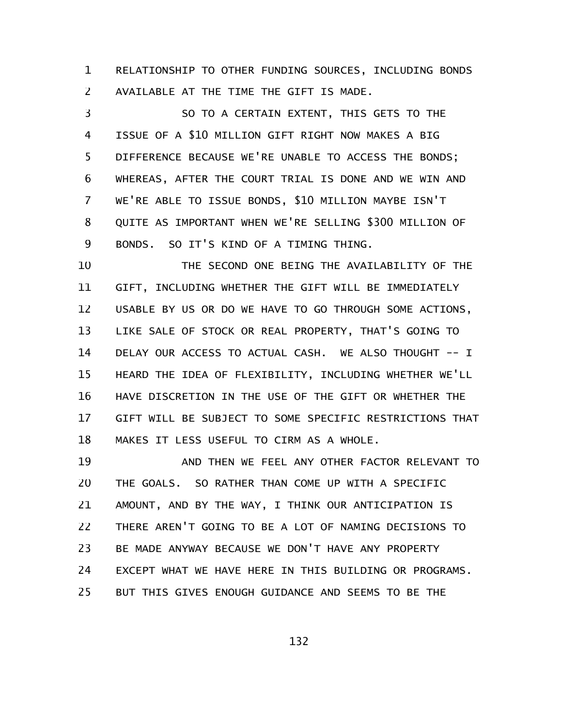RELATIONSHIP TO OTHER FUNDING SOURCES, INCLUDING BONDS AVAILABLE AT THE TIME THE GIFT IS MADE.

SO TO A CERTAIN EXTENT, THIS GETS TO THE ISSUE OF A $10 MILLION GIFT RIGHT NOW MAKES A BIG DIFFERENCE BECAUSE WE'RE UNABLE TO ACCESS THE BONDS; WHEREAS, AFTER THE COURT TRIAL IS DONE AND WE WIN AND WE'RE ABLE TO ISSUE BONDS, $10 MILLION MAYBE ISN'T QUITE AS IMPORTANT WHEN WE'RE SELLING $300 MILLION OF BONDS. SO IT'S KIND OF A TIMING THING.

THE SECOND ONE BEING THE AVAILABILITY OF THE GIFT, INCLUDING WHETHER THE GIFT WILL BE IMMEDIATELY USABLE BY US OR DO WE HAVE TO GO THROUGH SOME ACTIONS, LIKE SALE OF STOCK OR REAL PROPERTY, THAT'S GOING TO DELAY OUR ACCESS TO ACTUAL CASH. WE ALSO THOUGHT -- I HEARD THE IDEA OF FLEXIBILITY, INCLUDING WHETHER WE'LL HAVE DISCRETION IN THE USE OF THE GIFT OR WHETHER THE GIFT WILL BE SUBJECT TO SOME SPECIFIC RESTRICTIONS THAT MAKES IT LESS USEFUL TO CIRM AS A WHOLE.

AND THEN WE FEEL ANY OTHER FACTOR RELEVANT TO THE GOALS. SO RATHER THAN COME UP WITH A SPECIFIC AMOUNT, AND BY THE WAY, I THINK OUR ANTICIPATION IS THERE AREN'T GOING TO BE A LOT OF NAMING DECISIONS TO BE MADE ANYWAY BECAUSE WE DON'T HAVE ANY PROPERTY EXCEPT WHAT WE HAVE HERE IN THIS BUILDING OR PROGRAMS. BUT THIS GIVES ENOUGH GUIDANCE AND SEEMS TO BE THE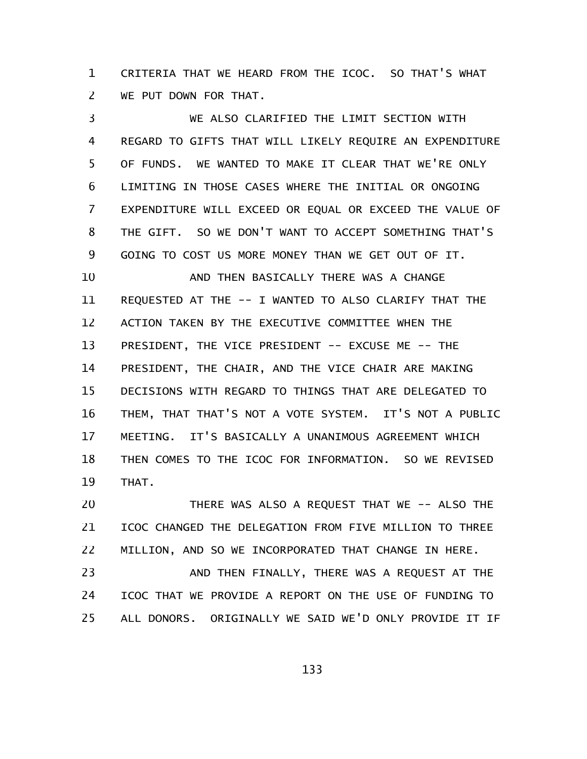CRITERIA THAT WE HEARD FROM THE ICOC. SO THAT'S WHAT WE PUT DOWN FOR THAT.

WE ALSO CLARIFIED THE LIMIT SECTION WITH REGARD TO GIFTS THAT WILL LIKELY REQUIRE AN EXPENDITURE OF FUNDS. WE WANTED TO MAKE IT CLEAR THAT WE'RE ONLY LIMITING IN THOSE CASES WHERE THE INITIAL OR ONGOING EXPENDITURE WILL EXCEED OR EQUAL OR EXCEED THE VALUE OF THE GIFT. SO WE DON'T WANT TO ACCEPT SOMETHING THAT'S GOING TO COST US MORE MONEY THAN WE GET OUT OF IT.

AND THEN BASICALLY THERE WAS A CHANGE REQUESTED AT THE -- I WANTED TO ALSO CLARIFY THAT THE ACTION TAKEN BY THE EXECUTIVE COMMITTEE WHEN THE PRESIDENT, THE VICE PRESIDENT -- EXCUSE ME -- THE PRESIDENT, THE CHAIR, AND THE VICE CHAIR ARE MAKING DECISIONS WITH REGARD TO THINGS THAT ARE DELEGATED TO THEM, THAT THAT'S NOT A VOTE SYSTEM. IT'S NOT A PUBLIC MEETING. IT'S BASICALLY A UNANIMOUS AGREEMENT WHICH THEN COMES TO THE ICOC FOR INFORMATION. SO WE REVISED THAT.

THERE WAS ALSO A REQUEST THAT WE -- ALSO THE ICOC CHANGED THE DELEGATION FROM FIVE MILLION TO THREE MILLION, AND SO WE INCORPORATED THAT CHANGE IN HERE.

AND THEN FINALLY, THERE WAS A REQUEST AT THE ICOC THAT WE PROVIDE A REPORT ON THE USE OF FUNDING TO ALL DONORS. ORIGINALLY WE SAID WE'D ONLY PROVIDE IT IF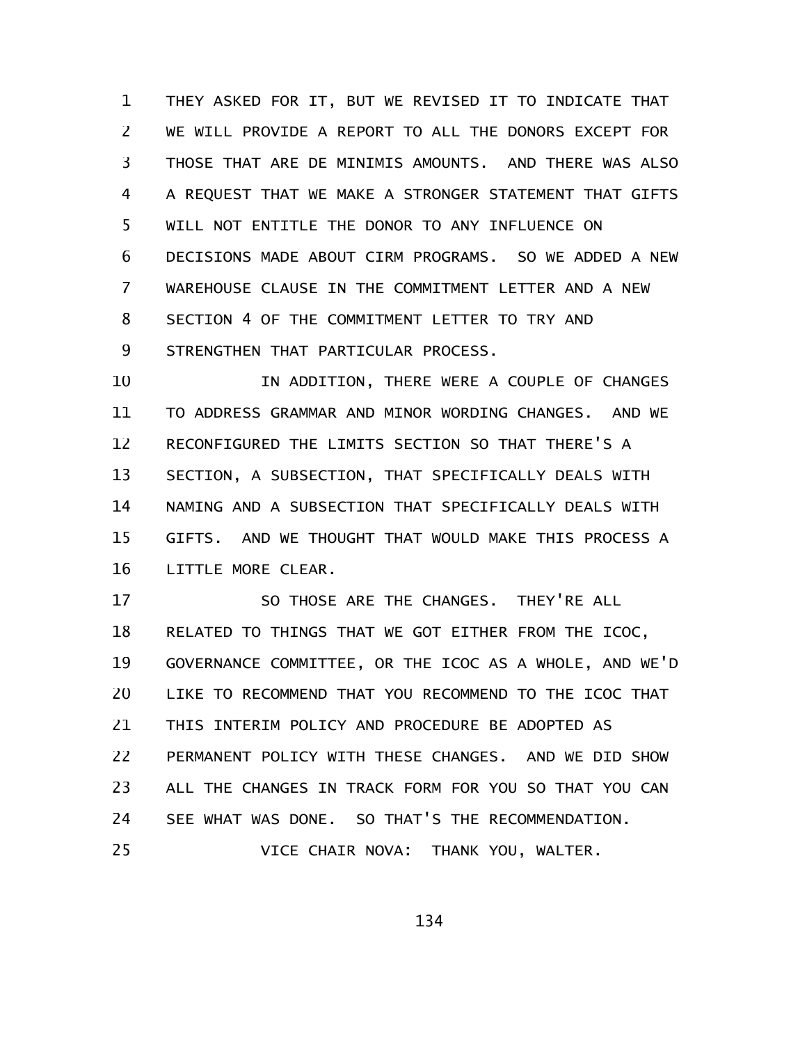THEY ASKED FOR IT, BUT WE REVISED IT TO INDICATE THAT WE WILL PROVIDE A REPORT TO ALL THE DONORS EXCEPT FOR THOSE THAT ARE DE MINIMIS AMOUNTS. AND THERE WAS ALSO A REQUEST THAT WE MAKE A STRONGER STATEMENT THAT GIFTS WILL NOT ENTITLE THE DONOR TO ANY INFLUENCE ON DECISIONS MADE ABOUT CIRM PROGRAMS. SO WE ADDED A NEW WAREHOUSE CLAUSE IN THE COMMITMENT LETTER AND A NEW SECTION 4 OF THE COMMITMENT LETTER TO TRY AND STRENGTHEN THAT PARTICULAR PROCESS.

IN ADDITION, THERE WERE A COUPLE OF CHANGES TO ADDRESS GRAMMAR AND MINOR WORDING CHANGES. AND WE RECONFIGURED THE LIMITS SECTION SO THAT THERE'S A SECTION, A SUBSECTION, THAT SPECIFICALLY DEALS WITH NAMING AND A SUBSECTION THAT SPECIFICALLY DEALS WITH GIFTS. AND WE THOUGHT THAT WOULD MAKE THIS PROCESS A LITTLE MORE CLEAR.

SO THOSE ARE THE CHANGES. THEY'RE ALL RELATED TO THINGS THAT WE GOT EITHER FROM THE ICOC, GOVERNANCE COMMITTEE, OR THE ICOC AS A WHOLE, AND WE'D LIKE TO RECOMMEND THAT YOU RECOMMEND TO THE ICOC THAT THIS INTERIM POLICY AND PROCEDURE BE ADOPTED AS PERMANENT POLICY WITH THESE CHANGES. AND WE DID SHOW ALL THE CHANGES IN TRACK FORM FOR YOU SO THAT YOU CAN SEE WHAT WAS DONE. SO THAT'S THE RECOMMENDATION.

VICE CHAIR NOVA: THANK YOU, WALTER.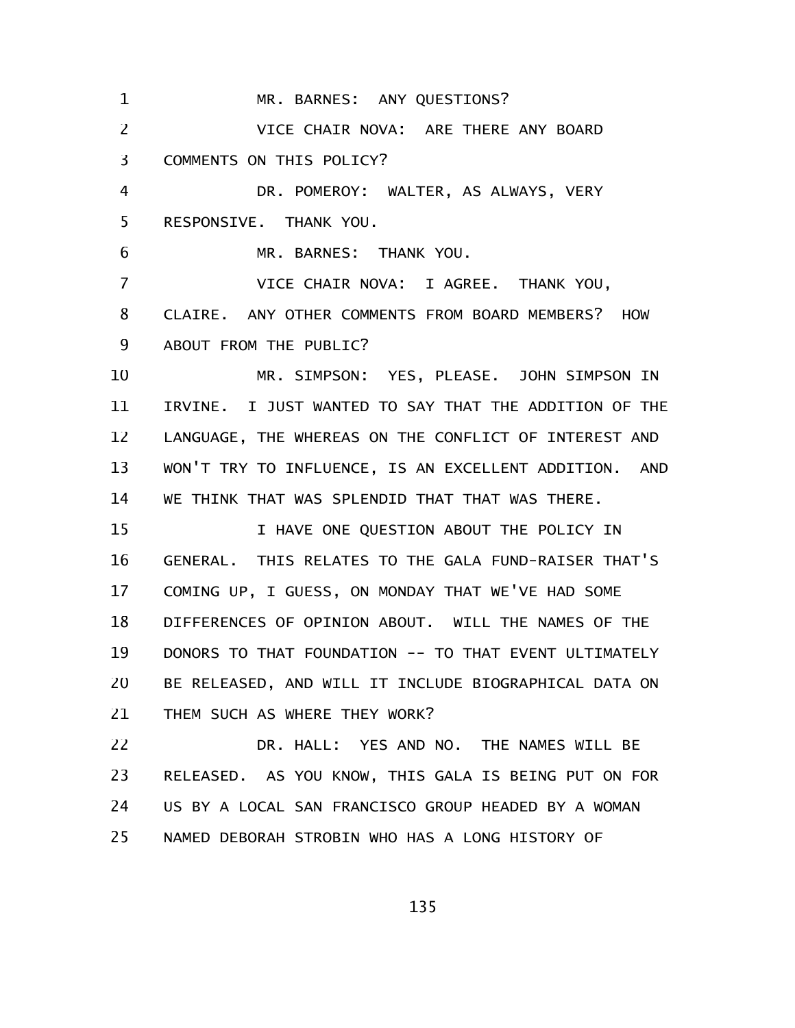MR. BARNES: ANY QUESTIONS?

VICE CHAIR NOVA: ARE THERE ANY BOARD COMMENTS ON THIS POLICY?

DR. POMEROY: WALTER, AS ALWAYS, VERY RESPONSIVE. THANK YOU.

MR. BARNES: THANK YOU.

VICE CHAIR NOVA: I AGREE. THANK YOU, CLAIRE. ANY OTHER COMMENTS FROM BOARD MEMBERS? HOW ABOUT FROM THE PUBLIC?

MR. SIMPSON: YES, PLEASE. JOHN SIMPSON IN IRVINE. I JUST WANTED TO SAY THAT THE ADDITION OF THE LANGUAGE, THE WHEREAS ON THE CONFLICT OF INTEREST AND WON'T TRY TO INFLUENCE, IS AN EXCELLENT ADDITION. AND WE THINK THAT WAS SPLENDID THAT THAT WAS THERE.

I HAVE ONE QUESTION ABOUT THE POLICY IN GENERAL. THIS RELATES TO THE GALA FUND-RAISER THAT'S COMING UP, I GUESS, ON MONDAY THAT WE'VE HAD SOME DIFFERENCES OF OPINION ABOUT. WILL THE NAMES OF THE DONORS TO THAT FOUNDATION -- TO THAT EVENT ULTIMATELY BE RELEASED, AND WILL IT INCLUDE BIOGRAPHICAL DATA ON THEM SUCH AS WHERE THEY WORK?

DR. HALL: YES AND NO. THE NAMES WILL BE RELEASED. AS YOU KNOW, THIS GALA IS BEING PUT ON FOR US BY A LOCAL SAN FRANCISCO GROUP HEADED BY A WOMAN NAMED DEBORAH STROBIN WHO HAS A LONG HISTORY OF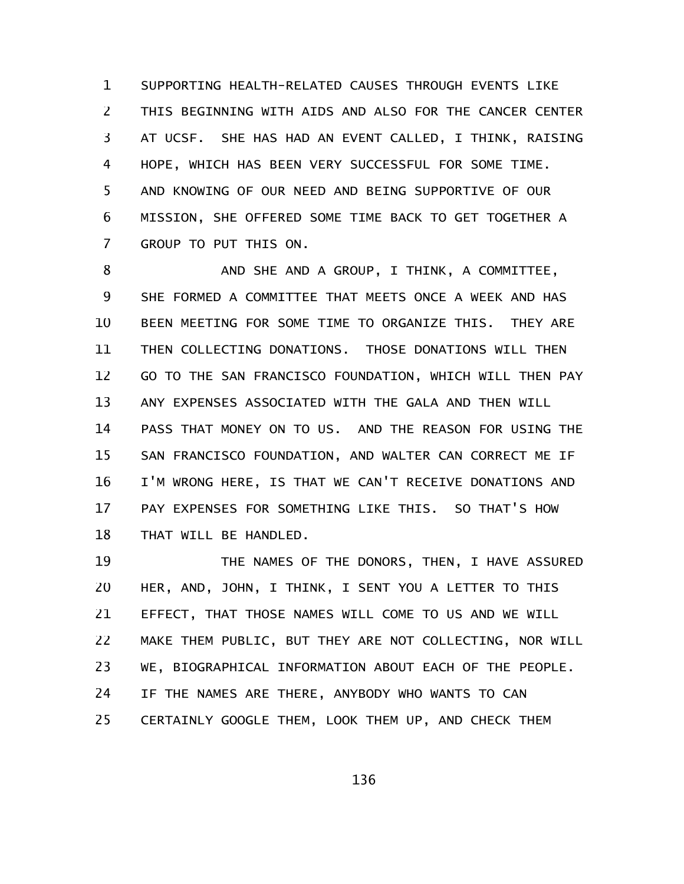SUPPORTING HEALTH-RELATED CAUSES THROUGH EVENTS LIKE THIS BEGINNING WITH AIDS AND ALSO FOR THE CANCER CENTER AT UCSF. SHE HAS HAD AN EVENT CALLED, I THINK, RAISING HOPE, WHICH HAS BEEN VERY SUCCESSFUL FOR SOME TIME. AND KNOWING OF OUR NEED AND BEING SUPPORTIVE OF OUR MISSION, SHE OFFERED SOME TIME BACK TO GET TOGETHER A GROUP TO PUT THIS ON.

AND SHE AND A GROUP, I THINK, A COMMITTEE, SHE FORMED A COMMITTEE THAT MEETS ONCE A WEEK AND HAS BEEN MEETING FOR SOME TIME TO ORGANIZE THIS. THEY ARE THEN COLLECTING DONATIONS. THOSE DONATIONS WILL THEN GO TO THE SAN FRANCISCO FOUNDATION, WHICH WILL THEN PAY ANY EXPENSES ASSOCIATED WITH THE GALA AND THEN WILL PASS THAT MONEY ON TO US. AND THE REASON FOR USING THE SAN FRANCISCO FOUNDATION, AND WALTER CAN CORRECT ME IF I'M WRONG HERE, IS THAT WE CAN'T RECEIVE DONATIONS AND PAY EXPENSES FOR SOMETHING LIKE THIS. SO THAT'S HOW THAT WILL BE HANDLED.

THE NAMES OF THE DONORS, THEN, I HAVE ASSURED HER, AND, JOHN, I THINK, I SENT YOU A LETTER TO THIS EFFECT, THAT THOSE NAMES WILL COME TO US AND WE WILL MAKE THEM PUBLIC, BUT THEY ARE NOT COLLECTING, NOR WILL WE, BIOGRAPHICAL INFORMATION ABOUT EACH OF THE PEOPLE. IF THE NAMES ARE THERE, ANYBODY WHO WANTS TO CAN CERTAINLY GOOGLE THEM, LOOK THEM UP, AND CHECK THEM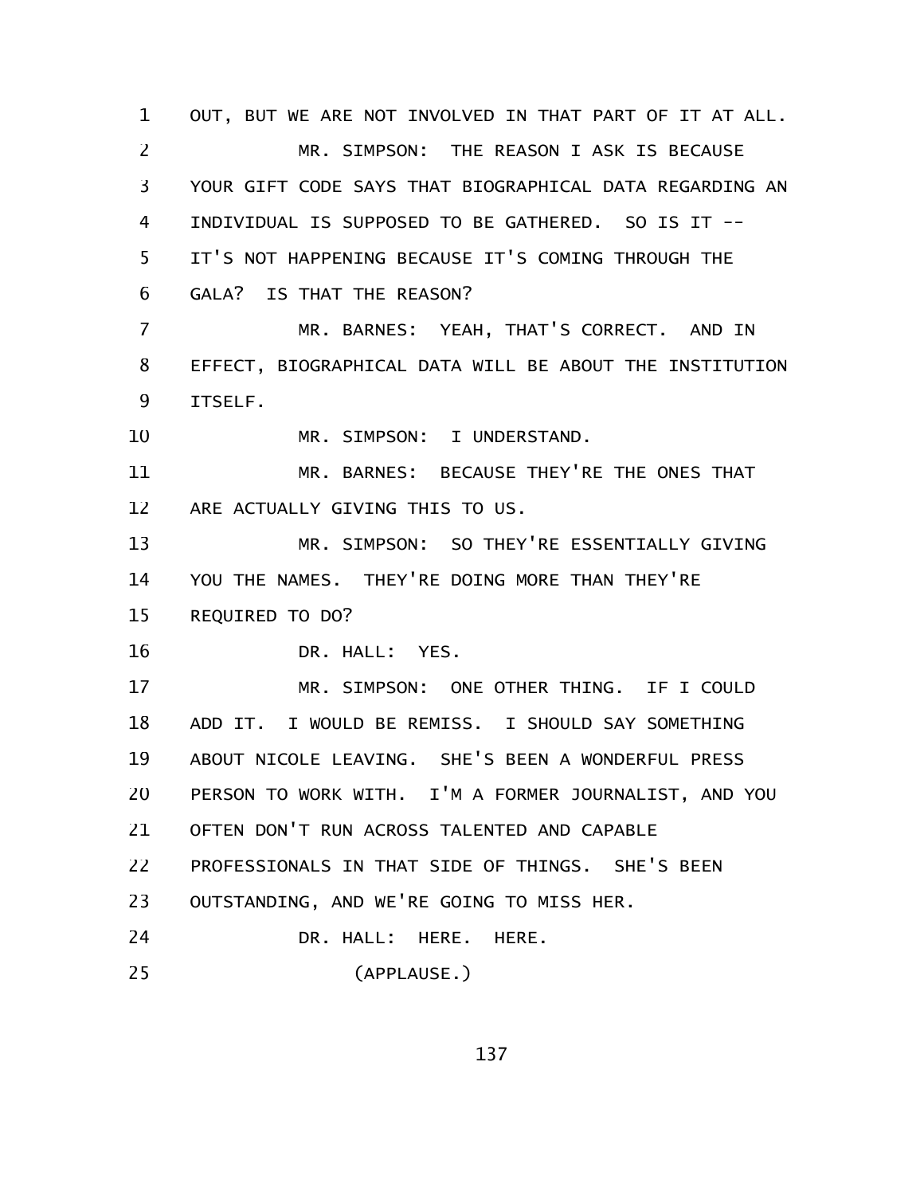OUT, BUT WE ARE NOT INVOLVED IN THAT PART OF IT AT ALL.

MR. SIMPSON: THE REASON I ASK IS BECAUSE YOUR GIFT CODE SAYS THAT BIOGRAPHICAL DATA REGARDING AN INDIVIDUAL IS SUPPOSED TO BE GATHERED. SO IS IT -- IT'S NOT HAPPENING BECAUSE IT'S COMING THROUGH THE GALA? IS THAT THE REASON?

MR. BARNES: YEAH, THAT'S CORRECT. AND IN EFFECT, BIOGRAPHICAL DATA WILL BE ABOUT THE INSTITUTION ITSELF.

MR. SIMPSON: I UNDERSTAND.

MR. BARNES: BECAUSE THEY'RE THE ONES THAT ARE ACTUALLY GIVING THIS TO US.

MR. SIMPSON: SO THEY'RE ESSENTIALLY GIVING YOU THE NAMES. THEY'RE DOING MORE THAN THEY'RE REQUIRED TO DO?

DR. HALL: YES.

MR. SIMPSON: ONE OTHER THING. IF I COULD ADD IT. I WOULD BE REMISS. I SHOULD SAY SOMETHING ABOUT NICOLE LEAVING. SHE'S BEEN A WONDERFUL PRESS PERSON TO WORK WITH. I'M A FORMER JOURNALIST, AND YOU OFTEN DON'T RUN ACROSS TALENTED AND CAPABLE PROFESSIONALS IN THAT SIDE OF THINGS. SHE'S BEEN OUTSTANDING, AND WE'RE GOING TO MISS HER.

DR. HALL: HERE. HERE.

(APPLAUSE.)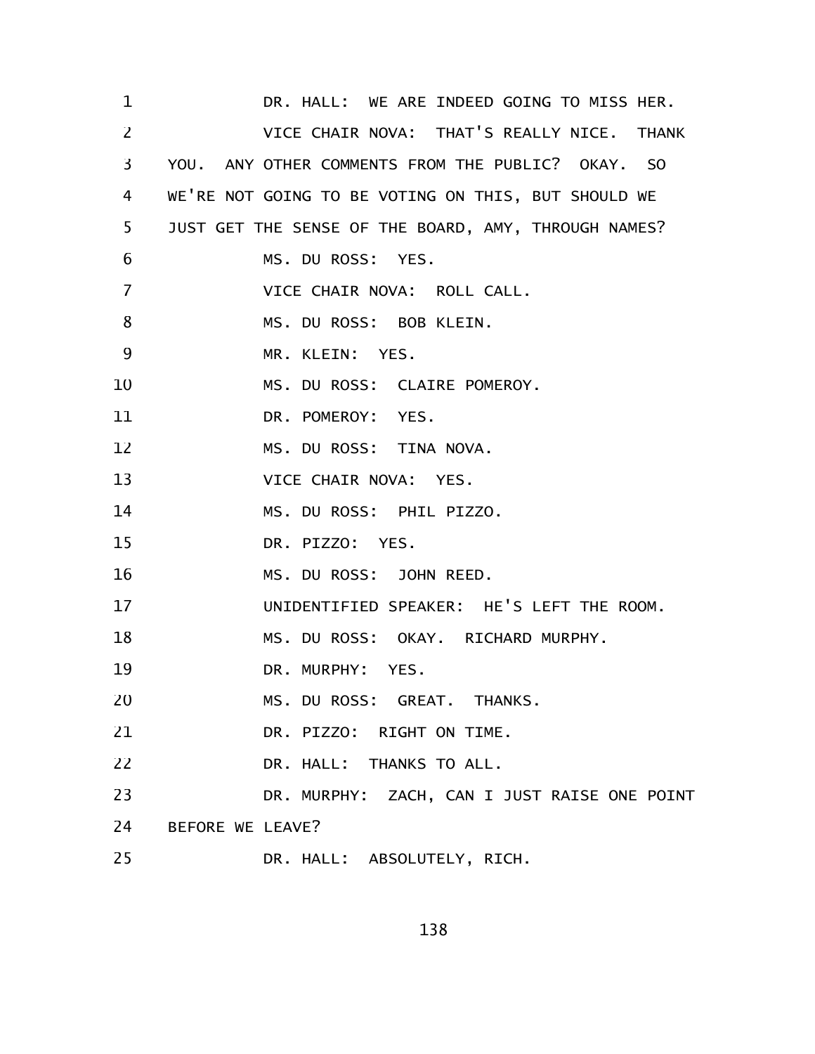DR. HALL: WE ARE INDEED GOING TO MISS HER.

VICE CHAIR NOVA: THAT'S REALLY NICE. THANK YOU. ANY OTHER COMMENTS FROM THE PUBLIC? OKAY. SO WE'RE NOT GOING TO BE VOTING ON THIS, BUT SHOULD WE JUST GET THE SENSE OF THE BOARD, AMY, THROUGH NAMES?

MS. DU ROSS: YES.

VICE CHAIR NOVA: ROLL CALL.

MS. DU ROSS: BOB KLEIN.

MR. KLEIN: YES.

MS. DU ROSS: CLAIRE POMEROY.

DR. POMEROY: YES.

MS. DU ROSS: TINA NOVA.

VICE CHAIR NOVA: YES.

MS. DU ROSS: PHIL PIZZO.

DR. PIZZO: YES.

MS. DU ROSS: JOHN REED.

UNIDENTIFIED SPEAKER: HE'S LEFT THE ROOM.

MS. DU ROSS: OKAY. RICHARD MURPHY.

DR. MURPHY: YES.

MS. DU ROSS: GREAT. THANKS.

DR. PIZZO: RIGHT ON TIME.

DR. HALL: THANKS TO ALL.

DR. MURPHY: ZACH, CAN I JUST RAISE ONE POINT BEFORE WE LEAVE?

DR. HALL: ABSOLUTELY, RICH.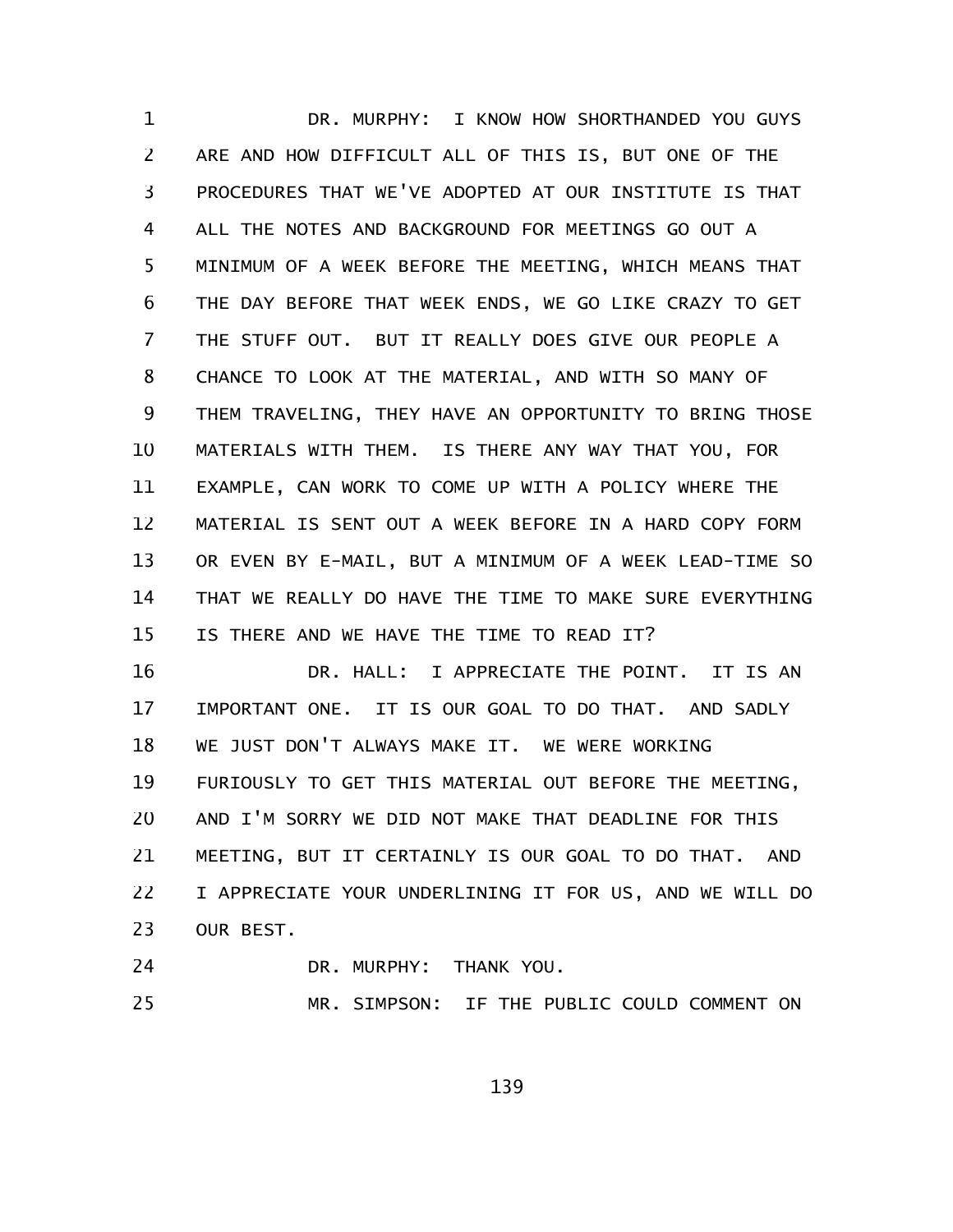DR. MURPHY: I KNOW HOW SHORTHANDED YOU GUYS ARE AND HOW DIFFICULT ALL OF THIS IS, BUT ONE OF THE PROCEDURES THAT WE'VE ADOPTED AT OUR INSTITUTE IS THAT ALL THE NOTES AND BACKGROUND FOR MEETINGS GO OUT A MINIMUM OF A WEEK BEFORE THE MEETING, WHICH MEANS THAT THE DAY BEFORE THAT WEEK ENDS, WE GO LIKE CRAZY TO GET THE STUFF OUT. BUT IT REALLY DOES GIVE OUR PEOPLE A CHANCE TO LOOK AT THE MATERIAL, AND WITH SO MANY OF THEM TRAVELING, THEY HAVE AN OPPORTUNITY TO BRING THOSE MATERIALS WITH THEM. IS THERE ANY WAY THAT YOU, FOR EXAMPLE, CAN WORK TO COME UP WITH A POLICY WHERE THE MATERIAL IS SENT OUT A WEEK BEFORE IN A HARD COPY FORM OR EVEN BY E-MAIL, BUT A MINIMUM OF A WEEK LEAD-TIME SO THAT WE REALLY DO HAVE THE TIME TO MAKE SURE EVERYTHING IS THERE AND WE HAVE THE TIME TO READ IT?

DR. HALL: I APPRECIATE THE POINT. IT IS AN IMPORTANT ONE. IT IS OUR GOAL TO DO THAT. AND SADLY WE JUST DON'T ALWAYS MAKE IT. WE WERE WORKING FURIOUSLY TO GET THIS MATERIAL OUT BEFORE THE MEETING, AND I'M SORRY WE DID NOT MAKE THAT DEADLINE FOR THIS MEETING, BUT IT CERTAINLY IS OUR GOAL TO DO THAT. AND I APPRECIATE YOUR UNDERLINING IT FOR US, AND WE WILL DO OUR BEST.

DR. MURPHY: THANK YOU.

MR. SIMPSON: IF THE PUBLIC COULD COMMENT ON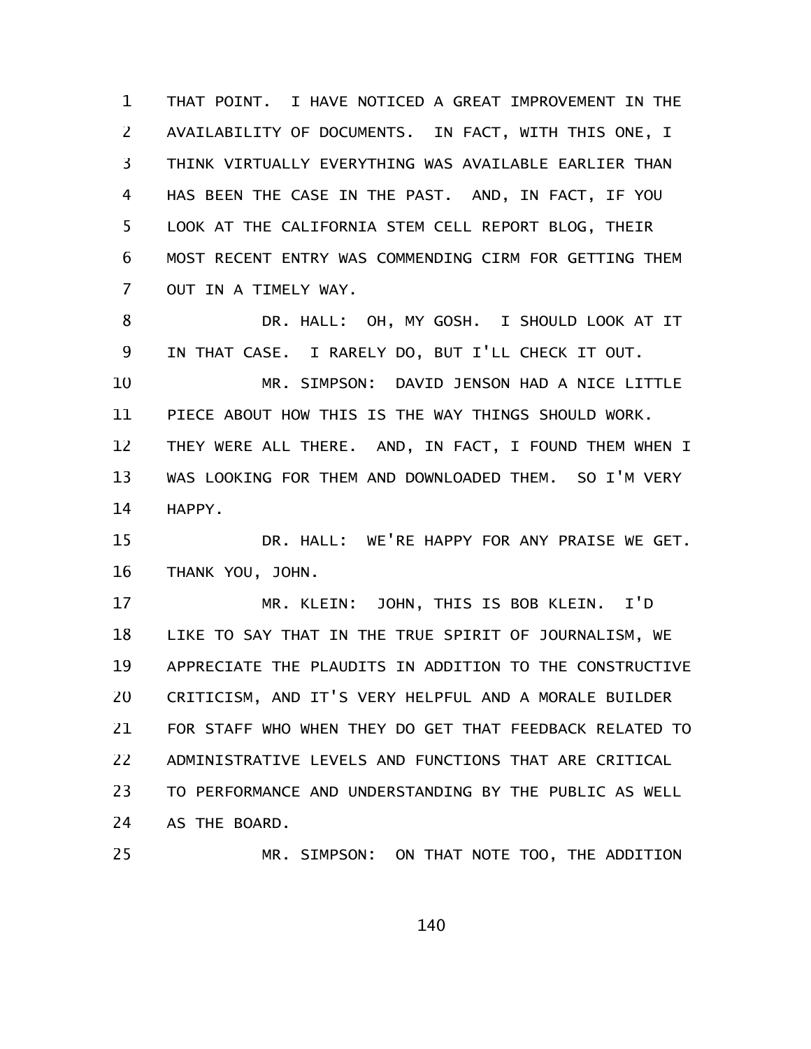THAT POINT. I HAVE NOTICED A GREAT IMPROVEMENT IN THE AVAILABILITY OF DOCUMENTS. IN FACT, WITH THIS ONE, I THINK VIRTUALLY EVERYTHING WAS AVAILABLE EARLIER THAN HAS BEEN THE CASE IN THE PAST. AND, IN FACT, IF YOU LOOK AT THE CALIFORNIA STEM CELL REPORT BLOG, THEIR MOST RECENT ENTRY WAS COMMENDING CIRM FOR GETTING THEM OUT IN A TIMELY WAY.

DR. HALL: OH, MY GOSH. I SHOULD LOOK AT IT IN THAT CASE. I RARELY DO, BUT I'LL CHECK IT OUT.

MR. SIMPSON: DAVID JENSON HAD A NICE LITTLE PIECE ABOUT HOW THIS IS THE WAY THINGS SHOULD WORK. THEY WERE ALL THERE. AND, IN FACT, I FOUND THEM WHEN I WAS LOOKING FOR THEM AND DOWNLOADED THEM. SO I'M VERY HAPPY.

DR. HALL: WE'RE HAPPY FOR ANY PRAISE WE GET. THANK YOU, JOHN.

MR. KLEIN: JOHN, THIS IS BOB KLEIN. I'D LIKE TO SAY THAT IN THE TRUE SPIRIT OF JOURNALISM, WE APPRECIATE THE PLAUDITS IN ADDITION TO THE CONSTRUCTIVE CRITICISM, AND IT'S VERY HELPFUL AND A MORALE BUILDER FOR STAFF WHO WHEN THEY DO GET THAT FEEDBACK RELATED TO ADMINISTRATIVE LEVELS AND FUNCTIONS THAT ARE CRITICAL TO PERFORMANCE AND UNDERSTANDING BY THE PUBLIC AS WELL AS THE BOARD.

MR. SIMPSON: ON THAT NOTE TOO, THE ADDITION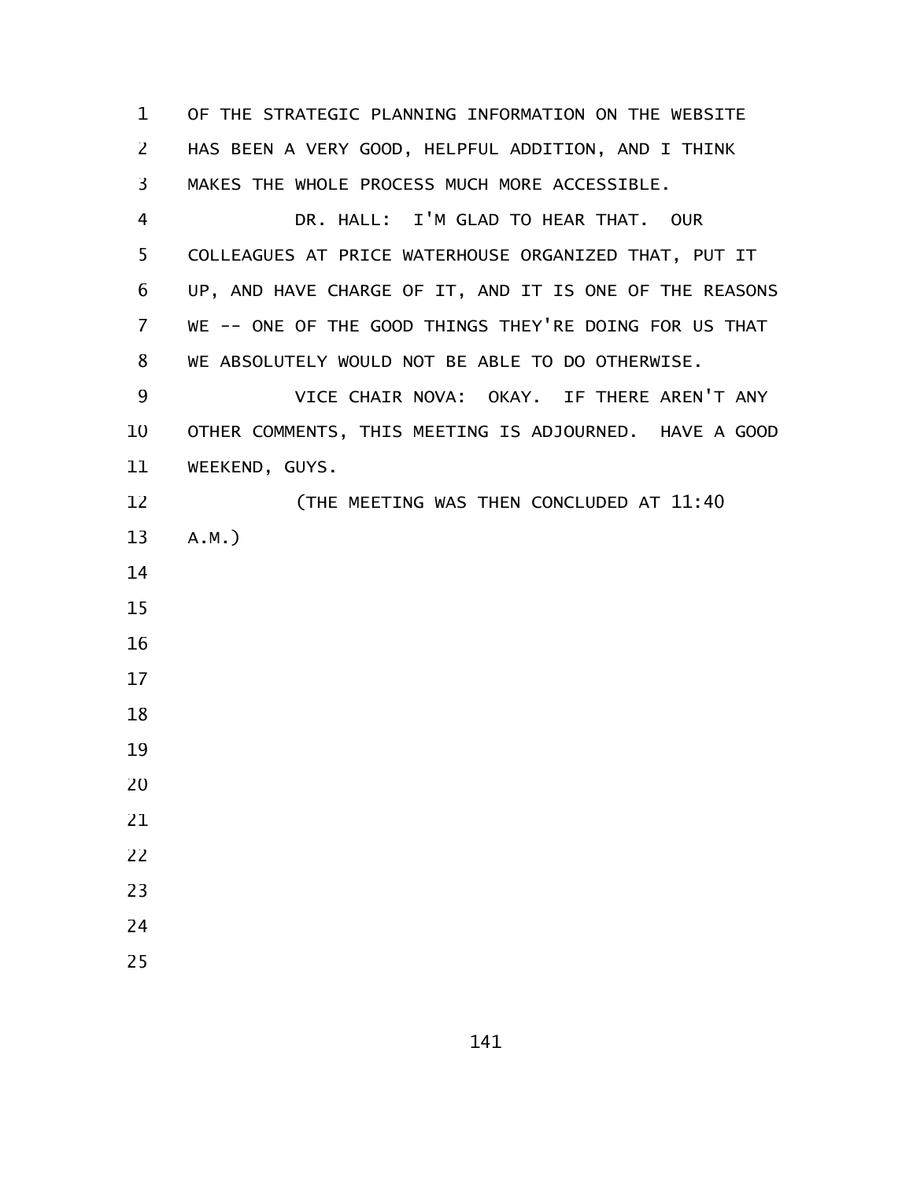OF THE STRATEGIC PLANNING INFORMATION ON THE WEBSITE HAS BEEN A VERY GOOD, HELPFUL ADDITION, AND I THINK MAKES THE WHOLE PROCESS MUCH MORE ACCESSIBLE.

DR. HALL: I'M GLAD TO HEAR THAT. OUR COLLEAGUES AT PRICE WATERHOUSE ORGANIZED THAT, PUT IT UP, AND HAVE CHARGE OF IT, AND IT IS ONE OF THE REASONS WE -- ONE OF THE GOOD THINGS THEY'RE DOING FOR US THAT WE ABSOLUTELY WOULD NOT BE ABLE TO DO OTHERWISE.

VICE CHAIR NOVA: OKAY. IF THERE AREN'T ANY OTHER COMMENTS, THIS MEETING IS ADJOURNED. HAVE A GOOD WEEKEND, GUYS.

(THE MEETING WAS THEN CONCLUDED AT 11:40 A.M.)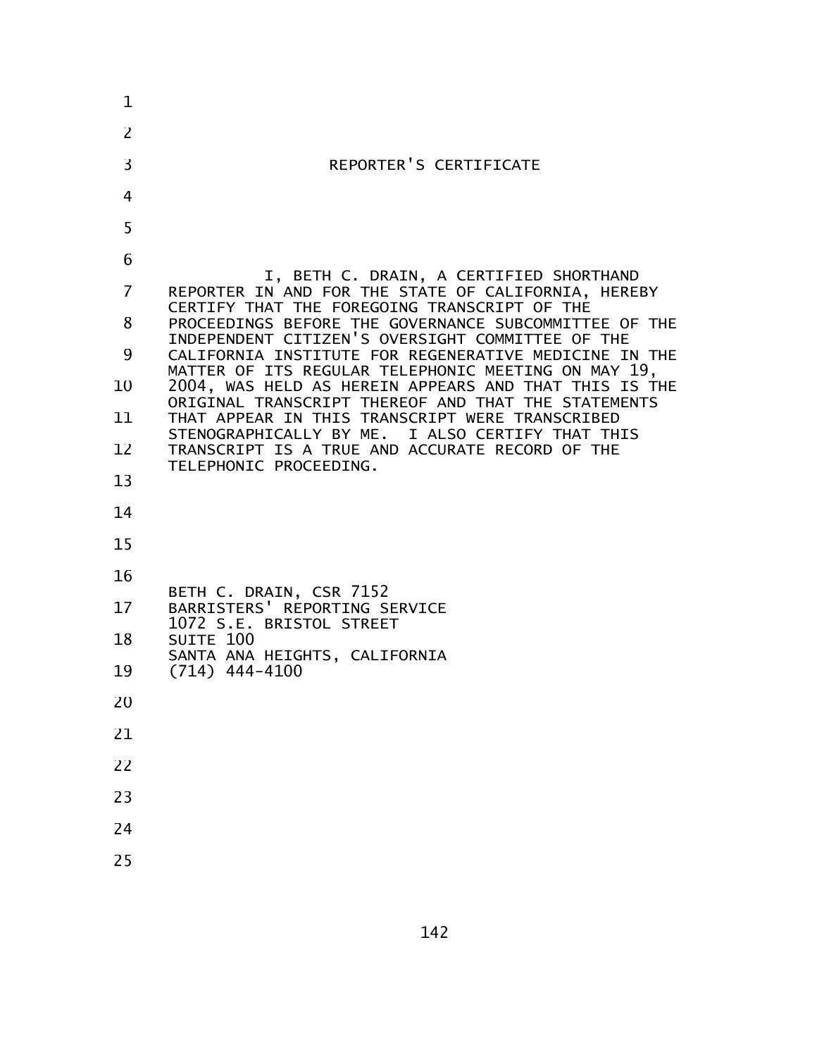# REPORTER'S CERTIFICATE

I, BETH C. DRAIN, A CERTIFIED SHORTHAND REPORTER IN AND FOR THE STATE OF CALIFORNIA, HEREBY CERTIFY THAT THE FOREGOING TRANSCRIPT OF THE PROCEEDINGS BEFORE THE GOVERNANCE SUBCOMMITTEE OF THE INDEPENDENT CITIZEN'S OVERSIGHT COMMITTEE OF THE CALIFORNIA INSTITUTE FOR REGENERATIVE MEDICINE IN THE MATTER OF ITS REGULAR TELEPHONIC MEETING ON MAY 19, 2004, WAS HELD AS HEREIN APPEARS AND THAT THIS IS THE ORIGINAL TRANSCRIPT THEREOF AND THAT THE STATEMENTS THAT APPEAR IN THIS TRANSCRIPT WERE TRANSCRIBED STENOGRAPHICALLY BY ME. I ALSO CERTIFY THAT THIS TRANSCRIPT IS A TRUE AND ACCURATE RECORD OF THE TELEPHONIC PROCEEDING.

BETH C. DRAIN, CSR 7152
BARRISTERS' REPORTING SERVICE
1072 S.E. BRISTOL STREET
SUITE 100
SANTA ANA HEIGHTS, CALIFORNIA
(714) 444-4100